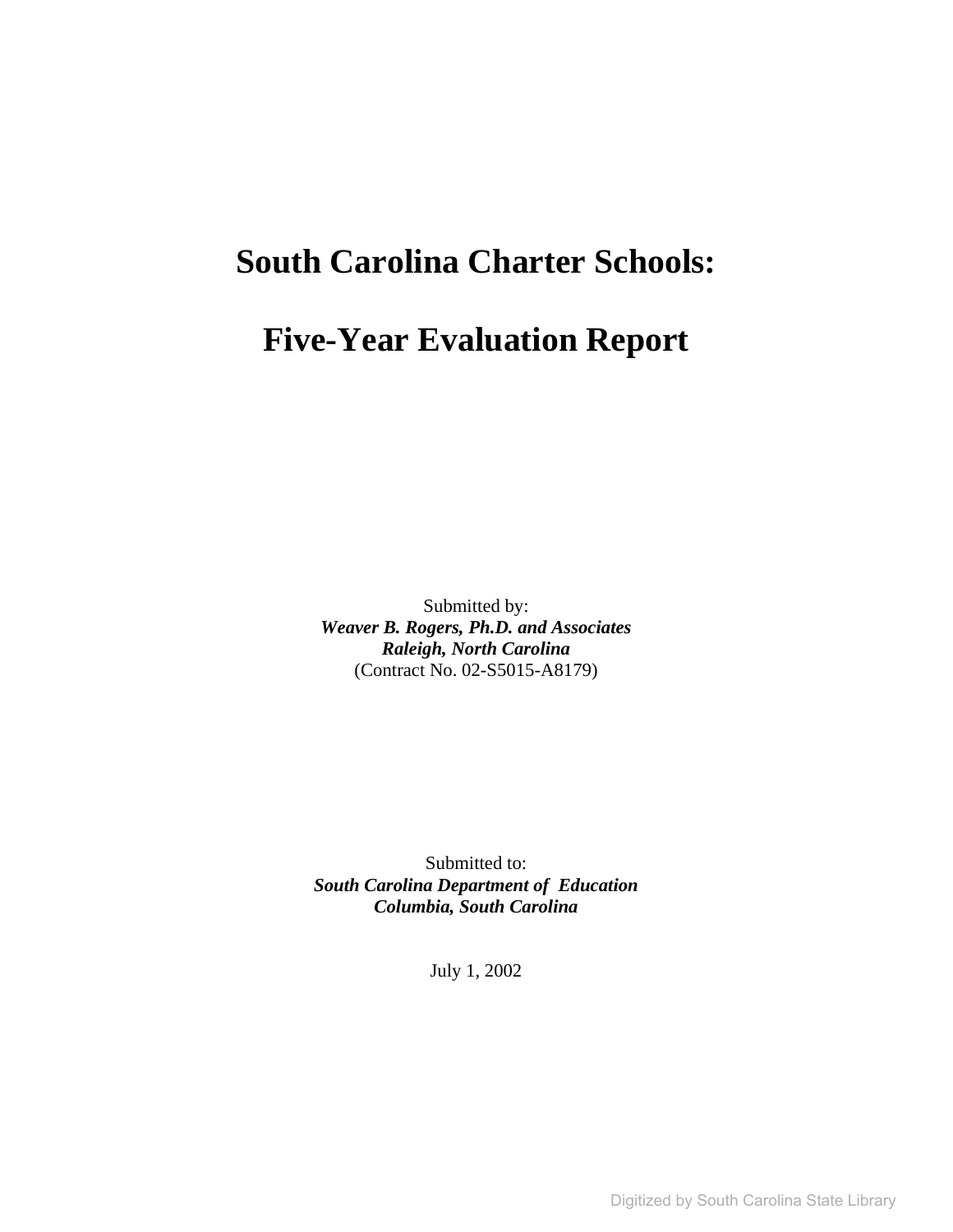# South Carolina Charter Schools:

# Five-Year Evaluation Report

Submitted by:
***Weaver B. Rogers, Ph.D. and Associates***
***Raleigh, North Carolina***
(Contract No. 02-S5015-A8179)

Submitted to:
***South Carolina Department of Education***
***Columbia, South Carolina***

July 1, 2002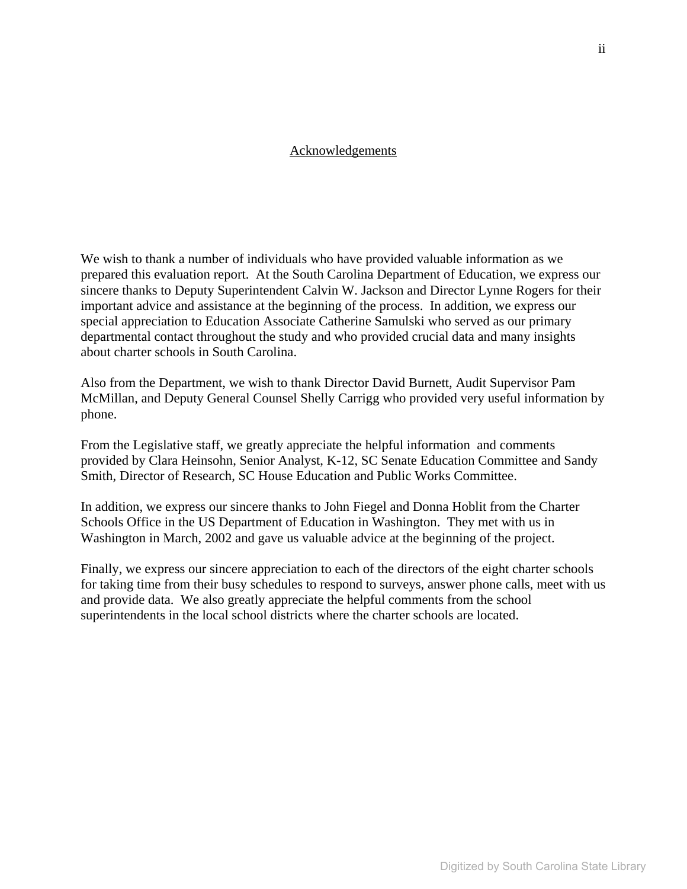## Acknowledgements

We wish to thank a number of individuals who have provided valuable information as we prepared this evaluation report. At the South Carolina Department of Education, we express our sincere thanks to Deputy Superintendent Calvin W. Jackson and Director Lynne Rogers for their important advice and assistance at the beginning of the process. In addition, we express our special appreciation to Education Associate Catherine Samulski who served as our primary departmental contact throughout the study and who provided crucial data and many insights about charter schools in South Carolina.

Also from the Department, we wish to thank Director David Burnett, Audit Supervisor Pam McMillan, and Deputy General Counsel Shelly Carrigg who provided very useful information by phone.

From the Legislative staff, we greatly appreciate the helpful information and comments provided by Clara Heinsohn, Senior Analyst, K-12, SC Senate Education Committee and Sandy Smith, Director of Research, SC House Education and Public Works Committee.

In addition, we express our sincere thanks to John Fiegel and Donna Hoblit from the Charter Schools Office in the US Department of Education in Washington. They met with us in Washington in March, 2002 and gave us valuable advice at the beginning of the project.

Finally, we express our sincere appreciation to each of the directors of the eight charter schools for taking time from their busy schedules to respond to surveys, answer phone calls, meet with us and provide data. We also greatly appreciate the helpful comments from the school superintendents in the local school districts where the charter schools are located.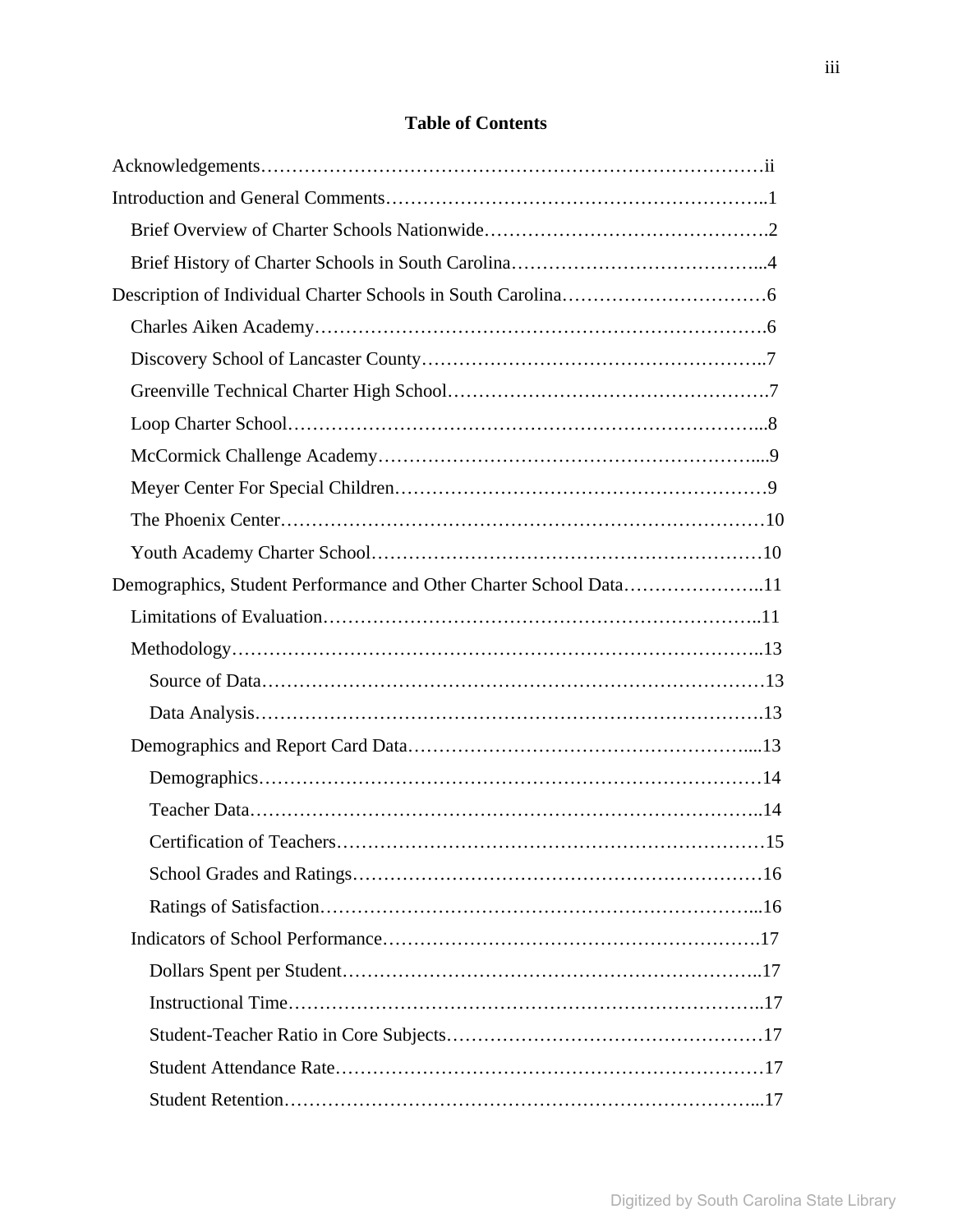## Table of Contents

Acknowledgements……………………………………………………………………ii

Introduction and General Comments……………………………………………………..1

- Brief Overview of Charter Schools Nationwide……………………………………….2
- Brief History of Charter Schools in South Carolina…………………………………...4

Description of Individual Charter Schools in South Carolina……………………………6

- Charles Aiken Academy……………………………………………………………….6
- Discovery School of Lancaster County………………………………………………..7
- Greenville Technical Charter High School…………………………………………….7
- Loop Charter School…………………………………………………………………...8
- McCormick Challenge Academy……………………………………………………....9
- Meyer Center For Special Children……………………………………………………9
- The Phoenix Center…………………………………………………………………10
- Youth Academy Charter School……………………………………………………10

Demographics, Student Performance and Other Charter School Data…………………..11

- Limitations of Evaluation……………………………………………………………..11
- Methodology…………………………………………………………………………..13
  - Source of Data………………………………………………………………………13
  - Data Analysis……………………………………………………………………….13
- Demographics and Report Card Data………………………………………………....13
  - Demographics………………………………………………………………………14
  - Teacher Data………………………………………………………………………..14
  - Certification of Teachers……………………………………………………………15
  - School Grades and Ratings…………………………………………………………16
  - Ratings of Satisfaction……………………………………………………………...16
- Indicators of School Performance…………………………………………………….17
  - Dollars Spent per Student…………………………………………………………..17
  - Instructional Time…………………………………………………………………..17
  - Student-Teacher Ratio in Core Subjects……………………………………………17
  - Student Attendance Rate……………………………………………………………17
  - Student Retention…………………………………………………………………...17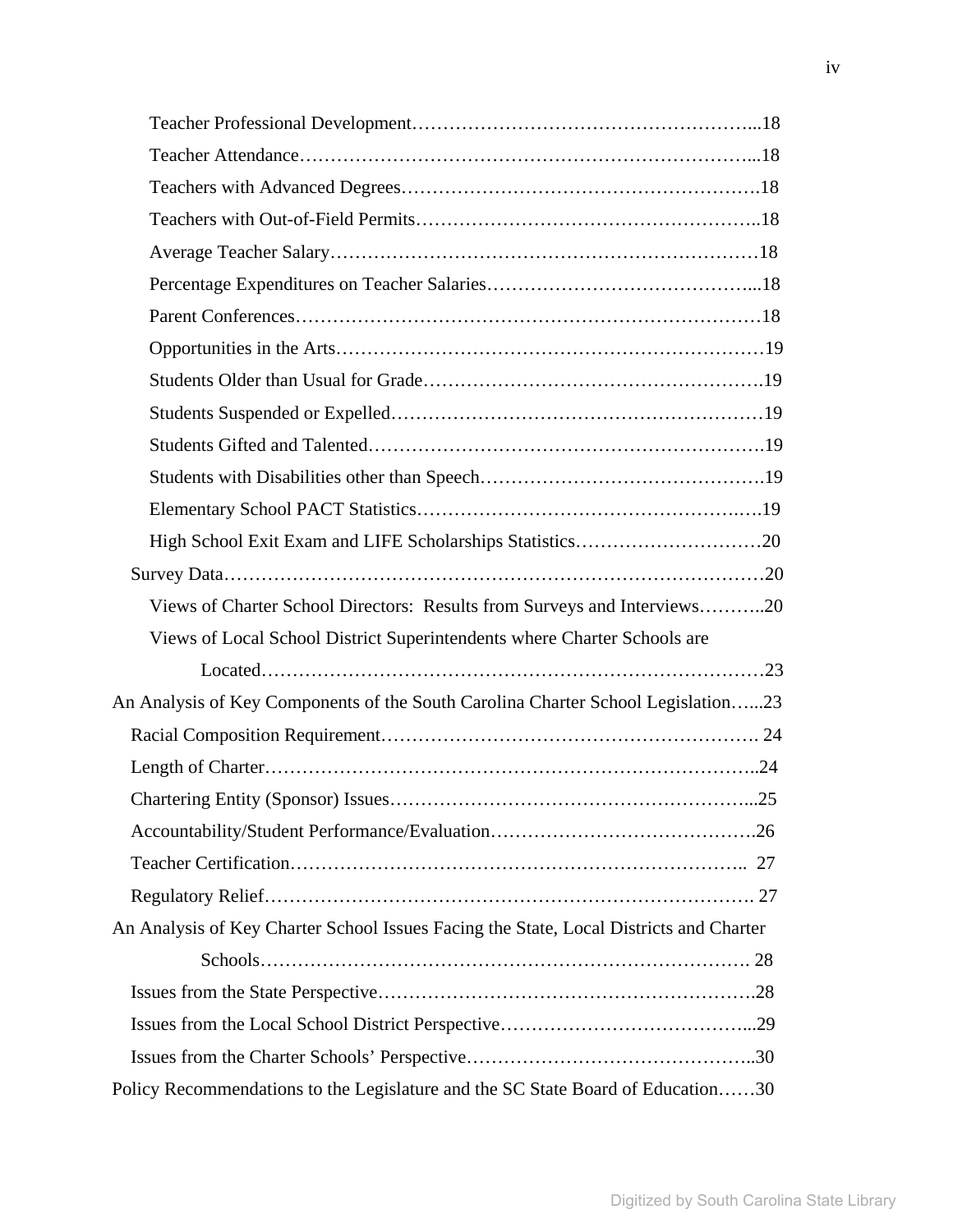Teacher Professional Development……………………………………………...18

Teacher Attendance………………………………………………………………...18

Teachers with Advanced Degrees……………………………………………….18

Teachers with Out-of-Field Permits……………………………………………..18

Average Teacher Salary…………………………………………………………18

Percentage Expenditures on Teacher Salaries…………………………………...18

Parent Conferences…………………………………………………………………18

Opportunities in the Arts……………………………………………………………19

Students Older than Usual for Grade…………………………………………….19

Students Suspended or Expelled…………………………………………………19

Students Gifted and Talented……………………………………………………….19

Students with Disabilities other than Speech…………………………………….19

Elementary School PACT Statistics……………………………………….….19

High School Exit Exam and LIFE Scholarships Statistics…………………………20

Survey Data……………………………………………………………………………20

Views of Charter School Directors: Results from Surveys and Interviews………..20

Views of Local School District Superintendents where Charter Schools are Located……………………………………………………………………………23

An Analysis of Key Components of the South Carolina Charter School Legislation…...23

Racial Composition Requirement……………………………………………………. 24

Length of Charter……………………………………………………………………..24

Chartering Entity (Sponsor) Issues…………………………………………………...25

Accountability/Student Performance/Evaluation…………………………………….26

Teacher Certification……………………………………………………………….. 27

Regulatory Relief……………………………………………………………………. 27

An Analysis of Key Charter School Issues Facing the State, Local Districts and Charter Schools………………………………………………………………………. 28

Issues from the State Perspective…………………………………………………….28

Issues from the Local School District Perspective…………………………………...29

Issues from the Charter Schools' Perspective……………………………………...30

Policy Recommendations to the Legislature and the SC State Board of Education……30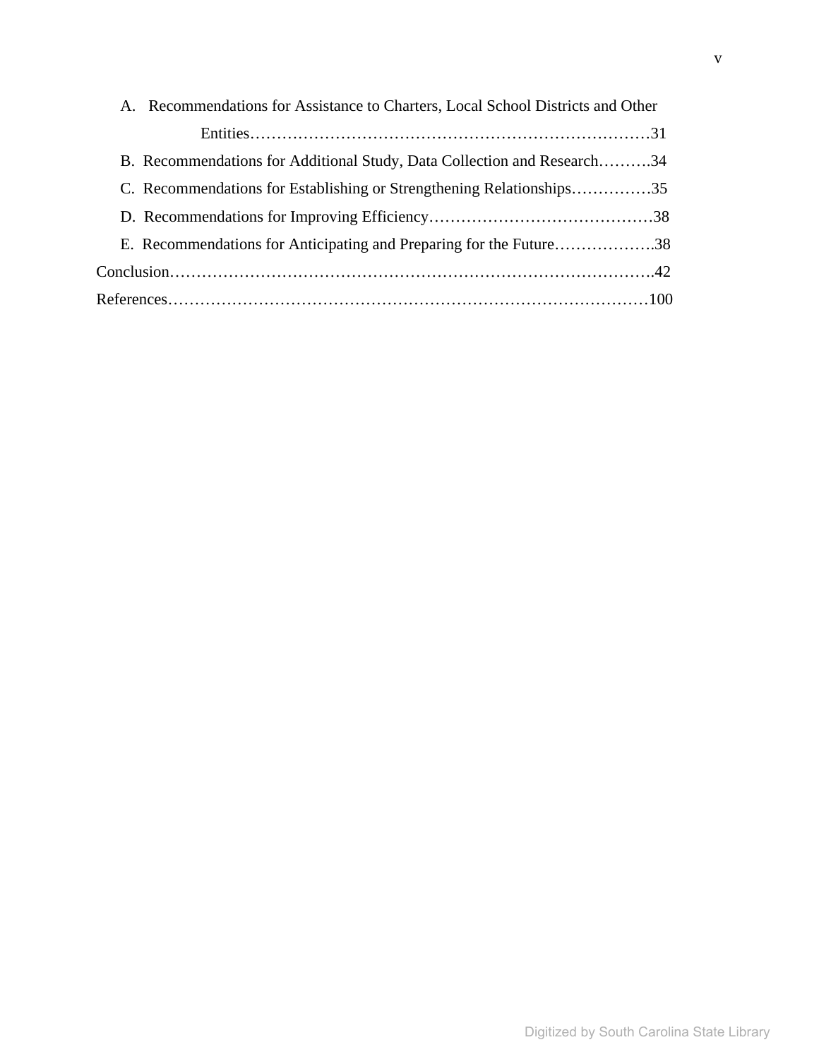A. Recommendations for Assistance to Charters, Local School Districts and Other Entities……………………………………………………………………31

B. Recommendations for Additional Study, Data Collection and Research……….34

C. Recommendations for Establishing or Strengthening Relationships……………35

D. Recommendations for Improving Efficiency……………………………………38

E. Recommendations for Anticipating and Preparing for the Future……………….38

Conclusion…………………………………………………………………………….42

References……………………………………………………………………………100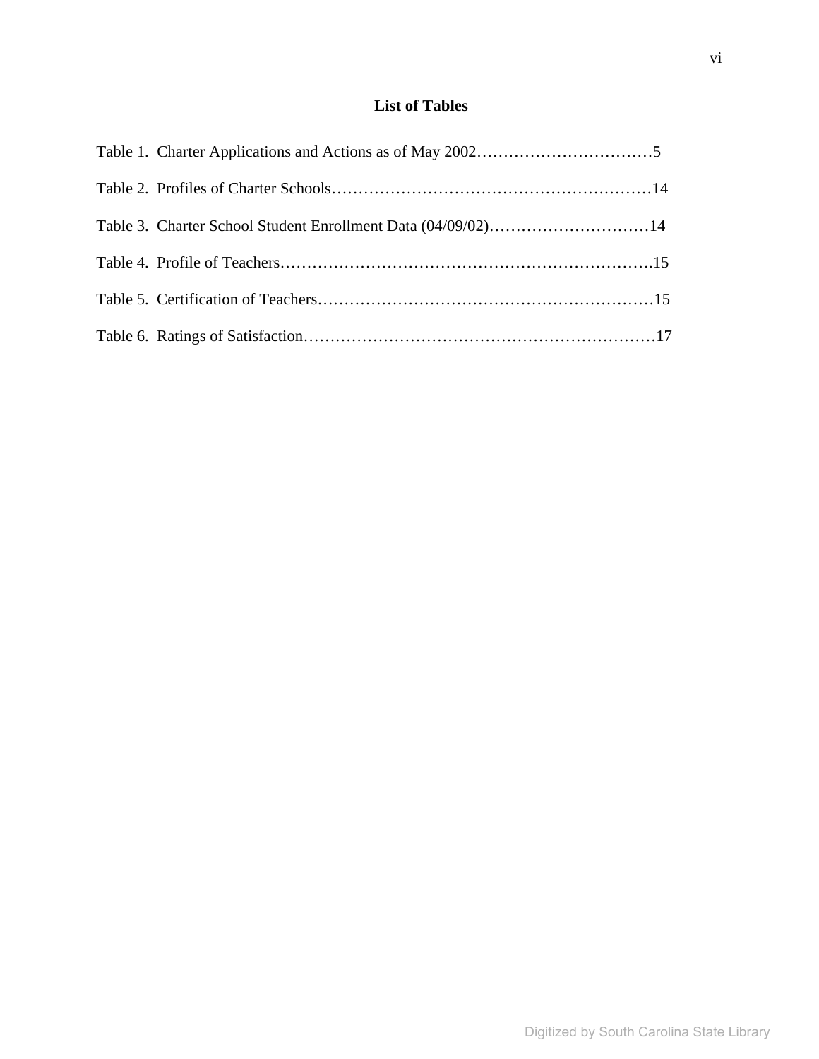## List of Tables

Table 1. Charter Applications and Actions as of May 2002……………………………5

Table 2. Profiles of Charter Schools……………………………………………………14

Table 3. Charter School Student Enrollment Data (04/09/02)…………………………14

Table 4. Profile of Teachers……………………………………………………………….15

Table 5. Certification of Teachers………………………………………………………15

Table 6. Ratings of Satisfaction…………………………………………………………17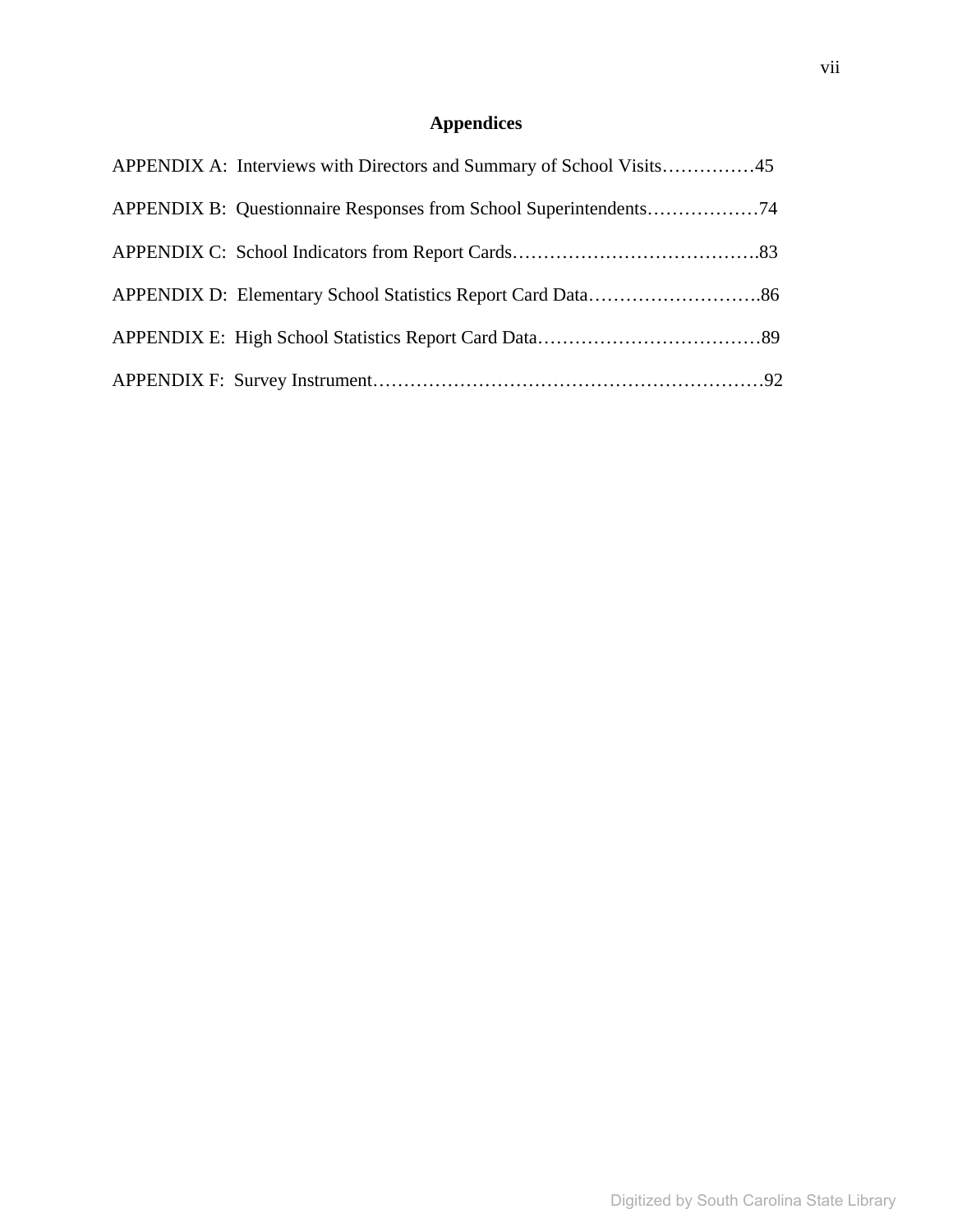## Appendices

APPENDIX A: Interviews with Directors and Summary of School Visits……………45

APPENDIX B: Questionnaire Responses from School Superintendents………………74

APPENDIX C: School Indicators from Report Cards………………………………….83

APPENDIX D: Elementary School Statistics Report Card Data……………………….86

APPENDIX E: High School Statistics Report Card Data………………………………89

APPENDIX F: Survey Instrument…………………………………………………………92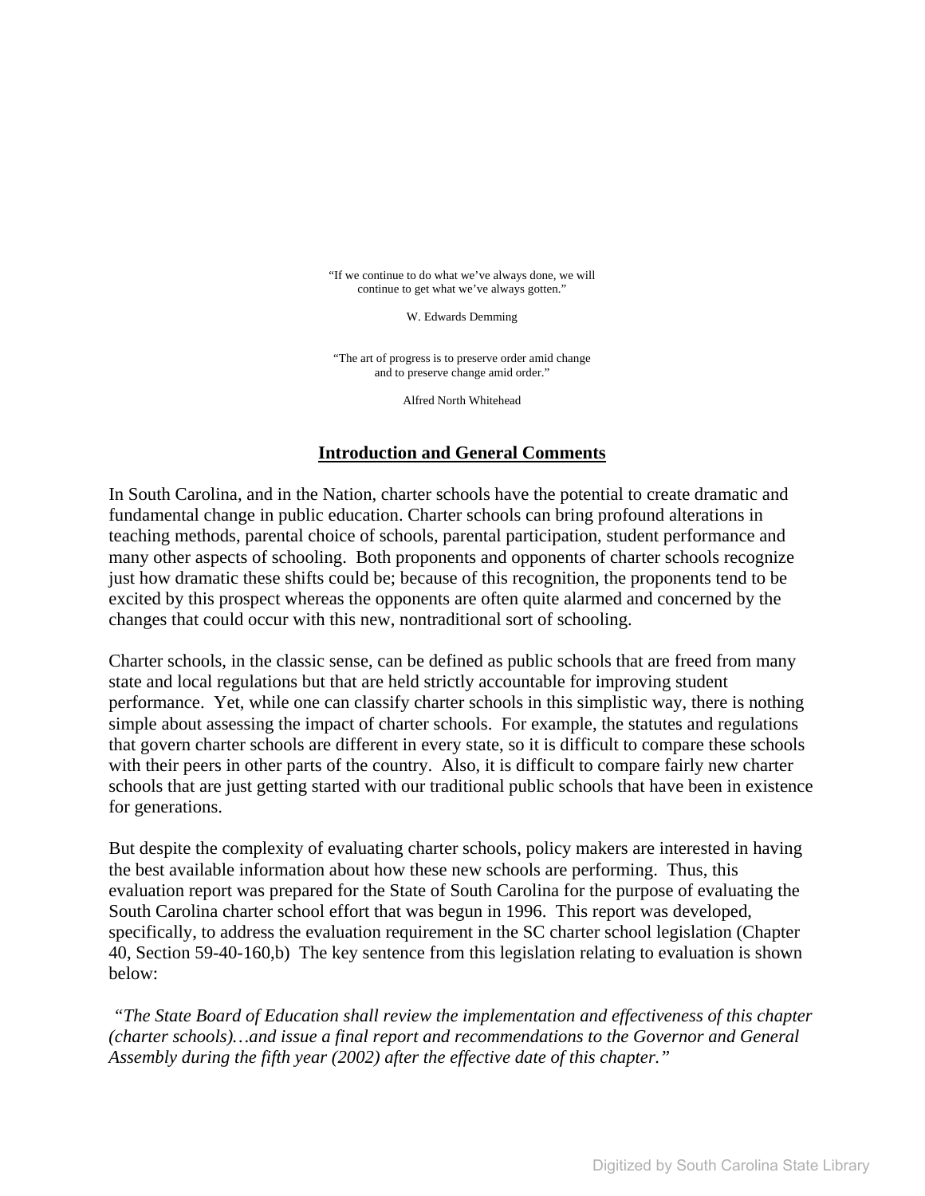"If we continue to do what we've always done, we will continue to get what we've always gotten."

W. Edwards Demming

"The art of progress is to preserve order amid change and to preserve change amid order."

Alfred North Whitehead

## Introduction and General Comments

In South Carolina, and in the Nation, charter schools have the potential to create dramatic and fundamental change in public education. Charter schools can bring profound alterations in teaching methods, parental choice of schools, parental participation, student performance and many other aspects of schooling. Both proponents and opponents of charter schools recognize just how dramatic these shifts could be; because of this recognition, the proponents tend to be excited by this prospect whereas the opponents are often quite alarmed and concerned by the changes that could occur with this new, nontraditional sort of schooling.

Charter schools, in the classic sense, can be defined as public schools that are freed from many state and local regulations but that are held strictly accountable for improving student performance. Yet, while one can classify charter schools in this simplistic way, there is nothing simple about assessing the impact of charter schools. For example, the statutes and regulations that govern charter schools are different in every state, so it is difficult to compare these schools with their peers in other parts of the country. Also, it is difficult to compare fairly new charter schools that are just getting started with our traditional public schools that have been in existence for generations.

But despite the complexity of evaluating charter schools, policy makers are interested in having the best available information about how these new schools are performing. Thus, this evaluation report was prepared for the State of South Carolina for the purpose of evaluating the South Carolina charter school effort that was begun in 1996. This report was developed, specifically, to address the evaluation requirement in the SC charter school legislation (Chapter 40, Section 59-40-160,b) The key sentence from this legislation relating to evaluation is shown below:

*"The State Board of Education shall review the implementation and effectiveness of this chapter (charter schools)…and issue a final report and recommendations to the Governor and General Assembly during the fifth year (2002) after the effective date of this chapter."*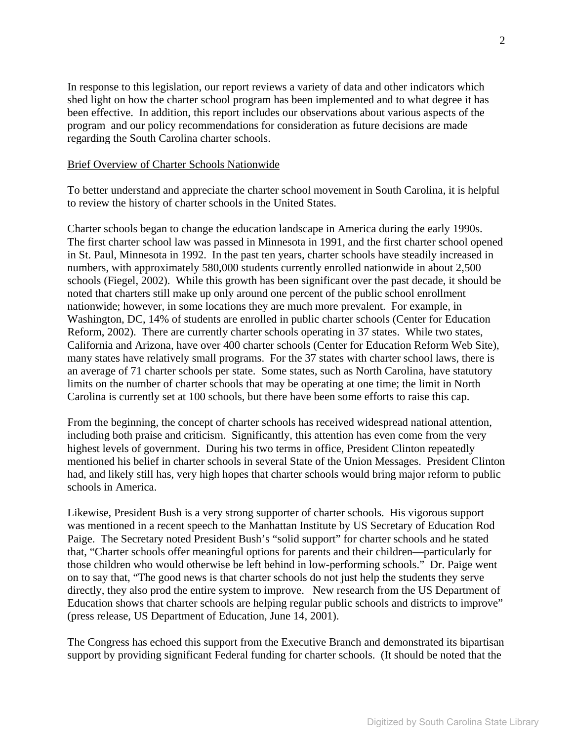In response to this legislation, our report reviews a variety of data and other indicators which shed light on how the charter school program has been implemented and to what degree it has been effective. In addition, this report includes our observations about various aspects of the program and our policy recommendations for consideration as future decisions are made regarding the South Carolina charter schools.

Brief Overview of Charter Schools Nationwide

To better understand and appreciate the charter school movement in South Carolina, it is helpful to review the history of charter schools in the United States.

Charter schools began to change the education landscape in America during the early 1990s. The first charter school law was passed in Minnesota in 1991, and the first charter school opened in St. Paul, Minnesota in 1992. In the past ten years, charter schools have steadily increased in numbers, with approximately 580,000 students currently enrolled nationwide in about 2,500 schools (Fiegel, 2002). While this growth has been significant over the past decade, it should be noted that charters still make up only around one percent of the public school enrollment nationwide; however, in some locations they are much more prevalent. For example, in Washington, DC, 14% of students are enrolled in public charter schools (Center for Education Reform, 2002). There are currently charter schools operating in 37 states. While two states, California and Arizona, have over 400 charter schools (Center for Education Reform Web Site), many states have relatively small programs. For the 37 states with charter school laws, there is an average of 71 charter schools per state. Some states, such as North Carolina, have statutory limits on the number of charter schools that may be operating at one time; the limit in North Carolina is currently set at 100 schools, but there have been some efforts to raise this cap.

From the beginning, the concept of charter schools has received widespread national attention, including both praise and criticism. Significantly, this attention has even come from the very highest levels of government. During his two terms in office, President Clinton repeatedly mentioned his belief in charter schools in several State of the Union Messages. President Clinton had, and likely still has, very high hopes that charter schools would bring major reform to public schools in America.

Likewise, President Bush is a very strong supporter of charter schools. His vigorous support was mentioned in a recent speech to the Manhattan Institute by US Secretary of Education Rod Paige. The Secretary noted President Bush's "solid support" for charter schools and he stated that, "Charter schools offer meaningful options for parents and their children—particularly for those children who would otherwise be left behind in low-performing schools." Dr. Paige went on to say that, "The good news is that charter schools do not just help the students they serve directly, they also prod the entire system to improve. New research from the US Department of Education shows that charter schools are helping regular public schools and districts to improve" (press release, US Department of Education, June 14, 2001).

The Congress has echoed this support from the Executive Branch and demonstrated its bipartisan support by providing significant Federal funding for charter schools. (It should be noted that the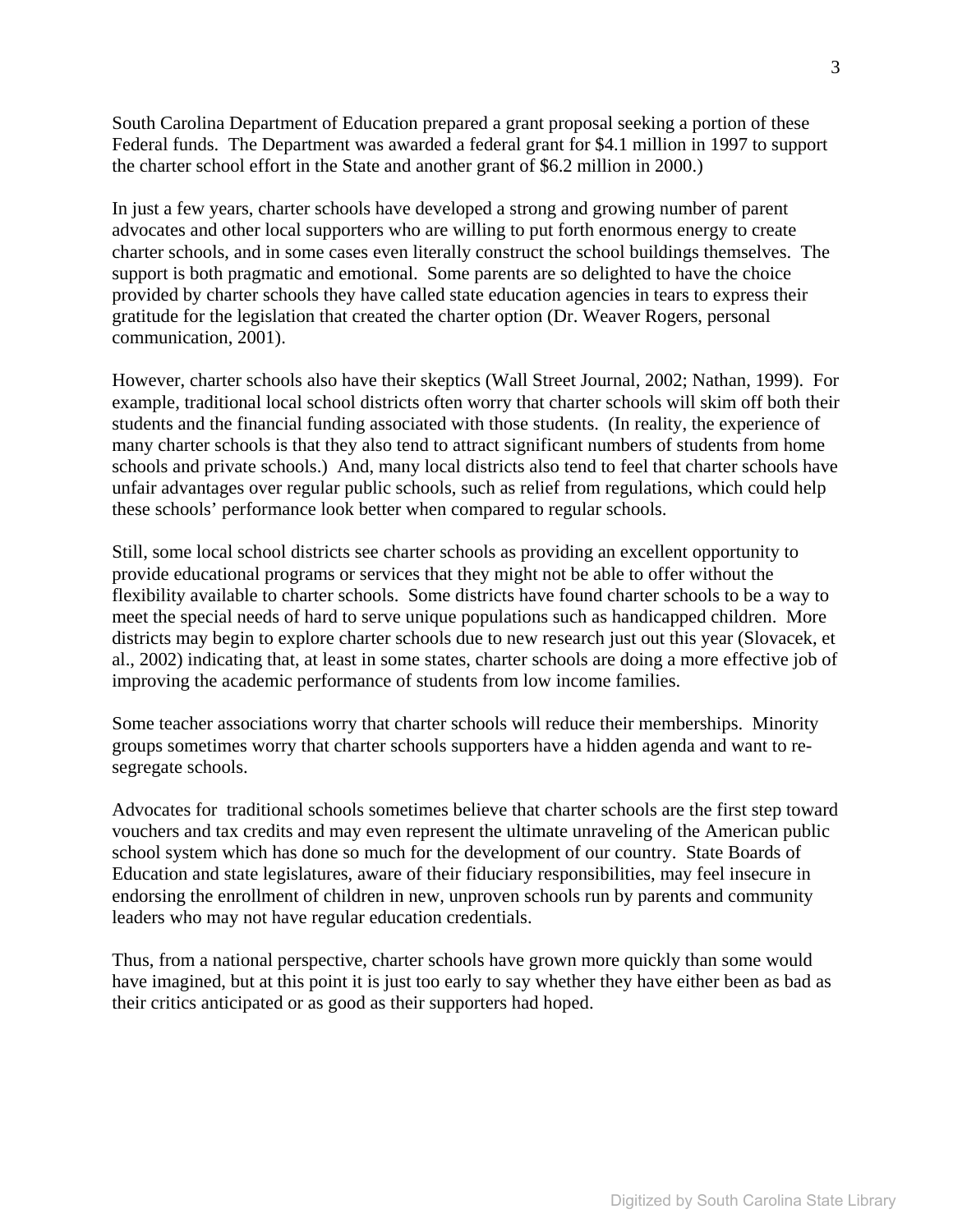South Carolina Department of Education prepared a grant proposal seeking a portion of these Federal funds. The Department was awarded a federal grant for $4.1 million in 1997 to support the charter school effort in the State and another grant of $6.2 million in 2000.)

In just a few years, charter schools have developed a strong and growing number of parent advocates and other local supporters who are willing to put forth enormous energy to create charter schools, and in some cases even literally construct the school buildings themselves. The support is both pragmatic and emotional. Some parents are so delighted to have the choice provided by charter schools they have called state education agencies in tears to express their gratitude for the legislation that created the charter option (Dr. Weaver Rogers, personal communication, 2001).

However, charter schools also have their skeptics (Wall Street Journal, 2002; Nathan, 1999). For example, traditional local school districts often worry that charter schools will skim off both their students and the financial funding associated with those students. (In reality, the experience of many charter schools is that they also tend to attract significant numbers of students from home schools and private schools.) And, many local districts also tend to feel that charter schools have unfair advantages over regular public schools, such as relief from regulations, which could help these schools' performance look better when compared to regular schools.

Still, some local school districts see charter schools as providing an excellent opportunity to provide educational programs or services that they might not be able to offer without the flexibility available to charter schools. Some districts have found charter schools to be a way to meet the special needs of hard to serve unique populations such as handicapped children. More districts may begin to explore charter schools due to new research just out this year (Slovacek, et al., 2002) indicating that, at least in some states, charter schools are doing a more effective job of improving the academic performance of students from low income families.

Some teacher associations worry that charter schools will reduce their memberships. Minority groups sometimes worry that charter schools supporters have a hidden agenda and want to re-segregate schools.

Advocates for traditional schools sometimes believe that charter schools are the first step toward vouchers and tax credits and may even represent the ultimate unraveling of the American public school system which has done so much for the development of our country. State Boards of Education and state legislatures, aware of their fiduciary responsibilities, may feel insecure in endorsing the enrollment of children in new, unproven schools run by parents and community leaders who may not have regular education credentials.

Thus, from a national perspective, charter schools have grown more quickly than some would have imagined, but at this point it is just too early to say whether they have either been as bad as their critics anticipated or as good as their supporters had hoped.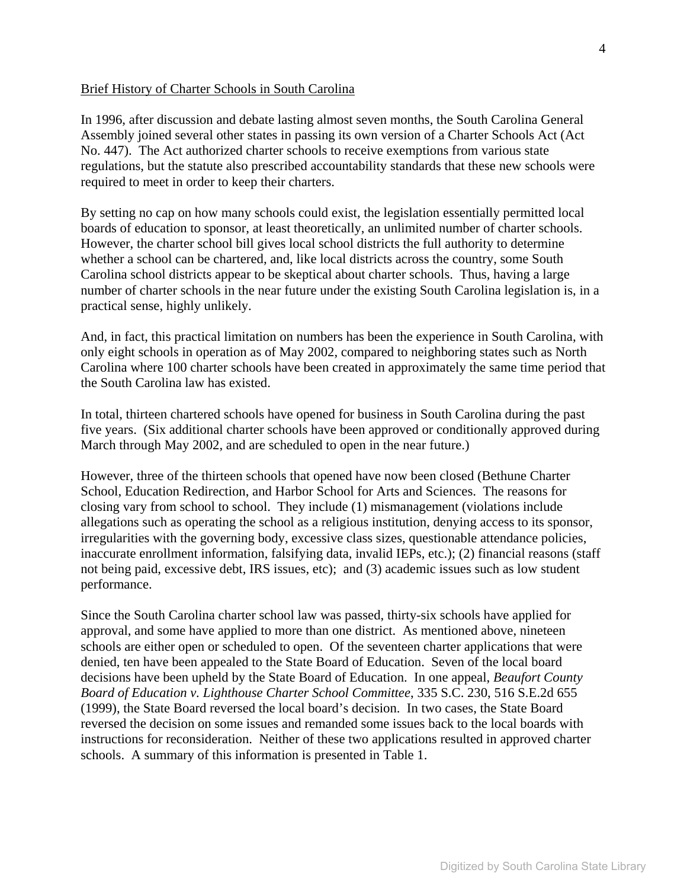Brief History of Charter Schools in South Carolina

In 1996, after discussion and debate lasting almost seven months, the South Carolina General Assembly joined several other states in passing its own version of a Charter Schools Act (Act No. 447). The Act authorized charter schools to receive exemptions from various state regulations, but the statute also prescribed accountability standards that these new schools were required to meet in order to keep their charters.

By setting no cap on how many schools could exist, the legislation essentially permitted local boards of education to sponsor, at least theoretically, an unlimited number of charter schools. However, the charter school bill gives local school districts the full authority to determine whether a school can be chartered, and, like local districts across the country, some South Carolina school districts appear to be skeptical about charter schools. Thus, having a large number of charter schools in the near future under the existing South Carolina legislation is, in a practical sense, highly unlikely.

And, in fact, this practical limitation on numbers has been the experience in South Carolina, with only eight schools in operation as of May 2002, compared to neighboring states such as North Carolina where 100 charter schools have been created in approximately the same time period that the South Carolina law has existed.

In total, thirteen chartered schools have opened for business in South Carolina during the past five years. (Six additional charter schools have been approved or conditionally approved during March through May 2002, and are scheduled to open in the near future.)

However, three of the thirteen schools that opened have now been closed (Bethune Charter School, Education Redirection, and Harbor School for Arts and Sciences. The reasons for closing vary from school to school. They include (1) mismanagement (violations include allegations such as operating the school as a religious institution, denying access to its sponsor, irregularities with the governing body, excessive class sizes, questionable attendance policies, inaccurate enrollment information, falsifying data, invalid IEPs, etc.); (2) financial reasons (staff not being paid, excessive debt, IRS issues, etc); and (3) academic issues such as low student performance.

Since the South Carolina charter school law was passed, thirty-six schools have applied for approval, and some have applied to more than one district. As mentioned above, nineteen schools are either open or scheduled to open. Of the seventeen charter applications that were denied, ten have been appealed to the State Board of Education. Seven of the local board decisions have been upheld by the State Board of Education. In one appeal, *Beaufort County Board of Education v. Lighthouse Charter School Committee*, 335 S.C. 230, 516 S.E.2d 655 (1999), the State Board reversed the local board's decision. In two cases, the State Board reversed the decision on some issues and remanded some issues back to the local boards with instructions for reconsideration. Neither of these two applications resulted in approved charter schools. A summary of this information is presented in Table 1.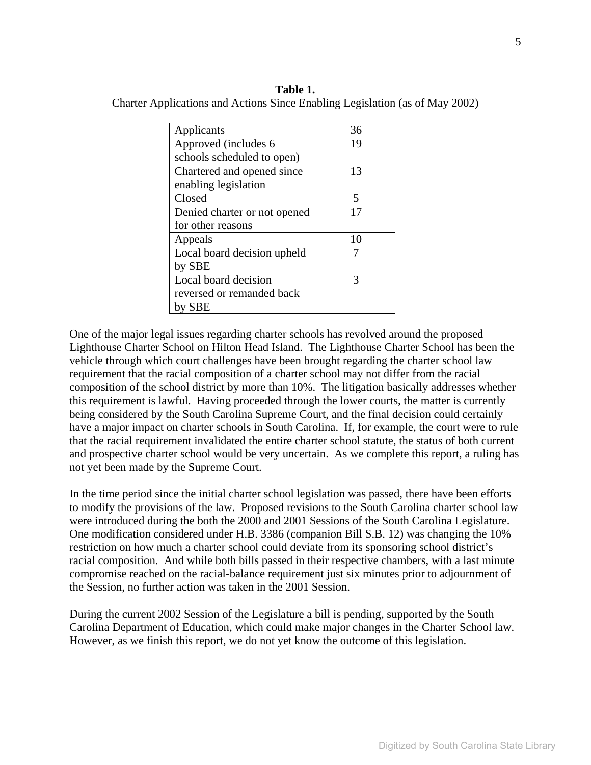**Table 1.**
Charter Applications and Actions Since Enabling Legislation (as of May 2002)

| | |
|---|---|
| Applicants | 36 |
| Approved (includes 6 schools scheduled to open) | 19 |
| Chartered and opened since enabling legislation | 13 |
| Closed | 5 |
| Denied charter or not opened for other reasons | 17 |
| Appeals | 10 |
| Local board decision upheld by SBE | 7 |
| Local board decision reversed or remanded back by SBE | 3 |

One of the major legal issues regarding charter schools has revolved around the proposed Lighthouse Charter School on Hilton Head Island. The Lighthouse Charter School has been the vehicle through which court challenges have been brought regarding the charter school law requirement that the racial composition of a charter school may not differ from the racial composition of the school district by more than 10%. The litigation basically addresses whether this requirement is lawful. Having proceeded through the lower courts, the matter is currently being considered by the South Carolina Supreme Court, and the final decision could certainly have a major impact on charter schools in South Carolina. If, for example, the court were to rule that the racial requirement invalidated the entire charter school statute, the status of both current and prospective charter school would be very uncertain. As we complete this report, a ruling has not yet been made by the Supreme Court.

In the time period since the initial charter school legislation was passed, there have been efforts to modify the provisions of the law. Proposed revisions to the South Carolina charter school law were introduced during the both the 2000 and 2001 Sessions of the South Carolina Legislature. One modification considered under H.B. 3386 (companion Bill S.B. 12) was changing the 10% restriction on how much a charter school could deviate from its sponsoring school district's racial composition. And while both bills passed in their respective chambers, with a last minute compromise reached on the racial-balance requirement just six minutes prior to adjournment of the Session, no further action was taken in the 2001 Session.

During the current 2002 Session of the Legislature a bill is pending, supported by the South Carolina Department of Education, which could make major changes in the Charter School law. However, as we finish this report, we do not yet know the outcome of this legislation.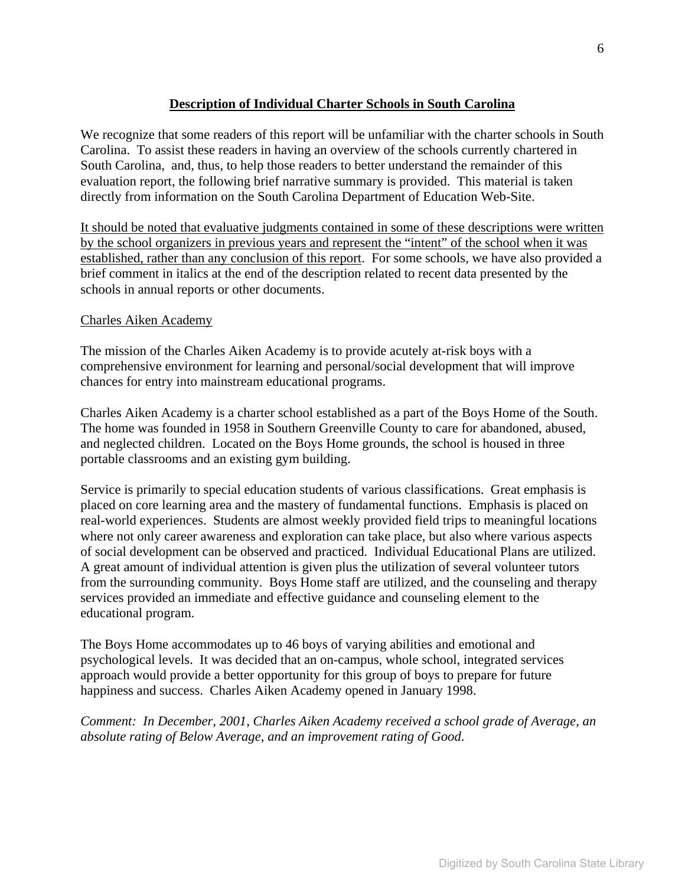## Description of Individual Charter Schools in South Carolina

We recognize that some readers of this report will be unfamiliar with the charter schools in South Carolina. To assist these readers in having an overview of the schools currently chartered in South Carolina, and, thus, to help those readers to better understand the remainder of this evaluation report, the following brief narrative summary is provided. This material is taken directly from information on the South Carolina Department of Education Web-Site.

<u>It should be noted that evaluative judgments contained in some of these descriptions were written by the school organizers in previous years and represent the "intent" of the school when it was established, rather than any conclusion of this report</u>. For some schools, we have also provided a brief comment in italics at the end of the description related to recent data presented by the schools in annual reports or other documents.

<u>Charles Aiken Academy</u>

The mission of the Charles Aiken Academy is to provide acutely at-risk boys with a comprehensive environment for learning and personal/social development that will improve chances for entry into mainstream educational programs.

Charles Aiken Academy is a charter school established as a part of the Boys Home of the South. The home was founded in 1958 in Southern Greenville County to care for abandoned, abused, and neglected children. Located on the Boys Home grounds, the school is housed in three portable classrooms and an existing gym building.

Service is primarily to special education students of various classifications. Great emphasis is placed on core learning area and the mastery of fundamental functions. Emphasis is placed on real-world experiences. Students are almost weekly provided field trips to meaningful locations where not only career awareness and exploration can take place, but also where various aspects of social development can be observed and practiced. Individual Educational Plans are utilized. A great amount of individual attention is given plus the utilization of several volunteer tutors from the surrounding community. Boys Home staff are utilized, and the counseling and therapy services provided an immediate and effective guidance and counseling element to the educational program.

The Boys Home accommodates up to 46 boys of varying abilities and emotional and psychological levels. It was decided that an on-campus, whole school, integrated services approach would provide a better opportunity for this group of boys to prepare for future happiness and success. Charles Aiken Academy opened in January 1998.

*Comment: In December, 2001, Charles Aiken Academy received a school grade of Average, an absolute rating of Below Average, and an improvement rating of Good.*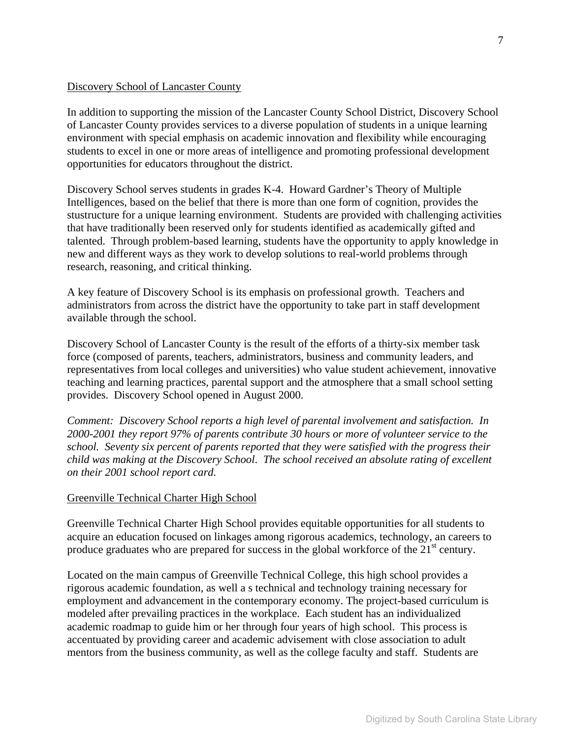<u>Discovery School of Lancaster County</u>

In addition to supporting the mission of the Lancaster County School District, Discovery School of Lancaster County provides services to a diverse population of students in a unique learning environment with special emphasis on academic innovation and flexibility while encouraging students to excel in one or more areas of intelligence and promoting professional development opportunities for educators throughout the district.

Discovery School serves students in grades K-4. Howard Gardner's Theory of Multiple Intelligences, based on the belief that there is more than one form of cognition, provides the stustructure for a unique learning environment. Students are provided with challenging activities that have traditionally been reserved only for students identified as academically gifted and talented. Through problem-based learning, students have the opportunity to apply knowledge in new and different ways as they work to develop solutions to real-world problems through research, reasoning, and critical thinking.

A key feature of Discovery School is its emphasis on professional growth. Teachers and administrators from across the district have the opportunity to take part in staff development available through the school.

Discovery School of Lancaster County is the result of the efforts of a thirty-six member task force (composed of parents, teachers, administrators, business and community leaders, and representatives from local colleges and universities) who value student achievement, innovative teaching and learning practices, parental support and the atmosphere that a small school setting provides. Discovery School opened in August 2000.

*Comment: Discovery School reports a high level of parental involvement and satisfaction. In 2000-2001 they report 97% of parents contribute 30 hours or more of volunteer service to the school. Seventy six percent of parents reported that they were satisfied with the progress their child was making at the Discovery School. The school received an absolute rating of excellent on their 2001 school report card.*

<u>Greenville Technical Charter High School</u>

Greenville Technical Charter High School provides equitable opportunities for all students to acquire an education focused on linkages among rigorous academics, technology, an careers to produce graduates who are prepared for success in the global workforce of the 21st century.

Located on the main campus of Greenville Technical College, this high school provides a rigorous academic foundation, as well a s technical and technology training necessary for employment and advancement in the contemporary economy. The project-based curriculum is modeled after prevailing practices in the workplace. Each student has an individualized academic roadmap to guide him or her through four years of high school. This process is accentuated by providing career and academic advisement with close association to adult mentors from the business community, as well as the college faculty and staff. Students are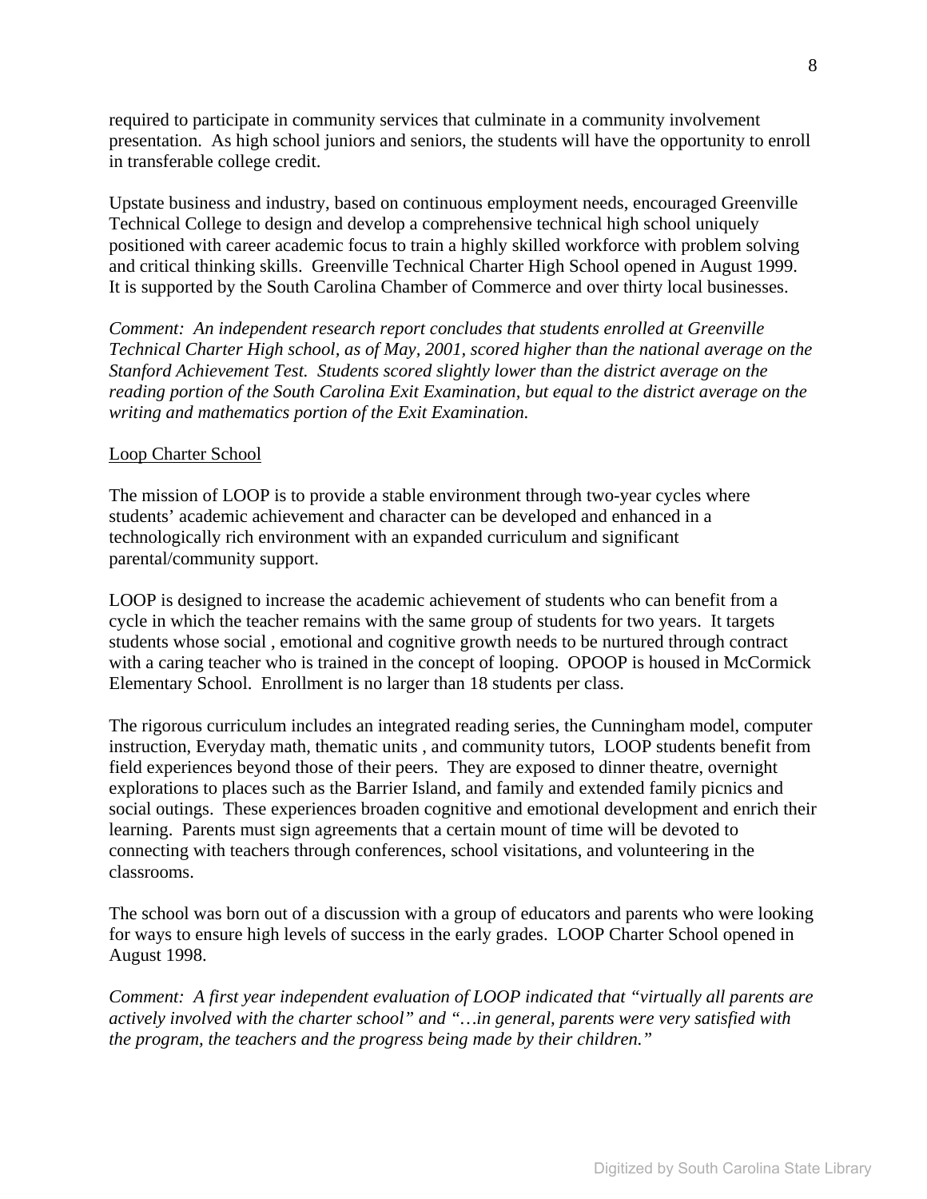required to participate in community services that culminate in a community involvement presentation. As high school juniors and seniors, the students will have the opportunity to enroll in transferable college credit.

Upstate business and industry, based on continuous employment needs, encouraged Greenville Technical College to design and develop a comprehensive technical high school uniquely positioned with career academic focus to train a highly skilled workforce with problem solving and critical thinking skills. Greenville Technical Charter High School opened in August 1999. It is supported by the South Carolina Chamber of Commerce and over thirty local businesses.

*Comment: An independent research report concludes that students enrolled at Greenville Technical Charter High school, as of May, 2001, scored higher than the national average on the Stanford Achievement Test. Students scored slightly lower than the district average on the reading portion of the South Carolina Exit Examination, but equal to the district average on the writing and mathematics portion of the Exit Examination.*

<u>Loop Charter School</u>

The mission of LOOP is to provide a stable environment through two-year cycles where students' academic achievement and character can be developed and enhanced in a technologically rich environment with an expanded curriculum and significant parental/community support.

LOOP is designed to increase the academic achievement of students who can benefit from a cycle in which the teacher remains with the same group of students for two years. It targets students whose social , emotional and cognitive growth needs to be nurtured through contract with a caring teacher who is trained in the concept of looping. OPOOP is housed in McCormick Elementary School. Enrollment is no larger than 18 students per class.

The rigorous curriculum includes an integrated reading series, the Cunningham model, computer instruction, Everyday math, thematic units , and community tutors, LOOP students benefit from field experiences beyond those of their peers. They are exposed to dinner theatre, overnight explorations to places such as the Barrier Island, and family and extended family picnics and social outings. These experiences broaden cognitive and emotional development and enrich their learning. Parents must sign agreements that a certain mount of time will be devoted to connecting with teachers through conferences, school visitations, and volunteering in the classrooms.

The school was born out of a discussion with a group of educators and parents who were looking for ways to ensure high levels of success in the early grades. LOOP Charter School opened in August 1998.

*Comment: A first year independent evaluation of LOOP indicated that "virtually all parents are actively involved with the charter school" and "…in general, parents were very satisfied with the program, the teachers and the progress being made by their children."*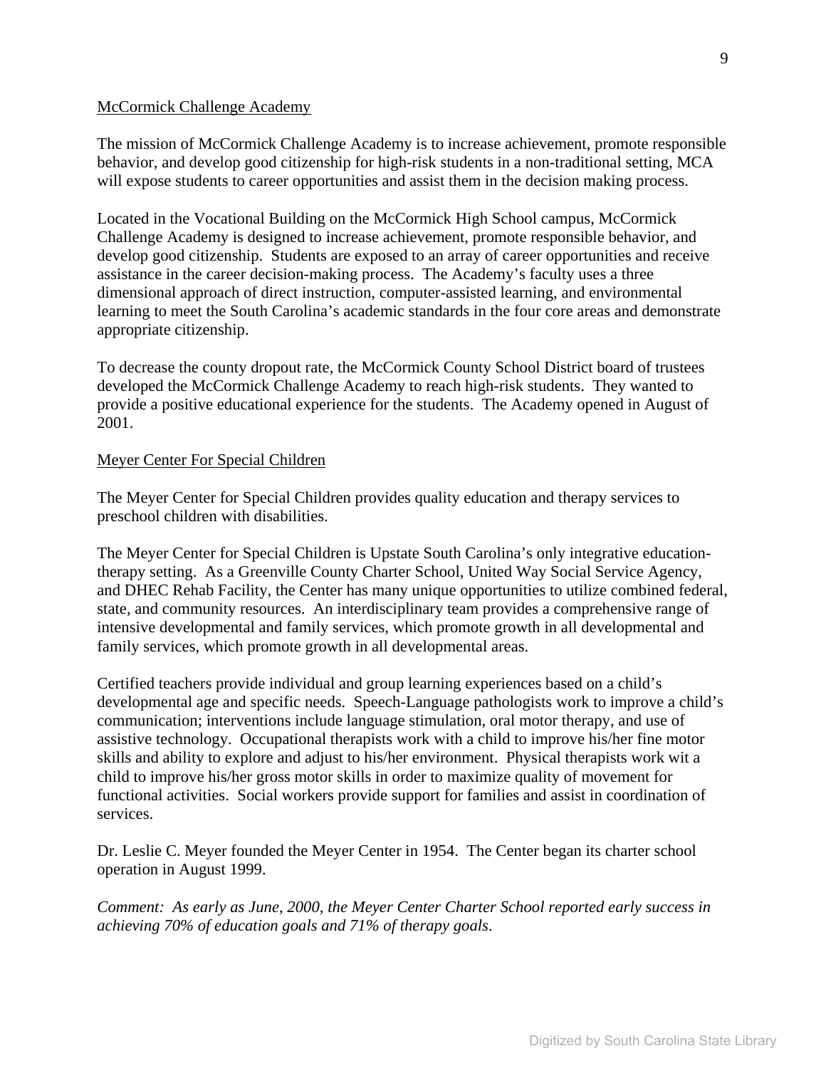<u>McCormick Challenge Academy</u>

The mission of McCormick Challenge Academy is to increase achievement, promote responsible behavior, and develop good citizenship for high-risk students in a non-traditional setting, MCA will expose students to career opportunities and assist them in the decision making process.

Located in the Vocational Building on the McCormick High School campus, McCormick Challenge Academy is designed to increase achievement, promote responsible behavior, and develop good citizenship. Students are exposed to an array of career opportunities and receive assistance in the career decision-making process. The Academy's faculty uses a three dimensional approach of direct instruction, computer-assisted learning, and environmental learning to meet the South Carolina's academic standards in the four core areas and demonstrate appropriate citizenship.

To decrease the county dropout rate, the McCormick County School District board of trustees developed the McCormick Challenge Academy to reach high-risk students. They wanted to provide a positive educational experience for the students. The Academy opened in August of 2001.

<u>Meyer Center For Special Children</u>

The Meyer Center for Special Children provides quality education and therapy services to preschool children with disabilities.

The Meyer Center for Special Children is Upstate South Carolina's only integrative education-therapy setting. As a Greenville County Charter School, United Way Social Service Agency, and DHEC Rehab Facility, the Center has many unique opportunities to utilize combined federal, state, and community resources. An interdisciplinary team provides a comprehensive range of intensive developmental and family services, which promote growth in all developmental and family services, which promote growth in all developmental areas.

Certified teachers provide individual and group learning experiences based on a child's developmental age and specific needs. Speech-Language pathologists work to improve a child's communication; interventions include language stimulation, oral motor therapy, and use of assistive technology. Occupational therapists work with a child to improve his/her fine motor skills and ability to explore and adjust to his/her environment. Physical therapists work wit a child to improve his/her gross motor skills in order to maximize quality of movement for functional activities. Social workers provide support for families and assist in coordination of services.

Dr. Leslie C. Meyer founded the Meyer Center in 1954. The Center began its charter school operation in August 1999.

*Comment: As early as June, 2000, the Meyer Center Charter School reported early success in achieving 70% of education goals and 71% of therapy goals*.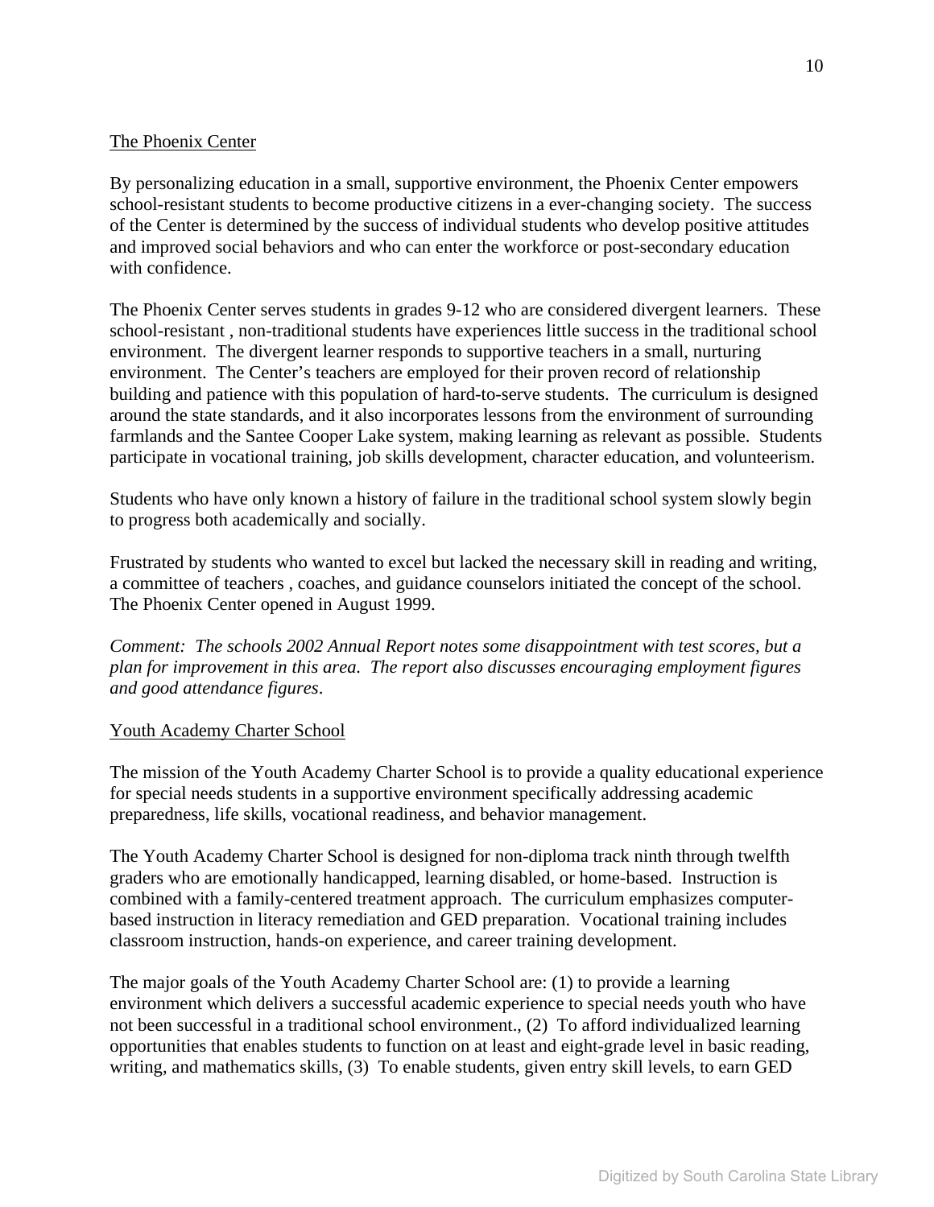## The Phoenix Center

By personalizing education in a small, supportive environment, the Phoenix Center empowers school-resistant students to become productive citizens in a ever-changing society. The success of the Center is determined by the success of individual students who develop positive attitudes and improved social behaviors and who can enter the workforce or post-secondary education with confidence.

The Phoenix Center serves students in grades 9-12 who are considered divergent learners. These school-resistant , non-traditional students have experiences little success in the traditional school environment. The divergent learner responds to supportive teachers in a small, nurturing environment. The Center's teachers are employed for their proven record of relationship building and patience with this population of hard-to-serve students. The curriculum is designed around the state standards, and it also incorporates lessons from the environment of surrounding farmlands and the Santee Cooper Lake system, making learning as relevant as possible. Students participate in vocational training, job skills development, character education, and volunteerism.

Students who have only known a history of failure in the traditional school system slowly begin to progress both academically and socially.

Frustrated by students who wanted to excel but lacked the necessary skill in reading and writing, a committee of teachers , coaches, and guidance counselors initiated the concept of the school. The Phoenix Center opened in August 1999.

*Comment: The schools 2002 Annual Report notes some disappointment with test scores, but a plan for improvement in this area. The report also discusses encouraging employment figures and good attendance figures.*

## Youth Academy Charter School

The mission of the Youth Academy Charter School is to provide a quality educational experience for special needs students in a supportive environment specifically addressing academic preparedness, life skills, vocational readiness, and behavior management.

The Youth Academy Charter School is designed for non-diploma track ninth through twelfth graders who are emotionally handicapped, learning disabled, or home-based. Instruction is combined with a family-centered treatment approach. The curriculum emphasizes computer-based instruction in literacy remediation and GED preparation. Vocational training includes classroom instruction, hands-on experience, and career training development.

The major goals of the Youth Academy Charter School are: (1) to provide a learning environment which delivers a successful academic experience to special needs youth who have not been successful in a traditional school environment., (2) To afford individualized learning opportunities that enables students to function on at least and eight-grade level in basic reading, writing, and mathematics skills, (3) To enable students, given entry skill levels, to earn GED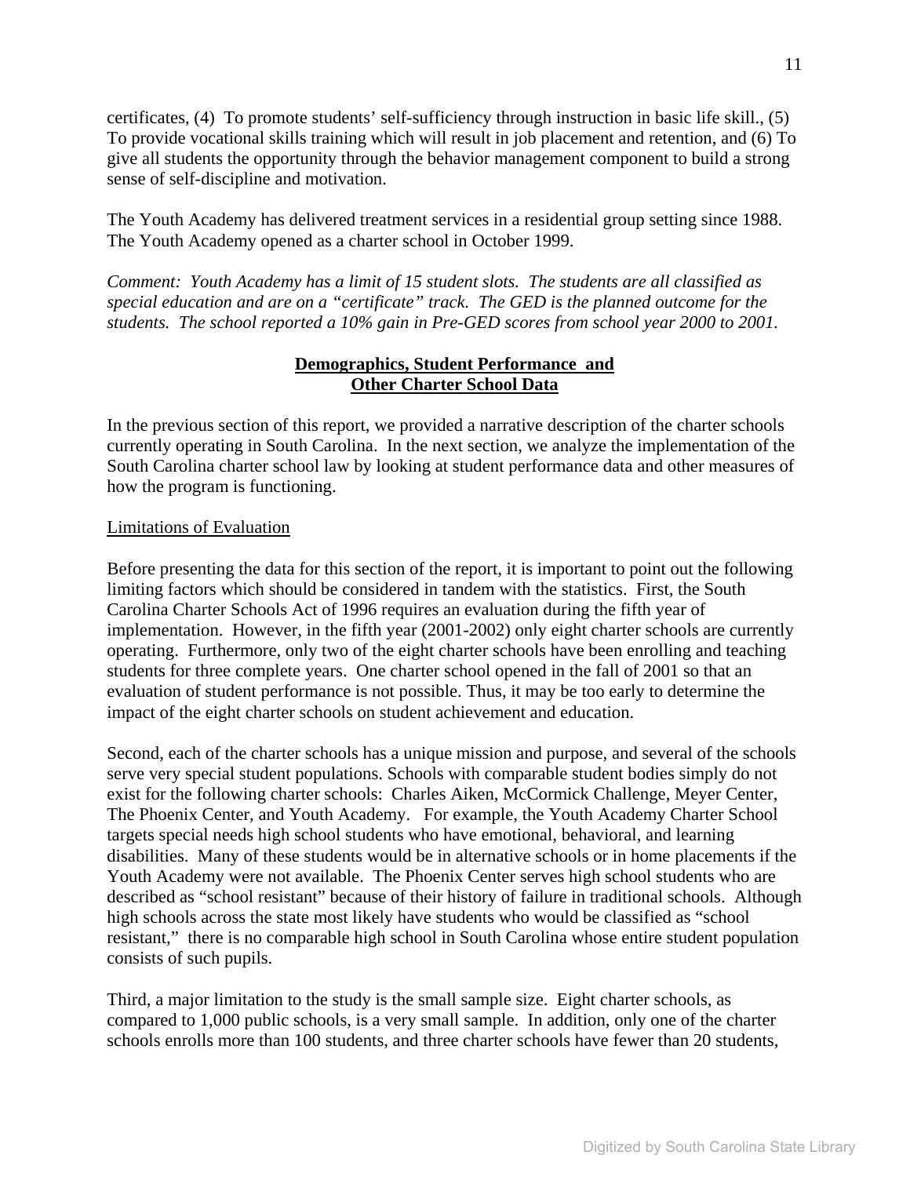certificates, (4) To promote students' self-sufficiency through instruction in basic life skill., (5) To provide vocational skills training which will result in job placement and retention, and (6) To give all students the opportunity through the behavior management component to build a strong sense of self-discipline and motivation.

The Youth Academy has delivered treatment services in a residential group setting since 1988. The Youth Academy opened as a charter school in October 1999.

*Comment: Youth Academy has a limit of 15 student slots. The students are all classified as special education and are on a "certificate" track. The GED is the planned outcome for the students. The school reported a 10% gain in Pre-GED scores from school year 2000 to 2001.*

## Demographics, Student Performance and Other Charter School Data

In the previous section of this report, we provided a narrative description of the charter schools currently operating in South Carolina. In the next section, we analyze the implementation of the South Carolina charter school law by looking at student performance data and other measures of how the program is functioning.

### Limitations of Evaluation

Before presenting the data for this section of the report, it is important to point out the following limiting factors which should be considered in tandem with the statistics. First, the South Carolina Charter Schools Act of 1996 requires an evaluation during the fifth year of implementation. However, in the fifth year (2001-2002) only eight charter schools are currently operating. Furthermore, only two of the eight charter schools have been enrolling and teaching students for three complete years. One charter school opened in the fall of 2001 so that an evaluation of student performance is not possible. Thus, it may be too early to determine the impact of the eight charter schools on student achievement and education.

Second, each of the charter schools has a unique mission and purpose, and several of the schools serve very special student populations. Schools with comparable student bodies simply do not exist for the following charter schools: Charles Aiken, McCormick Challenge, Meyer Center, The Phoenix Center, and Youth Academy. For example, the Youth Academy Charter School targets special needs high school students who have emotional, behavioral, and learning disabilities. Many of these students would be in alternative schools or in home placements if the Youth Academy were not available. The Phoenix Center serves high school students who are described as "school resistant" because of their history of failure in traditional schools. Although high schools across the state most likely have students who would be classified as "school resistant," there is no comparable high school in South Carolina whose entire student population consists of such pupils.

Third, a major limitation to the study is the small sample size. Eight charter schools, as compared to 1,000 public schools, is a very small sample. In addition, only one of the charter schools enrolls more than 100 students, and three charter schools have fewer than 20 students,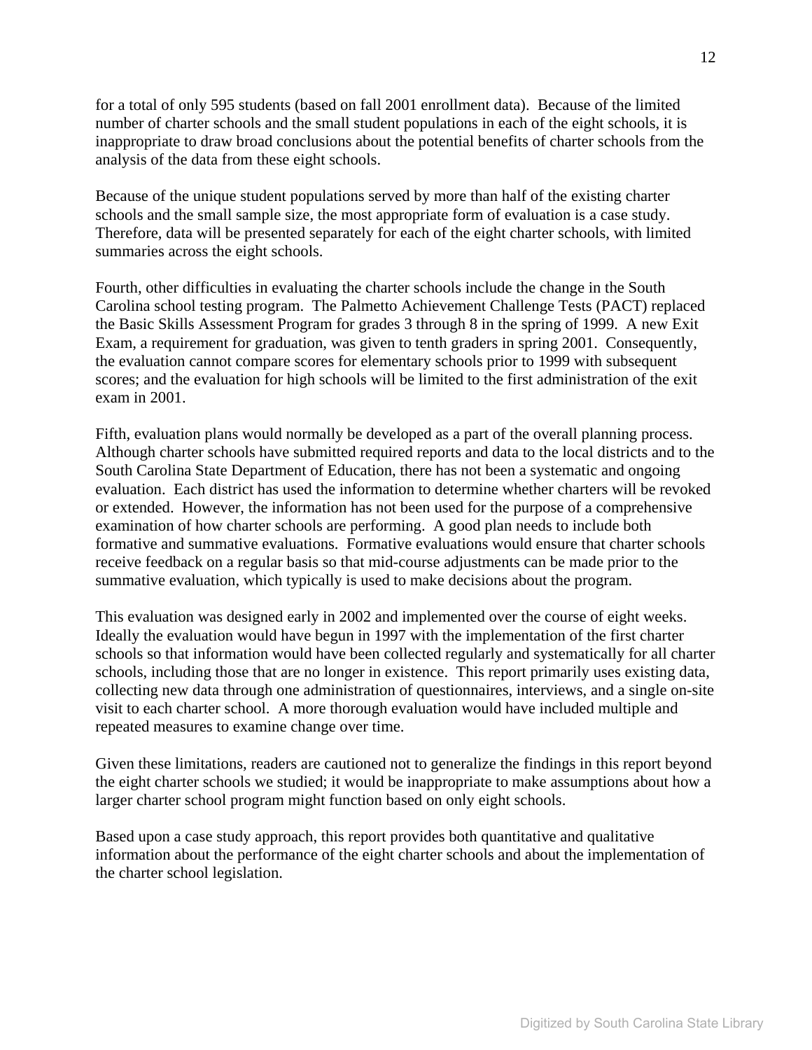for a total of only 595 students (based on fall 2001 enrollment data). Because of the limited number of charter schools and the small student populations in each of the eight schools, it is inappropriate to draw broad conclusions about the potential benefits of charter schools from the analysis of the data from these eight schools.

Because of the unique student populations served by more than half of the existing charter schools and the small sample size, the most appropriate form of evaluation is a case study. Therefore, data will be presented separately for each of the eight charter schools, with limited summaries across the eight schools.

Fourth, other difficulties in evaluating the charter schools include the change in the South Carolina school testing program. The Palmetto Achievement Challenge Tests (PACT) replaced the Basic Skills Assessment Program for grades 3 through 8 in the spring of 1999. A new Exit Exam, a requirement for graduation, was given to tenth graders in spring 2001. Consequently, the evaluation cannot compare scores for elementary schools prior to 1999 with subsequent scores; and the evaluation for high schools will be limited to the first administration of the exit exam in 2001.

Fifth, evaluation plans would normally be developed as a part of the overall planning process. Although charter schools have submitted required reports and data to the local districts and to the South Carolina State Department of Education, there has not been a systematic and ongoing evaluation. Each district has used the information to determine whether charters will be revoked or extended. However, the information has not been used for the purpose of a comprehensive examination of how charter schools are performing. A good plan needs to include both formative and summative evaluations. Formative evaluations would ensure that charter schools receive feedback on a regular basis so that mid-course adjustments can be made prior to the summative evaluation, which typically is used to make decisions about the program.

This evaluation was designed early in 2002 and implemented over the course of eight weeks. Ideally the evaluation would have begun in 1997 with the implementation of the first charter schools so that information would have been collected regularly and systematically for all charter schools, including those that are no longer in existence. This report primarily uses existing data, collecting new data through one administration of questionnaires, interviews, and a single on-site visit to each charter school. A more thorough evaluation would have included multiple and repeated measures to examine change over time.

Given these limitations, readers are cautioned not to generalize the findings in this report beyond the eight charter schools we studied; it would be inappropriate to make assumptions about how a larger charter school program might function based on only eight schools.

Based upon a case study approach, this report provides both quantitative and qualitative information about the performance of the eight charter schools and about the implementation of the charter school legislation.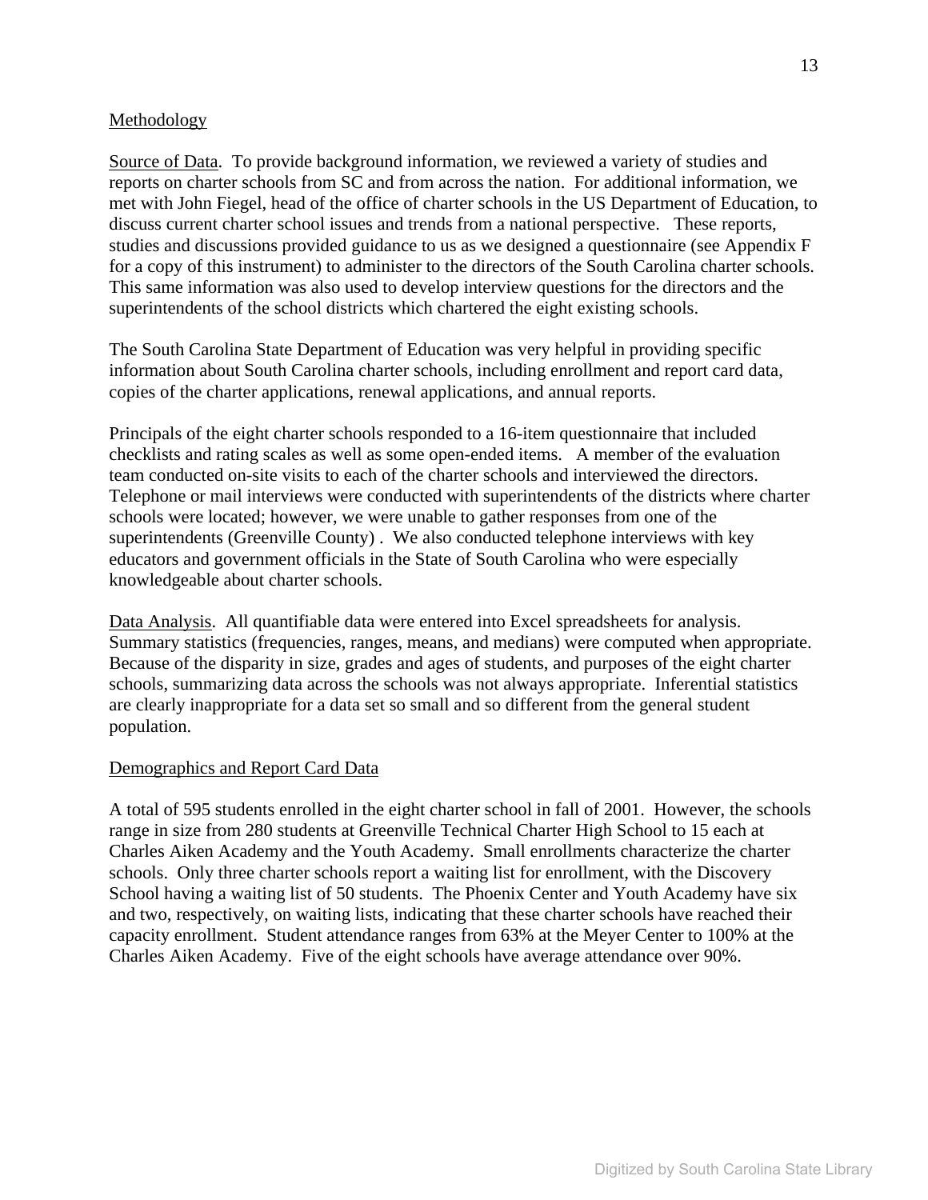## Methodology

Source of Data. To provide background information, we reviewed a variety of studies and reports on charter schools from SC and from across the nation. For additional information, we met with John Fiegel, head of the office of charter schools in the US Department of Education, to discuss current charter school issues and trends from a national perspective. These reports, studies and discussions provided guidance to us as we designed a questionnaire (see Appendix F for a copy of this instrument) to administer to the directors of the South Carolina charter schools. This same information was also used to develop interview questions for the directors and the superintendents of the school districts which chartered the eight existing schools.

The South Carolina State Department of Education was very helpful in providing specific information about South Carolina charter schools, including enrollment and report card data, copies of the charter applications, renewal applications, and annual reports.

Principals of the eight charter schools responded to a 16-item questionnaire that included checklists and rating scales as well as some open-ended items. A member of the evaluation team conducted on-site visits to each of the charter schools and interviewed the directors. Telephone or mail interviews were conducted with superintendents of the districts where charter schools were located; however, we were unable to gather responses from one of the superintendents (Greenville County) . We also conducted telephone interviews with key educators and government officials in the State of South Carolina who were especially knowledgeable about charter schools.

Data Analysis. All quantifiable data were entered into Excel spreadsheets for analysis. Summary statistics (frequencies, ranges, means, and medians) were computed when appropriate. Because of the disparity in size, grades and ages of students, and purposes of the eight charter schools, summarizing data across the schools was not always appropriate. Inferential statistics are clearly inappropriate for a data set so small and so different from the general student population.

## Demographics and Report Card Data

A total of 595 students enrolled in the eight charter school in fall of 2001. However, the schools range in size from 280 students at Greenville Technical Charter High School to 15 each at Charles Aiken Academy and the Youth Academy. Small enrollments characterize the charter schools. Only three charter schools report a waiting list for enrollment, with the Discovery School having a waiting list of 50 students. The Phoenix Center and Youth Academy have six and two, respectively, on waiting lists, indicating that these charter schools have reached their capacity enrollment. Student attendance ranges from 63% at the Meyer Center to 100% at the Charles Aiken Academy. Five of the eight schools have average attendance over 90%.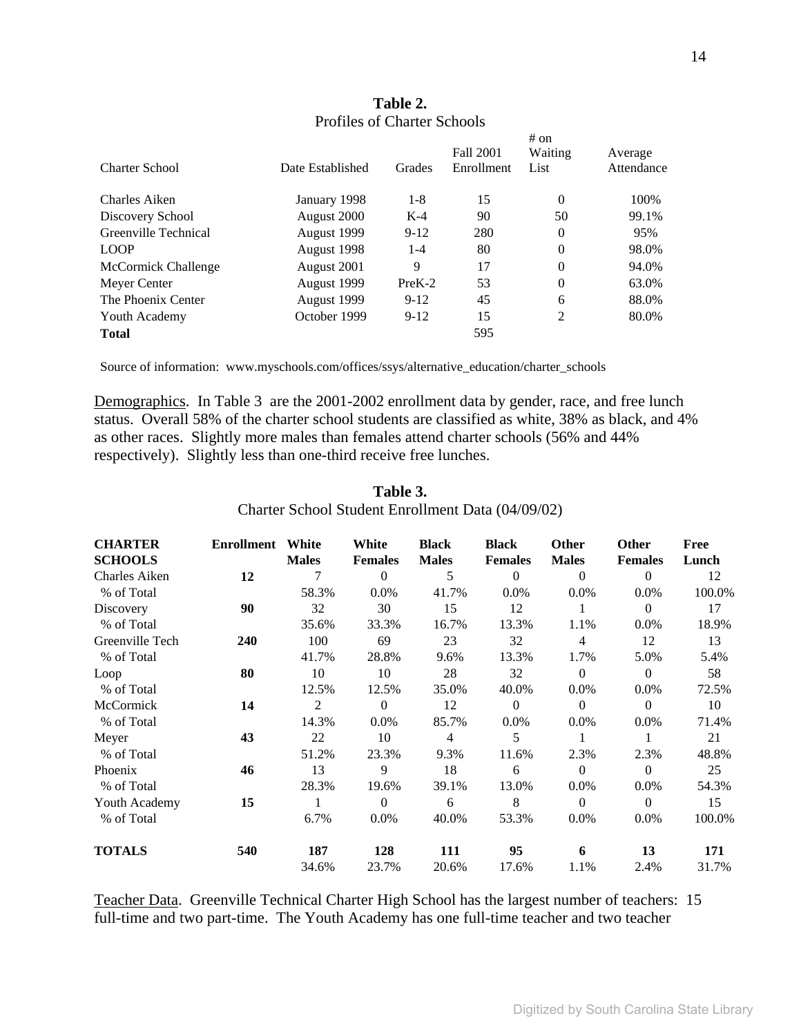**Table 2.**
Profiles of Charter Schools

| Charter School | Date Established | Grades | Fall 2001 Enrollment | # on Waiting List | Average Attendance |
|---|---|---|---|---|---|
| Charles Aiken | January 1998 | 1-8 | 15 | 0 | 100% |
| Discovery School | August 2000 | K-4 | 90 | 50 | 99.1% |
| Greenville Technical | August 1999 | 9-12 | 280 | 0 | 95% |
| LOOP | August 1998 | 1-4 | 80 | 0 | 98.0% |
| McCormick Challenge | August 2001 | 9 | 17 | 0 | 94.0% |
| Meyer Center | August 1999 | PreK-2 | 53 | 0 | 63.0% |
| The Phoenix Center | August 1999 | 9-12 | 45 | 6 | 88.0% |
| Youth Academy | October 1999 | 9-12 | 15 | 2 | 80.0% |
| **Total** | | | 595 | | |

Source of information: www.myschools.com/offices/ssys/alternative_education/charter_schools

<u>Demographics</u>. In Table 3 are the 2001-2002 enrollment data by gender, race, and free lunch status. Overall 58% of the charter school students are classified as white, 38% as black, and 4% as other races. Slightly more males than females attend charter schools (56% and 44% respectively). Slightly less than one-third receive free lunches.

**Table 3.**
Charter School Student Enrollment Data (04/09/02)

| CHARTER SCHOOLS | Enrollment | White Males | White Females | Black Males | Black Females | Other Males | Other Females | Free Lunch |
|---|---|---|---|---|---|---|---|---|
| Charles Aiken | **12** | 7 | 0 | 5 | 0 | 0 | 0 | 12 |
| % of Total | | 58.3% | 0.0% | 41.7% | 0.0% | 0.0% | 0.0% | 100.0% |
| Discovery | **90** | 32 | 30 | 15 | 12 | 1 | 0 | 17 |
| % of Total | | 35.6% | 33.3% | 16.7% | 13.3% | 1.1% | 0.0% | 18.9% |
| Greenville Tech | **240** | 100 | 69 | 23 | 32 | 4 | 12 | 13 |
| % of Total | | 41.7% | 28.8% | 9.6% | 13.3% | 1.7% | 5.0% | 5.4% |
| Loop | **80** | 10 | 10 | 28 | 32 | 0 | 0 | 58 |
| % of Total | | 12.5% | 12.5% | 35.0% | 40.0% | 0.0% | 0.0% | 72.5% |
| McCormick | **14** | 2 | 0 | 12 | 0 | 0 | 0 | 10 |
| % of Total | | 14.3% | 0.0% | 85.7% | 0.0% | 0.0% | 0.0% | 71.4% |
| Meyer | **43** | 22 | 10 | 4 | 5 | 1 | 1 | 21 |
| % of Total | | 51.2% | 23.3% | 9.3% | 11.6% | 2.3% | 2.3% | 48.8% |
| Phoenix | **46** | 13 | 9 | 18 | 6 | 0 | 0 | 25 |
| % of Total | | 28.3% | 19.6% | 39.1% | 13.0% | 0.0% | 0.0% | 54.3% |
| Youth Academy | **15** | 1 | 0 | 6 | 8 | 0 | 0 | 15 |
| % of Total | | 6.7% | 0.0% | 40.0% | 53.3% | 0.0% | 0.0% | 100.0% |
| **TOTALS** | **540** | **187** | **128** | **111** | **95** | **6** | **13** | **171** |
| | | 34.6% | 23.7% | 20.6% | 17.6% | 1.1% | 2.4% | 31.7% |

<u>Teacher Data</u>. Greenville Technical Charter High School has the largest number of teachers: 15 full-time and two part-time. The Youth Academy has one full-time teacher and two teacher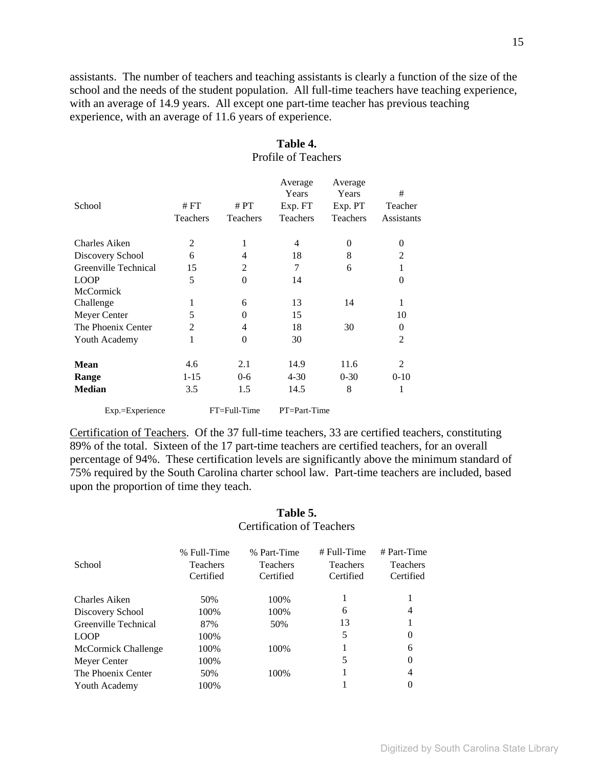assistants. The number of teachers and teaching assistants is clearly a function of the size of the school and the needs of the student population. All full-time teachers have teaching experience, with an average of 14.9 years. All except one part-time teacher has previous teaching experience, with an average of 11.6 years of experience.

**Table 4.**
Profile of Teachers

| School | # FT Teachers | # PT Teachers | Average Years Exp. FT Teachers | Average Years Exp. PT Teachers | # Teacher Assistants |
|---|---|---|---|---|---|
| Charles Aiken | 2 | 1 | 4 | 0 | 0 |
| Discovery School | 6 | 4 | 18 | 8 | 2 |
| Greenville Technical | 15 | 2 | 7 | 6 | 1 |
| LOOP | 5 | 0 | 14 | | 0 |
| McCormick Challenge | 1 | 6 | 13 | 14 | 1 |
| Meyer Center | 5 | 0 | 15 | | 10 |
| The Phoenix Center | 2 | 4 | 18 | 30 | 0 |
| Youth Academy | 1 | 0 | 30 | | 2 |
| **Mean** | 4.6 | 2.1 | 14.9 | 11.6 | 2 |
| **Range** | 1-15 | 0-6 | 4-30 | 0-30 | 0-10 |
| **Median** | 3.5 | 1.5 | 14.5 | 8 | 1 |

Exp.=Experience FT=Full-Time PT=Part-Time

Certification of Teachers. Of the 37 full-time teachers, 33 are certified teachers, constituting 89% of the total. Sixteen of the 17 part-time teachers are certified teachers, for an overall percentage of 94%. These certification levels are significantly above the minimum standard of 75% required by the South Carolina charter school law. Part-time teachers are included, based upon the proportion of time they teach.

**Table 5.**
Certification of Teachers

| School | % Full-Time Teachers Certified | % Part-Time Teachers Certified | # Full-Time Teachers Certified | # Part-Time Teachers Certified |
|---|---|---|---|---|
| Charles Aiken | 50% | 100% | 1 | 1 |
| Discovery School | 100% | 100% | 6 | 4 |
| Greenville Technical | 87% | 50% | 13 | 1 |
| LOOP | 100% | | 5 | 0 |
| McCormick Challenge | 100% | 100% | 1 | 6 |
| Meyer Center | 100% | | 5 | 0 |
| The Phoenix Center | 50% | 100% | 1 | 4 |
| Youth Academy | 100% | | 1 | 0 |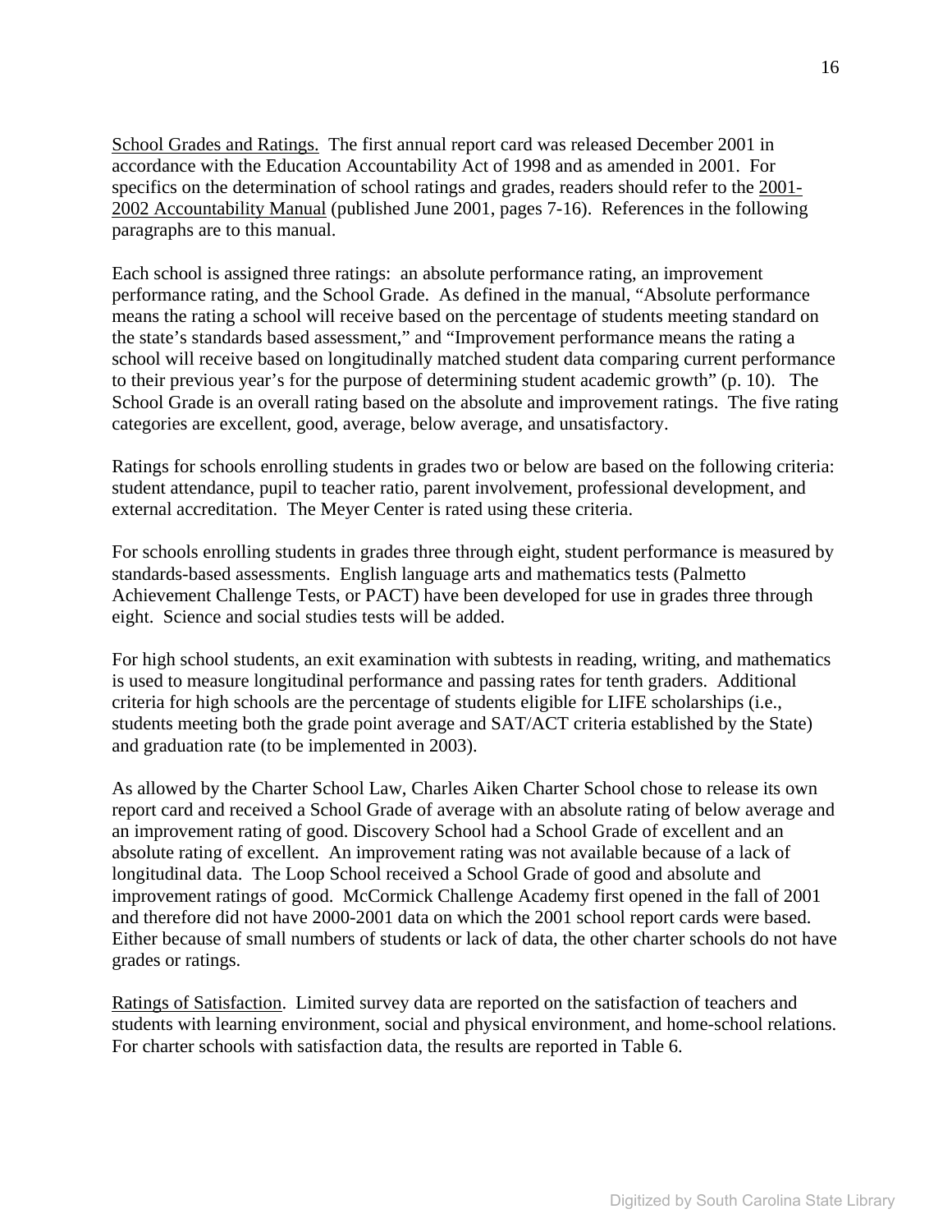School Grades and Ratings. The first annual report card was released December 2001 in accordance with the Education Accountability Act of 1998 and as amended in 2001. For specifics on the determination of school ratings and grades, readers should refer to the 2001-2002 Accountability Manual (published June 2001, pages 7-16). References in the following paragraphs are to this manual.

Each school is assigned three ratings: an absolute performance rating, an improvement performance rating, and the School Grade. As defined in the manual, "Absolute performance means the rating a school will receive based on the percentage of students meeting standard on the state's standards based assessment," and "Improvement performance means the rating a school will receive based on longitudinally matched student data comparing current performance to their previous year's for the purpose of determining student academic growth" (p. 10). The School Grade is an overall rating based on the absolute and improvement ratings. The five rating categories are excellent, good, average, below average, and unsatisfactory.

Ratings for schools enrolling students in grades two or below are based on the following criteria: student attendance, pupil to teacher ratio, parent involvement, professional development, and external accreditation. The Meyer Center is rated using these criteria.

For schools enrolling students in grades three through eight, student performance is measured by standards-based assessments. English language arts and mathematics tests (Palmetto Achievement Challenge Tests, or PACT) have been developed for use in grades three through eight. Science and social studies tests will be added.

For high school students, an exit examination with subtests in reading, writing, and mathematics is used to measure longitudinal performance and passing rates for tenth graders. Additional criteria for high schools are the percentage of students eligible for LIFE scholarships (i.e., students meeting both the grade point average and SAT/ACT criteria established by the State) and graduation rate (to be implemented in 2003).

As allowed by the Charter School Law, Charles Aiken Charter School chose to release its own report card and received a School Grade of average with an absolute rating of below average and an improvement rating of good. Discovery School had a School Grade of excellent and an absolute rating of excellent. An improvement rating was not available because of a lack of longitudinal data. The Loop School received a School Grade of good and absolute and improvement ratings of good. McCormick Challenge Academy first opened in the fall of 2001 and therefore did not have 2000-2001 data on which the 2001 school report cards were based. Either because of small numbers of students or lack of data, the other charter schools do not have grades or ratings.

Ratings of Satisfaction. Limited survey data are reported on the satisfaction of teachers and students with learning environment, social and physical environment, and home-school relations. For charter schools with satisfaction data, the results are reported in Table 6.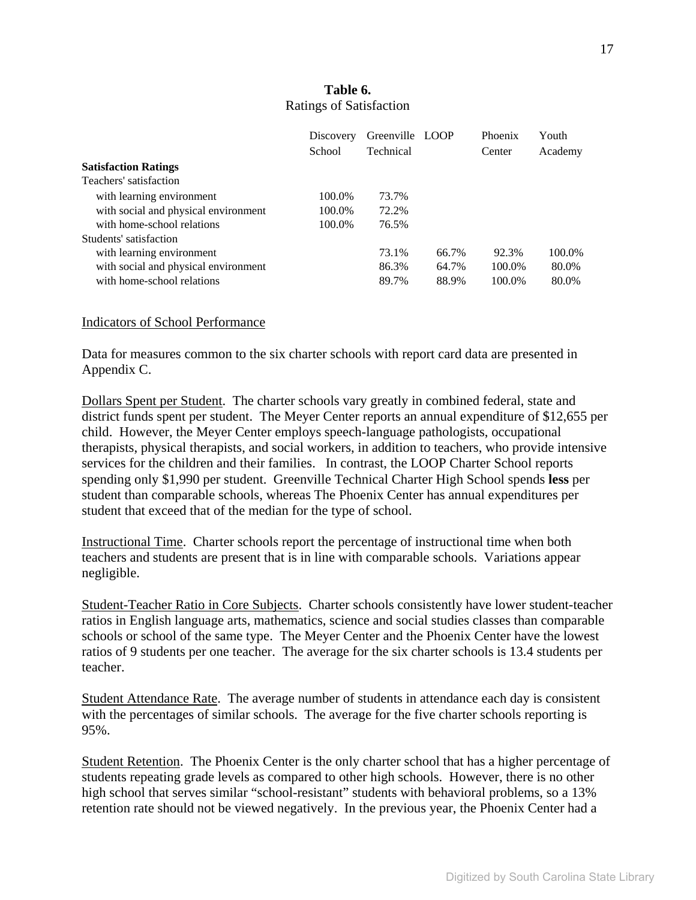**Table 6.**
Ratings of Satisfaction

| | Discovery School | Greenville Technical | LOOP | Phoenix Center | Youth Academy |
|---|---|---|---|---|---|
| **Satisfaction Ratings** | | | | | |
| Teachers' satisfaction | | | | | |
| with learning environment | 100.0% | 73.7% | | | |
| with social and physical environment | 100.0% | 72.2% | | | |
| with home-school relations | 100.0% | 76.5% | | | |
| Students' satisfaction | | | | | |
| with learning environment | | 73.1% | 66.7% | 92.3% | 100.0% |
| with social and physical environment | | 86.3% | 64.7% | 100.0% | 80.0% |
| with home-school relations | | 89.7% | 88.9% | 100.0% | 80.0% |

Indicators of School Performance

Data for measures common to the six charter schools with report card data are presented in Appendix C.

Dollars Spent per Student. The charter schools vary greatly in combined federal, state and district funds spent per student. The Meyer Center reports an annual expenditure of $12,655 per child. However, the Meyer Center employs speech-language pathologists, occupational therapists, physical therapists, and social workers, in addition to teachers, who provide intensive services for the children and their families. In contrast, the LOOP Charter School reports spending only $1,990 per student. Greenville Technical Charter High School spends **less** per student than comparable schools, whereas The Phoenix Center has annual expenditures per student that exceed that of the median for the type of school.

Instructional Time. Charter schools report the percentage of instructional time when both teachers and students are present that is in line with comparable schools. Variations appear negligible.

Student-Teacher Ratio in Core Subjects. Charter schools consistently have lower student-teacher ratios in English language arts, mathematics, science and social studies classes than comparable schools or school of the same type. The Meyer Center and the Phoenix Center have the lowest ratios of 9 students per one teacher. The average for the six charter schools is 13.4 students per teacher.

Student Attendance Rate. The average number of students in attendance each day is consistent with the percentages of similar schools. The average for the five charter schools reporting is 95%.

Student Retention. The Phoenix Center is the only charter school that has a higher percentage of students repeating grade levels as compared to other high schools. However, there is no other high school that serves similar "school-resistant" students with behavioral problems, so a 13% retention rate should not be viewed negatively. In the previous year, the Phoenix Center had a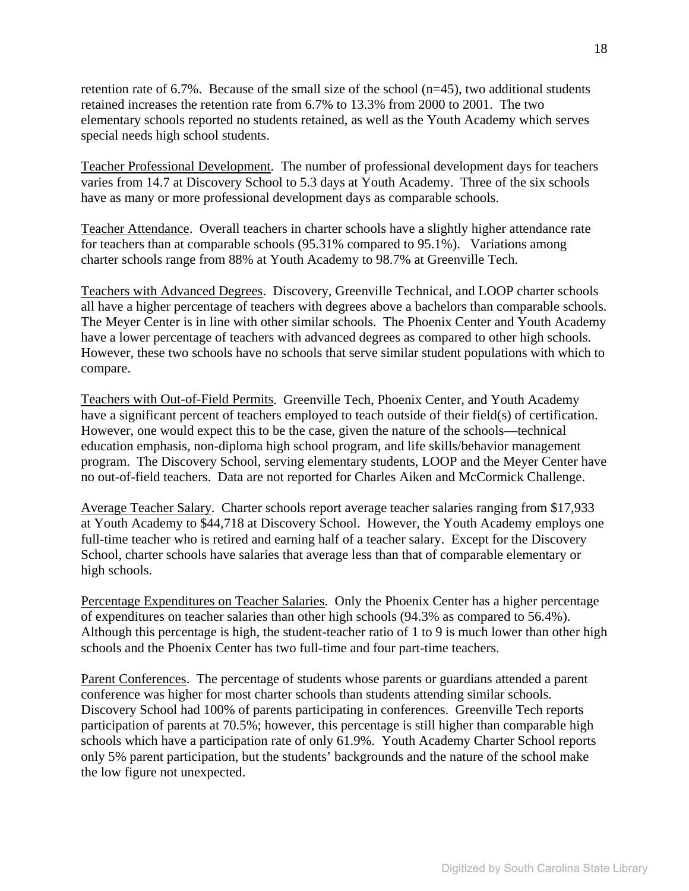retention rate of 6.7%. Because of the small size of the school (n=45), two additional students retained increases the retention rate from 6.7% to 13.3% from 2000 to 2001. The two elementary schools reported no students retained, as well as the Youth Academy which serves special needs high school students.

<u>Teacher Professional Development</u>. The number of professional development days for teachers varies from 14.7 at Discovery School to 5.3 days at Youth Academy. Three of the six schools have as many or more professional development days as comparable schools.

<u>Teacher Attendance</u>. Overall teachers in charter schools have a slightly higher attendance rate for teachers than at comparable schools (95.31% compared to 95.1%). Variations among charter schools range from 88% at Youth Academy to 98.7% at Greenville Tech.

<u>Teachers with Advanced Degrees</u>. Discovery, Greenville Technical, and LOOP charter schools all have a higher percentage of teachers with degrees above a bachelors than comparable schools. The Meyer Center is in line with other similar schools. The Phoenix Center and Youth Academy have a lower percentage of teachers with advanced degrees as compared to other high schools. However, these two schools have no schools that serve similar student populations with which to compare.

<u>Teachers with Out-of-Field Permits</u>. Greenville Tech, Phoenix Center, and Youth Academy have a significant percent of teachers employed to teach outside of their field(s) of certification. However, one would expect this to be the case, given the nature of the schools—technical education emphasis, non-diploma high school program, and life skills/behavior management program. The Discovery School, serving elementary students, LOOP and the Meyer Center have no out-of-field teachers. Data are not reported for Charles Aiken and McCormick Challenge.

<u>Average Teacher Salary</u>. Charter schools report average teacher salaries ranging from $17,933 at Youth Academy to $44,718 at Discovery School. However, the Youth Academy employs one full-time teacher who is retired and earning half of a teacher salary. Except for the Discovery School, charter schools have salaries that average less than that of comparable elementary or high schools.

<u>Percentage Expenditures on Teacher Salaries</u>. Only the Phoenix Center has a higher percentage of expenditures on teacher salaries than other high schools (94.3% as compared to 56.4%). Although this percentage is high, the student-teacher ratio of 1 to 9 is much lower than other high schools and the Phoenix Center has two full-time and four part-time teachers.

<u>Parent Conferences</u>. The percentage of students whose parents or guardians attended a parent conference was higher for most charter schools than students attending similar schools. Discovery School had 100% of parents participating in conferences. Greenville Tech reports participation of parents at 70.5%; however, this percentage is still higher than comparable high schools which have a participation rate of only 61.9%. Youth Academy Charter School reports only 5% parent participation, but the students' backgrounds and the nature of the school make the low figure not unexpected.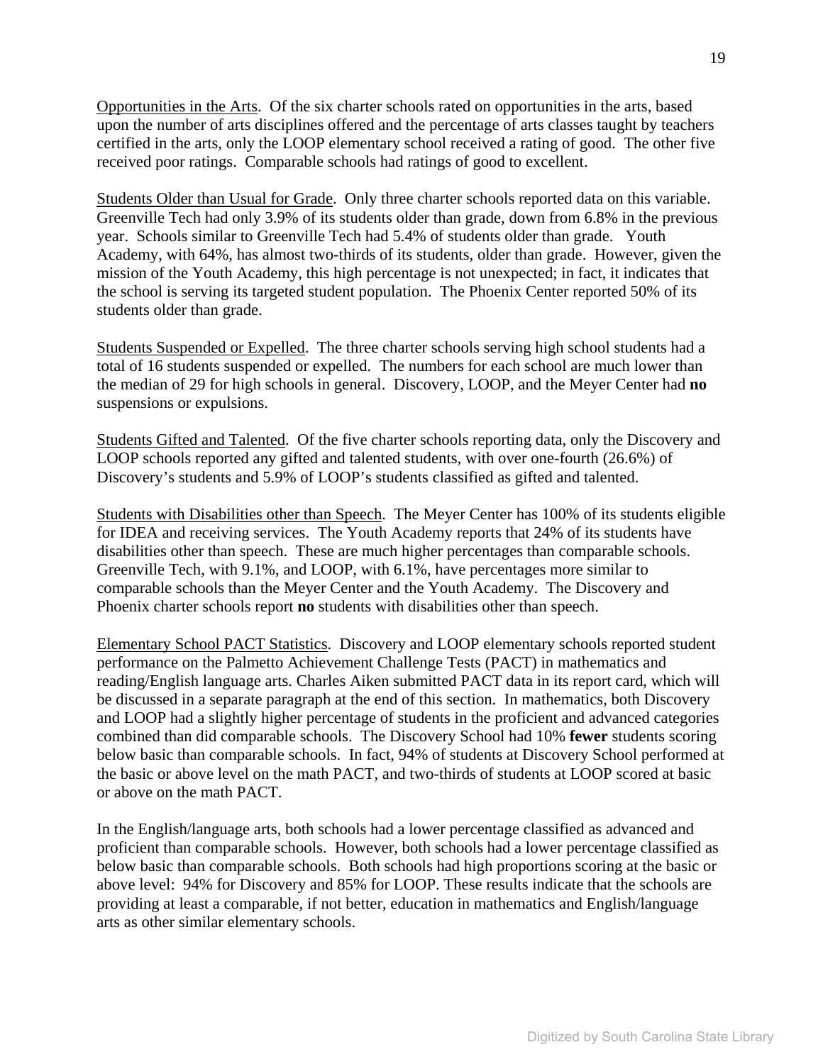Opportunities in the Arts. Of the six charter schools rated on opportunities in the arts, based upon the number of arts disciplines offered and the percentage of arts classes taught by teachers certified in the arts, only the LOOP elementary school received a rating of good. The other five received poor ratings. Comparable schools had ratings of good to excellent.

Students Older than Usual for Grade. Only three charter schools reported data on this variable. Greenville Tech had only 3.9% of its students older than grade, down from 6.8% in the previous year. Schools similar to Greenville Tech had 5.4% of students older than grade. Youth Academy, with 64%, has almost two-thirds of its students, older than grade. However, given the mission of the Youth Academy, this high percentage is not unexpected; in fact, it indicates that the school is serving its targeted student population. The Phoenix Center reported 50% of its students older than grade.

Students Suspended or Expelled. The three charter schools serving high school students had a total of 16 students suspended or expelled. The numbers for each school are much lower than the median of 29 for high schools in general. Discovery, LOOP, and the Meyer Center had **no** suspensions or expulsions.

Students Gifted and Talented. Of the five charter schools reporting data, only the Discovery and LOOP schools reported any gifted and talented students, with over one-fourth (26.6%) of Discovery's students and 5.9% of LOOP's students classified as gifted and talented.

Students with Disabilities other than Speech. The Meyer Center has 100% of its students eligible for IDEA and receiving services. The Youth Academy reports that 24% of its students have disabilities other than speech. These are much higher percentages than comparable schools. Greenville Tech, with 9.1%, and LOOP, with 6.1%, have percentages more similar to comparable schools than the Meyer Center and the Youth Academy. The Discovery and Phoenix charter schools report **no** students with disabilities other than speech.

Elementary School PACT Statistics. Discovery and LOOP elementary schools reported student performance on the Palmetto Achievement Challenge Tests (PACT) in mathematics and reading/English language arts. Charles Aiken submitted PACT data in its report card, which will be discussed in a separate paragraph at the end of this section. In mathematics, both Discovery and LOOP had a slightly higher percentage of students in the proficient and advanced categories combined than did comparable schools. The Discovery School had 10% **fewer** students scoring below basic than comparable schools. In fact, 94% of students at Discovery School performed at the basic or above level on the math PACT, and two-thirds of students at LOOP scored at basic or above on the math PACT.

In the English/language arts, both schools had a lower percentage classified as advanced and proficient than comparable schools. However, both schools had a lower percentage classified as below basic than comparable schools. Both schools had high proportions scoring at the basic or above level: 94% for Discovery and 85% for LOOP. These results indicate that the schools are providing at least a comparable, if not better, education in mathematics and English/language arts as other similar elementary schools.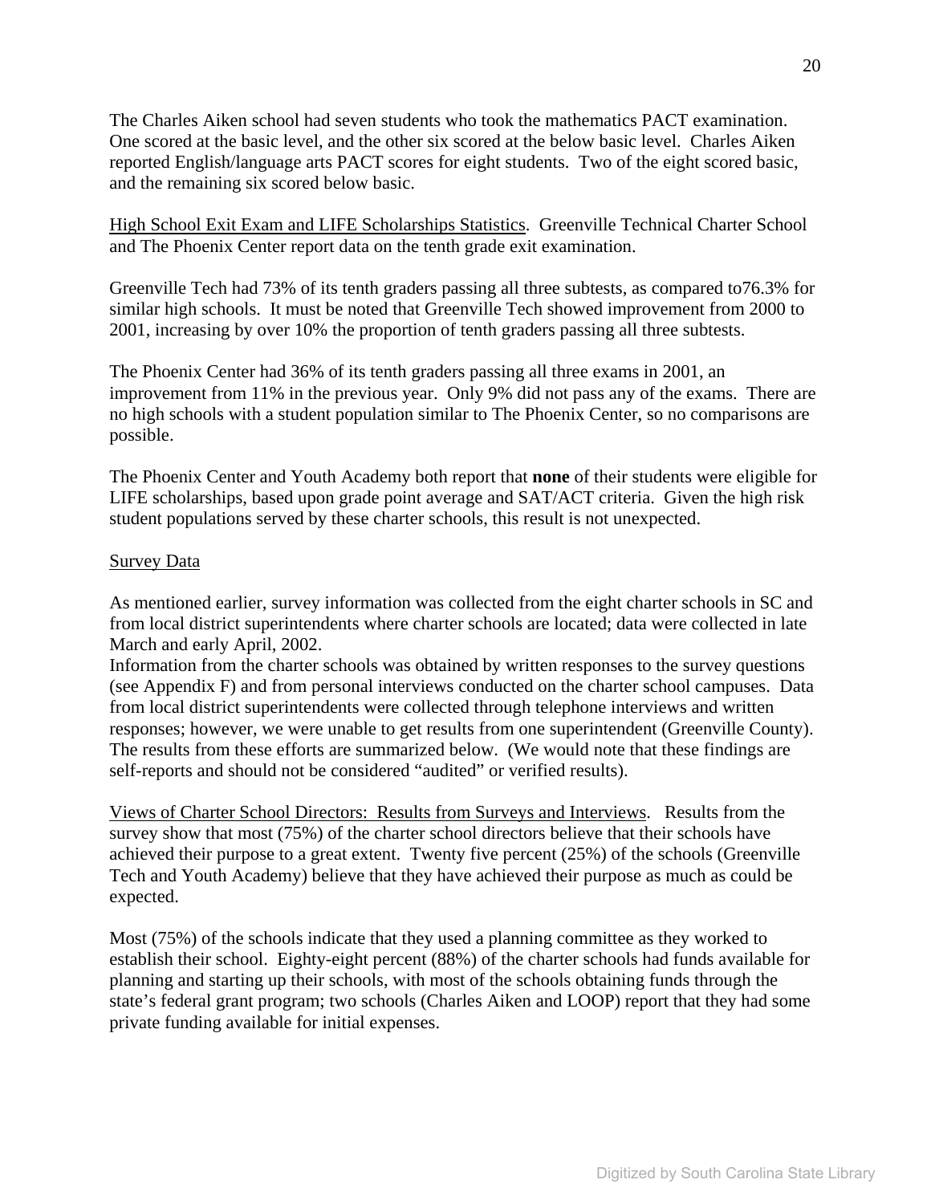The Charles Aiken school had seven students who took the mathematics PACT examination. One scored at the basic level, and the other six scored at the below basic level. Charles Aiken reported English/language arts PACT scores for eight students. Two of the eight scored basic, and the remaining six scored below basic.

High School Exit Exam and LIFE Scholarships Statistics. Greenville Technical Charter School and The Phoenix Center report data on the tenth grade exit examination.

Greenville Tech had 73% of its tenth graders passing all three subtests, as compared to76.3% for similar high schools. It must be noted that Greenville Tech showed improvement from 2000 to 2001, increasing by over 10% the proportion of tenth graders passing all three subtests.

The Phoenix Center had 36% of its tenth graders passing all three exams in 2001, an improvement from 11% in the previous year. Only 9% did not pass any of the exams. There are no high schools with a student population similar to The Phoenix Center, so no comparisons are possible.

The Phoenix Center and Youth Academy both report that **none** of their students were eligible for LIFE scholarships, based upon grade point average and SAT/ACT criteria. Given the high risk student populations served by these charter schools, this result is not unexpected.

Survey Data

As mentioned earlier, survey information was collected from the eight charter schools in SC and from local district superintendents where charter schools are located; data were collected in late March and early April, 2002.
Information from the charter schools was obtained by written responses to the survey questions (see Appendix F) and from personal interviews conducted on the charter school campuses. Data from local district superintendents were collected through telephone interviews and written responses; however, we were unable to get results from one superintendent (Greenville County). The results from these efforts are summarized below. (We would note that these findings are self-reports and should not be considered "audited" or verified results).

Views of Charter School Directors: Results from Surveys and Interviews. Results from the survey show that most (75%) of the charter school directors believe that their schools have achieved their purpose to a great extent. Twenty five percent (25%) of the schools (Greenville Tech and Youth Academy) believe that they have achieved their purpose as much as could be expected.

Most (75%) of the schools indicate that they used a planning committee as they worked to establish their school. Eighty-eight percent (88%) of the charter schools had funds available for planning and starting up their schools, with most of the schools obtaining funds through the state's federal grant program; two schools (Charles Aiken and LOOP) report that they had some private funding available for initial expenses.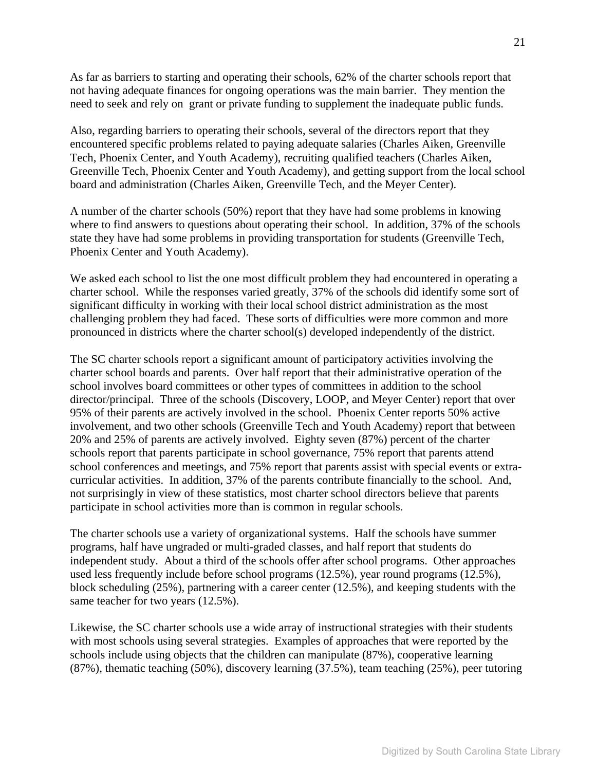As far as barriers to starting and operating their schools, 62% of the charter schools report that not having adequate finances for ongoing operations was the main barrier. They mention the need to seek and rely on grant or private funding to supplement the inadequate public funds.

Also, regarding barriers to operating their schools, several of the directors report that they encountered specific problems related to paying adequate salaries (Charles Aiken, Greenville Tech, Phoenix Center, and Youth Academy), recruiting qualified teachers (Charles Aiken, Greenville Tech, Phoenix Center and Youth Academy), and getting support from the local school board and administration (Charles Aiken, Greenville Tech, and the Meyer Center).

A number of the charter schools (50%) report that they have had some problems in knowing where to find answers to questions about operating their school. In addition, 37% of the schools state they have had some problems in providing transportation for students (Greenville Tech, Phoenix Center and Youth Academy).

We asked each school to list the one most difficult problem they had encountered in operating a charter school. While the responses varied greatly, 37% of the schools did identify some sort of significant difficulty in working with their local school district administration as the most challenging problem they had faced. These sorts of difficulties were more common and more pronounced in districts where the charter school(s) developed independently of the district.

The SC charter schools report a significant amount of participatory activities involving the charter school boards and parents. Over half report that their administrative operation of the school involves board committees or other types of committees in addition to the school director/principal. Three of the schools (Discovery, LOOP, and Meyer Center) report that over 95% of their parents are actively involved in the school. Phoenix Center reports 50% active involvement, and two other schools (Greenville Tech and Youth Academy) report that between 20% and 25% of parents are actively involved. Eighty seven (87%) percent of the charter schools report that parents participate in school governance, 75% report that parents attend school conferences and meetings, and 75% report that parents assist with special events or extra-curricular activities. In addition, 37% of the parents contribute financially to the school. And, not surprisingly in view of these statistics, most charter school directors believe that parents participate in school activities more than is common in regular schools.

The charter schools use a variety of organizational systems. Half the schools have summer programs, half have ungraded or multi-graded classes, and half report that students do independent study. About a third of the schools offer after school programs. Other approaches used less frequently include before school programs (12.5%), year round programs (12.5%), block scheduling (25%), partnering with a career center (12.5%), and keeping students with the same teacher for two years (12.5%).

Likewise, the SC charter schools use a wide array of instructional strategies with their students with most schools using several strategies. Examples of approaches that were reported by the schools include using objects that the children can manipulate (87%), cooperative learning (87%), thematic teaching (50%), discovery learning (37.5%), team teaching (25%), peer tutoring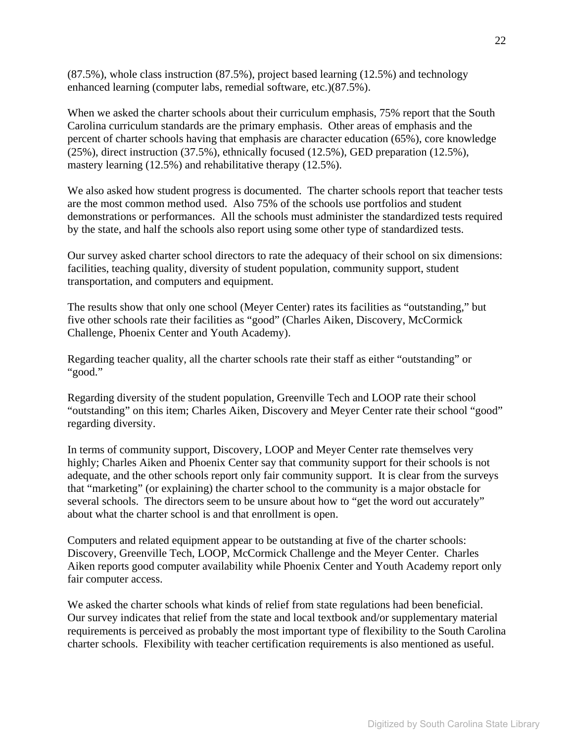(87.5%), whole class instruction (87.5%), project based learning (12.5%) and technology enhanced learning (computer labs, remedial software, etc.)(87.5%).

When we asked the charter schools about their curriculum emphasis, 75% report that the South Carolina curriculum standards are the primary emphasis. Other areas of emphasis and the percent of charter schools having that emphasis are character education (65%), core knowledge (25%), direct instruction (37.5%), ethnically focused (12.5%), GED preparation (12.5%), mastery learning (12.5%) and rehabilitative therapy (12.5%).

We also asked how student progress is documented. The charter schools report that teacher tests are the most common method used. Also 75% of the schools use portfolios and student demonstrations or performances. All the schools must administer the standardized tests required by the state, and half the schools also report using some other type of standardized tests.

Our survey asked charter school directors to rate the adequacy of their school on six dimensions: facilities, teaching quality, diversity of student population, community support, student transportation, and computers and equipment.

The results show that only one school (Meyer Center) rates its facilities as "outstanding," but five other schools rate their facilities as "good" (Charles Aiken, Discovery, McCormick Challenge, Phoenix Center and Youth Academy).

Regarding teacher quality, all the charter schools rate their staff as either "outstanding" or "good."

Regarding diversity of the student population, Greenville Tech and LOOP rate their school "outstanding" on this item; Charles Aiken, Discovery and Meyer Center rate their school "good" regarding diversity.

In terms of community support, Discovery, LOOP and Meyer Center rate themselves very highly; Charles Aiken and Phoenix Center say that community support for their schools is not adequate, and the other schools report only fair community support. It is clear from the surveys that "marketing" (or explaining) the charter school to the community is a major obstacle for several schools. The directors seem to be unsure about how to "get the word out accurately" about what the charter school is and that enrollment is open.

Computers and related equipment appear to be outstanding at five of the charter schools: Discovery, Greenville Tech, LOOP, McCormick Challenge and the Meyer Center. Charles Aiken reports good computer availability while Phoenix Center and Youth Academy report only fair computer access.

We asked the charter schools what kinds of relief from state regulations had been beneficial. Our survey indicates that relief from the state and local textbook and/or supplementary material requirements is perceived as probably the most important type of flexibility to the South Carolina charter schools. Flexibility with teacher certification requirements is also mentioned as useful.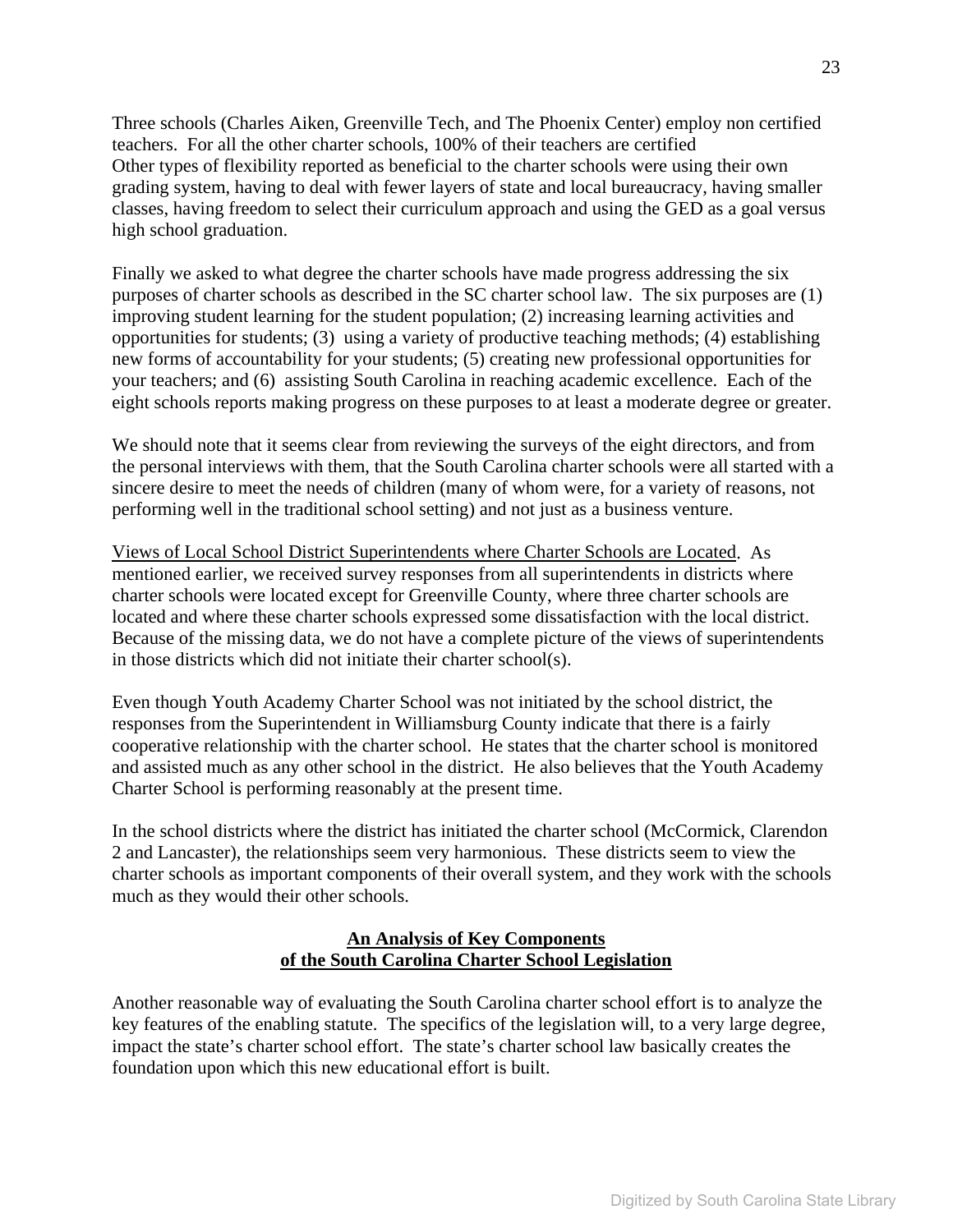Three schools (Charles Aiken, Greenville Tech, and The Phoenix Center) employ non certified teachers. For all the other charter schools, 100% of their teachers are certified
Other types of flexibility reported as beneficial to the charter schools were using their own grading system, having to deal with fewer layers of state and local bureaucracy, having smaller classes, having freedom to select their curriculum approach and using the GED as a goal versus high school graduation.

Finally we asked to what degree the charter schools have made progress addressing the six purposes of charter schools as described in the SC charter school law. The six purposes are (1) improving student learning for the student population; (2) increasing learning activities and opportunities for students; (3) using a variety of productive teaching methods; (4) establishing new forms of accountability for your students; (5) creating new professional opportunities for your teachers; and (6) assisting South Carolina in reaching academic excellence. Each of the eight schools reports making progress on these purposes to at least a moderate degree or greater.

We should note that it seems clear from reviewing the surveys of the eight directors, and from the personal interviews with them, that the South Carolina charter schools were all started with a sincere desire to meet the needs of children (many of whom were, for a variety of reasons, not performing well in the traditional school setting) and not just as a business venture.

<u>Views of Local School District Superintendents where Charter Schools are Located</u>. As mentioned earlier, we received survey responses from all superintendents in districts where charter schools were located except for Greenville County, where three charter schools are located and where these charter schools expressed some dissatisfaction with the local district. Because of the missing data, we do not have a complete picture of the views of superintendents in those districts which did not initiate their charter school(s).

Even though Youth Academy Charter School was not initiated by the school district, the responses from the Superintendent in Williamsburg County indicate that there is a fairly cooperative relationship with the charter school. He states that the charter school is monitored and assisted much as any other school in the district. He also believes that the Youth Academy Charter School is performing reasonably at the present time.

In the school districts where the district has initiated the charter school (McCormick, Clarendon 2 and Lancaster), the relationships seem very harmonious. These districts seem to view the charter schools as important components of their overall system, and they work with the schools much as they would their other schools.

## An Analysis of Key Components of the South Carolina Charter School Legislation

Another reasonable way of evaluating the South Carolina charter school effort is to analyze the key features of the enabling statute. The specifics of the legislation will, to a very large degree, impact the state's charter school effort. The state's charter school law basically creates the foundation upon which this new educational effort is built.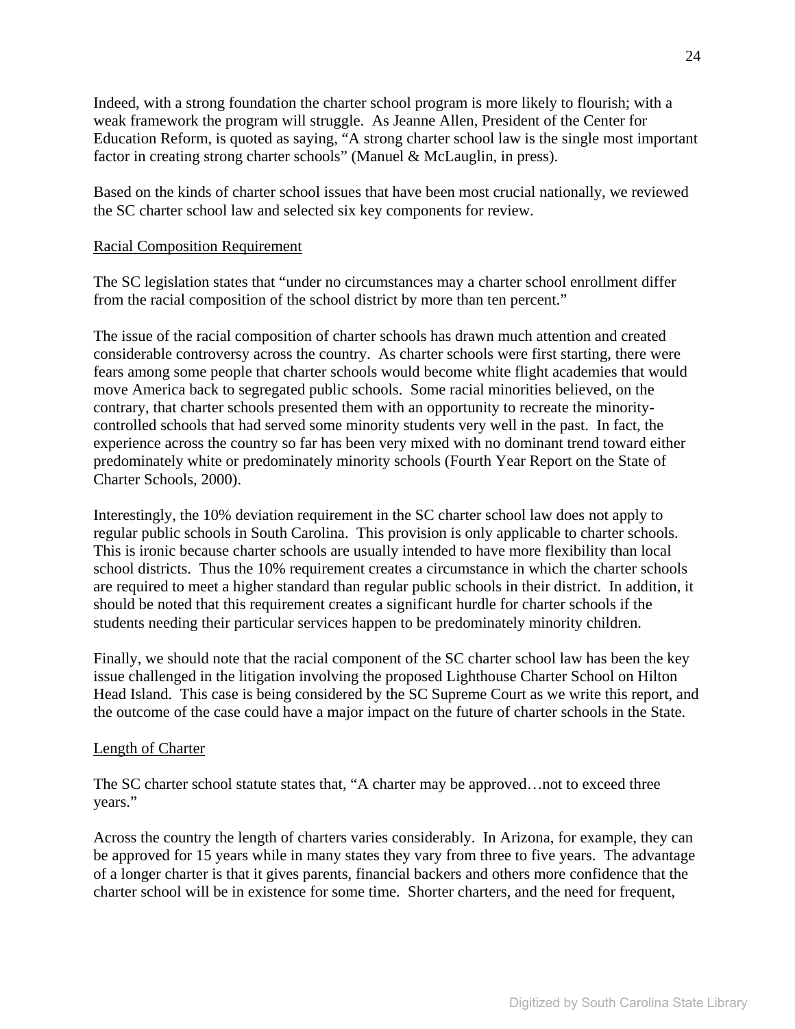Indeed, with a strong foundation the charter school program is more likely to flourish; with a weak framework the program will struggle. As Jeanne Allen, President of the Center for Education Reform, is quoted as saying, "A strong charter school law is the single most important factor in creating strong charter schools" (Manuel & McLauglin, in press).

Based on the kinds of charter school issues that have been most crucial nationally, we reviewed the SC charter school law and selected six key components for review.

<u>Racial Composition Requirement</u>

The SC legislation states that "under no circumstances may a charter school enrollment differ from the racial composition of the school district by more than ten percent."

The issue of the racial composition of charter schools has drawn much attention and created considerable controversy across the country. As charter schools were first starting, there were fears among some people that charter schools would become white flight academies that would move America back to segregated public schools. Some racial minorities believed, on the contrary, that charter schools presented them with an opportunity to recreate the minority-controlled schools that had served some minority students very well in the past. In fact, the experience across the country so far has been very mixed with no dominant trend toward either predominately white or predominately minority schools (Fourth Year Report on the State of Charter Schools, 2000).

Interestingly, the 10% deviation requirement in the SC charter school law does not apply to regular public schools in South Carolina. This provision is only applicable to charter schools. This is ironic because charter schools are usually intended to have more flexibility than local school districts. Thus the 10% requirement creates a circumstance in which the charter schools are required to meet a higher standard than regular public schools in their district. In addition, it should be noted that this requirement creates a significant hurdle for charter schools if the students needing their particular services happen to be predominately minority children.

Finally, we should note that the racial component of the SC charter school law has been the key issue challenged in the litigation involving the proposed Lighthouse Charter School on Hilton Head Island. This case is being considered by the SC Supreme Court as we write this report, and the outcome of the case could have a major impact on the future of charter schools in the State.

<u>Length of Charter</u>

The SC charter school statute states that, "A charter may be approved…not to exceed three years."

Across the country the length of charters varies considerably. In Arizona, for example, they can be approved for 15 years while in many states they vary from three to five years. The advantage of a longer charter is that it gives parents, financial backers and others more confidence that the charter school will be in existence for some time. Shorter charters, and the need for frequent,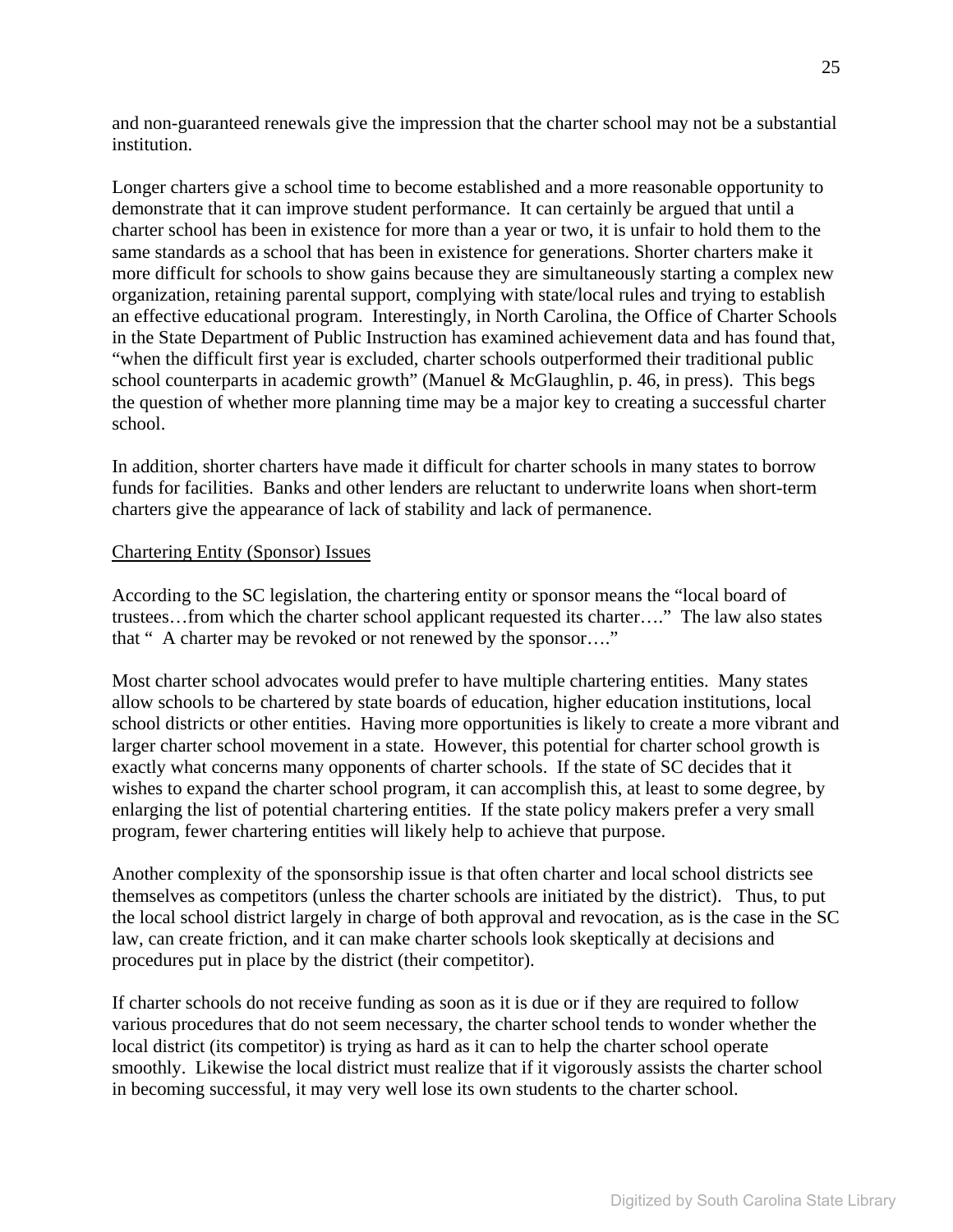and non-guaranteed renewals give the impression that the charter school may not be a substantial institution.

Longer charters give a school time to become established and a more reasonable opportunity to demonstrate that it can improve student performance. It can certainly be argued that until a charter school has been in existence for more than a year or two, it is unfair to hold them to the same standards as a school that has been in existence for generations. Shorter charters make it more difficult for schools to show gains because they are simultaneously starting a complex new organization, retaining parental support, complying with state/local rules and trying to establish an effective educational program. Interestingly, in North Carolina, the Office of Charter Schools in the State Department of Public Instruction has examined achievement data and has found that, "when the difficult first year is excluded, charter schools outperformed their traditional public school counterparts in academic growth" (Manuel & McGlaughlin, p. 46, in press). This begs the question of whether more planning time may be a major key to creating a successful charter school.

In addition, shorter charters have made it difficult for charter schools in many states to borrow funds for facilities. Banks and other lenders are reluctant to underwrite loans when short-term charters give the appearance of lack of stability and lack of permanence.

Chartering Entity (Sponsor) Issues

According to the SC legislation, the chartering entity or sponsor means the "local board of trustees…from which the charter school applicant requested its charter…." The law also states that " A charter may be revoked or not renewed by the sponsor…."

Most charter school advocates would prefer to have multiple chartering entities. Many states allow schools to be chartered by state boards of education, higher education institutions, local school districts or other entities. Having more opportunities is likely to create a more vibrant and larger charter school movement in a state. However, this potential for charter school growth is exactly what concerns many opponents of charter schools. If the state of SC decides that it wishes to expand the charter school program, it can accomplish this, at least to some degree, by enlarging the list of potential chartering entities. If the state policy makers prefer a very small program, fewer chartering entities will likely help to achieve that purpose.

Another complexity of the sponsorship issue is that often charter and local school districts see themselves as competitors (unless the charter schools are initiated by the district). Thus, to put the local school district largely in charge of both approval and revocation, as is the case in the SC law, can create friction, and it can make charter schools look skeptically at decisions and procedures put in place by the district (their competitor).

If charter schools do not receive funding as soon as it is due or if they are required to follow various procedures that do not seem necessary, the charter school tends to wonder whether the local district (its competitor) is trying as hard as it can to help the charter school operate smoothly. Likewise the local district must realize that if it vigorously assists the charter school in becoming successful, it may very well lose its own students to the charter school.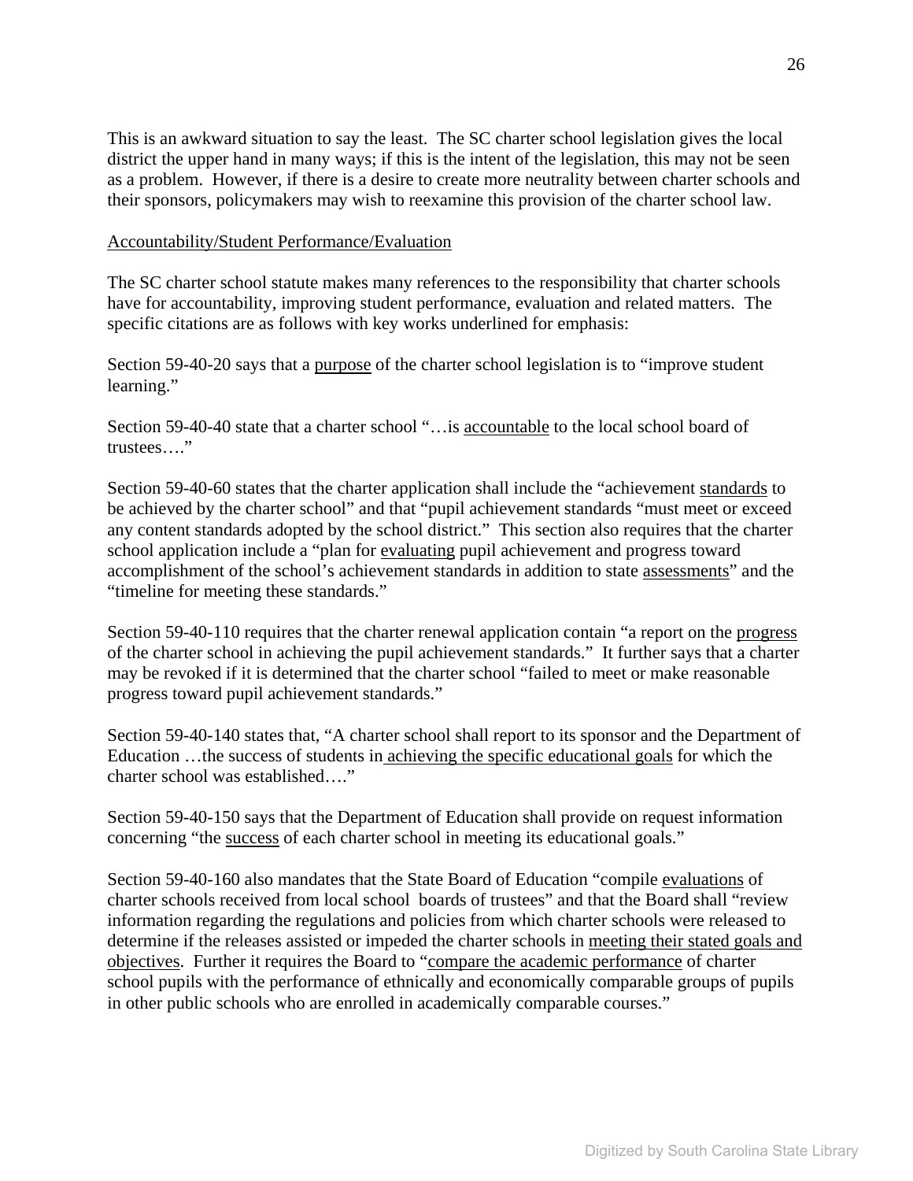This is an awkward situation to say the least. The SC charter school legislation gives the local district the upper hand in many ways; if this is the intent of the legislation, this may not be seen as a problem. However, if there is a desire to create more neutrality between charter schools and their sponsors, policymakers may wish to reexamine this provision of the charter school law.

<u>Accountability/Student Performance/Evaluation</u>

The SC charter school statute makes many references to the responsibility that charter schools have for accountability, improving student performance, evaluation and related matters. The specific citations are as follows with key works underlined for emphasis:

Section 59-40-20 says that a <u>purpose</u> of the charter school legislation is to "improve student learning."

Section 59-40-40 state that a charter school "…is <u>accountable</u> to the local school board of trustees…."

Section 59-40-60 states that the charter application shall include the "achievement <u>standards</u> to be achieved by the charter school" and that "pupil achievement standards "must meet or exceed any content standards adopted by the school district." This section also requires that the charter school application include a "plan for <u>evaluating</u> pupil achievement and progress toward accomplishment of the school's achievement standards in addition to state <u>assessments</u>" and the "timeline for meeting these standards."

Section 59-40-110 requires that the charter renewal application contain "a report on the <u>progress</u> of the charter school in achieving the pupil achievement standards." It further says that a charter may be revoked if it is determined that the charter school "failed to meet or make reasonable progress toward pupil achievement standards."

Section 59-40-140 states that, "A charter school shall report to its sponsor and the Department of Education …the success of students in <u>achieving the specific educational goals</u> for which the charter school was established…."

Section 59-40-150 says that the Department of Education shall provide on request information concerning "the <u>success</u> of each charter school in meeting its educational goals."

Section 59-40-160 also mandates that the State Board of Education "compile <u>evaluations</u> of charter schools received from local school boards of trustees" and that the Board shall "review information regarding the regulations and policies from which charter schools were released to determine if the releases assisted or impeded the charter schools in <u>meeting their stated goals and objectives</u>. Further it requires the Board to "<u>compare the academic performance</u> of charter school pupils with the performance of ethnically and economically comparable groups of pupils in other public schools who are enrolled in academically comparable courses."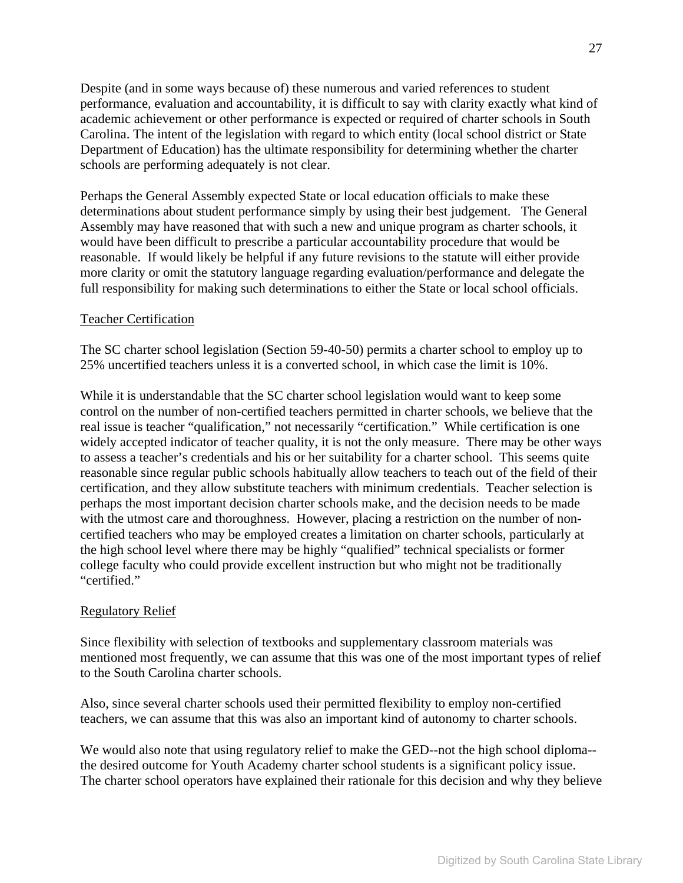Despite (and in some ways because of) these numerous and varied references to student performance, evaluation and accountability, it is difficult to say with clarity exactly what kind of academic achievement or other performance is expected or required of charter schools in South Carolina. The intent of the legislation with regard to which entity (local school district or State Department of Education) has the ultimate responsibility for determining whether the charter schools are performing adequately is not clear.

Perhaps the General Assembly expected State or local education officials to make these determinations about student performance simply by using their best judgement. The General Assembly may have reasoned that with such a new and unique program as charter schools, it would have been difficult to prescribe a particular accountability procedure that would be reasonable. If would likely be helpful if any future revisions to the statute will either provide more clarity or omit the statutory language regarding evaluation/performance and delegate the full responsibility for making such determinations to either the State or local school officials.

<u>Teacher Certification</u>

The SC charter school legislation (Section 59-40-50) permits a charter school to employ up to 25% uncertified teachers unless it is a converted school, in which case the limit is 10%.

While it is understandable that the SC charter school legislation would want to keep some control on the number of non-certified teachers permitted in charter schools, we believe that the real issue is teacher "qualification," not necessarily "certification." While certification is one widely accepted indicator of teacher quality, it is not the only measure. There may be other ways to assess a teacher's credentials and his or her suitability for a charter school. This seems quite reasonable since regular public schools habitually allow teachers to teach out of the field of their certification, and they allow substitute teachers with minimum credentials. Teacher selection is perhaps the most important decision charter schools make, and the decision needs to be made with the utmost care and thoroughness. However, placing a restriction on the number of non-certified teachers who may be employed creates a limitation on charter schools, particularly at the high school level where there may be highly "qualified" technical specialists or former college faculty who could provide excellent instruction but who might not be traditionally "certified."

<u>Regulatory Relief</u>

Since flexibility with selection of textbooks and supplementary classroom materials was mentioned most frequently, we can assume that this was one of the most important types of relief to the South Carolina charter schools.

Also, since several charter schools used their permitted flexibility to employ non-certified teachers, we can assume that this was also an important kind of autonomy to charter schools.

We would also note that using regulatory relief to make the GED--not the high school diploma--the desired outcome for Youth Academy charter school students is a significant policy issue. The charter school operators have explained their rationale for this decision and why they believe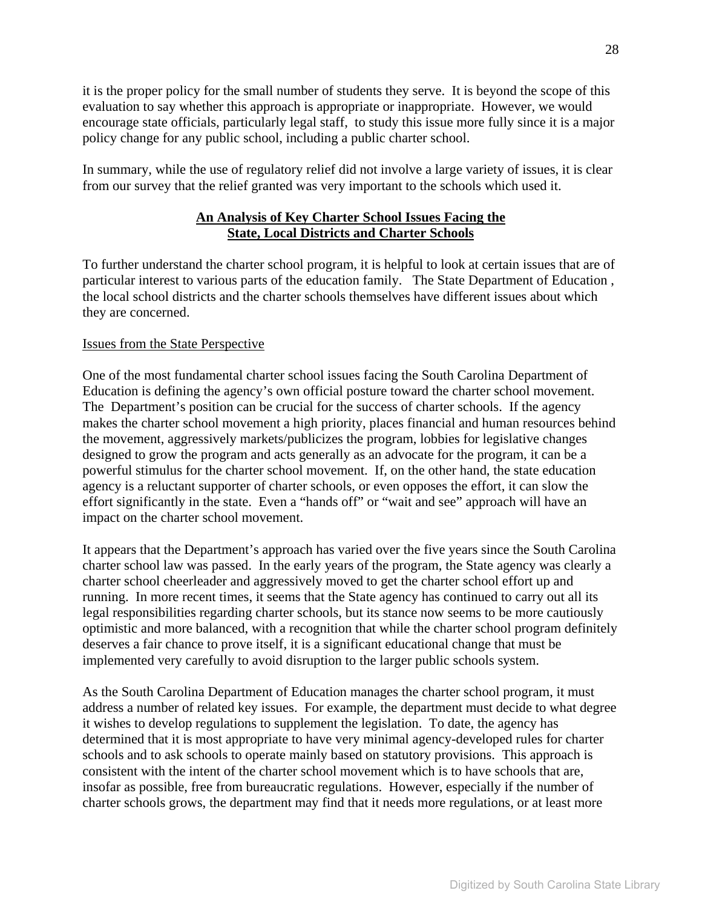it is the proper policy for the small number of students they serve. It is beyond the scope of this evaluation to say whether this approach is appropriate or inappropriate. However, we would encourage state officials, particularly legal staff, to study this issue more fully since it is a major policy change for any public school, including a public charter school.

In summary, while the use of regulatory relief did not involve a large variety of issues, it is clear from our survey that the relief granted was very important to the schools which used it.

## An Analysis of Key Charter School Issues Facing the State, Local Districts and Charter Schools

To further understand the charter school program, it is helpful to look at certain issues that are of particular interest to various parts of the education family. The State Department of Education , the local school districts and the charter schools themselves have different issues about which they are concerned.

### Issues from the State Perspective

One of the most fundamental charter school issues facing the South Carolina Department of Education is defining the agency's own official posture toward the charter school movement. The Department's position can be crucial for the success of charter schools. If the agency makes the charter school movement a high priority, places financial and human resources behind the movement, aggressively markets/publicizes the program, lobbies for legislative changes designed to grow the program and acts generally as an advocate for the program, it can be a powerful stimulus for the charter school movement. If, on the other hand, the state education agency is a reluctant supporter of charter schools, or even opposes the effort, it can slow the effort significantly in the state. Even a "hands off" or "wait and see" approach will have an impact on the charter school movement.

It appears that the Department's approach has varied over the five years since the South Carolina charter school law was passed. In the early years of the program, the State agency was clearly a charter school cheerleader and aggressively moved to get the charter school effort up and running. In more recent times, it seems that the State agency has continued to carry out all its legal responsibilities regarding charter schools, but its stance now seems to be more cautiously optimistic and more balanced, with a recognition that while the charter school program definitely deserves a fair chance to prove itself, it is a significant educational change that must be implemented very carefully to avoid disruption to the larger public schools system.

As the South Carolina Department of Education manages the charter school program, it must address a number of related key issues. For example, the department must decide to what degree it wishes to develop regulations to supplement the legislation. To date, the agency has determined that it is most appropriate to have very minimal agency-developed rules for charter schools and to ask schools to operate mainly based on statutory provisions. This approach is consistent with the intent of the charter school movement which is to have schools that are, insofar as possible, free from bureaucratic regulations. However, especially if the number of charter schools grows, the department may find that it needs more regulations, or at least more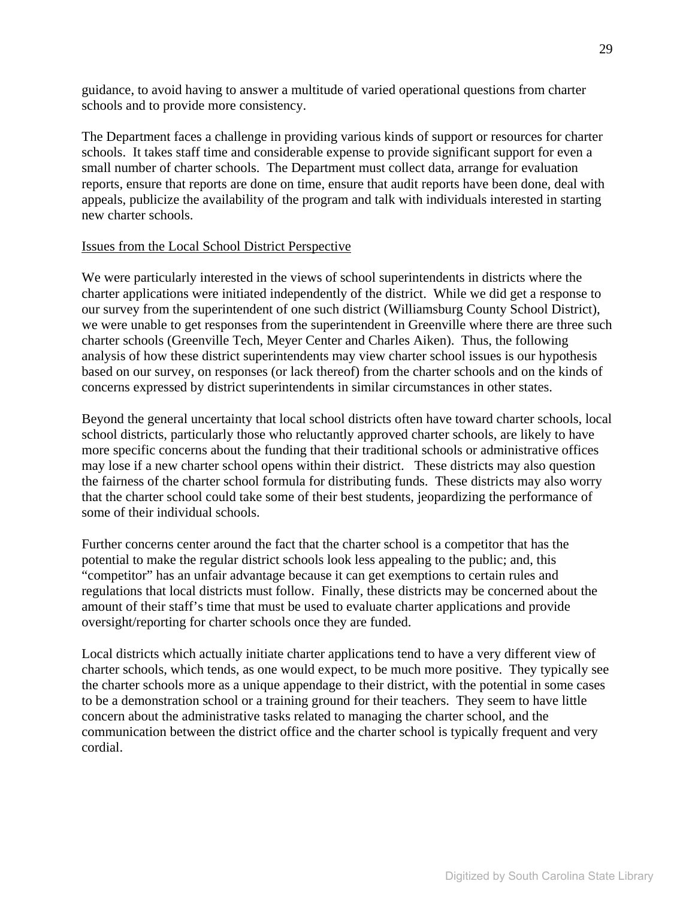guidance, to avoid having to answer a multitude of varied operational questions from charter schools and to provide more consistency.

The Department faces a challenge in providing various kinds of support or resources for charter schools. It takes staff time and considerable expense to provide significant support for even a small number of charter schools. The Department must collect data, arrange for evaluation reports, ensure that reports are done on time, ensure that audit reports have been done, deal with appeals, publicize the availability of the program and talk with individuals interested in starting new charter schools.

<u>Issues from the Local School District Perspective</u>

We were particularly interested in the views of school superintendents in districts where the charter applications were initiated independently of the district. While we did get a response to our survey from the superintendent of one such district (Williamsburg County School District), we were unable to get responses from the superintendent in Greenville where there are three such charter schools (Greenville Tech, Meyer Center and Charles Aiken). Thus, the following analysis of how these district superintendents may view charter school issues is our hypothesis based on our survey, on responses (or lack thereof) from the charter schools and on the kinds of concerns expressed by district superintendents in similar circumstances in other states.

Beyond the general uncertainty that local school districts often have toward charter schools, local school districts, particularly those who reluctantly approved charter schools, are likely to have more specific concerns about the funding that their traditional schools or administrative offices may lose if a new charter school opens within their district. These districts may also question the fairness of the charter school formula for distributing funds. These districts may also worry that the charter school could take some of their best students, jeopardizing the performance of some of their individual schools.

Further concerns center around the fact that the charter school is a competitor that has the potential to make the regular district schools look less appealing to the public; and, this "competitor" has an unfair advantage because it can get exemptions to certain rules and regulations that local districts must follow. Finally, these districts may be concerned about the amount of their staff's time that must be used to evaluate charter applications and provide oversight/reporting for charter schools once they are funded.

Local districts which actually initiate charter applications tend to have a very different view of charter schools, which tends, as one would expect, to be much more positive. They typically see the charter schools more as a unique appendage to their district, with the potential in some cases to be a demonstration school or a training ground for their teachers. They seem to have little concern about the administrative tasks related to managing the charter school, and the communication between the district office and the charter school is typically frequent and very cordial.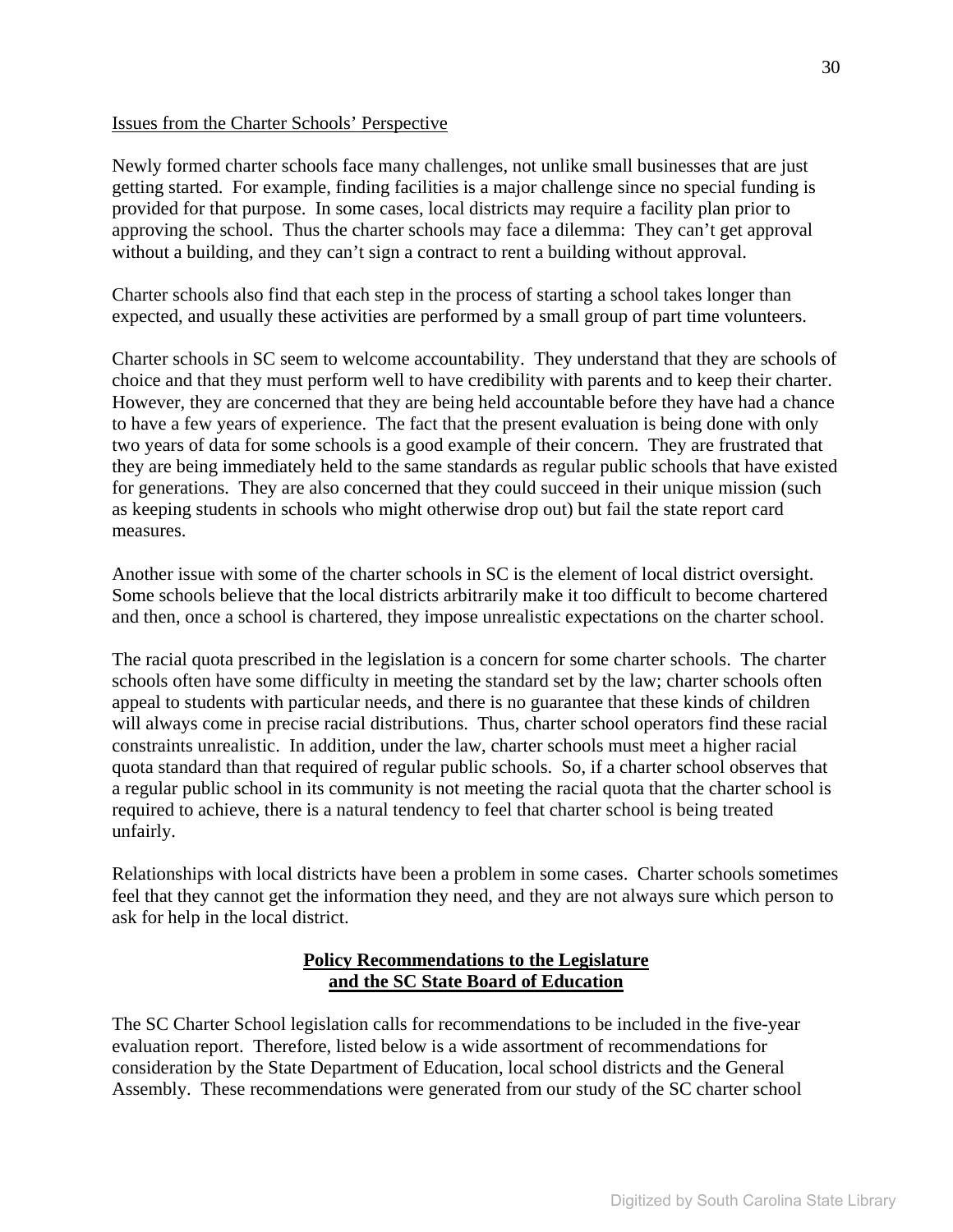Issues from the Charter Schools' Perspective

Newly formed charter schools face many challenges, not unlike small businesses that are just getting started. For example, finding facilities is a major challenge since no special funding is provided for that purpose. In some cases, local districts may require a facility plan prior to approving the school. Thus the charter schools may face a dilemma: They can't get approval without a building, and they can't sign a contract to rent a building without approval.

Charter schools also find that each step in the process of starting a school takes longer than expected, and usually these activities are performed by a small group of part time volunteers.

Charter schools in SC seem to welcome accountability. They understand that they are schools of choice and that they must perform well to have credibility with parents and to keep their charter. However, they are concerned that they are being held accountable before they have had a chance to have a few years of experience. The fact that the present evaluation is being done with only two years of data for some schools is a good example of their concern. They are frustrated that they are being immediately held to the same standards as regular public schools that have existed for generations. They are also concerned that they could succeed in their unique mission (such as keeping students in schools who might otherwise drop out) but fail the state report card measures.

Another issue with some of the charter schools in SC is the element of local district oversight. Some schools believe that the local districts arbitrarily make it too difficult to become chartered and then, once a school is chartered, they impose unrealistic expectations on the charter school.

The racial quota prescribed in the legislation is a concern for some charter schools. The charter schools often have some difficulty in meeting the standard set by the law; charter schools often appeal to students with particular needs, and there is no guarantee that these kinds of children will always come in precise racial distributions. Thus, charter school operators find these racial constraints unrealistic. In addition, under the law, charter schools must meet a higher racial quota standard than that required of regular public schools. So, if a charter school observes that a regular public school in its community is not meeting the racial quota that the charter school is required to achieve, there is a natural tendency to feel that charter school is being treated unfairly.

Relationships with local districts have been a problem in some cases. Charter schools sometimes feel that they cannot get the information they need, and they are not always sure which person to ask for help in the local district.

## Policy Recommendations to the Legislature and the SC State Board of Education

The SC Charter School legislation calls for recommendations to be included in the five-year evaluation report. Therefore, listed below is a wide assortment of recommendations for consideration by the State Department of Education, local school districts and the General Assembly. These recommendations were generated from our study of the SC charter school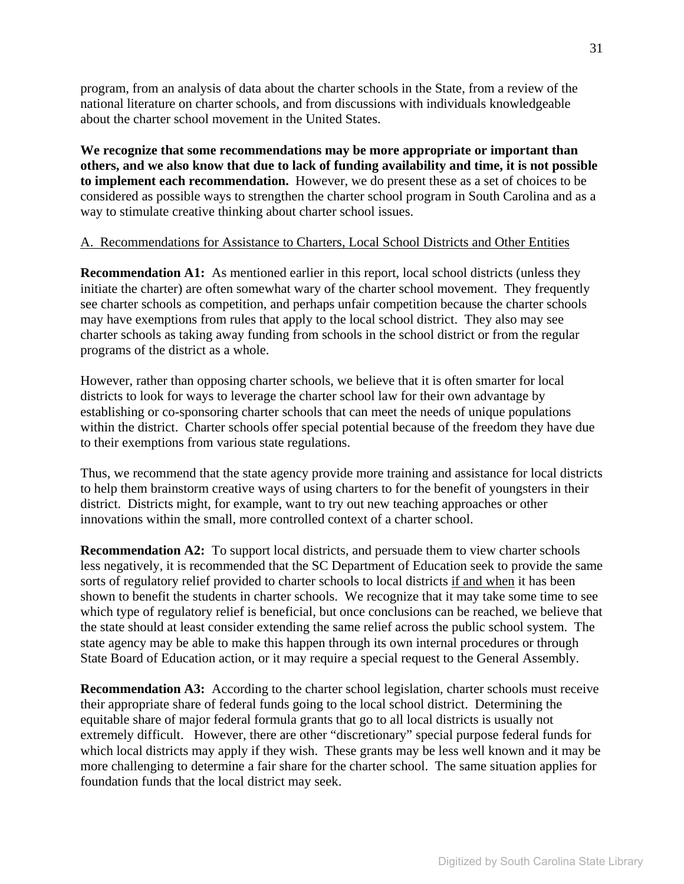program, from an analysis of data about the charter schools in the State, from a review of the national literature on charter schools, and from discussions with individuals knowledgeable about the charter school movement in the United States.

**We recognize that some recommendations may be more appropriate or important than others, and we also know that due to lack of funding availability and time, it is not possible to implement each recommendation.** However, we do present these as a set of choices to be considered as possible ways to strengthen the charter school program in South Carolina and as a way to stimulate creative thinking about charter school issues.

A. Recommendations for Assistance to Charters, Local School Districts and Other Entities

**Recommendation A1:** As mentioned earlier in this report, local school districts (unless they initiate the charter) are often somewhat wary of the charter school movement. They frequently see charter schools as competition, and perhaps unfair competition because the charter schools may have exemptions from rules that apply to the local school district. They also may see charter schools as taking away funding from schools in the school district or from the regular programs of the district as a whole.

However, rather than opposing charter schools, we believe that it is often smarter for local districts to look for ways to leverage the charter school law for their own advantage by establishing or co-sponsoring charter schools that can meet the needs of unique populations within the district. Charter schools offer special potential because of the freedom they have due to their exemptions from various state regulations.

Thus, we recommend that the state agency provide more training and assistance for local districts to help them brainstorm creative ways of using charters to for the benefit of youngsters in their district. Districts might, for example, want to try out new teaching approaches or other innovations within the small, more controlled context of a charter school.

**Recommendation A2:** To support local districts, and persuade them to view charter schools less negatively, it is recommended that the SC Department of Education seek to provide the same sorts of regulatory relief provided to charter schools to local districts if and when it has been shown to benefit the students in charter schools. We recognize that it may take some time to see which type of regulatory relief is beneficial, but once conclusions can be reached, we believe that the state should at least consider extending the same relief across the public school system. The state agency may be able to make this happen through its own internal procedures or through State Board of Education action, or it may require a special request to the General Assembly.

**Recommendation A3:** According to the charter school legislation, charter schools must receive their appropriate share of federal funds going to the local school district. Determining the equitable share of major federal formula grants that go to all local districts is usually not extremely difficult. However, there are other "discretionary" special purpose federal funds for which local districts may apply if they wish. These grants may be less well known and it may be more challenging to determine a fair share for the charter school. The same situation applies for foundation funds that the local district may seek.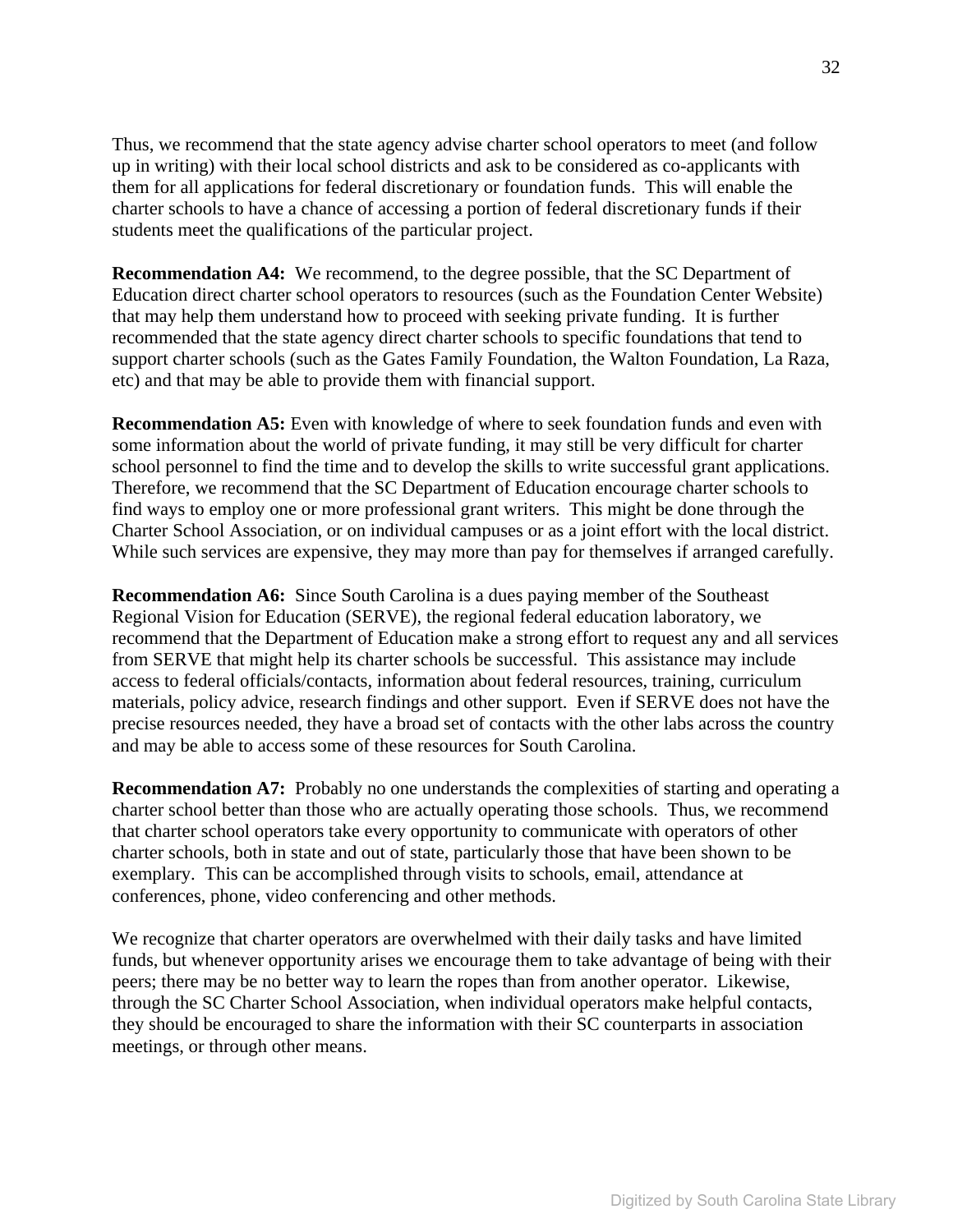Thus, we recommend that the state agency advise charter school operators to meet (and follow up in writing) with their local school districts and ask to be considered as co-applicants with them for all applications for federal discretionary or foundation funds. This will enable the charter schools to have a chance of accessing a portion of federal discretionary funds if their students meet the qualifications of the particular project.

**Recommendation A4:** We recommend, to the degree possible, that the SC Department of Education direct charter school operators to resources (such as the Foundation Center Website) that may help them understand how to proceed with seeking private funding. It is further recommended that the state agency direct charter schools to specific foundations that tend to support charter schools (such as the Gates Family Foundation, the Walton Foundation, La Raza, etc) and that may be able to provide them with financial support.

**Recommendation A5:** Even with knowledge of where to seek foundation funds and even with some information about the world of private funding, it may still be very difficult for charter school personnel to find the time and to develop the skills to write successful grant applications. Therefore, we recommend that the SC Department of Education encourage charter schools to find ways to employ one or more professional grant writers. This might be done through the Charter School Association, or on individual campuses or as a joint effort with the local district. While such services are expensive, they may more than pay for themselves if arranged carefully.

**Recommendation A6:** Since South Carolina is a dues paying member of the Southeast Regional Vision for Education (SERVE), the regional federal education laboratory, we recommend that the Department of Education make a strong effort to request any and all services from SERVE that might help its charter schools be successful. This assistance may include access to federal officials/contacts, information about federal resources, training, curriculum materials, policy advice, research findings and other support. Even if SERVE does not have the precise resources needed, they have a broad set of contacts with the other labs across the country and may be able to access some of these resources for South Carolina.

**Recommendation A7:** Probably no one understands the complexities of starting and operating a charter school better than those who are actually operating those schools. Thus, we recommend that charter school operators take every opportunity to communicate with operators of other charter schools, both in state and out of state, particularly those that have been shown to be exemplary. This can be accomplished through visits to schools, email, attendance at conferences, phone, video conferencing and other methods.

We recognize that charter operators are overwhelmed with their daily tasks and have limited funds, but whenever opportunity arises we encourage them to take advantage of being with their peers; there may be no better way to learn the ropes than from another operator. Likewise, through the SC Charter School Association, when individual operators make helpful contacts, they should be encouraged to share the information with their SC counterparts in association meetings, or through other means.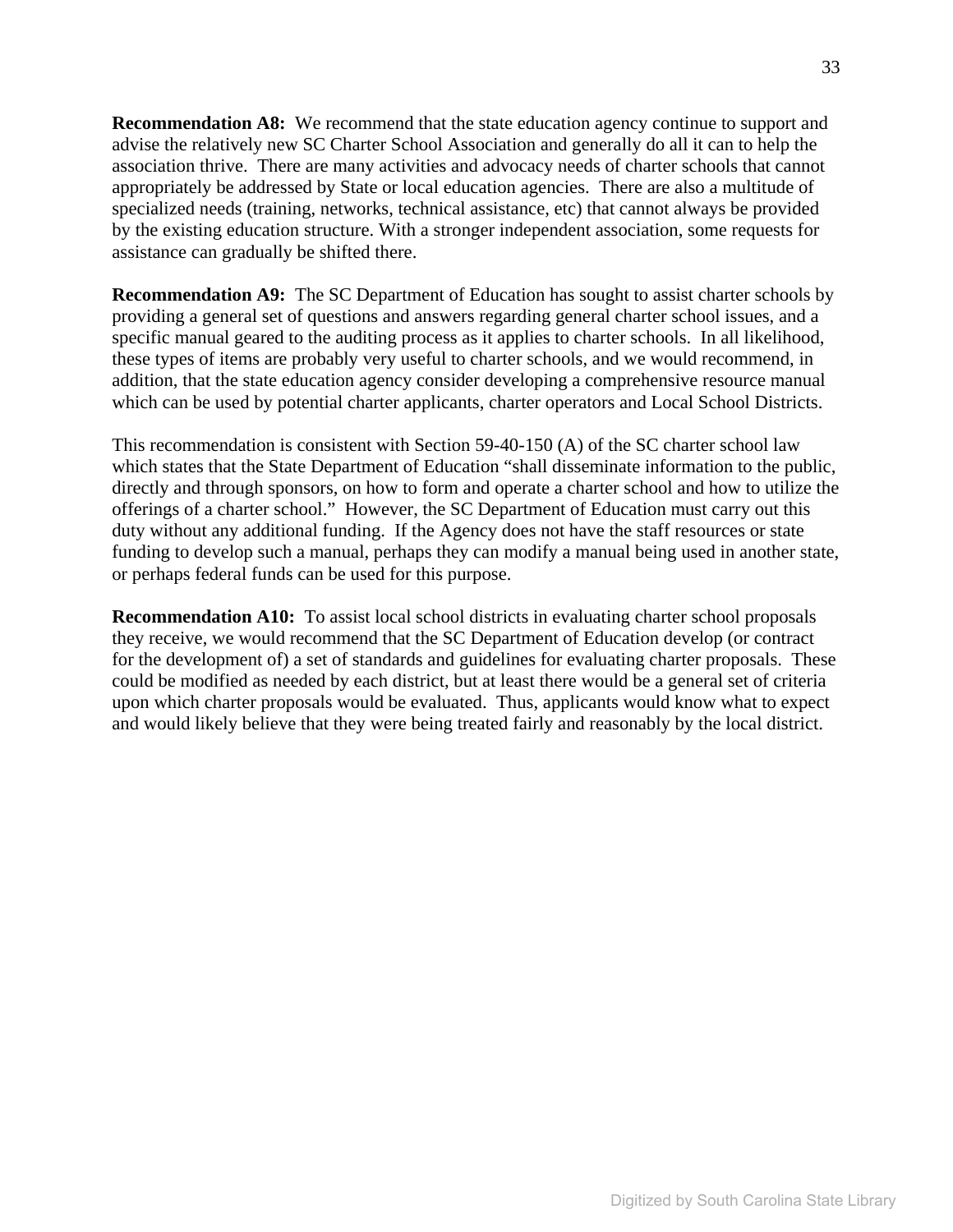**Recommendation A8:** We recommend that the state education agency continue to support and advise the relatively new SC Charter School Association and generally do all it can to help the association thrive. There are many activities and advocacy needs of charter schools that cannot appropriately be addressed by State or local education agencies. There are also a multitude of specialized needs (training, networks, technical assistance, etc) that cannot always be provided by the existing education structure. With a stronger independent association, some requests for assistance can gradually be shifted there.

**Recommendation A9:** The SC Department of Education has sought to assist charter schools by providing a general set of questions and answers regarding general charter school issues, and a specific manual geared to the auditing process as it applies to charter schools. In all likelihood, these types of items are probably very useful to charter schools, and we would recommend, in addition, that the state education agency consider developing a comprehensive resource manual which can be used by potential charter applicants, charter operators and Local School Districts.

This recommendation is consistent with Section 59-40-150 (A) of the SC charter school law which states that the State Department of Education "shall disseminate information to the public, directly and through sponsors, on how to form and operate a charter school and how to utilize the offerings of a charter school." However, the SC Department of Education must carry out this duty without any additional funding. If the Agency does not have the staff resources or state funding to develop such a manual, perhaps they can modify a manual being used in another state, or perhaps federal funds can be used for this purpose.

**Recommendation A10:** To assist local school districts in evaluating charter school proposals they receive, we would recommend that the SC Department of Education develop (or contract for the development of) a set of standards and guidelines for evaluating charter proposals. These could be modified as needed by each district, but at least there would be a general set of criteria upon which charter proposals would be evaluated. Thus, applicants would know what to expect and would likely believe that they were being treated fairly and reasonably by the local district.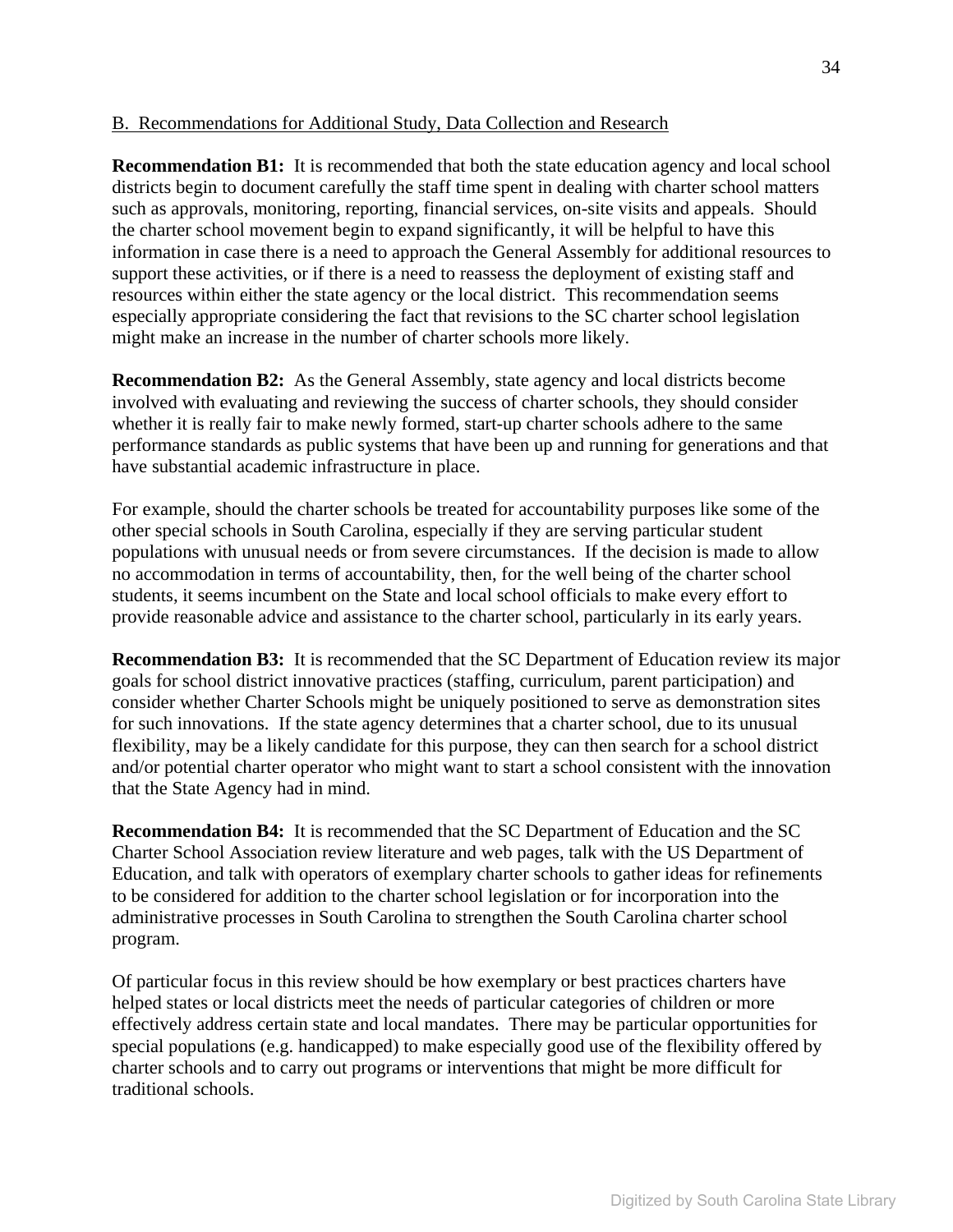B. Recommendations for Additional Study, Data Collection and Research

**Recommendation B1:** It is recommended that both the state education agency and local school districts begin to document carefully the staff time spent in dealing with charter school matters such as approvals, monitoring, reporting, financial services, on-site visits and appeals. Should the charter school movement begin to expand significantly, it will be helpful to have this information in case there is a need to approach the General Assembly for additional resources to support these activities, or if there is a need to reassess the deployment of existing staff and resources within either the state agency or the local district. This recommendation seems especially appropriate considering the fact that revisions to the SC charter school legislation might make an increase in the number of charter schools more likely.

**Recommendation B2:** As the General Assembly, state agency and local districts become involved with evaluating and reviewing the success of charter schools, they should consider whether it is really fair to make newly formed, start-up charter schools adhere to the same performance standards as public systems that have been up and running for generations and that have substantial academic infrastructure in place.

For example, should the charter schools be treated for accountability purposes like some of the other special schools in South Carolina, especially if they are serving particular student populations with unusual needs or from severe circumstances. If the decision is made to allow no accommodation in terms of accountability, then, for the well being of the charter school students, it seems incumbent on the State and local school officials to make every effort to provide reasonable advice and assistance to the charter school, particularly in its early years.

**Recommendation B3:** It is recommended that the SC Department of Education review its major goals for school district innovative practices (staffing, curriculum, parent participation) and consider whether Charter Schools might be uniquely positioned to serve as demonstration sites for such innovations. If the state agency determines that a charter school, due to its unusual flexibility, may be a likely candidate for this purpose, they can then search for a school district and/or potential charter operator who might want to start a school consistent with the innovation that the State Agency had in mind.

**Recommendation B4:** It is recommended that the SC Department of Education and the SC Charter School Association review literature and web pages, talk with the US Department of Education, and talk with operators of exemplary charter schools to gather ideas for refinements to be considered for addition to the charter school legislation or for incorporation into the administrative processes in South Carolina to strengthen the South Carolina charter school program.

Of particular focus in this review should be how exemplary or best practices charters have helped states or local districts meet the needs of particular categories of children or more effectively address certain state and local mandates. There may be particular opportunities for special populations (e.g. handicapped) to make especially good use of the flexibility offered by charter schools and to carry out programs or interventions that might be more difficult for traditional schools.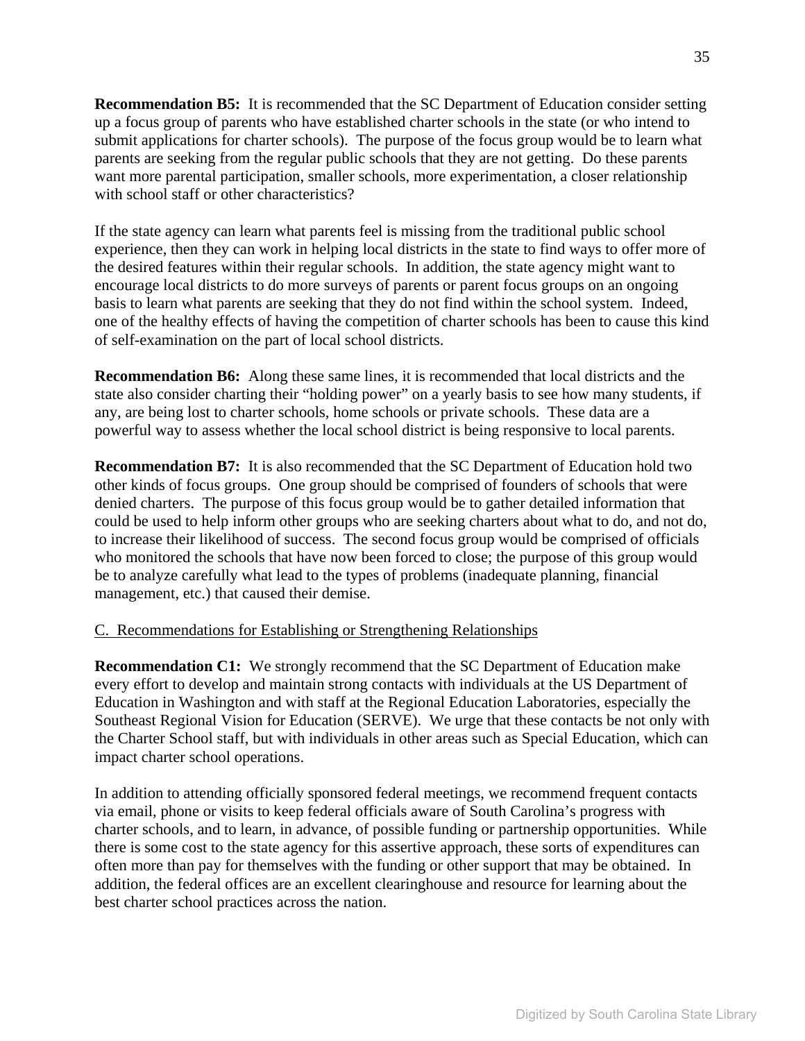**Recommendation B5:** It is recommended that the SC Department of Education consider setting up a focus group of parents who have established charter schools in the state (or who intend to submit applications for charter schools). The purpose of the focus group would be to learn what parents are seeking from the regular public schools that they are not getting. Do these parents want more parental participation, smaller schools, more experimentation, a closer relationship with school staff or other characteristics?

If the state agency can learn what parents feel is missing from the traditional public school experience, then they can work in helping local districts in the state to find ways to offer more of the desired features within their regular schools. In addition, the state agency might want to encourage local districts to do more surveys of parents or parent focus groups on an ongoing basis to learn what parents are seeking that they do not find within the school system. Indeed, one of the healthy effects of having the competition of charter schools has been to cause this kind of self-examination on the part of local school districts.

**Recommendation B6:** Along these same lines, it is recommended that local districts and the state also consider charting their "holding power" on a yearly basis to see how many students, if any, are being lost to charter schools, home schools or private schools. These data are a powerful way to assess whether the local school district is being responsive to local parents.

**Recommendation B7:** It is also recommended that the SC Department of Education hold two other kinds of focus groups. One group should be comprised of founders of schools that were denied charters. The purpose of this focus group would be to gather detailed information that could be used to help inform other groups who are seeking charters about what to do, and not do, to increase their likelihood of success. The second focus group would be comprised of officials who monitored the schools that have now been forced to close; the purpose of this group would be to analyze carefully what lead to the types of problems (inadequate planning, financial management, etc.) that caused their demise.

C. Recommendations for Establishing or Strengthening Relationships

**Recommendation C1:** We strongly recommend that the SC Department of Education make every effort to develop and maintain strong contacts with individuals at the US Department of Education in Washington and with staff at the Regional Education Laboratories, especially the Southeast Regional Vision for Education (SERVE). We urge that these contacts be not only with the Charter School staff, but with individuals in other areas such as Special Education, which can impact charter school operations.

In addition to attending officially sponsored federal meetings, we recommend frequent contacts via email, phone or visits to keep federal officials aware of South Carolina's progress with charter schools, and to learn, in advance, of possible funding or partnership opportunities. While there is some cost to the state agency for this assertive approach, these sorts of expenditures can often more than pay for themselves with the funding or other support that may be obtained. In addition, the federal offices are an excellent clearinghouse and resource for learning about the best charter school practices across the nation.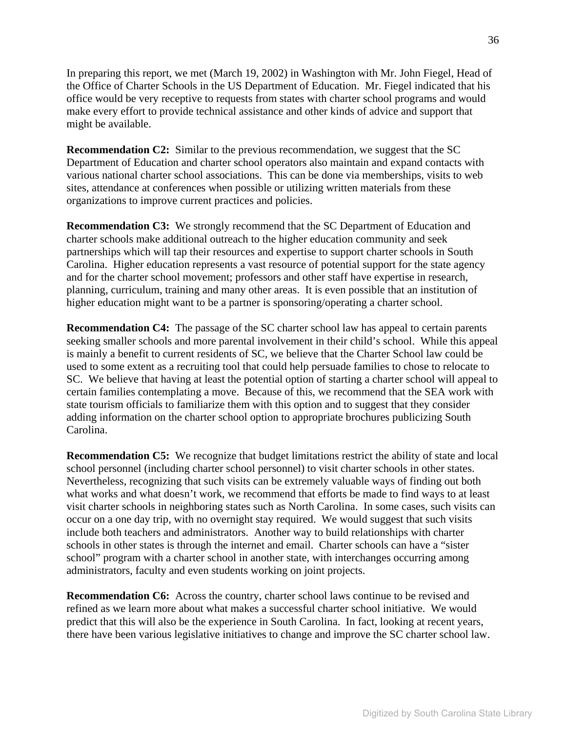In preparing this report, we met (March 19, 2002) in Washington with Mr. John Fiegel, Head of the Office of Charter Schools in the US Department of Education. Mr. Fiegel indicated that his office would be very receptive to requests from states with charter school programs and would make every effort to provide technical assistance and other kinds of advice and support that might be available.

**Recommendation C2:** Similar to the previous recommendation, we suggest that the SC Department of Education and charter school operators also maintain and expand contacts with various national charter school associations. This can be done via memberships, visits to web sites, attendance at conferences when possible or utilizing written materials from these organizations to improve current practices and policies.

**Recommendation C3:** We strongly recommend that the SC Department of Education and charter schools make additional outreach to the higher education community and seek partnerships which will tap their resources and expertise to support charter schools in South Carolina. Higher education represents a vast resource of potential support for the state agency and for the charter school movement; professors and other staff have expertise in research, planning, curriculum, training and many other areas. It is even possible that an institution of higher education might want to be a partner is sponsoring/operating a charter school.

**Recommendation C4:** The passage of the SC charter school law has appeal to certain parents seeking smaller schools and more parental involvement in their child's school. While this appeal is mainly a benefit to current residents of SC, we believe that the Charter School law could be used to some extent as a recruiting tool that could help persuade families to chose to relocate to SC. We believe that having at least the potential option of starting a charter school will appeal to certain families contemplating a move. Because of this, we recommend that the SEA work with state tourism officials to familiarize them with this option and to suggest that they consider adding information on the charter school option to appropriate brochures publicizing South Carolina.

**Recommendation C5:** We recognize that budget limitations restrict the ability of state and local school personnel (including charter school personnel) to visit charter schools in other states. Nevertheless, recognizing that such visits can be extremely valuable ways of finding out both what works and what doesn't work, we recommend that efforts be made to find ways to at least visit charter schools in neighboring states such as North Carolina. In some cases, such visits can occur on a one day trip, with no overnight stay required. We would suggest that such visits include both teachers and administrators. Another way to build relationships with charter schools in other states is through the internet and email. Charter schools can have a "sister school" program with a charter school in another state, with interchanges occurring among administrators, faculty and even students working on joint projects.

**Recommendation C6:** Across the country, charter school laws continue to be revised and refined as we learn more about what makes a successful charter school initiative. We would predict that this will also be the experience in South Carolina. In fact, looking at recent years, there have been various legislative initiatives to change and improve the SC charter school law.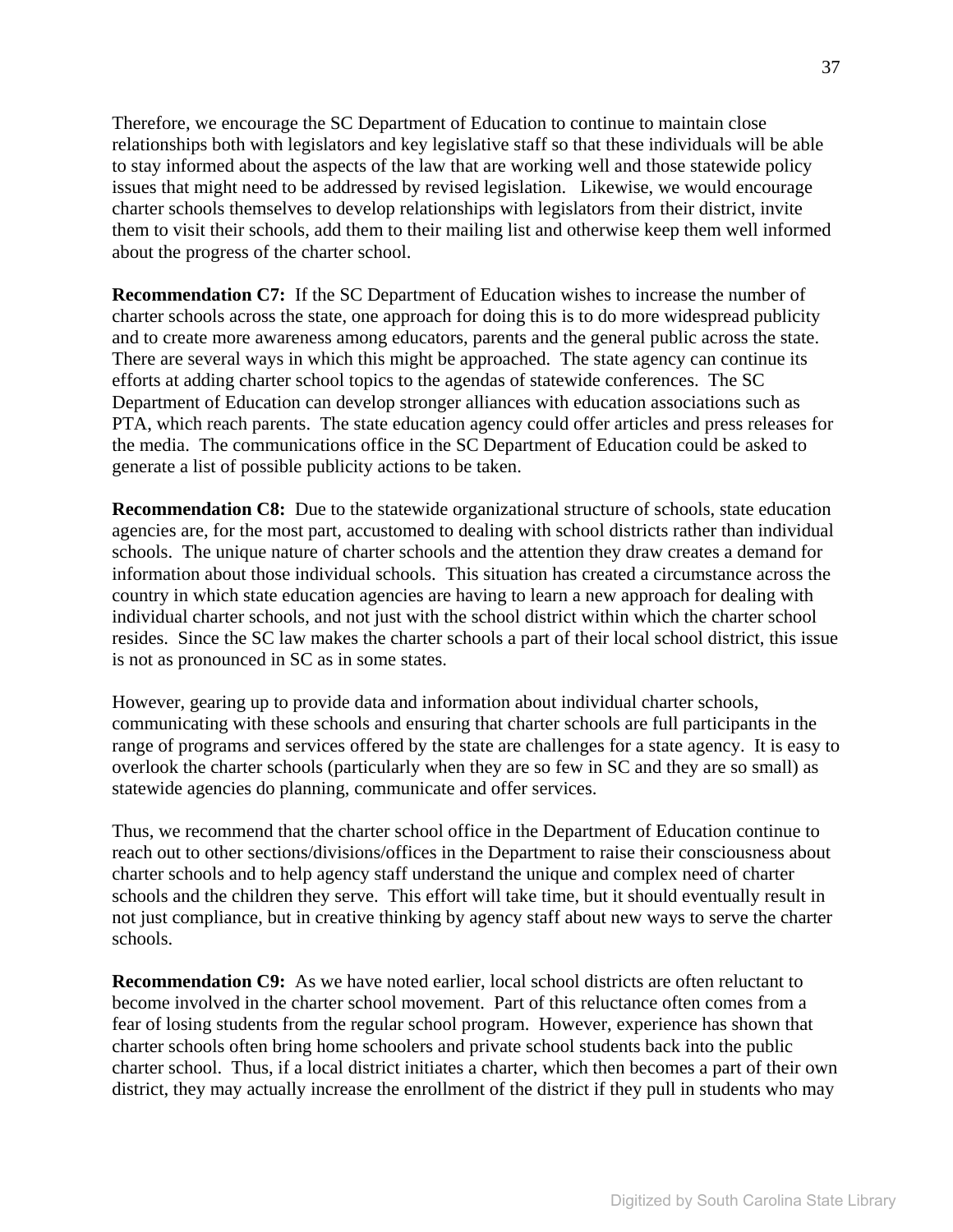Therefore, we encourage the SC Department of Education to continue to maintain close relationships both with legislators and key legislative staff so that these individuals will be able to stay informed about the aspects of the law that are working well and those statewide policy issues that might need to be addressed by revised legislation. Likewise, we would encourage charter schools themselves to develop relationships with legislators from their district, invite them to visit their schools, add them to their mailing list and otherwise keep them well informed about the progress of the charter school.

**Recommendation C7:** If the SC Department of Education wishes to increase the number of charter schools across the state, one approach for doing this is to do more widespread publicity and to create more awareness among educators, parents and the general public across the state. There are several ways in which this might be approached. The state agency can continue its efforts at adding charter school topics to the agendas of statewide conferences. The SC Department of Education can develop stronger alliances with education associations such as PTA, which reach parents. The state education agency could offer articles and press releases for the media. The communications office in the SC Department of Education could be asked to generate a list of possible publicity actions to be taken.

**Recommendation C8:** Due to the statewide organizational structure of schools, state education agencies are, for the most part, accustomed to dealing with school districts rather than individual schools. The unique nature of charter schools and the attention they draw creates a demand for information about those individual schools. This situation has created a circumstance across the country in which state education agencies are having to learn a new approach for dealing with individual charter schools, and not just with the school district within which the charter school resides. Since the SC law makes the charter schools a part of their local school district, this issue is not as pronounced in SC as in some states.

However, gearing up to provide data and information about individual charter schools, communicating with these schools and ensuring that charter schools are full participants in the range of programs and services offered by the state are challenges for a state agency. It is easy to overlook the charter schools (particularly when they are so few in SC and they are so small) as statewide agencies do planning, communicate and offer services.

Thus, we recommend that the charter school office in the Department of Education continue to reach out to other sections/divisions/offices in the Department to raise their consciousness about charter schools and to help agency staff understand the unique and complex need of charter schools and the children they serve. This effort will take time, but it should eventually result in not just compliance, but in creative thinking by agency staff about new ways to serve the charter schools.

**Recommendation C9:** As we have noted earlier, local school districts are often reluctant to become involved in the charter school movement. Part of this reluctance often comes from a fear of losing students from the regular school program. However, experience has shown that charter schools often bring home schoolers and private school students back into the public charter school. Thus, if a local district initiates a charter, which then becomes a part of their own district, they may actually increase the enrollment of the district if they pull in students who may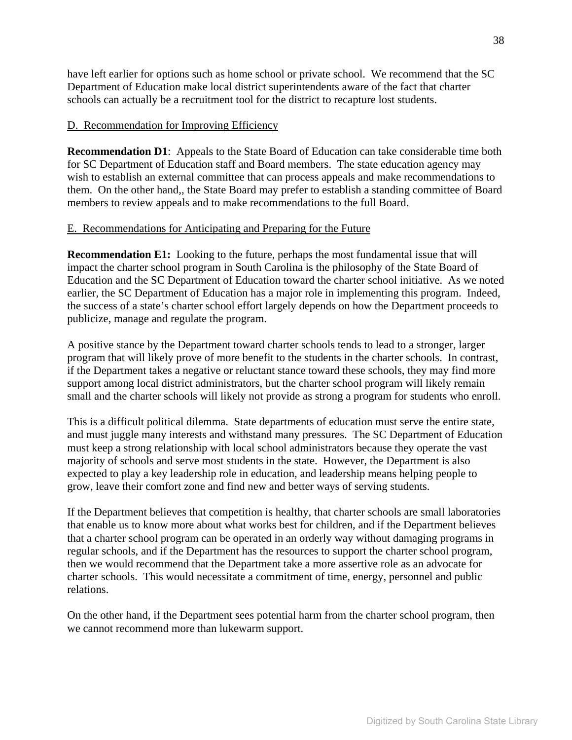have left earlier for options such as home school or private school. We recommend that the SC Department of Education make local district superintendents aware of the fact that charter schools can actually be a recruitment tool for the district to recapture lost students.

D. Recommendation for Improving Efficiency

**Recommendation D1**: Appeals to the State Board of Education can take considerable time both for SC Department of Education staff and Board members. The state education agency may wish to establish an external committee that can process appeals and make recommendations to them. On the other hand,, the State Board may prefer to establish a standing committee of Board members to review appeals and to make recommendations to the full Board.

E. Recommendations for Anticipating and Preparing for the Future

**Recommendation E1:** Looking to the future, perhaps the most fundamental issue that will impact the charter school program in South Carolina is the philosophy of the State Board of Education and the SC Department of Education toward the charter school initiative. As we noted earlier, the SC Department of Education has a major role in implementing this program. Indeed, the success of a state's charter school effort largely depends on how the Department proceeds to publicize, manage and regulate the program.

A positive stance by the Department toward charter schools tends to lead to a stronger, larger program that will likely prove of more benefit to the students in the charter schools. In contrast, if the Department takes a negative or reluctant stance toward these schools, they may find more support among local district administrators, but the charter school program will likely remain small and the charter schools will likely not provide as strong a program for students who enroll.

This is a difficult political dilemma. State departments of education must serve the entire state, and must juggle many interests and withstand many pressures. The SC Department of Education must keep a strong relationship with local school administrators because they operate the vast majority of schools and serve most students in the state. However, the Department is also expected to play a key leadership role in education, and leadership means helping people to grow, leave their comfort zone and find new and better ways of serving students.

If the Department believes that competition is healthy, that charter schools are small laboratories that enable us to know more about what works best for children, and if the Department believes that a charter school program can be operated in an orderly way without damaging programs in regular schools, and if the Department has the resources to support the charter school program, then we would recommend that the Department take a more assertive role as an advocate for charter schools. This would necessitate a commitment of time, energy, personnel and public relations.

On the other hand, if the Department sees potential harm from the charter school program, then we cannot recommend more than lukewarm support.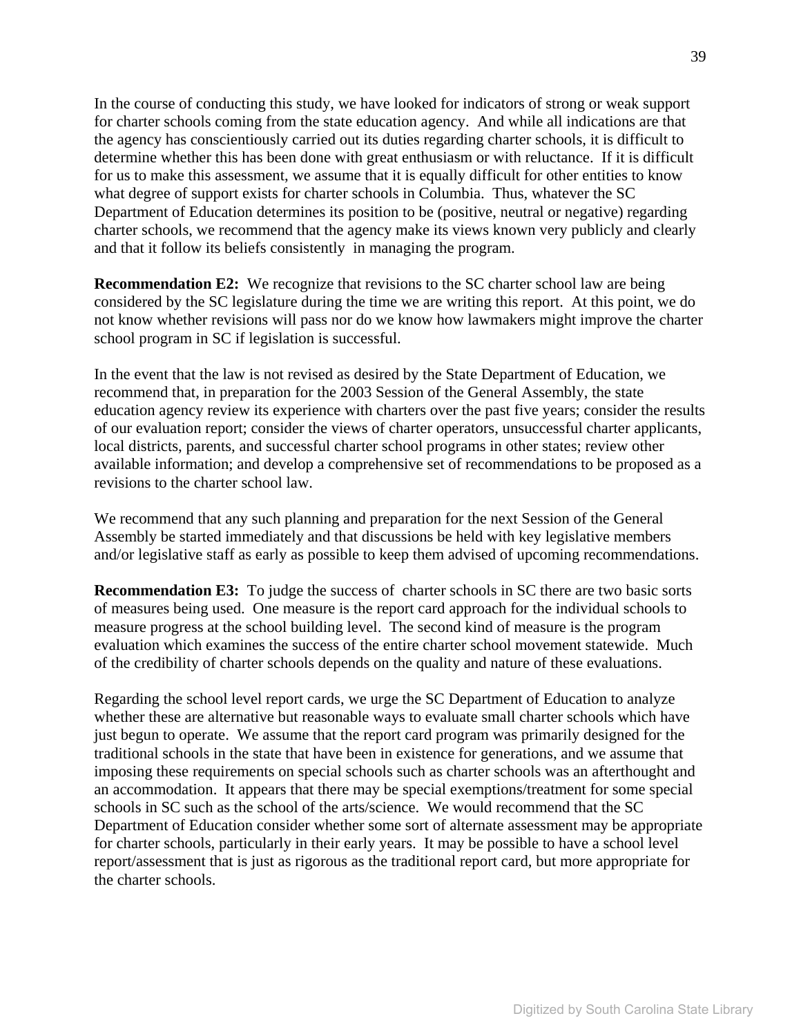In the course of conducting this study, we have looked for indicators of strong or weak support for charter schools coming from the state education agency. And while all indications are that the agency has conscientiously carried out its duties regarding charter schools, it is difficult to determine whether this has been done with great enthusiasm or with reluctance. If it is difficult for us to make this assessment, we assume that it is equally difficult for other entities to know what degree of support exists for charter schools in Columbia. Thus, whatever the SC Department of Education determines its position to be (positive, neutral or negative) regarding charter schools, we recommend that the agency make its views known very publicly and clearly and that it follow its beliefs consistently in managing the program.

**Recommendation E2:** We recognize that revisions to the SC charter school law are being considered by the SC legislature during the time we are writing this report. At this point, we do not know whether revisions will pass nor do we know how lawmakers might improve the charter school program in SC if legislation is successful.

In the event that the law is not revised as desired by the State Department of Education, we recommend that, in preparation for the 2003 Session of the General Assembly, the state education agency review its experience with charters over the past five years; consider the results of our evaluation report; consider the views of charter operators, unsuccessful charter applicants, local districts, parents, and successful charter school programs in other states; review other available information; and develop a comprehensive set of recommendations to be proposed as a revisions to the charter school law.

We recommend that any such planning and preparation for the next Session of the General Assembly be started immediately and that discussions be held with key legislative members and/or legislative staff as early as possible to keep them advised of upcoming recommendations.

**Recommendation E3:** To judge the success of charter schools in SC there are two basic sorts of measures being used. One measure is the report card approach for the individual schools to measure progress at the school building level. The second kind of measure is the program evaluation which examines the success of the entire charter school movement statewide. Much of the credibility of charter schools depends on the quality and nature of these evaluations.

Regarding the school level report cards, we urge the SC Department of Education to analyze whether these are alternative but reasonable ways to evaluate small charter schools which have just begun to operate. We assume that the report card program was primarily designed for the traditional schools in the state that have been in existence for generations, and we assume that imposing these requirements on special schools such as charter schools was an afterthought and an accommodation. It appears that there may be special exemptions/treatment for some special schools in SC such as the school of the arts/science. We would recommend that the SC Department of Education consider whether some sort of alternate assessment may be appropriate for charter schools, particularly in their early years. It may be possible to have a school level report/assessment that is just as rigorous as the traditional report card, but more appropriate for the charter schools.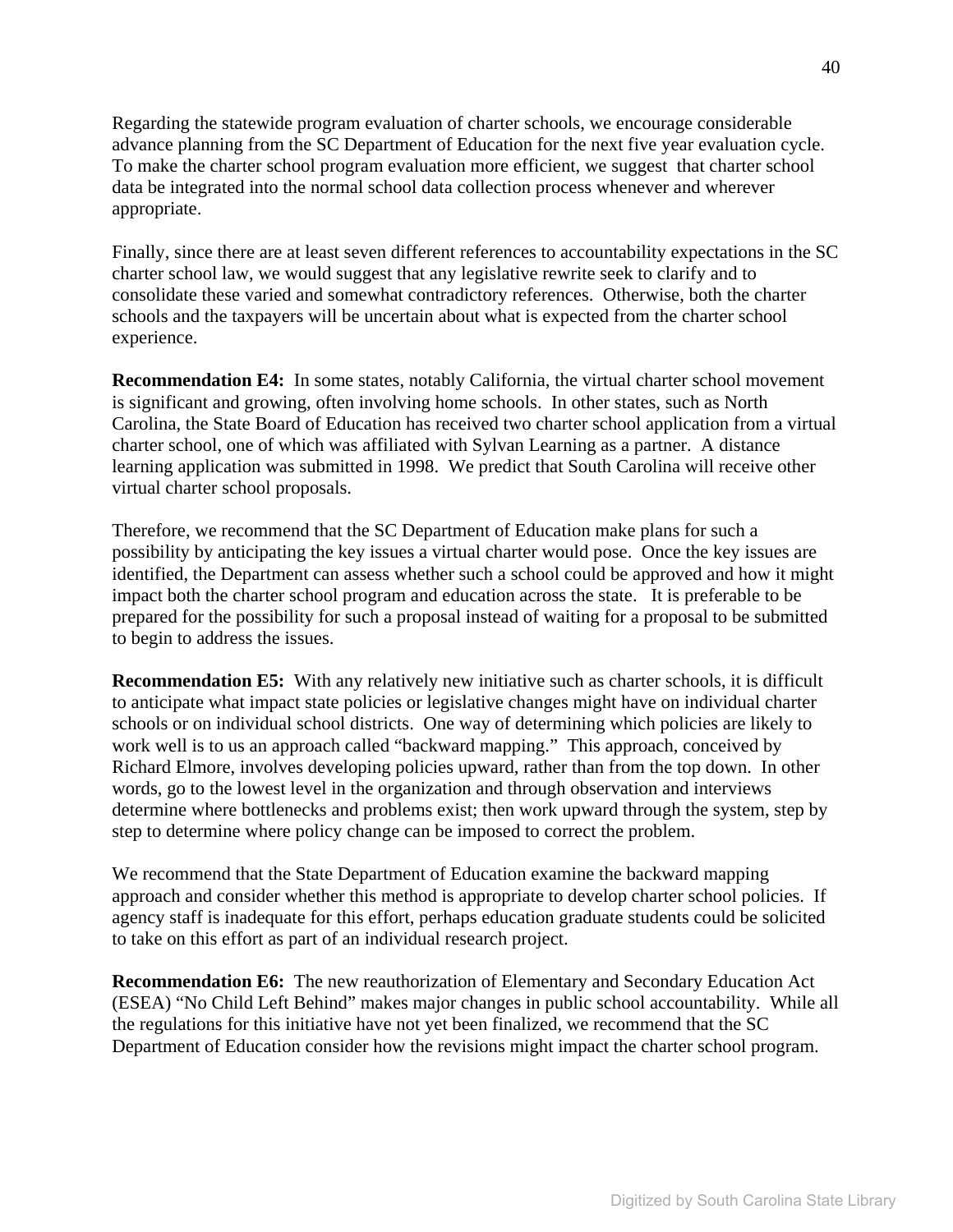Regarding the statewide program evaluation of charter schools, we encourage considerable advance planning from the SC Department of Education for the next five year evaluation cycle. To make the charter school program evaluation more efficient, we suggest that charter school data be integrated into the normal school data collection process whenever and wherever appropriate.

Finally, since there are at least seven different references to accountability expectations in the SC charter school law, we would suggest that any legislative rewrite seek to clarify and to consolidate these varied and somewhat contradictory references. Otherwise, both the charter schools and the taxpayers will be uncertain about what is expected from the charter school experience.

**Recommendation E4:** In some states, notably California, the virtual charter school movement is significant and growing, often involving home schools. In other states, such as North Carolina, the State Board of Education has received two charter school application from a virtual charter school, one of which was affiliated with Sylvan Learning as a partner. A distance learning application was submitted in 1998. We predict that South Carolina will receive other virtual charter school proposals.

Therefore, we recommend that the SC Department of Education make plans for such a possibility by anticipating the key issues a virtual charter would pose. Once the key issues are identified, the Department can assess whether such a school could be approved and how it might impact both the charter school program and education across the state. It is preferable to be prepared for the possibility for such a proposal instead of waiting for a proposal to be submitted to begin to address the issues.

**Recommendation E5:** With any relatively new initiative such as charter schools, it is difficult to anticipate what impact state policies or legislative changes might have on individual charter schools or on individual school districts. One way of determining which policies are likely to work well is to us an approach called "backward mapping." This approach, conceived by Richard Elmore, involves developing policies upward, rather than from the top down. In other words, go to the lowest level in the organization and through observation and interviews determine where bottlenecks and problems exist; then work upward through the system, step by step to determine where policy change can be imposed to correct the problem.

We recommend that the State Department of Education examine the backward mapping approach and consider whether this method is appropriate to develop charter school policies. If agency staff is inadequate for this effort, perhaps education graduate students could be solicited to take on this effort as part of an individual research project.

**Recommendation E6:** The new reauthorization of Elementary and Secondary Education Act (ESEA) "No Child Left Behind" makes major changes in public school accountability. While all the regulations for this initiative have not yet been finalized, we recommend that the SC Department of Education consider how the revisions might impact the charter school program.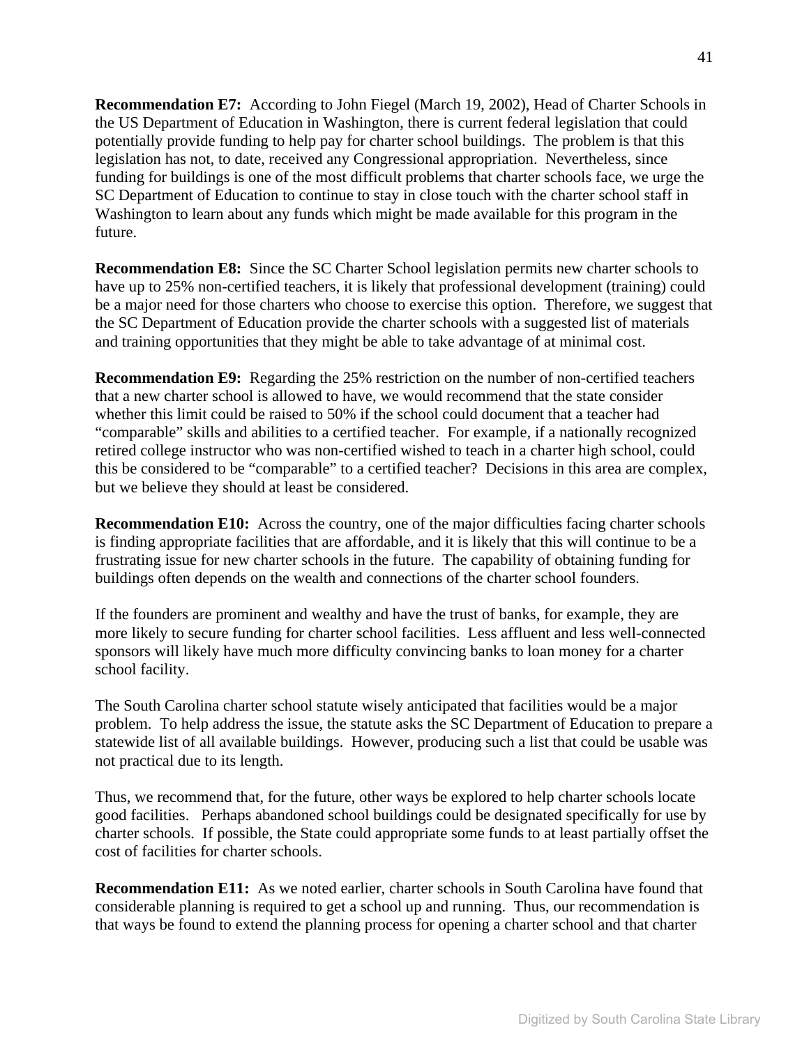**Recommendation E7:** According to John Fiegel (March 19, 2002), Head of Charter Schools in the US Department of Education in Washington, there is current federal legislation that could potentially provide funding to help pay for charter school buildings. The problem is that this legislation has not, to date, received any Congressional appropriation. Nevertheless, since funding for buildings is one of the most difficult problems that charter schools face, we urge the SC Department of Education to continue to stay in close touch with the charter school staff in Washington to learn about any funds which might be made available for this program in the future.

**Recommendation E8:** Since the SC Charter School legislation permits new charter schools to have up to 25% non-certified teachers, it is likely that professional development (training) could be a major need for those charters who choose to exercise this option. Therefore, we suggest that the SC Department of Education provide the charter schools with a suggested list of materials and training opportunities that they might be able to take advantage of at minimal cost.

**Recommendation E9:** Regarding the 25% restriction on the number of non-certified teachers that a new charter school is allowed to have, we would recommend that the state consider whether this limit could be raised to 50% if the school could document that a teacher had "comparable" skills and abilities to a certified teacher. For example, if a nationally recognized retired college instructor who was non-certified wished to teach in a charter high school, could this be considered to be "comparable" to a certified teacher? Decisions in this area are complex, but we believe they should at least be considered.

**Recommendation E10:** Across the country, one of the major difficulties facing charter schools is finding appropriate facilities that are affordable, and it is likely that this will continue to be a frustrating issue for new charter schools in the future. The capability of obtaining funding for buildings often depends on the wealth and connections of the charter school founders.

If the founders are prominent and wealthy and have the trust of banks, for example, they are more likely to secure funding for charter school facilities. Less affluent and less well-connected sponsors will likely have much more difficulty convincing banks to loan money for a charter school facility.

The South Carolina charter school statute wisely anticipated that facilities would be a major problem. To help address the issue, the statute asks the SC Department of Education to prepare a statewide list of all available buildings. However, producing such a list that could be usable was not practical due to its length.

Thus, we recommend that, for the future, other ways be explored to help charter schools locate good facilities. Perhaps abandoned school buildings could be designated specifically for use by charter schools. If possible, the State could appropriate some funds to at least partially offset the cost of facilities for charter schools.

**Recommendation E11:** As we noted earlier, charter schools in South Carolina have found that considerable planning is required to get a school up and running. Thus, our recommendation is that ways be found to extend the planning process for opening a charter school and that charter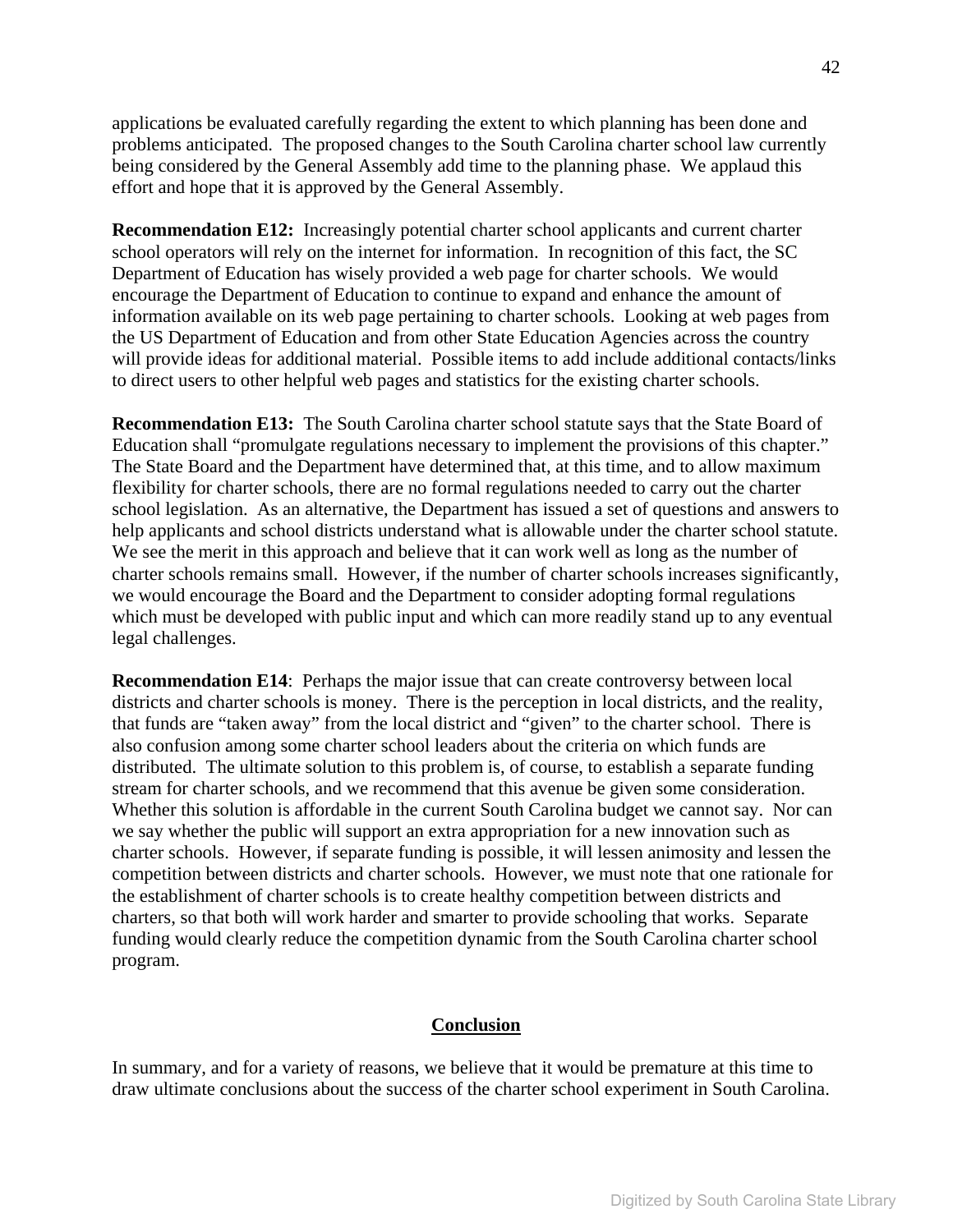applications be evaluated carefully regarding the extent to which planning has been done and problems anticipated. The proposed changes to the South Carolina charter school law currently being considered by the General Assembly add time to the planning phase. We applaud this effort and hope that it is approved by the General Assembly.

**Recommendation E12:** Increasingly potential charter school applicants and current charter school operators will rely on the internet for information. In recognition of this fact, the SC Department of Education has wisely provided a web page for charter schools. We would encourage the Department of Education to continue to expand and enhance the amount of information available on its web page pertaining to charter schools. Looking at web pages from the US Department of Education and from other State Education Agencies across the country will provide ideas for additional material. Possible items to add include additional contacts/links to direct users to other helpful web pages and statistics for the existing charter schools.

**Recommendation E13:** The South Carolina charter school statute says that the State Board of Education shall "promulgate regulations necessary to implement the provisions of this chapter." The State Board and the Department have determined that, at this time, and to allow maximum flexibility for charter schools, there are no formal regulations needed to carry out the charter school legislation. As an alternative, the Department has issued a set of questions and answers to help applicants and school districts understand what is allowable under the charter school statute. We see the merit in this approach and believe that it can work well as long as the number of charter schools remains small. However, if the number of charter schools increases significantly, we would encourage the Board and the Department to consider adopting formal regulations which must be developed with public input and which can more readily stand up to any eventual legal challenges.

**Recommendation E14**: Perhaps the major issue that can create controversy between local districts and charter schools is money. There is the perception in local districts, and the reality, that funds are "taken away" from the local district and "given" to the charter school. There is also confusion among some charter school leaders about the criteria on which funds are distributed. The ultimate solution to this problem is, of course, to establish a separate funding stream for charter schools, and we recommend that this avenue be given some consideration. Whether this solution is affordable in the current South Carolina budget we cannot say. Nor can we say whether the public will support an extra appropriation for a new innovation such as charter schools. However, if separate funding is possible, it will lessen animosity and lessen the competition between districts and charter schools. However, we must note that one rationale for the establishment of charter schools is to create healthy competition between districts and charters, so that both will work harder and smarter to provide schooling that works. Separate funding would clearly reduce the competition dynamic from the South Carolina charter school program.

## Conclusion

In summary, and for a variety of reasons, we believe that it would be premature at this time to draw ultimate conclusions about the success of the charter school experiment in South Carolina.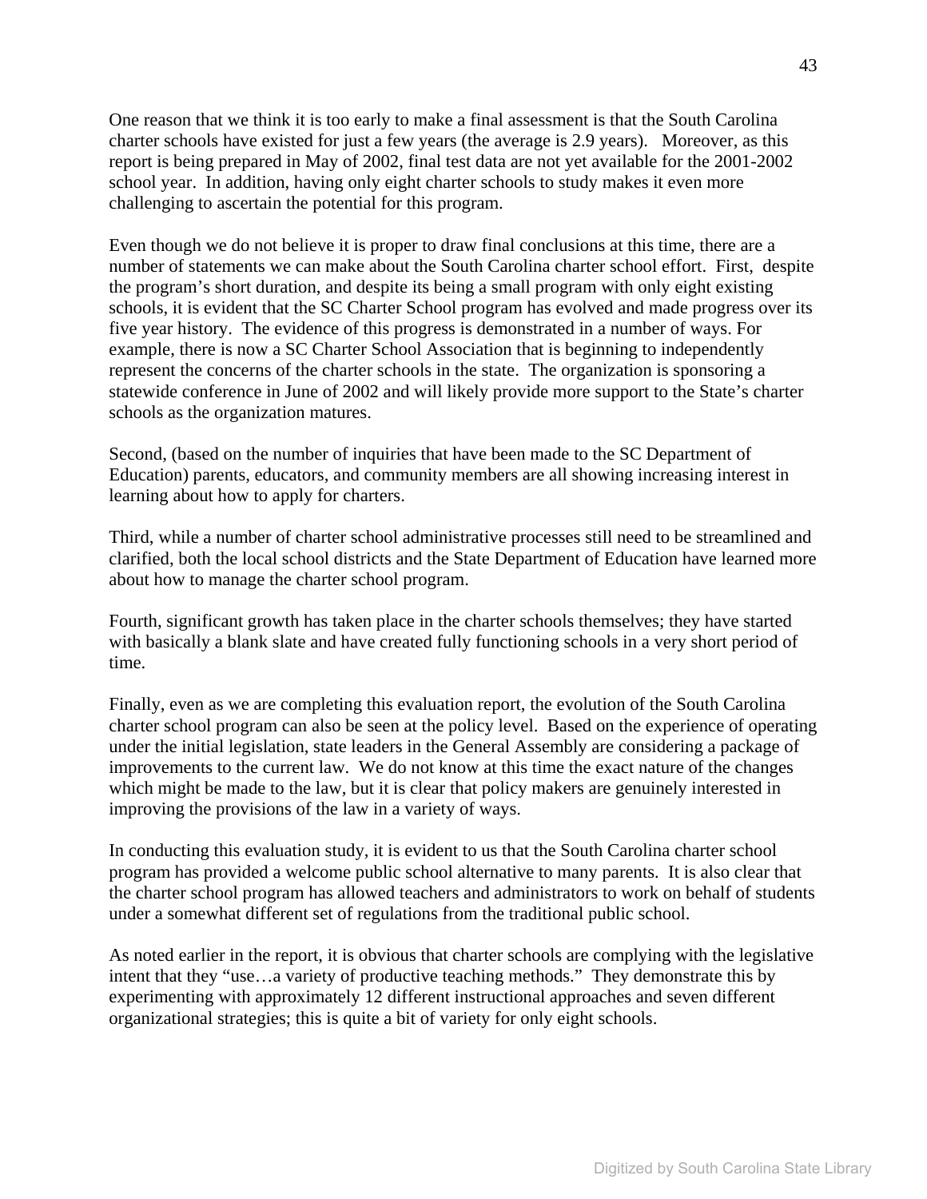One reason that we think it is too early to make a final assessment is that the South Carolina charter schools have existed for just a few years (the average is 2.9 years). Moreover, as this report is being prepared in May of 2002, final test data are not yet available for the 2001-2002 school year. In addition, having only eight charter schools to study makes it even more challenging to ascertain the potential for this program.

Even though we do not believe it is proper to draw final conclusions at this time, there are a number of statements we can make about the South Carolina charter school effort. First, despite the program's short duration, and despite its being a small program with only eight existing schools, it is evident that the SC Charter School program has evolved and made progress over its five year history. The evidence of this progress is demonstrated in a number of ways. For example, there is now a SC Charter School Association that is beginning to independently represent the concerns of the charter schools in the state. The organization is sponsoring a statewide conference in June of 2002 and will likely provide more support to the State's charter schools as the organization matures.

Second, (based on the number of inquiries that have been made to the SC Department of Education) parents, educators, and community members are all showing increasing interest in learning about how to apply for charters.

Third, while a number of charter school administrative processes still need to be streamlined and clarified, both the local school districts and the State Department of Education have learned more about how to manage the charter school program.

Fourth, significant growth has taken place in the charter schools themselves; they have started with basically a blank slate and have created fully functioning schools in a very short period of time.

Finally, even as we are completing this evaluation report, the evolution of the South Carolina charter school program can also be seen at the policy level. Based on the experience of operating under the initial legislation, state leaders in the General Assembly are considering a package of improvements to the current law. We do not know at this time the exact nature of the changes which might be made to the law, but it is clear that policy makers are genuinely interested in improving the provisions of the law in a variety of ways.

In conducting this evaluation study, it is evident to us that the South Carolina charter school program has provided a welcome public school alternative to many parents. It is also clear that the charter school program has allowed teachers and administrators to work on behalf of students under a somewhat different set of regulations from the traditional public school.

As noted earlier in the report, it is obvious that charter schools are complying with the legislative intent that they "use…a variety of productive teaching methods." They demonstrate this by experimenting with approximately 12 different instructional approaches and seven different organizational strategies; this is quite a bit of variety for only eight schools.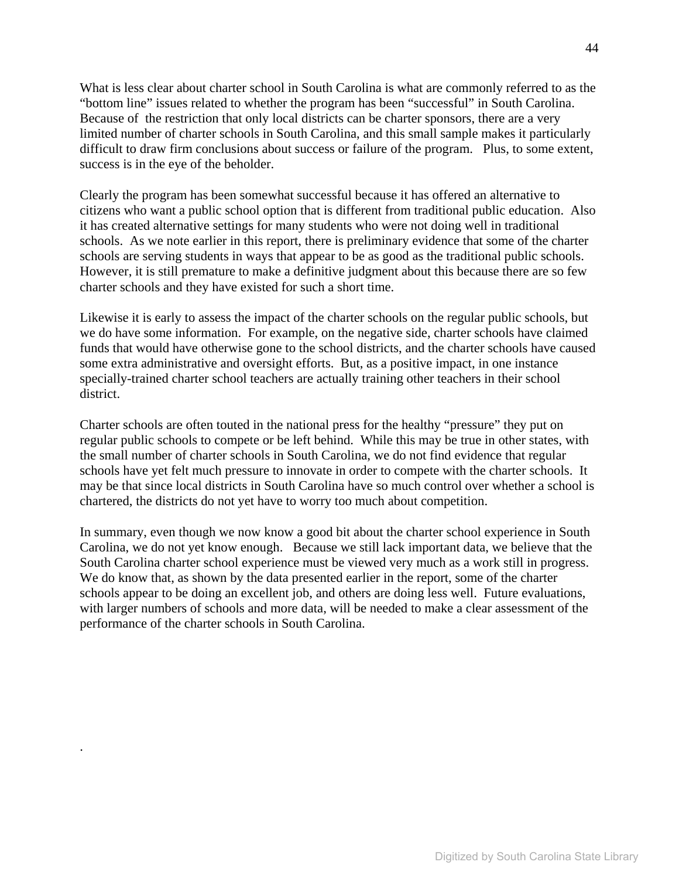What is less clear about charter school in South Carolina is what are commonly referred to as the "bottom line" issues related to whether the program has been "successful" in South Carolina. Because of the restriction that only local districts can be charter sponsors, there are a very limited number of charter schools in South Carolina, and this small sample makes it particularly difficult to draw firm conclusions about success or failure of the program. Plus, to some extent, success is in the eye of the beholder.

Clearly the program has been somewhat successful because it has offered an alternative to citizens who want a public school option that is different from traditional public education. Also it has created alternative settings for many students who were not doing well in traditional schools. As we note earlier in this report, there is preliminary evidence that some of the charter schools are serving students in ways that appear to be as good as the traditional public schools. However, it is still premature to make a definitive judgment about this because there are so few charter schools and they have existed for such a short time.

Likewise it is early to assess the impact of the charter schools on the regular public schools, but we do have some information. For example, on the negative side, charter schools have claimed funds that would have otherwise gone to the school districts, and the charter schools have caused some extra administrative and oversight efforts. But, as a positive impact, in one instance specially-trained charter school teachers are actually training other teachers in their school district.

Charter schools are often touted in the national press for the healthy "pressure" they put on regular public schools to compete or be left behind. While this may be true in other states, with the small number of charter schools in South Carolina, we do not find evidence that regular schools have yet felt much pressure to innovate in order to compete with the charter schools. It may be that since local districts in South Carolina have so much control over whether a school is chartered, the districts do not yet have to worry too much about competition.

In summary, even though we now know a good bit about the charter school experience in South Carolina, we do not yet know enough. Because we still lack important data, we believe that the South Carolina charter school experience must be viewed very much as a work still in progress. We do know that, as shown by the data presented earlier in the report, some of the charter schools appear to be doing an excellent job, and others are doing less well. Future evaluations, with larger numbers of schools and more data, will be needed to make a clear assessment of the performance of the charter schools in South Carolina.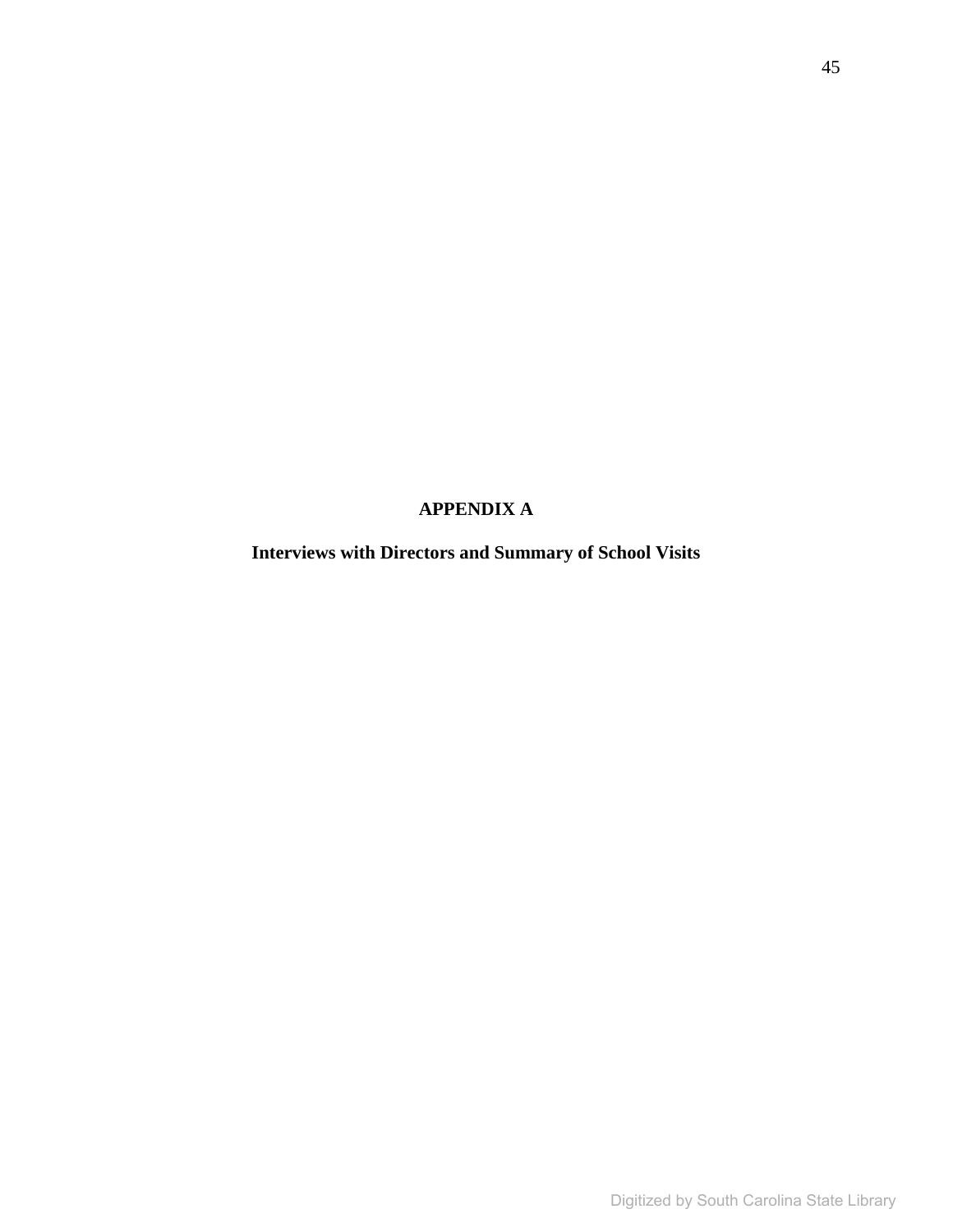# APPENDIX A

## Interviews with Directors and Summary of School Visits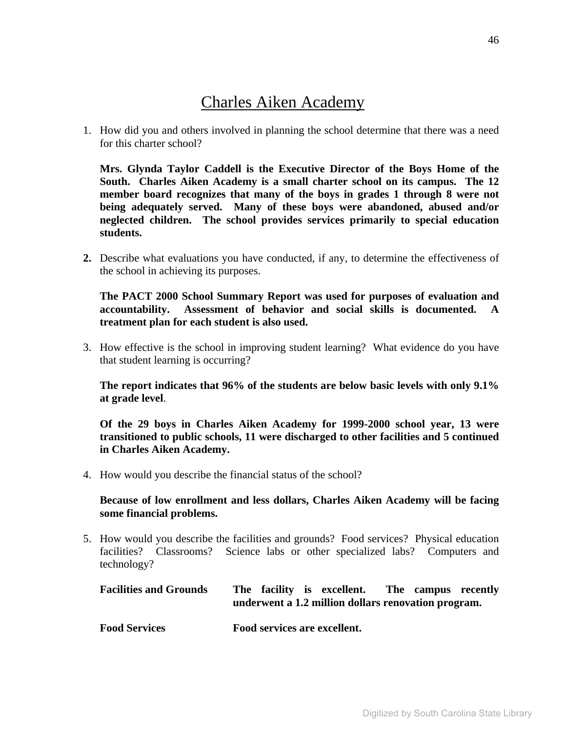# Charles Aiken Academy

1. How did you and others involved in planning the school determine that there was a need for this charter school?

   **Mrs. Glynda Taylor Caddell is the Executive Director of the Boys Home of the South. Charles Aiken Academy is a small charter school on its campus. The 12 member board recognizes that many of the boys in grades 1 through 8 were not being adequately served. Many of these boys were abandoned, abused and/or neglected children. The school provides services primarily to special education students.**

2. Describe what evaluations you have conducted, if any, to determine the effectiveness of the school in achieving its purposes.

   **The PACT 2000 School Summary Report was used for purposes of evaluation and accountability. Assessment of behavior and social skills is documented. A treatment plan for each student is also used.**

3. How effective is the school in improving student learning? What evidence do you have that student learning is occurring?

   **The report indicates that 96% of the students are below basic levels with only 9.1% at grade level**.

   **Of the 29 boys in Charles Aiken Academy for 1999-2000 school year, 13 were transitioned to public schools, 11 were discharged to other facilities and 5 continued in Charles Aiken Academy.**

4. How would you describe the financial status of the school?

   **Because of low enrollment and less dollars, Charles Aiken Academy will be facing some financial problems.**

5. How would you describe the facilities and grounds? Food services? Physical education facilities? Classrooms? Science labs or other specialized labs? Computers and technology?

   **Facilities and Grounds** — **The facility is excellent. The campus recently underwent a 1.2 million dollars renovation program.**

   **Food Services** — **Food services are excellent.**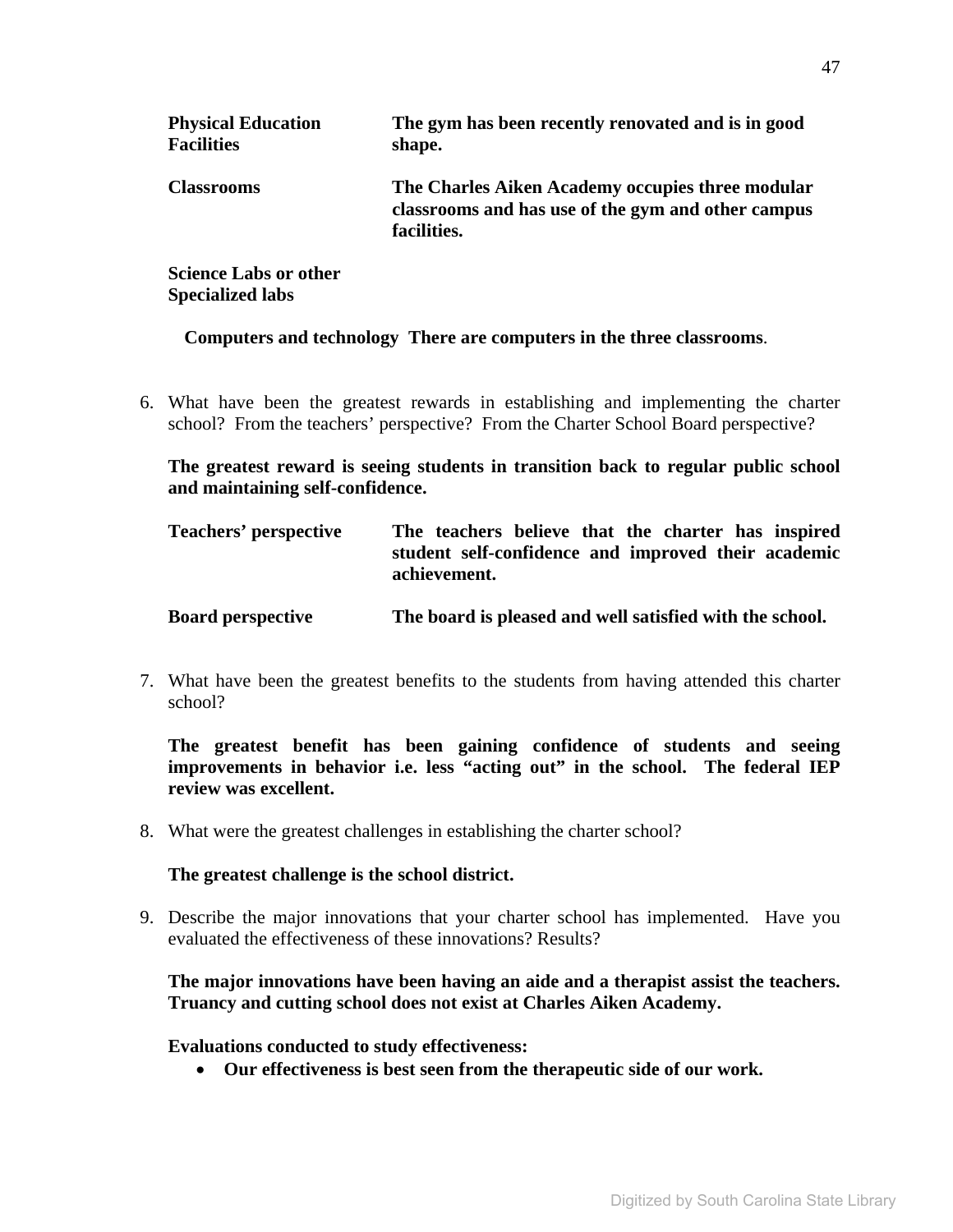| | |
|---|---|
| **Physical Education Facilities** | **The gym has been recently renovated and is in good shape.** |
| **Classrooms** | **The Charles Aiken Academy occupies three modular classrooms and has use of the gym and other campus facilities.** |
| **Science Labs or other Specialized labs** | |
| **Computers and technology** | **There are computers in the three classrooms**. |

6. What have been the greatest rewards in establishing and implementing the charter school? From the teachers' perspective? From the Charter School Board perspective?

   **The greatest reward is seeing students in transition back to regular public school and maintaining self-confidence.**

   | | |
   |---|---|
   | **Teachers' perspective** | **The teachers believe that the charter has inspired student self-confidence and improved their academic achievement.** |
   | **Board perspective** | **The board is pleased and well satisfied with the school.** |

7. What have been the greatest benefits to the students from having attended this charter school?

   **The greatest benefit has been gaining confidence of students and seeing improvements in behavior i.e. less "acting out" in the school. The federal IEP review was excellent.**

8. What were the greatest challenges in establishing the charter school?

   **The greatest challenge is the school district.**

9. Describe the major innovations that your charter school has implemented. Have you evaluated the effectiveness of these innovations? Results?

   **The major innovations have been having an aide and a therapist assist the teachers. Truancy and cutting school does not exist at Charles Aiken Academy.**

   **Evaluations conducted to study effectiveness:**
   - **Our effectiveness is best seen from the therapeutic side of our work.**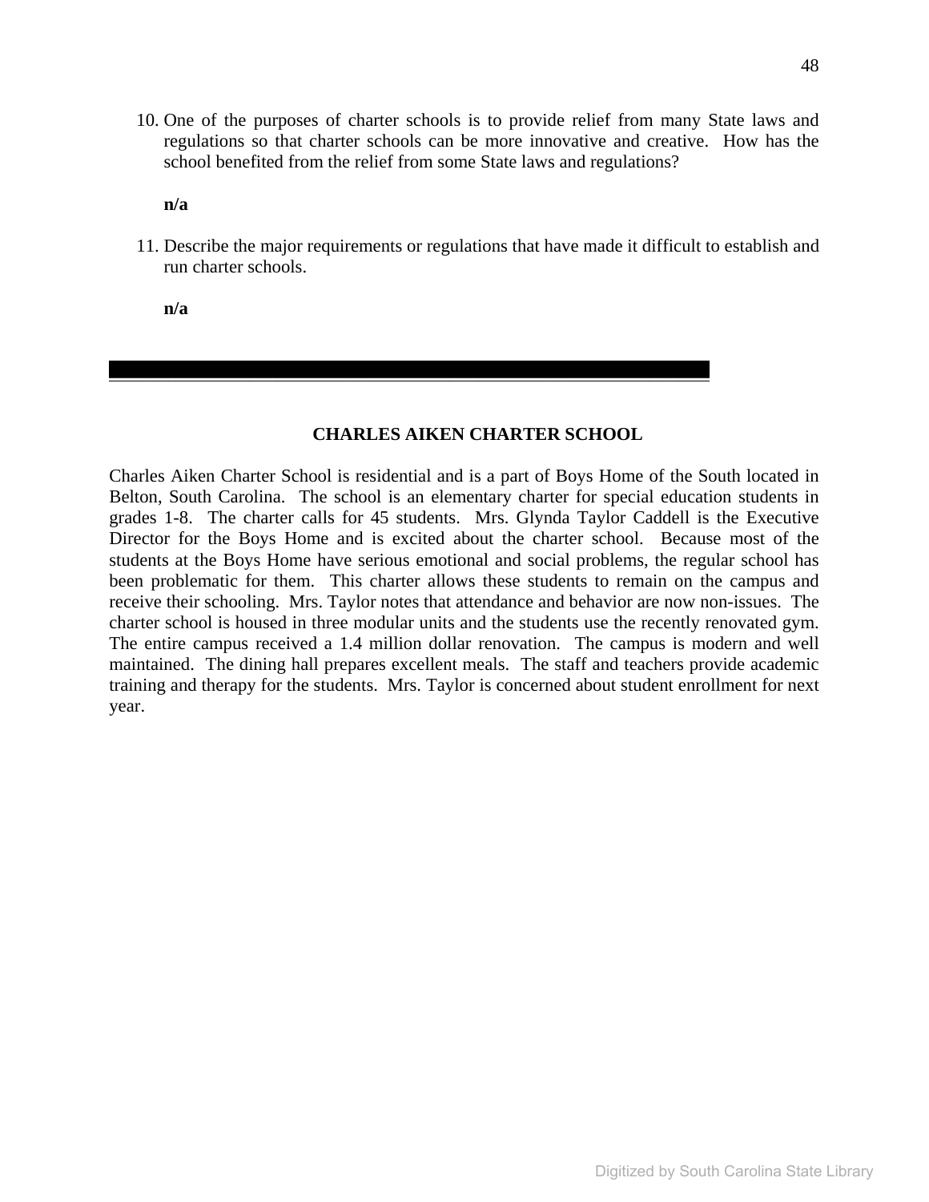10. One of the purposes of charter schools is to provide relief from many State laws and regulations so that charter schools can be more innovative and creative. How has the school benefited from the relief from some State laws and regulations?

    **n/a**

11. Describe the major requirements or regulations that have made it difficult to establish and run charter schools.

    **n/a**

---

## CHARLES AIKEN CHARTER SCHOOL

Charles Aiken Charter School is residential and is a part of Boys Home of the South located in Belton, South Carolina. The school is an elementary charter for special education students in grades 1-8. The charter calls for 45 students. Mrs. Glynda Taylor Caddell is the Executive Director for the Boys Home and is excited about the charter school. Because most of the students at the Boys Home have serious emotional and social problems, the regular school has been problematic for them. This charter allows these students to remain on the campus and receive their schooling. Mrs. Taylor notes that attendance and behavior are now non-issues. The charter school is housed in three modular units and the students use the recently renovated gym. The entire campus received a 1.4 million dollar renovation. The campus is modern and well maintained. The dining hall prepares excellent meals. The staff and teachers provide academic training and therapy for the students. Mrs. Taylor is concerned about student enrollment for next year.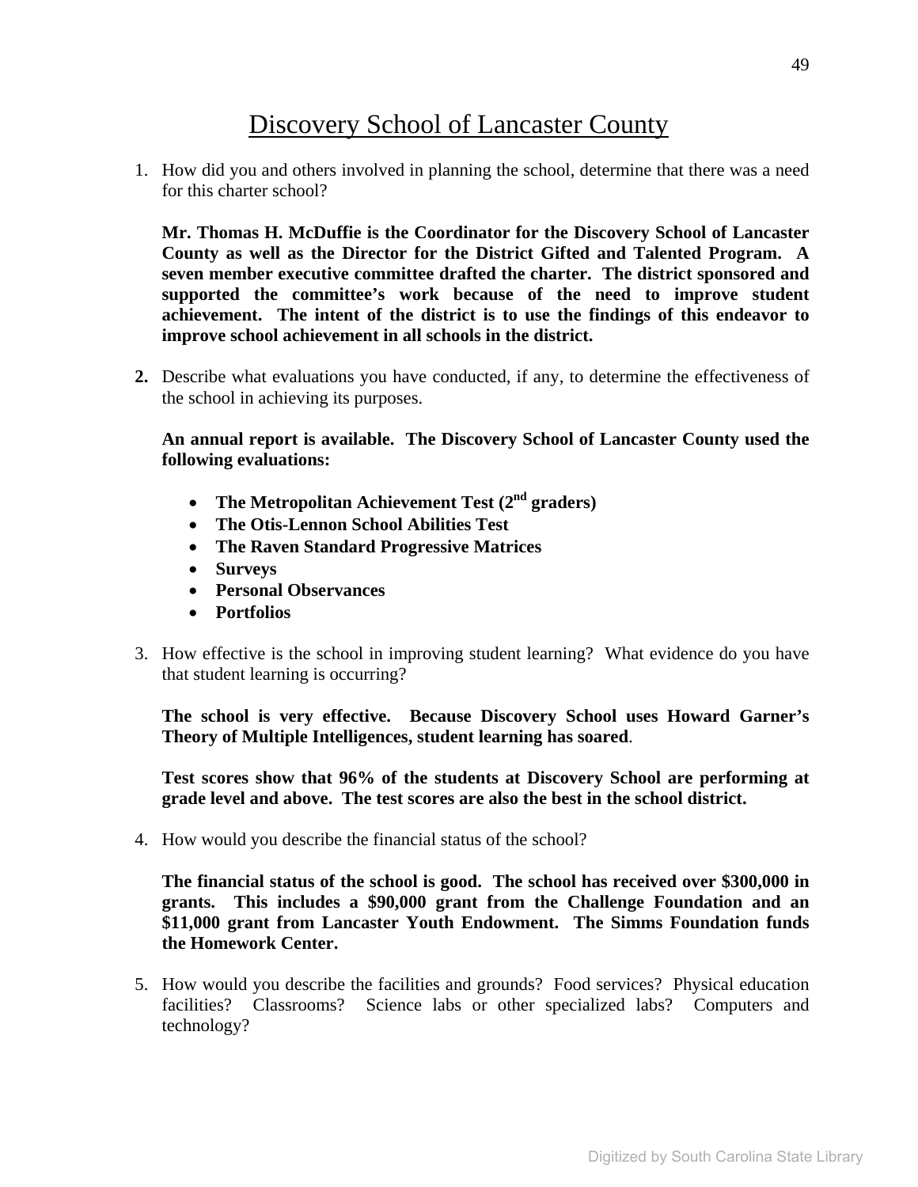# Discovery School of Lancaster County

1. How did you and others involved in planning the school, determine that there was a need for this charter school?

   **Mr. Thomas H. McDuffie is the Coordinator for the Discovery School of Lancaster County as well as the Director for the District Gifted and Talented Program. A seven member executive committee drafted the charter. The district sponsored and supported the committee's work because of the need to improve student achievement. The intent of the district is to use the findings of this endeavor to improve school achievement in all schools in the district.**

2. Describe what evaluations you have conducted, if any, to determine the effectiveness of the school in achieving its purposes.

   **An annual report is available. The Discovery School of Lancaster County used the following evaluations:**

   - **The Metropolitan Achievement Test (2nd graders)**
   - **The Otis-Lennon School Abilities Test**
   - **The Raven Standard Progressive Matrices**
   - **Surveys**
   - **Personal Observances**
   - **Portfolios**

3. How effective is the school in improving student learning? What evidence do you have that student learning is occurring?

   **The school is very effective. Because Discovery School uses Howard Garner's Theory of Multiple Intelligences, student learning has soared**.

   **Test scores show that 96% of the students at Discovery School are performing at grade level and above. The test scores are also the best in the school district.**

4. How would you describe the financial status of the school?

   **The financial status of the school is good. The school has received over $300,000 in grants. This includes a $90,000 grant from the Challenge Foundation and an $11,000 grant from Lancaster Youth Endowment. The Simms Foundation funds the Homework Center.**

5. How would you describe the facilities and grounds? Food services? Physical education facilities? Classrooms? Science labs or other specialized labs? Computers and technology?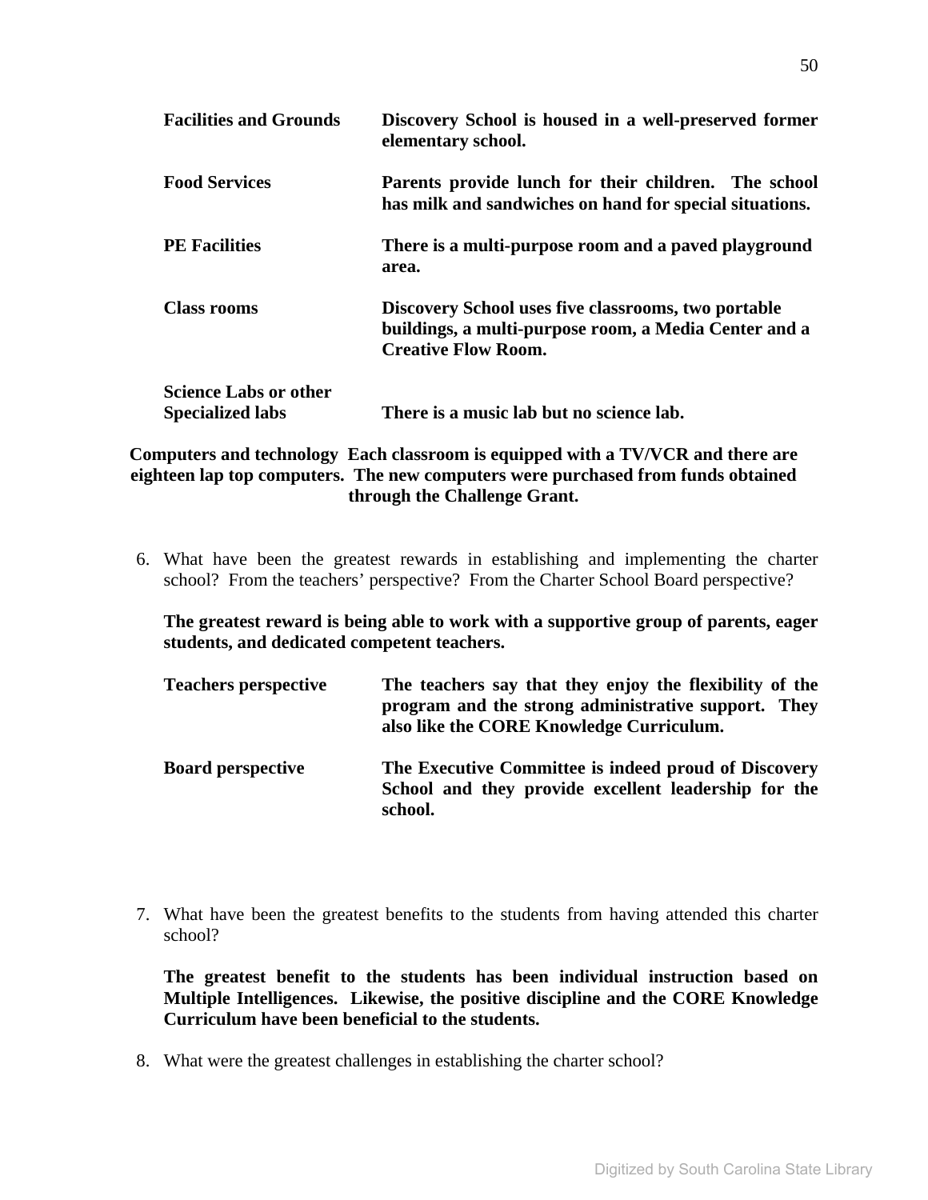| | |
|---|---|
| **Facilities and Grounds** | **Discovery School is housed in a well-preserved former elementary school.** |
| **Food Services** | **Parents provide lunch for their children. The school has milk and sandwiches on hand for special situations.** |
| **PE Facilities** | **There is a multi-purpose room and a paved playground area.** |
| **Class rooms** | **Discovery School uses five classrooms, two portable buildings, a multi-purpose room, a Media Center and a Creative Flow Room.** |
| **Science Labs or other Specialized labs** | **There is a music lab but no science lab.** |

**Computers and technology Each classroom is equipped with a TV/VCR and there are eighteen lap top computers. The new computers were purchased from funds obtained through the Challenge Grant.**

6. What have been the greatest rewards in establishing and implementing the charter school? From the teachers' perspective? From the Charter School Board perspective?

   **The greatest reward is being able to work with a supportive group of parents, eager students, and dedicated competent teachers.**

| | |
|---|---|
| **Teachers perspective** | **The teachers say that they enjoy the flexibility of the program and the strong administrative support. They also like the CORE Knowledge Curriculum.** |
| **Board perspective** | **The Executive Committee is indeed proud of Discovery School and they provide excellent leadership for the school.** |

7. What have been the greatest benefits to the students from having attended this charter school?

   **The greatest benefit to the students has been individual instruction based on Multiple Intelligences. Likewise, the positive discipline and the CORE Knowledge Curriculum have been beneficial to the students.**

8. What were the greatest challenges in establishing the charter school?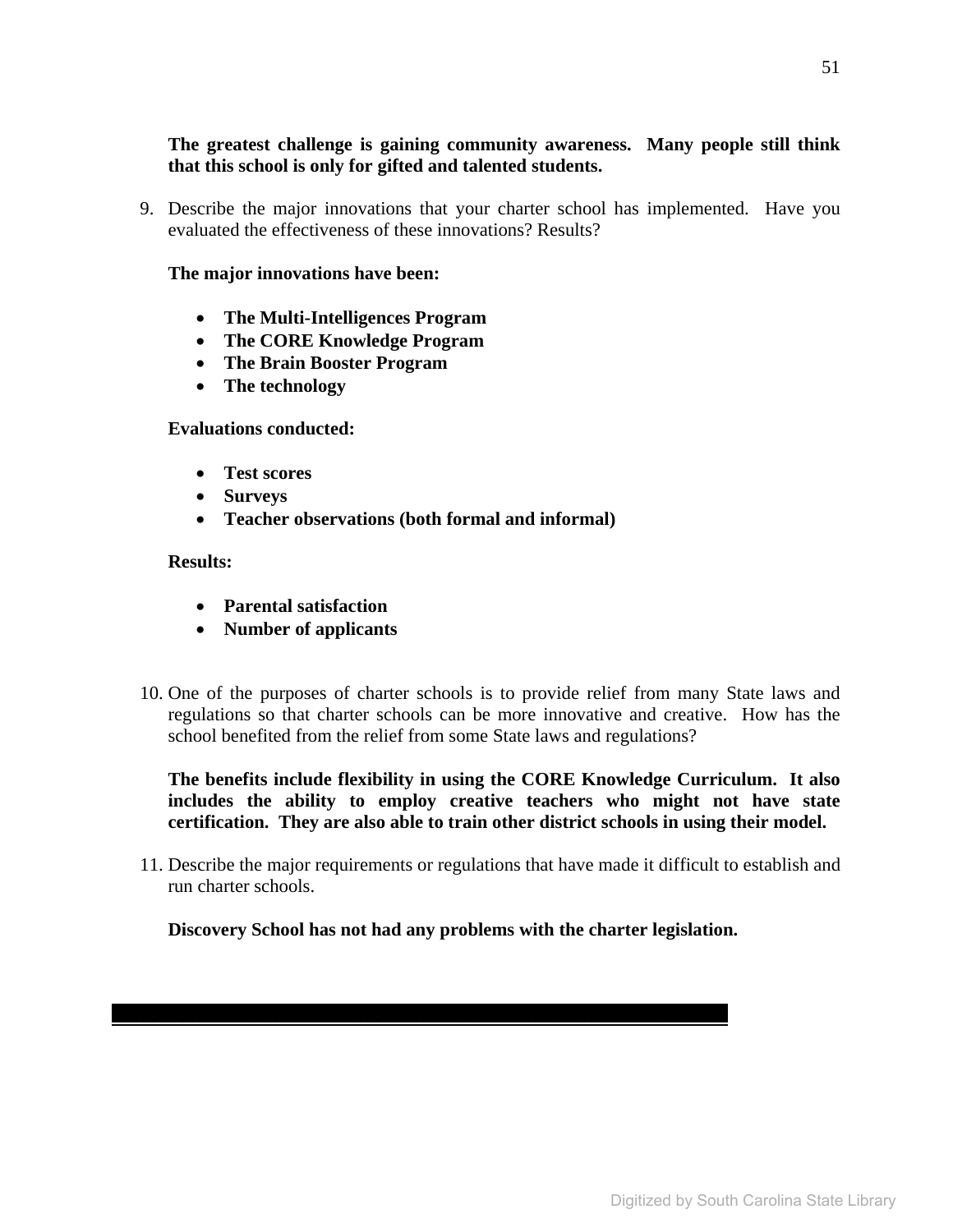**The greatest challenge is gaining community awareness. Many people still think that this school is only for gifted and talented students.**

9. Describe the major innovations that your charter school has implemented. Have you evaluated the effectiveness of these innovations? Results?

   **The major innovations have been:**

   - **The Multi-Intelligences Program**
   - **The CORE Knowledge Program**
   - **The Brain Booster Program**
   - **The technology**

   **Evaluations conducted:**

   - **Test scores**
   - **Surveys**
   - **Teacher observations (both formal and informal)**

   **Results:**

   - **Parental satisfaction**
   - **Number of applicants**

10. One of the purposes of charter schools is to provide relief from many State laws and regulations so that charter schools can be more innovative and creative. How has the school benefited from the relief from some State laws and regulations?

    **The benefits include flexibility in using the CORE Knowledge Curriculum. It also includes the ability to employ creative teachers who might not have state certification. They are also able to train other district schools in using their model.**

11. Describe the major requirements or regulations that have made it difficult to establish and run charter schools.

    **Discovery School has not had any problems with the charter legislation.**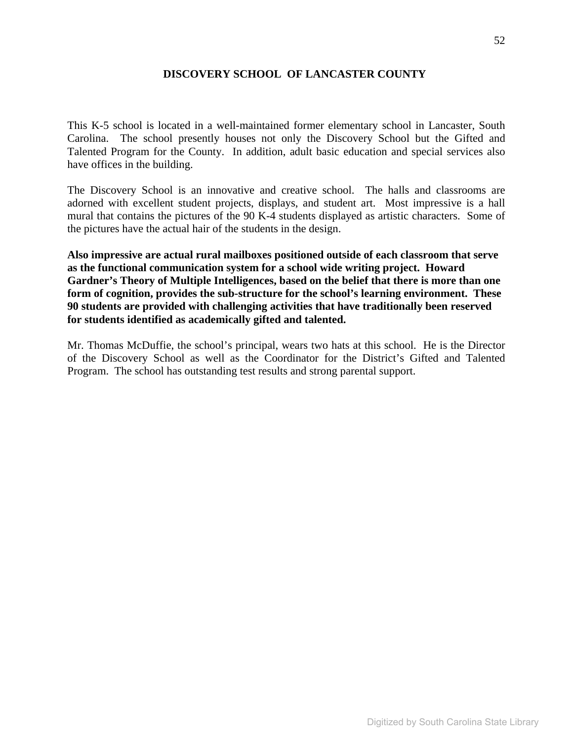## DISCOVERY SCHOOL OF LANCASTER COUNTY

This K-5 school is located in a well-maintained former elementary school in Lancaster, South Carolina. The school presently houses not only the Discovery School but the Gifted and Talented Program for the County. In addition, adult basic education and special services also have offices in the building.

The Discovery School is an innovative and creative school. The halls and classrooms are adorned with excellent student projects, displays, and student art. Most impressive is a hall mural that contains the pictures of the 90 K-4 students displayed as artistic characters. Some of the pictures have the actual hair of the students in the design.

**Also impressive are actual rural mailboxes positioned outside of each classroom that serve as the functional communication system for a school wide writing project. Howard Gardner's Theory of Multiple Intelligences, based on the belief that there is more than one form of cognition, provides the sub-structure for the school's learning environment. These 90 students are provided with challenging activities that have traditionally been reserved for students identified as academically gifted and talented.**

Mr. Thomas McDuffie, the school's principal, wears two hats at this school. He is the Director of the Discovery School as well as the Coordinator for the District's Gifted and Talented Program. The school has outstanding test results and strong parental support.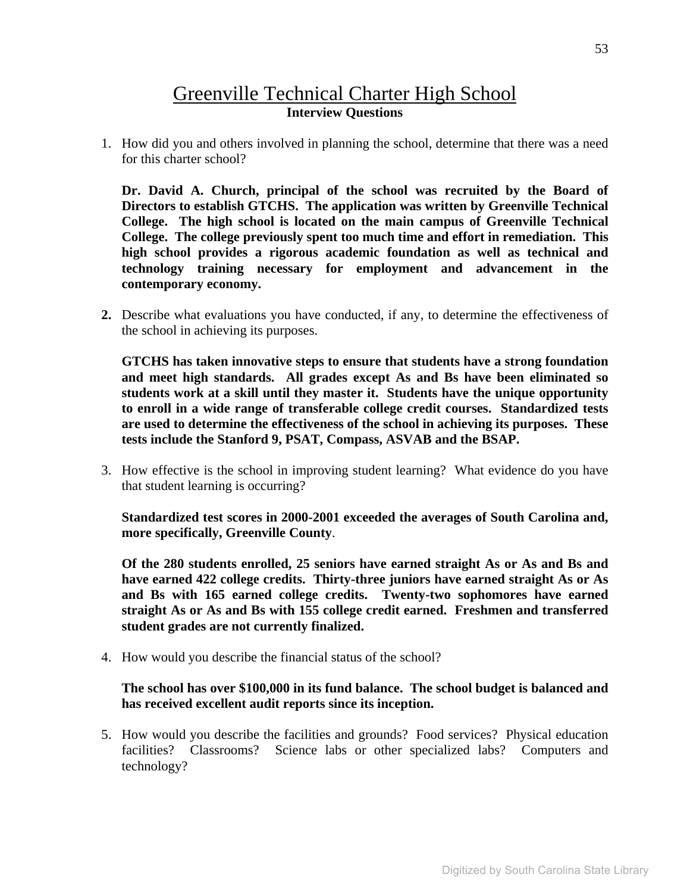# Greenville Technical Charter High School

**Interview Questions**

1. How did you and others involved in planning the school, determine that there was a need for this charter school?

   **Dr. David A. Church, principal of the school was recruited by the Board of Directors to establish GTCHS. The application was written by Greenville Technical College. The high school is located on the main campus of Greenville Technical College. The college previously spent too much time and effort in remediation. This high school provides a rigorous academic foundation as well as technical and technology training necessary for employment and advancement in the contemporary economy.**

2. Describe what evaluations you have conducted, if any, to determine the effectiveness of the school in achieving its purposes.

   **GTCHS has taken innovative steps to ensure that students have a strong foundation and meet high standards. All grades except As and Bs have been eliminated so students work at a skill until they master it. Students have the unique opportunity to enroll in a wide range of transferable college credit courses. Standardized tests are used to determine the effectiveness of the school in achieving its purposes. These tests include the Stanford 9, PSAT, Compass, ASVAB and the BSAP.**

3. How effective is the school in improving student learning? What evidence do you have that student learning is occurring?

   **Standardized test scores in 2000-2001 exceeded the averages of South Carolina and, more specifically, Greenville County**.

   **Of the 280 students enrolled, 25 seniors have earned straight As or As and Bs and have earned 422 college credits. Thirty-three juniors have earned straight As or As and Bs with 165 earned college credits. Twenty-two sophomores have earned straight As or As and Bs with 155 college credit earned. Freshmen and transferred student grades are not currently finalized.**

4. How would you describe the financial status of the school?

   **The school has over $100,000 in its fund balance. The school budget is balanced and has received excellent audit reports since its inception.**

5. How would you describe the facilities and grounds? Food services? Physical education facilities? Classrooms? Science labs or other specialized labs? Computers and technology?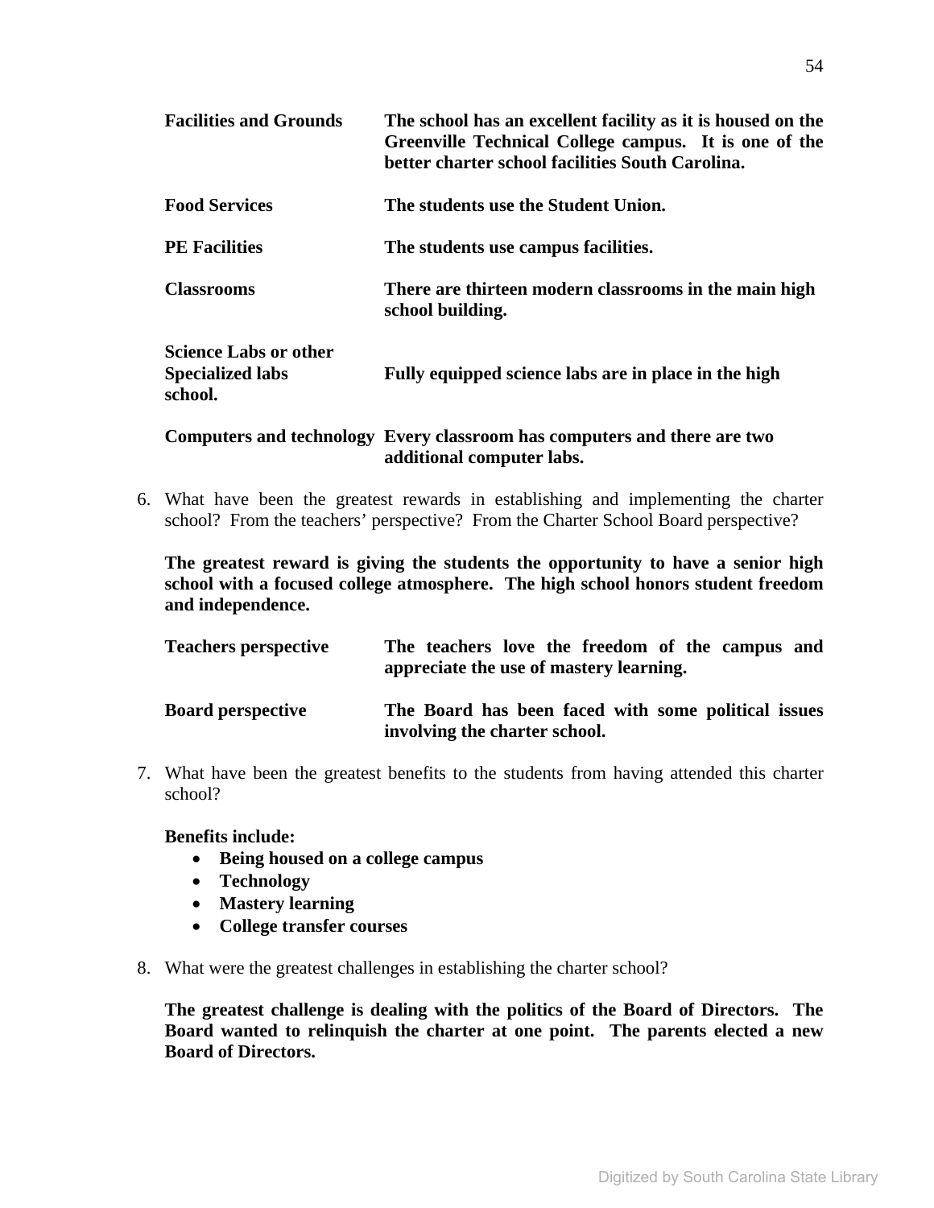| | |
|---|---|
| **Facilities and Grounds** | **The school has an excellent facility as it is housed on the Greenville Technical College campus. It is one of the better charter school facilities South Carolina.** |
| **Food Services** | **The students use the Student Union.** |
| **PE Facilities** | **The students use campus facilities.** |
| **Classrooms** | **There are thirteen modern classrooms in the main high school building.** |
| **Science Labs or other Specialized labs school.** | **Fully equipped science labs are in place in the high** |
| **Computers and technology** | **Every classroom has computers and there are two additional computer labs.** |

6. What have been the greatest rewards in establishing and implementing the charter school? From the teachers' perspective? From the Charter School Board perspective?

   **The greatest reward is giving the students the opportunity to have a senior high school with a focused college atmosphere. The high school honors student freedom and independence.**

   | | |
   |---|---|
   | **Teachers perspective** | **The teachers love the freedom of the campus and appreciate the use of mastery learning.** |
   | **Board perspective** | **The Board has been faced with some political issues involving the charter school.** |

7. What have been the greatest benefits to the students from having attended this charter school?

   **Benefits include:**
   - **Being housed on a college campus**
   - **Technology**
   - **Mastery learning**
   - **College transfer courses**

8. What were the greatest challenges in establishing the charter school?

   **The greatest challenge is dealing with the politics of the Board of Directors. The Board wanted to relinquish the charter at one point. The parents elected a new Board of Directors.**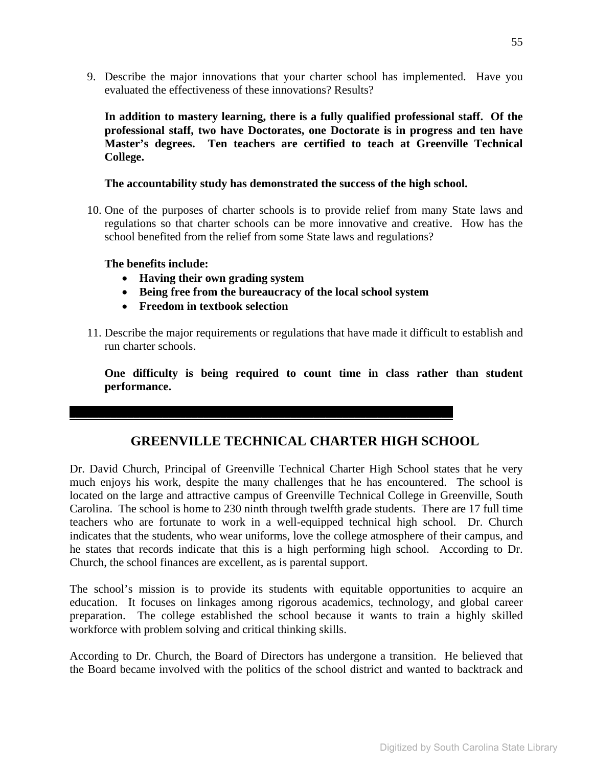9. Describe the major innovations that your charter school has implemented. Have you evaluated the effectiveness of these innovations? Results?

   **In addition to mastery learning, there is a fully qualified professional staff. Of the professional staff, two have Doctorates, one Doctorate is in progress and ten have Master's degrees. Ten teachers are certified to teach at Greenville Technical College.**

   **The accountability study has demonstrated the success of the high school.**

10. One of the purposes of charter schools is to provide relief from many State laws and regulations so that charter schools can be more innovative and creative. How has the school benefited from the relief from some State laws and regulations?

    **The benefits include:**
    - **Having their own grading system**
    - **Being free from the bureaucracy of the local school system**
    - **Freedom in textbook selection**

11. Describe the major requirements or regulations that have made it difficult to establish and run charter schools.

    **One difficulty is being required to count time in class rather than student performance.**

---

## GREENVILLE TECHNICAL CHARTER HIGH SCHOOL

Dr. David Church, Principal of Greenville Technical Charter High School states that he very much enjoys his work, despite the many challenges that he has encountered. The school is located on the large and attractive campus of Greenville Technical College in Greenville, South Carolina. The school is home to 230 ninth through twelfth grade students. There are 17 full time teachers who are fortunate to work in a well-equipped technical high school. Dr. Church indicates that the students, who wear uniforms, love the college atmosphere of their campus, and he states that records indicate that this is a high performing high school. According to Dr. Church, the school finances are excellent, as is parental support.

The school's mission is to provide its students with equitable opportunities to acquire an education. It focuses on linkages among rigorous academics, technology, and global career preparation. The college established the school because it wants to train a highly skilled workforce with problem solving and critical thinking skills.

According to Dr. Church, the Board of Directors has undergone a transition. He believed that the Board became involved with the politics of the school district and wanted to backtrack and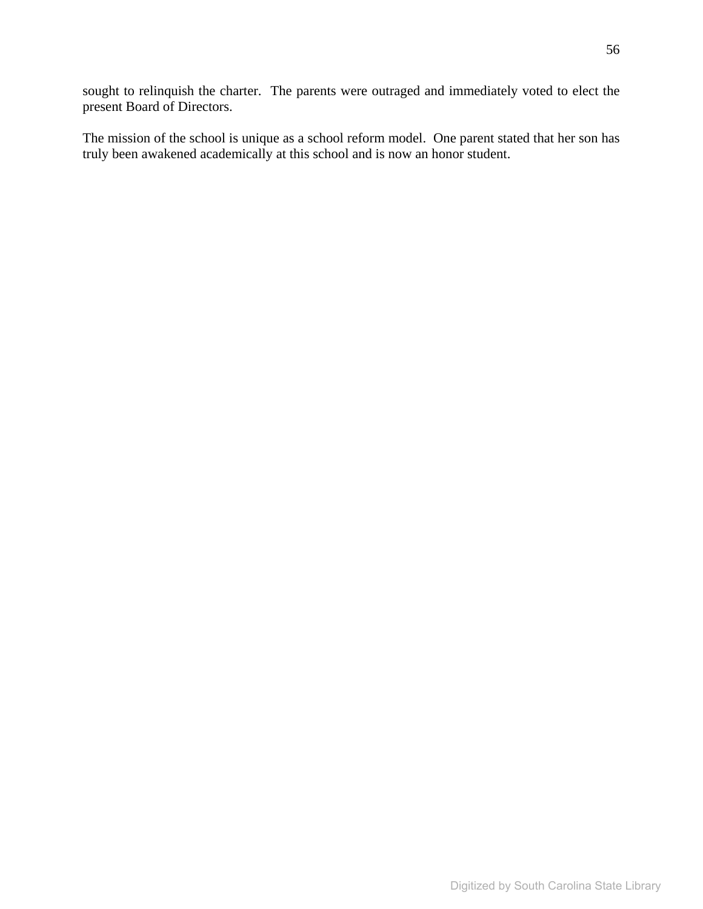sought to relinquish the charter. The parents were outraged and immediately voted to elect the present Board of Directors.

The mission of the school is unique as a school reform model. One parent stated that her son has truly been awakened academically at this school and is now an honor student.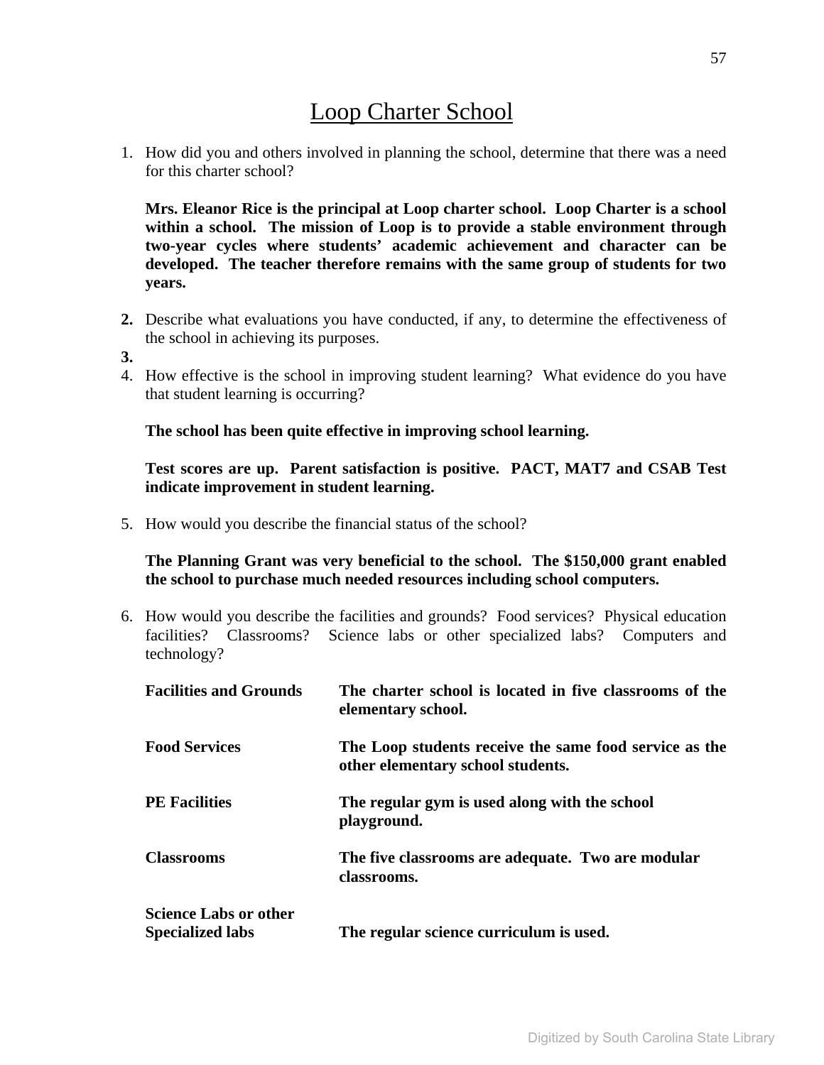# Loop Charter School

1. How did you and others involved in planning the school, determine that there was a need for this charter school?

   **Mrs. Eleanor Rice is the principal at Loop charter school. Loop Charter is a school within a school. The mission of Loop is to provide a stable environment through two-year cycles where students' academic achievement and character can be developed. The teacher therefore remains with the same group of students for two years.**

2. Describe what evaluations you have conducted, if any, to determine the effectiveness of the school in achieving its purposes.
3. 
4. How effective is the school in improving student learning? What evidence do you have that student learning is occurring?

   **The school has been quite effective in improving school learning.**

   **Test scores are up. Parent satisfaction is positive. PACT, MAT7 and CSAB Test indicate improvement in student learning.**

5. How would you describe the financial status of the school?

   **The Planning Grant was very beneficial to the school. The $150,000 grant enabled the school to purchase much needed resources including school computers.**

6. How would you describe the facilities and grounds? Food services? Physical education facilities? Classrooms? Science labs or other specialized labs? Computers and technology?

| | |
|---|---|
| **Facilities and Grounds** | **The charter school is located in five classrooms of the elementary school.** |
| **Food Services** | **The Loop students receive the same food service as the other elementary school students.** |
| **PE Facilities** | **The regular gym is used along with the school playground.** |
| **Classrooms** | **The five classrooms are adequate. Two are modular classrooms.** |
| **Science Labs or other Specialized labs** | **The regular science curriculum is used.** |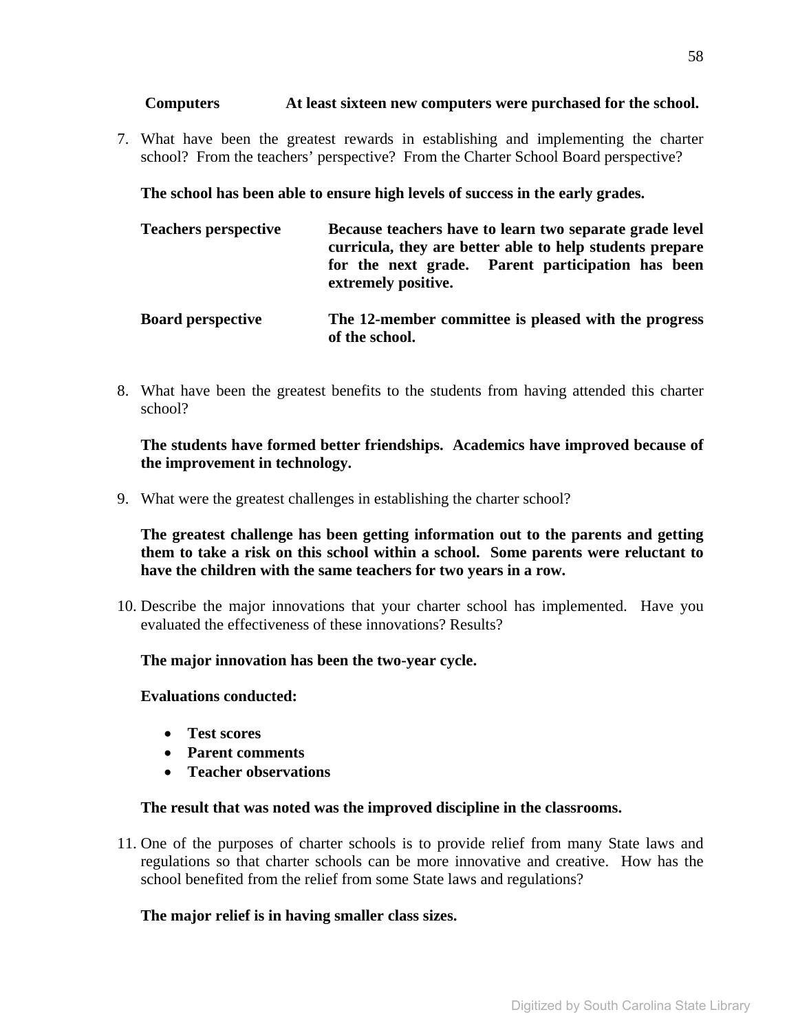**Computers** **At least sixteen new computers were purchased for the school.**

7. What have been the greatest rewards in establishing and implementing the charter school? From the teachers' perspective? From the Charter School Board perspective?

   **The school has been able to ensure high levels of success in the early grades.**

   **Teachers perspective** **Because teachers have to learn two separate grade level curricula, they are better able to help students prepare for the next grade. Parent participation has been extremely positive.**

   **Board perspective** **The 12-member committee is pleased with the progress of the school.**

8. What have been the greatest benefits to the students from having attended this charter school?

   **The students have formed better friendships. Academics have improved because of the improvement in technology.**

9. What were the greatest challenges in establishing the charter school?

   **The greatest challenge has been getting information out to the parents and getting them to take a risk on this school within a school. Some parents were reluctant to have the children with the same teachers for two years in a row.**

10. Describe the major innovations that your charter school has implemented. Have you evaluated the effectiveness of these innovations? Results?

    **The major innovation has been the two-year cycle.**

    **Evaluations conducted:**

    - **Test scores**
    - **Parent comments**
    - **Teacher observations**

    **The result that was noted was the improved discipline in the classrooms.**

11. One of the purposes of charter schools is to provide relief from many State laws and regulations so that charter schools can be more innovative and creative. How has the school benefited from the relief from some State laws and regulations?

    **The major relief is in having smaller class sizes.**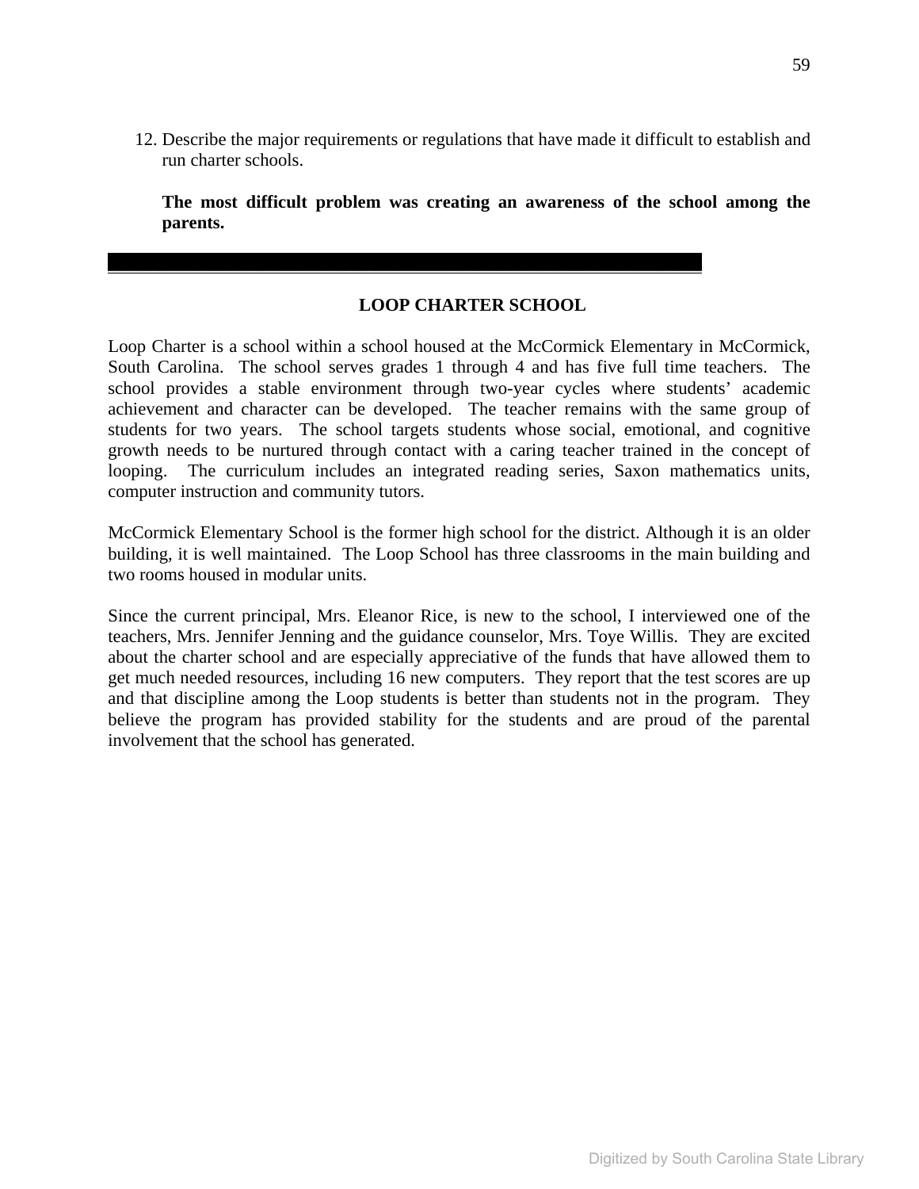12. Describe the major requirements or regulations that have made it difficult to establish and run charter schools.

    **The most difficult problem was creating an awareness of the school among the parents.**

---

## LOOP CHARTER SCHOOL

Loop Charter is a school within a school housed at the McCormick Elementary in McCormick, South Carolina. The school serves grades 1 through 4 and has five full time teachers. The school provides a stable environment through two-year cycles where students' academic achievement and character can be developed. The teacher remains with the same group of students for two years. The school targets students whose social, emotional, and cognitive growth needs to be nurtured through contact with a caring teacher trained in the concept of looping. The curriculum includes an integrated reading series, Saxon mathematics units, computer instruction and community tutors.

McCormick Elementary School is the former high school for the district. Although it is an older building, it is well maintained. The Loop School has three classrooms in the main building and two rooms housed in modular units.

Since the current principal, Mrs. Eleanor Rice, is new to the school, I interviewed one of the teachers, Mrs. Jennifer Jenning and the guidance counselor, Mrs. Toye Willis. They are excited about the charter school and are especially appreciative of the funds that have allowed them to get much needed resources, including 16 new computers. They report that the test scores are up and that discipline among the Loop students is better than students not in the program. They believe the program has provided stability for the students and are proud of the parental involvement that the school has generated.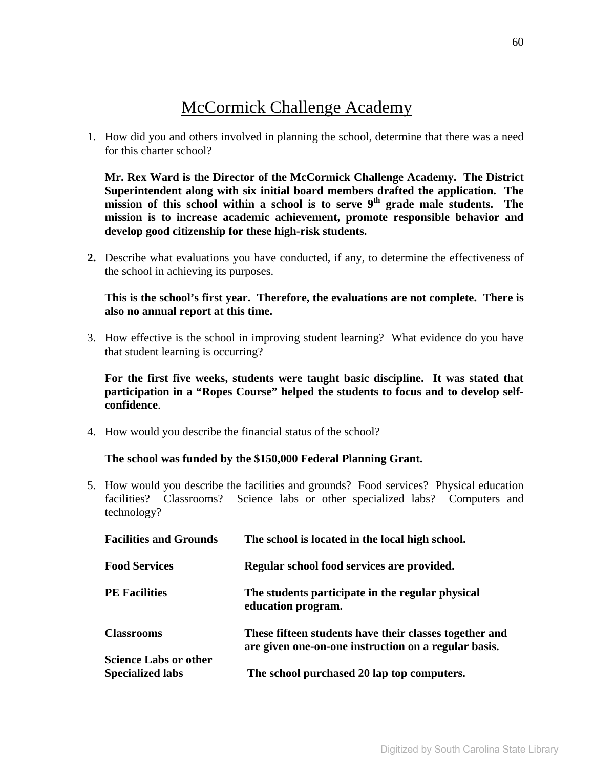# McCormick Challenge Academy

1. How did you and others involved in planning the school, determine that there was a need for this charter school?

   **Mr. Rex Ward is the Director of the McCormick Challenge Academy. The District Superintendent along with six initial board members drafted the application. The mission of this school within a school is to serve 9th grade male students. The mission is to increase academic achievement, promote responsible behavior and develop good citizenship for these high-risk students.**

2. Describe what evaluations you have conducted, if any, to determine the effectiveness of the school in achieving its purposes.

   **This is the school's first year. Therefore, the evaluations are not complete. There is also no annual report at this time.**

3. How effective is the school in improving student learning? What evidence do you have that student learning is occurring?

   **For the first five weeks, students were taught basic discipline. It was stated that participation in a "Ropes Course" helped the students to focus and to develop self-confidence**.

4. How would you describe the financial status of the school?

   **The school was funded by the $150,000 Federal Planning Grant.**

5. How would you describe the facilities and grounds? Food services? Physical education facilities? Classrooms? Science labs or other specialized labs? Computers and technology?

| | |
|---|---|
| **Facilities and Grounds** | **The school is located in the local high school.** |
| **Food Services** | **Regular school food services are provided.** |
| **PE Facilities** | **The students participate in the regular physical education program.** |
| **Classrooms** | **These fifteen students have their classes together and are given one-on-one instruction on a regular basis.** |
| **Science Labs or other Specialized labs** | **The school purchased 20 lap top computers.** |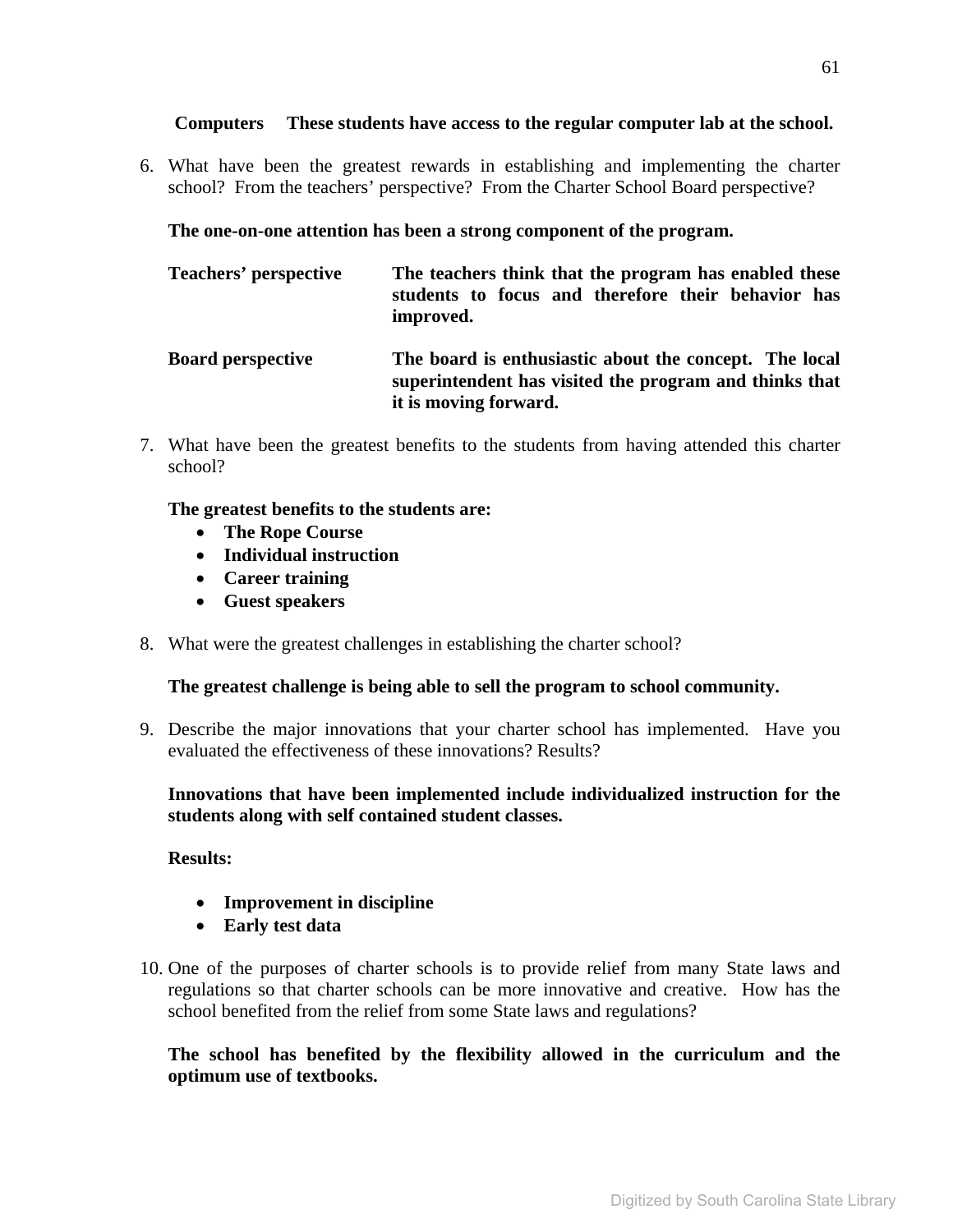**Computers These students have access to the regular computer lab at the school.**

6. What have been the greatest rewards in establishing and implementing the charter school? From the teachers' perspective? From the Charter School Board perspective?

   **The one-on-one attention has been a strong component of the program.**

   | | |
   |---|---|
   | **Teachers' perspective** | **The teachers think that the program has enabled these students to focus and therefore their behavior has improved.** |
   | **Board perspective** | **The board is enthusiastic about the concept. The local superintendent has visited the program and thinks that it is moving forward.** |

7. What have been the greatest benefits to the students from having attended this charter school?

   **The greatest benefits to the students are:**
   - **The Rope Course**
   - **Individual instruction**
   - **Career training**
   - **Guest speakers**

8. What were the greatest challenges in establishing the charter school?

   **The greatest challenge is being able to sell the program to school community.**

9. Describe the major innovations that your charter school has implemented. Have you evaluated the effectiveness of these innovations? Results?

   **Innovations that have been implemented include individualized instruction for the students along with self contained student classes.**

   **Results:**

   - **Improvement in discipline**
   - **Early test data**

10. One of the purposes of charter schools is to provide relief from many State laws and regulations so that charter schools can be more innovative and creative. How has the school benefited from the relief from some State laws and regulations?

    **The school has benefited by the flexibility allowed in the curriculum and the optimum use of textbooks.**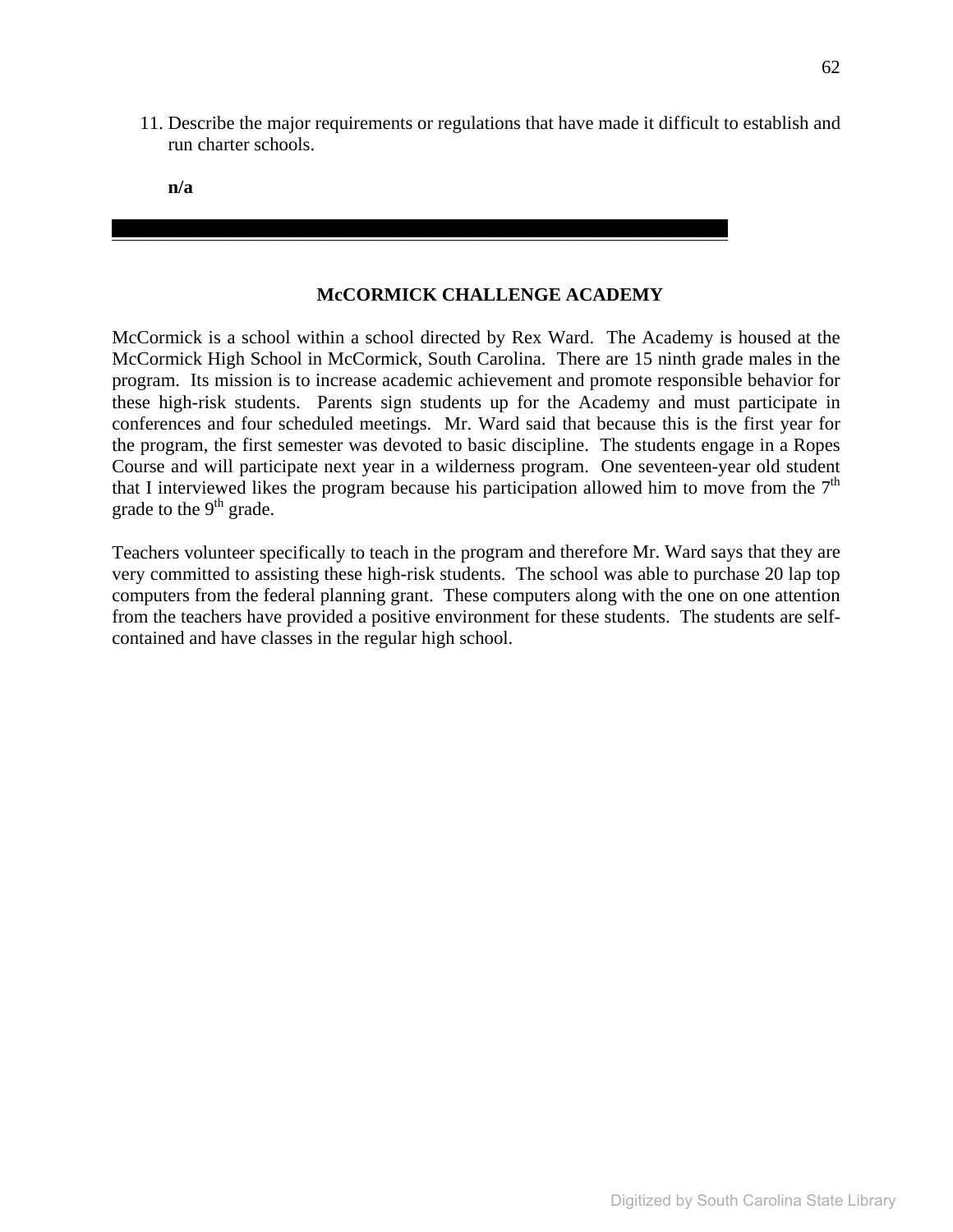11. Describe the major requirements or regulations that have made it difficult to establish and run charter schools.

    **n/a**

---

## McCORMICK CHALLENGE ACADEMY

McCormick is a school within a school directed by Rex Ward. The Academy is housed at the McCormick High School in McCormick, South Carolina. There are 15 ninth grade males in the program. Its mission is to increase academic achievement and promote responsible behavior for these high-risk students. Parents sign students up for the Academy and must participate in conferences and four scheduled meetings. Mr. Ward said that because this is the first year for the program, the first semester was devoted to basic discipline. The students engage in a Ropes Course and will participate next year in a wilderness program. One seventeen-year old student that I interviewed likes the program because his participation allowed him to move from the 7th grade to the 9th grade.

Teachers volunteer specifically to teach in the program and therefore Mr. Ward says that they are very committed to assisting these high-risk students. The school was able to purchase 20 lap top computers from the federal planning grant. These computers along with the one on one attention from the teachers have provided a positive environment for these students. The students are self-contained and have classes in the regular high school.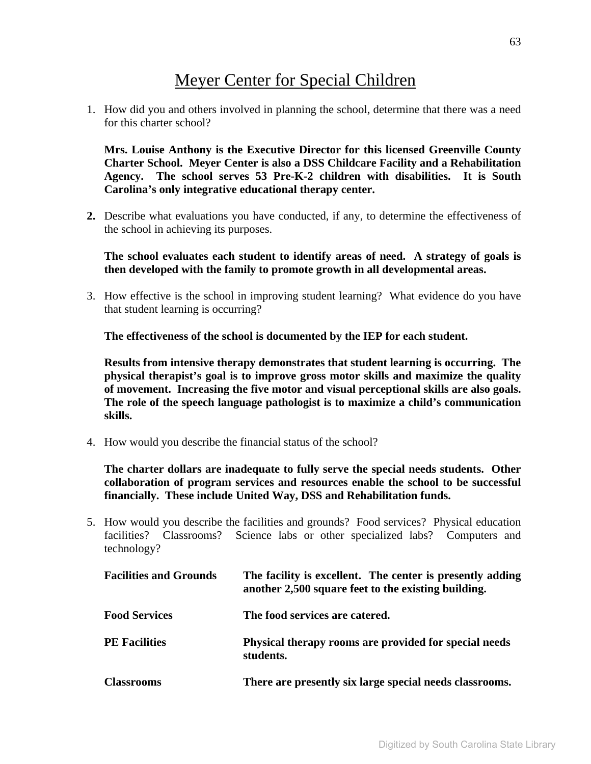# Meyer Center for Special Children

1. How did you and others involved in planning the school, determine that there was a need for this charter school?

   **Mrs. Louise Anthony is the Executive Director for this licensed Greenville County Charter School. Meyer Center is also a DSS Childcare Facility and a Rehabilitation Agency. The school serves 53 Pre-K-2 children with disabilities. It is South Carolina's only integrative educational therapy center.**

2. Describe what evaluations you have conducted, if any, to determine the effectiveness of the school in achieving its purposes.

   **The school evaluates each student to identify areas of need. A strategy of goals is then developed with the family to promote growth in all developmental areas.**

3. How effective is the school in improving student learning? What evidence do you have that student learning is occurring?

   **The effectiveness of the school is documented by the IEP for each student.**

   **Results from intensive therapy demonstrates that student learning is occurring. The physical therapist's goal is to improve gross motor skills and maximize the quality of movement. Increasing the five motor and visual perceptional skills are also goals. The role of the speech language pathologist is to maximize a child's communication skills.**

4. How would you describe the financial status of the school?

   **The charter dollars are inadequate to fully serve the special needs students. Other collaboration of program services and resources enable the school to be successful financially. These include United Way, DSS and Rehabilitation funds.**

5. How would you describe the facilities and grounds? Food services? Physical education facilities? Classrooms? Science labs or other specialized labs? Computers and technology?

| | |
|---|---|
| **Facilities and Grounds** | **The facility is excellent. The center is presently adding another 2,500 square feet to the existing building.** |
| **Food Services** | **The food services are catered.** |
| **PE Facilities** | **Physical therapy rooms are provided for special needs students.** |
| **Classrooms** | **There are presently six large special needs classrooms.** |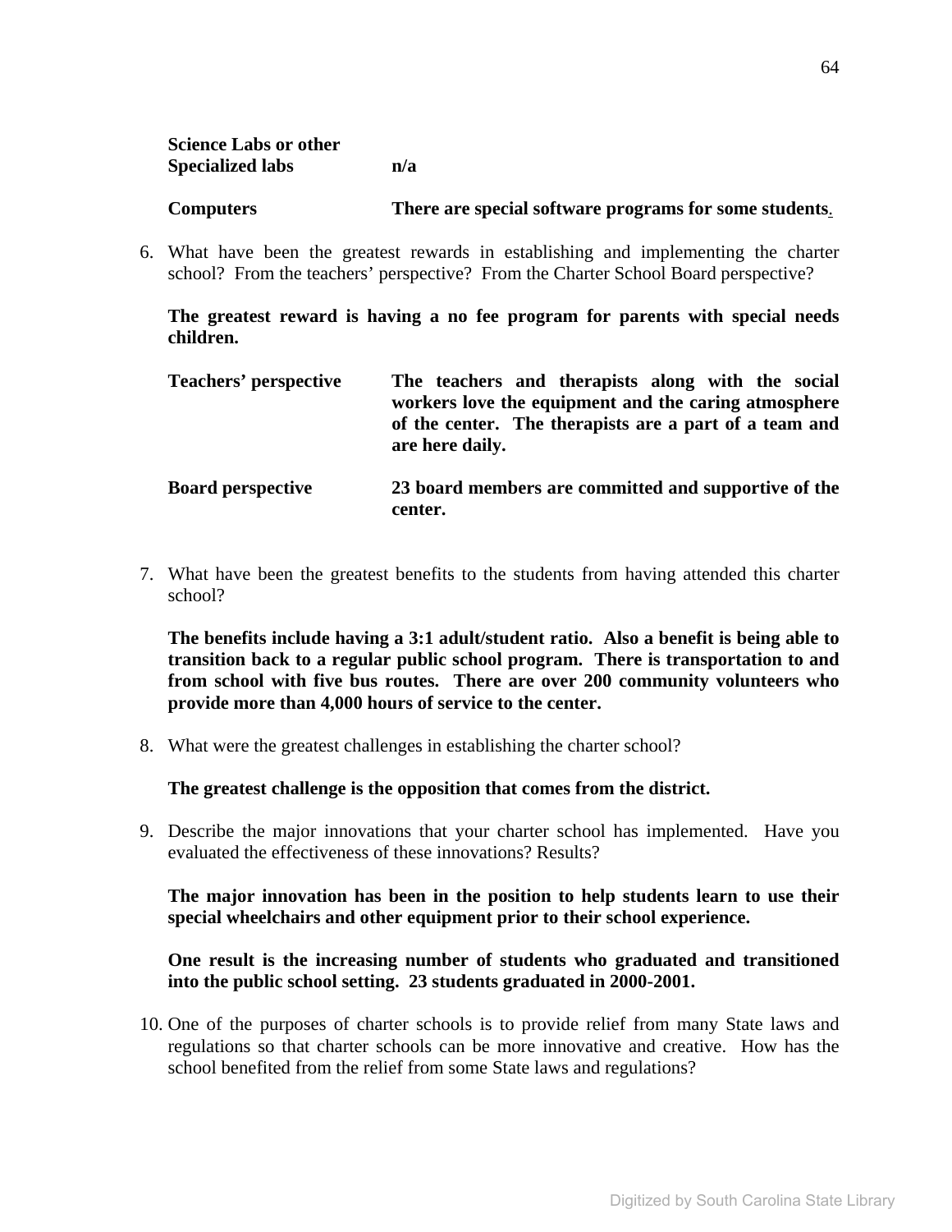| | |
|---|---|
| **Science Labs or other Specialized labs** | **n/a** |
| **Computers** | **There are special software programs for some students.** |

6. What have been the greatest rewards in establishing and implementing the charter school? From the teachers' perspective? From the Charter School Board perspective?

   **The greatest reward is having a no fee program for parents with special needs children.**

   | | |
   |---|---|
   | **Teachers' perspective** | **The teachers and therapists along with the social workers love the equipment and the caring atmosphere of the center. The therapists are a part of a team and are here daily.** |
   | **Board perspective** | **23 board members are committed and supportive of the center.** |

7. What have been the greatest benefits to the students from having attended this charter school?

   **The benefits include having a 3:1 adult/student ratio. Also a benefit is being able to transition back to a regular public school program. There is transportation to and from school with five bus routes. There are over 200 community volunteers who provide more than 4,000 hours of service to the center.**

8. What were the greatest challenges in establishing the charter school?

   **The greatest challenge is the opposition that comes from the district.**

9. Describe the major innovations that your charter school has implemented. Have you evaluated the effectiveness of these innovations? Results?

   **The major innovation has been in the position to help students learn to use their special wheelchairs and other equipment prior to their school experience.**

   **One result is the increasing number of students who graduated and transitioned into the public school setting. 23 students graduated in 2000-2001.**

10. One of the purposes of charter schools is to provide relief from many State laws and regulations so that charter schools can be more innovative and creative. How has the school benefited from the relief from some State laws and regulations?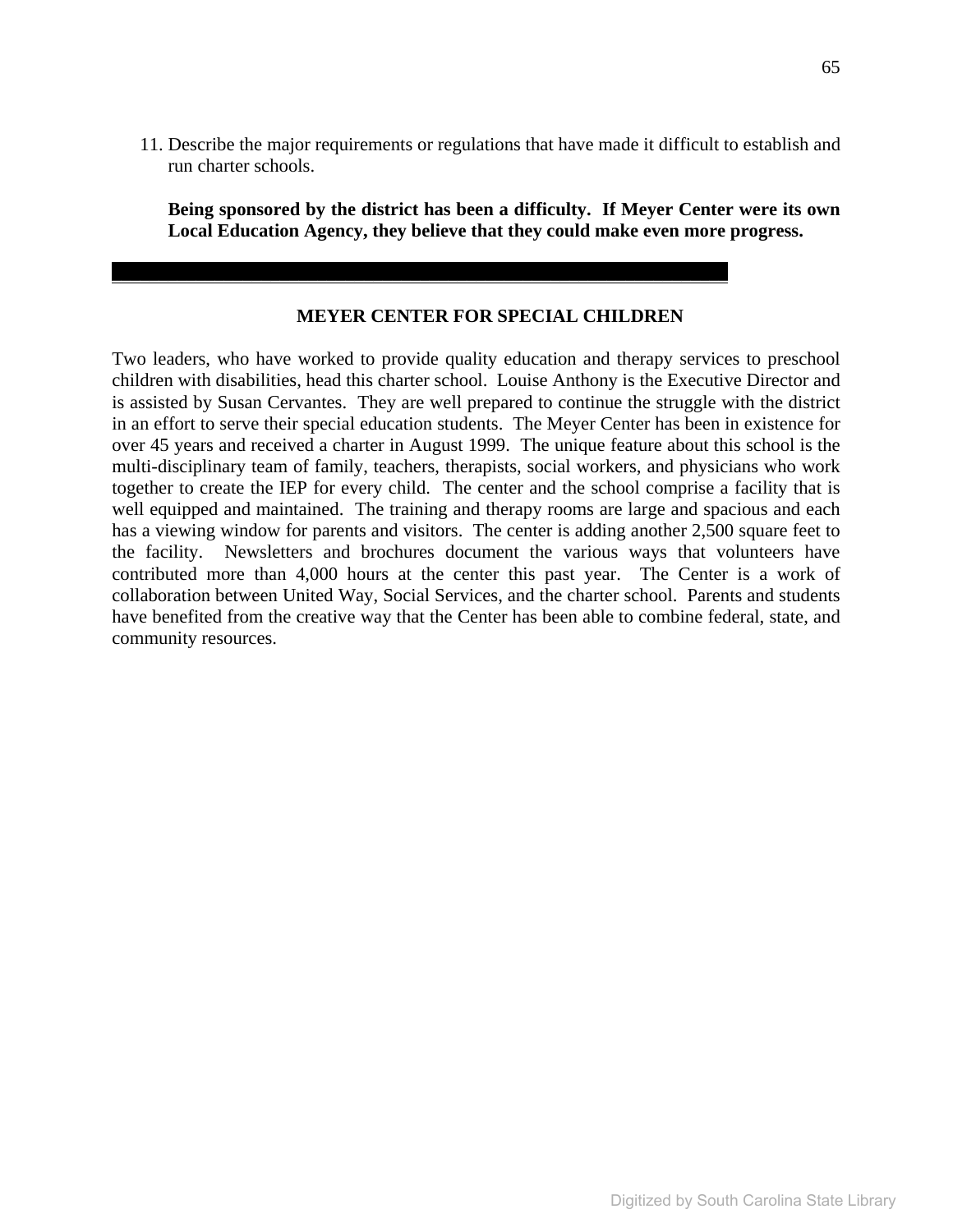11. Describe the major requirements or regulations that have made it difficult to establish and run charter schools.

    **Being sponsored by the district has been a difficulty. If Meyer Center were its own Local Education Agency, they believe that they could make even more progress.**

---

## MEYER CENTER FOR SPECIAL CHILDREN

Two leaders, who have worked to provide quality education and therapy services to preschool children with disabilities, head this charter school. Louise Anthony is the Executive Director and is assisted by Susan Cervantes. They are well prepared to continue the struggle with the district in an effort to serve their special education students. The Meyer Center has been in existence for over 45 years and received a charter in August 1999. The unique feature about this school is the multi-disciplinary team of family, teachers, therapists, social workers, and physicians who work together to create the IEP for every child. The center and the school comprise a facility that is well equipped and maintained. The training and therapy rooms are large and spacious and each has a viewing window for parents and visitors. The center is adding another 2,500 square feet to the facility. Newsletters and brochures document the various ways that volunteers have contributed more than 4,000 hours at the center this past year. The Center is a work of collaboration between United Way, Social Services, and the charter school. Parents and students have benefited from the creative way that the Center has been able to combine federal, state, and community resources.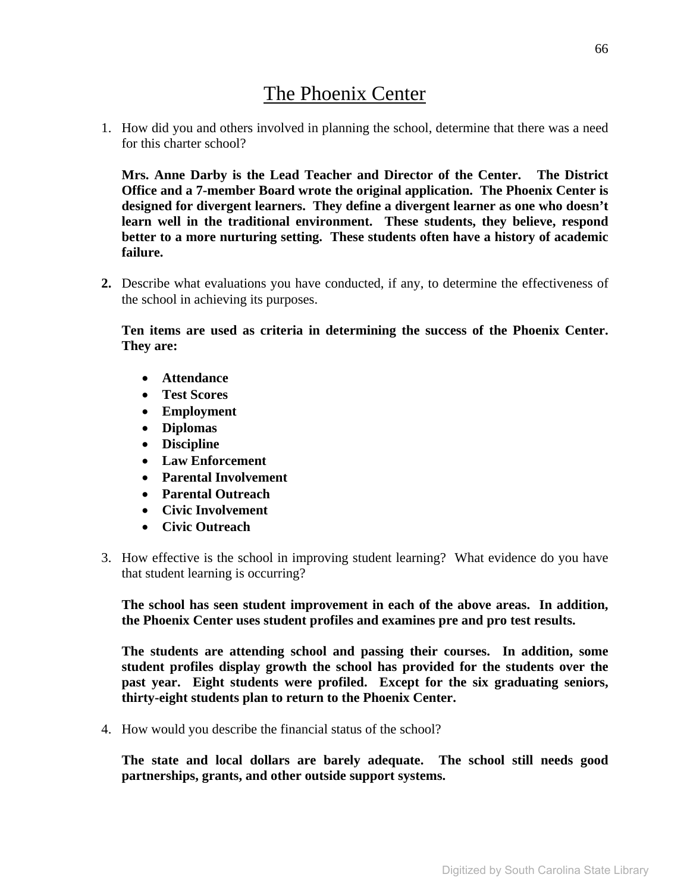# The Phoenix Center

1. How did you and others involved in planning the school, determine that there was a need for this charter school?

   **Mrs. Anne Darby is the Lead Teacher and Director of the Center. The District Office and a 7-member Board wrote the original application. The Phoenix Center is designed for divergent learners. They define a divergent learner as one who doesn't learn well in the traditional environment. These students, they believe, respond better to a more nurturing setting. These students often have a history of academic failure.**

2. Describe what evaluations you have conducted, if any, to determine the effectiveness of the school in achieving its purposes.

   **Ten items are used as criteria in determining the success of the Phoenix Center. They are:**

   - **Attendance**
   - **Test Scores**
   - **Employment**
   - **Diplomas**
   - **Discipline**
   - **Law Enforcement**
   - **Parental Involvement**
   - **Parental Outreach**
   - **Civic Involvement**
   - **Civic Outreach**

3. How effective is the school in improving student learning? What evidence do you have that student learning is occurring?

   **The school has seen student improvement in each of the above areas. In addition, the Phoenix Center uses student profiles and examines pre and pro test results.**

   **The students are attending school and passing their courses. In addition, some student profiles display growth the school has provided for the students over the past year. Eight students were profiled. Except for the six graduating seniors, thirty-eight students plan to return to the Phoenix Center.**

4. How would you describe the financial status of the school?

   **The state and local dollars are barely adequate. The school still needs good partnerships, grants, and other outside support systems.**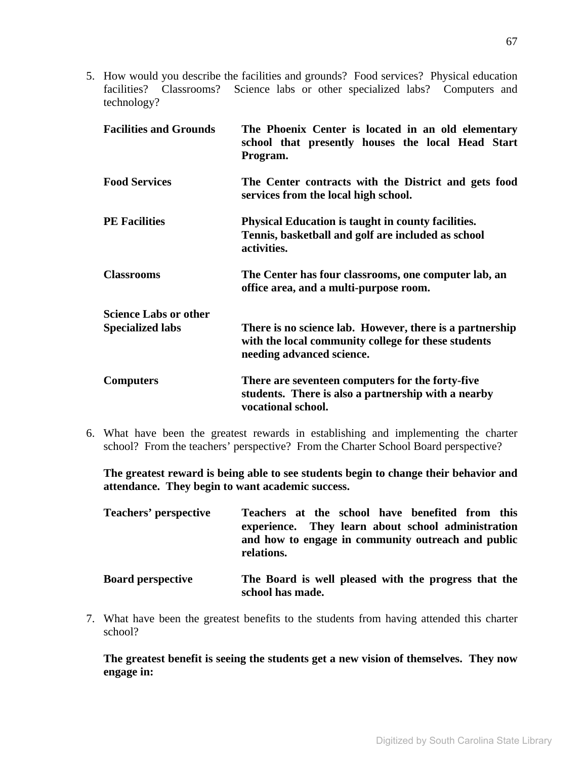5. How would you describe the facilities and grounds? Food services? Physical education facilities? Classrooms? Science labs or other specialized labs? Computers and technology?

| | |
|---|---|
| **Facilities and Grounds** | **The Phoenix Center is located in an old elementary school that presently houses the local Head Start Program.** |
| **Food Services** | **The Center contracts with the District and gets food services from the local high school.** |
| **PE Facilities** | **Physical Education is taught in county facilities. Tennis, basketball and golf are included as school activities.** |
| **Classrooms** | **The Center has four classrooms, one computer lab, an office area, and a multi-purpose room.** |
| **Science Labs or other Specialized labs** | **There is no science lab. However, there is a partnership with the local community college for these students needing advanced science.** |
| **Computers** | **There are seventeen computers for the forty-five students. There is also a partnership with a nearby vocational school.** |

6. What have been the greatest rewards in establishing and implementing the charter school? From the teachers' perspective? From the Charter School Board perspective?

   **The greatest reward is being able to see students begin to change their behavior and attendance. They begin to want academic success.**

| | |
|---|---|
| **Teachers' perspective** | **Teachers at the school have benefited from this experience. They learn about school administration and how to engage in community outreach and public relations.** |
| **Board perspective** | **The Board is well pleased with the progress that the school has made.** |

7. What have been the greatest benefits to the students from having attended this charter school?

   **The greatest benefit is seeing the students get a new vision of themselves. They now engage in:**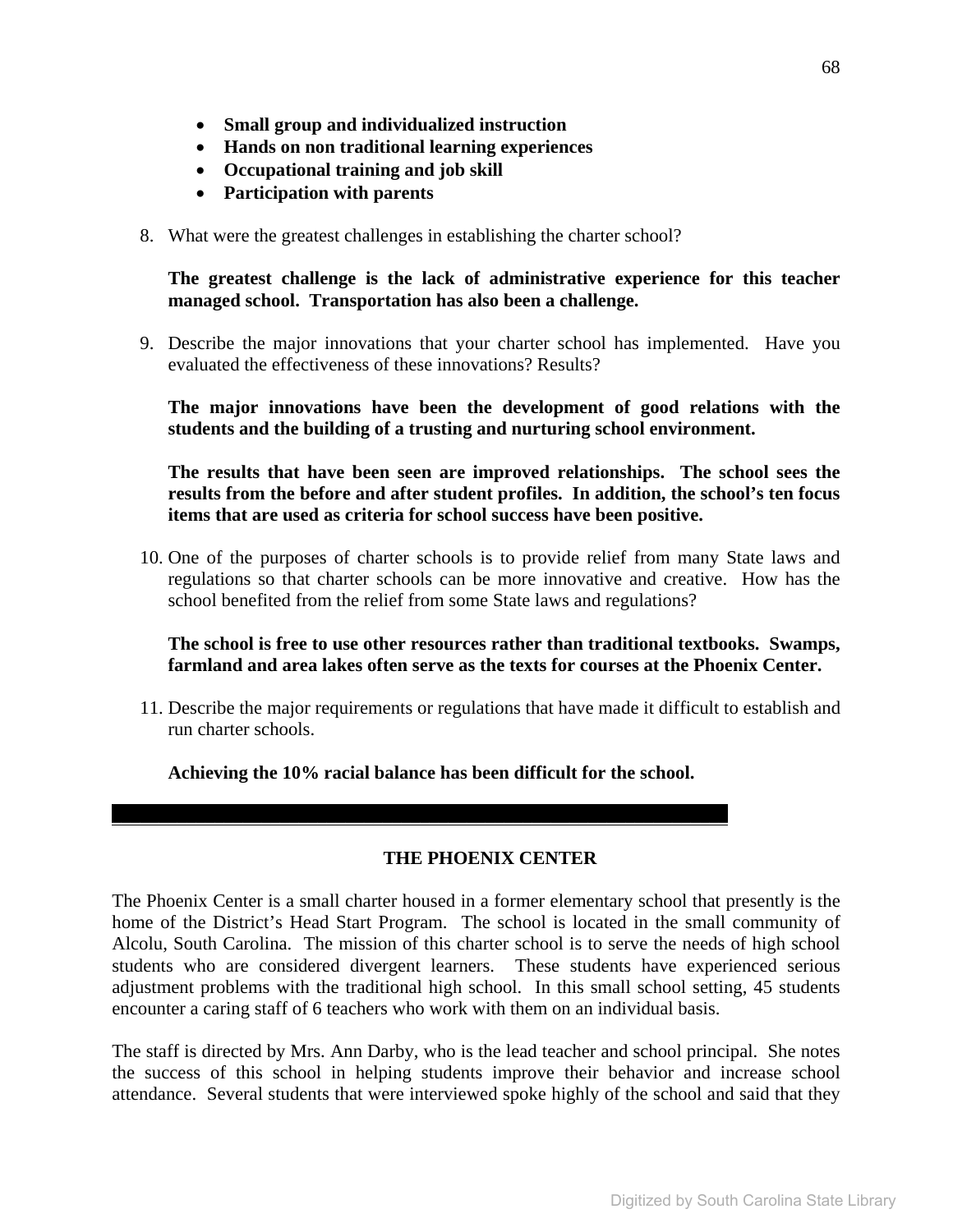- **Small group and individualized instruction**
- **Hands on non traditional learning experiences**
- **Occupational training and job skill**
- **Participation with parents**

8. What were the greatest challenges in establishing the charter school?

   **The greatest challenge is the lack of administrative experience for this teacher managed school. Transportation has also been a challenge.**

9. Describe the major innovations that your charter school has implemented. Have you evaluated the effectiveness of these innovations? Results?

   **The major innovations have been the development of good relations with the students and the building of a trusting and nurturing school environment.**

   **The results that have been seen are improved relationships. The school sees the results from the before and after student profiles. In addition, the school's ten focus items that are used as criteria for school success have been positive.**

10. One of the purposes of charter schools is to provide relief from many State laws and regulations so that charter schools can be more innovative and creative. How has the school benefited from the relief from some State laws and regulations?

    **The school is free to use other resources rather than traditional textbooks. Swamps, farmland and area lakes often serve as the texts for courses at the Phoenix Center.**

11. Describe the major requirements or regulations that have made it difficult to establish and run charter schools.

    **Achieving the 10% racial balance has been difficult for the school.**

---

## THE PHOENIX CENTER

The Phoenix Center is a small charter housed in a former elementary school that presently is the home of the District's Head Start Program. The school is located in the small community of Alcolu, South Carolina. The mission of this charter school is to serve the needs of high school students who are considered divergent learners. These students have experienced serious adjustment problems with the traditional high school. In this small school setting, 45 students encounter a caring staff of 6 teachers who work with them on an individual basis.

The staff is directed by Mrs. Ann Darby, who is the lead teacher and school principal. She notes the success of this school in helping students improve their behavior and increase school attendance. Several students that were interviewed spoke highly of the school and said that they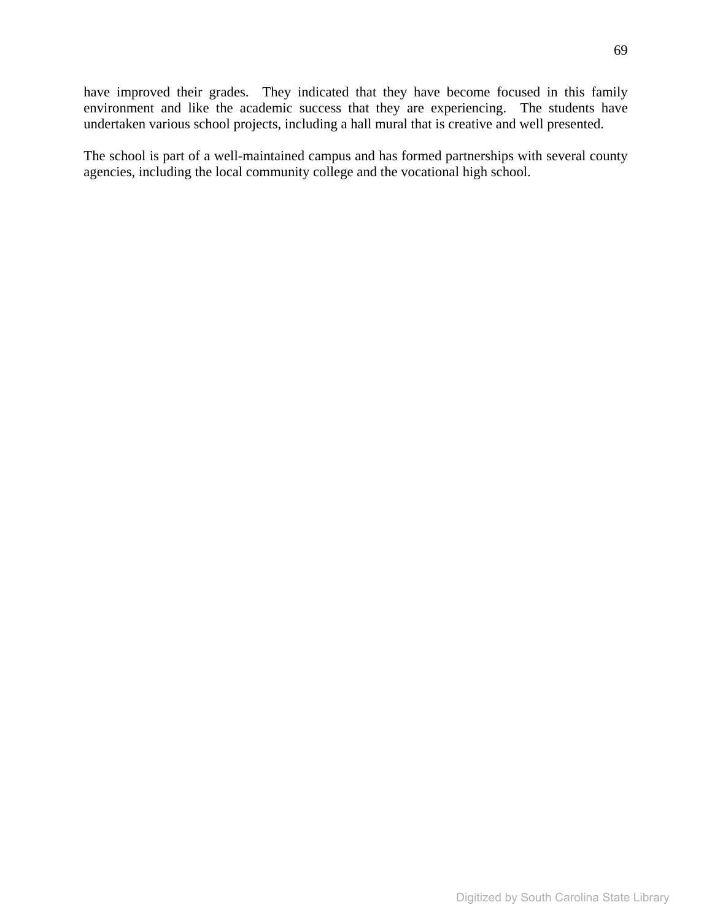have improved their grades. They indicated that they have become focused in this family environment and like the academic success that they are experiencing. The students have undertaken various school projects, including a hall mural that is creative and well presented.

The school is part of a well-maintained campus and has formed partnerships with several county agencies, including the local community college and the vocational high school.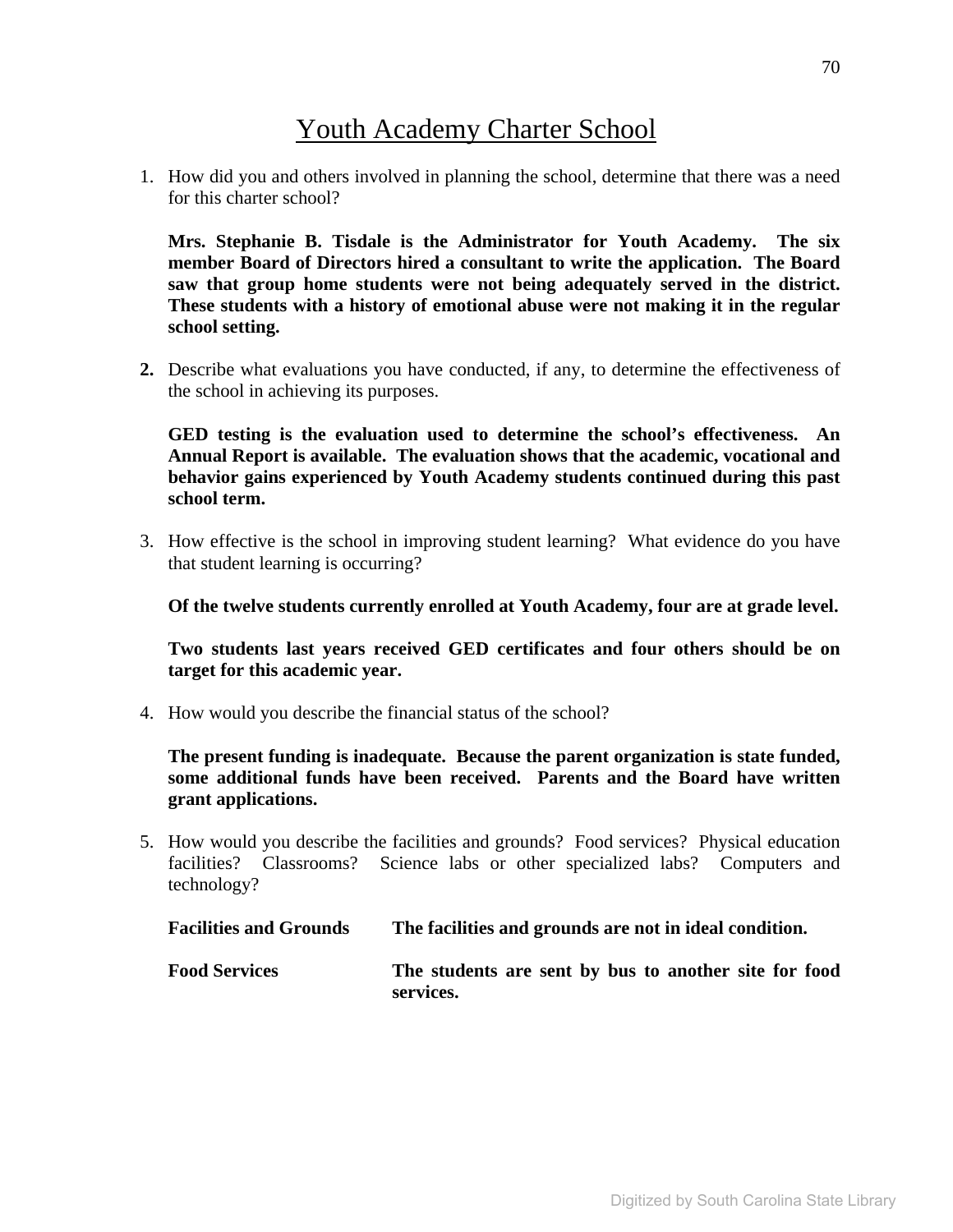# Youth Academy Charter School

1. How did you and others involved in planning the school, determine that there was a need for this charter school?

   **Mrs. Stephanie B. Tisdale is the Administrator for Youth Academy. The six member Board of Directors hired a consultant to write the application. The Board saw that group home students were not being adequately served in the district. These students with a history of emotional abuse were not making it in the regular school setting.**

2. Describe what evaluations you have conducted, if any, to determine the effectiveness of the school in achieving its purposes.

   **GED testing is the evaluation used to determine the school's effectiveness. An Annual Report is available. The evaluation shows that the academic, vocational and behavior gains experienced by Youth Academy students continued during this past school term.**

3. How effective is the school in improving student learning? What evidence do you have that student learning is occurring?

   **Of the twelve students currently enrolled at Youth Academy, four are at grade level.**

   **Two students last years received GED certificates and four others should be on target for this academic year.**

4. How would you describe the financial status of the school?

   **The present funding is inadequate. Because the parent organization is state funded, some additional funds have been received. Parents and the Board have written grant applications.**

5. How would you describe the facilities and grounds? Food services? Physical education facilities? Classrooms? Science labs or other specialized labs? Computers and technology?

   **Facilities and Grounds** — **The facilities and grounds are not in ideal condition.**

   **Food Services** — **The students are sent by bus to another site for food services.**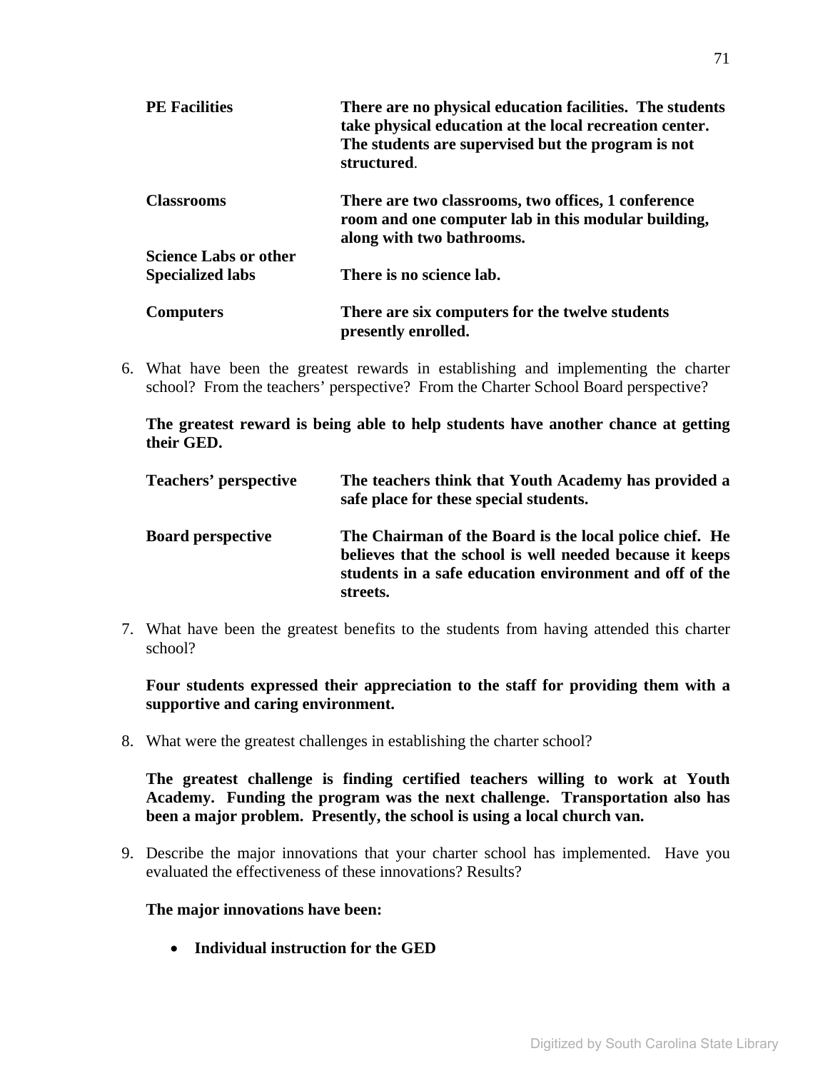| | |
|---|---|
| **PE Facilities** | **There are no physical education facilities. The students take physical education at the local recreation center. The students are supervised but the program is not structured.** |
| **Classrooms** | **There are two classrooms, two offices, 1 conference room and one computer lab in this modular building, along with two bathrooms.** |
| **Science Labs or other Specialized labs** | **There is no science lab.** |
| **Computers** | **There are six computers for the twelve students presently enrolled.** |

6. What have been the greatest rewards in establishing and implementing the charter school? From the teachers' perspective? From the Charter School Board perspective?

   **The greatest reward is being able to help students have another chance at getting their GED.**

   | | |
   |---|---|
   | **Teachers' perspective** | **The teachers think that Youth Academy has provided a safe place for these special students.** |
   | **Board perspective** | **The Chairman of the Board is the local police chief. He believes that the school is well needed because it keeps students in a safe education environment and off of the streets.** |

7. What have been the greatest benefits to the students from having attended this charter school?

   **Four students expressed their appreciation to the staff for providing them with a supportive and caring environment.**

8. What were the greatest challenges in establishing the charter school?

   **The greatest challenge is finding certified teachers willing to work at Youth Academy. Funding the program was the next challenge. Transportation also has been a major problem. Presently, the school is using a local church van.**

9. Describe the major innovations that your charter school has implemented. Have you evaluated the effectiveness of these innovations? Results?

   **The major innovations have been:**

   - **Individual instruction for the GED**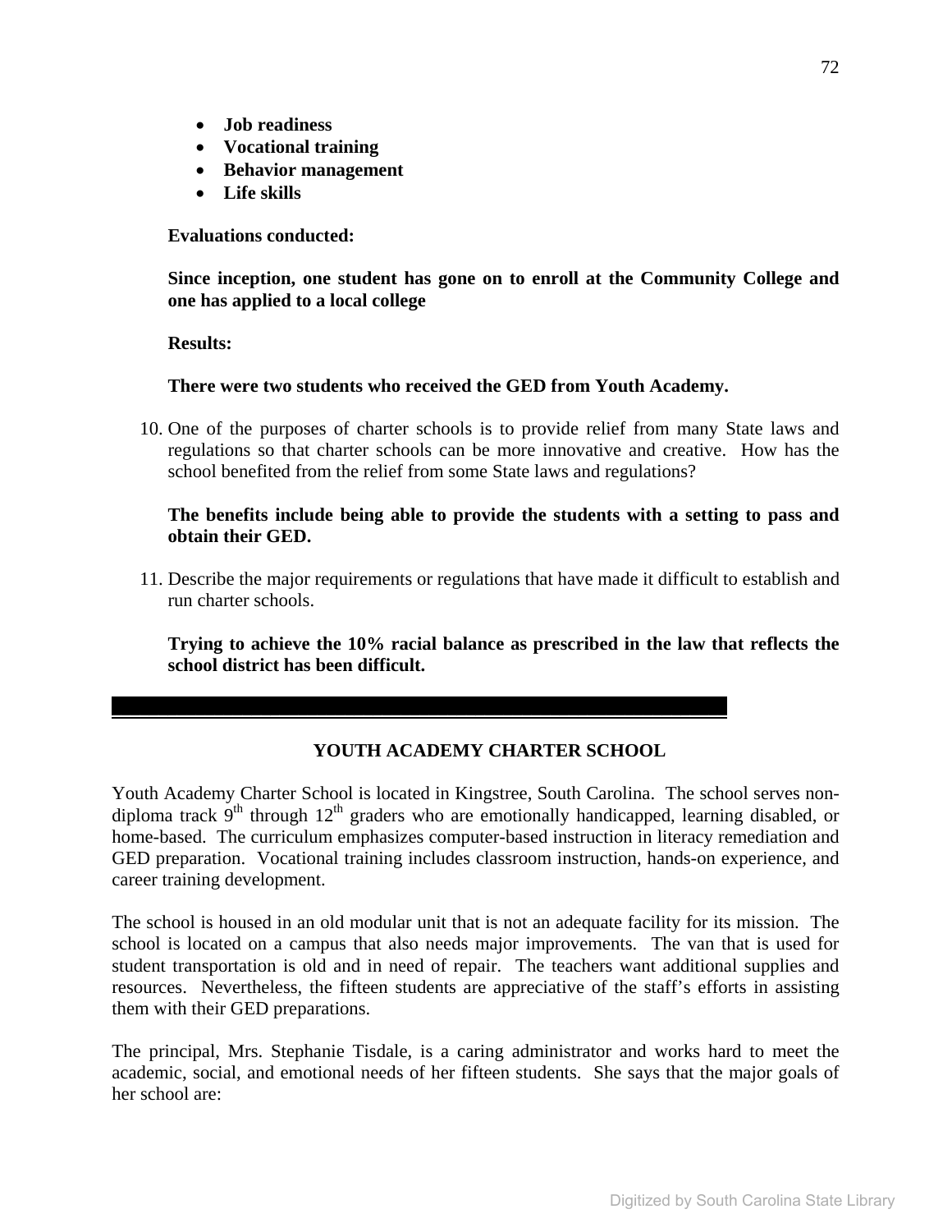- **Job readiness**
- **Vocational training**
- **Behavior management**
- **Life skills**

**Evaluations conducted:**

**Since inception, one student has gone on to enroll at the Community College and one has applied to a local college**

**Results:**

**There were two students who received the GED from Youth Academy.**

10. One of the purposes of charter schools is to provide relief from many State laws and regulations so that charter schools can be more innovative and creative. How has the school benefited from the relief from some State laws and regulations?

    **The benefits include being able to provide the students with a setting to pass and obtain their GED.**

11. Describe the major requirements or regulations that have made it difficult to establish and run charter schools.

    **Trying to achieve the 10% racial balance as prescribed in the law that reflects the school district has been difficult.**

---

## YOUTH ACADEMY CHARTER SCHOOL

Youth Academy Charter School is located in Kingstree, South Carolina. The school serves non-diploma track 9th through 12th graders who are emotionally handicapped, learning disabled, or home-based. The curriculum emphasizes computer-based instruction in literacy remediation and GED preparation. Vocational training includes classroom instruction, hands-on experience, and career training development.

The school is housed in an old modular unit that is not an adequate facility for its mission. The school is located on a campus that also needs major improvements. The van that is used for student transportation is old and in need of repair. The teachers want additional supplies and resources. Nevertheless, the fifteen students are appreciative of the staff's efforts in assisting them with their GED preparations.

The principal, Mrs. Stephanie Tisdale, is a caring administrator and works hard to meet the academic, social, and emotional needs of her fifteen students. She says that the major goals of her school are: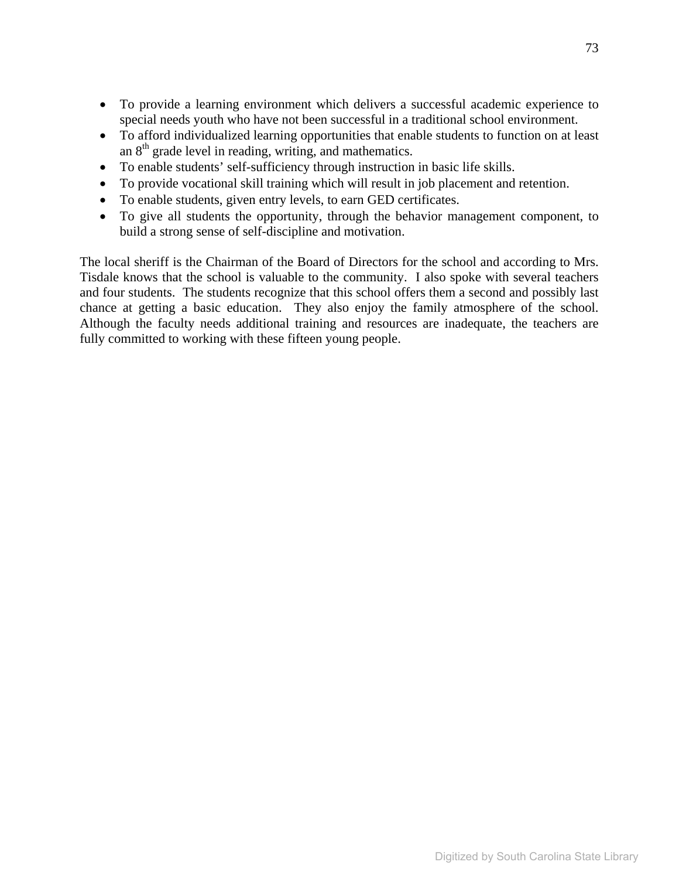- To provide a learning environment which delivers a successful academic experience to special needs youth who have not been successful in a traditional school environment.
- To afford individualized learning opportunities that enable students to function on at least an 8th grade level in reading, writing, and mathematics.
- To enable students' self-sufficiency through instruction in basic life skills.
- To provide vocational skill training which will result in job placement and retention.
- To enable students, given entry levels, to earn GED certificates.
- To give all students the opportunity, through the behavior management component, to build a strong sense of self-discipline and motivation.

The local sheriff is the Chairman of the Board of Directors for the school and according to Mrs. Tisdale knows that the school is valuable to the community. I also spoke with several teachers and four students. The students recognize that this school offers them a second and possibly last chance at getting a basic education. They also enjoy the family atmosphere of the school. Although the faculty needs additional training and resources are inadequate, the teachers are fully committed to working with these fifteen young people.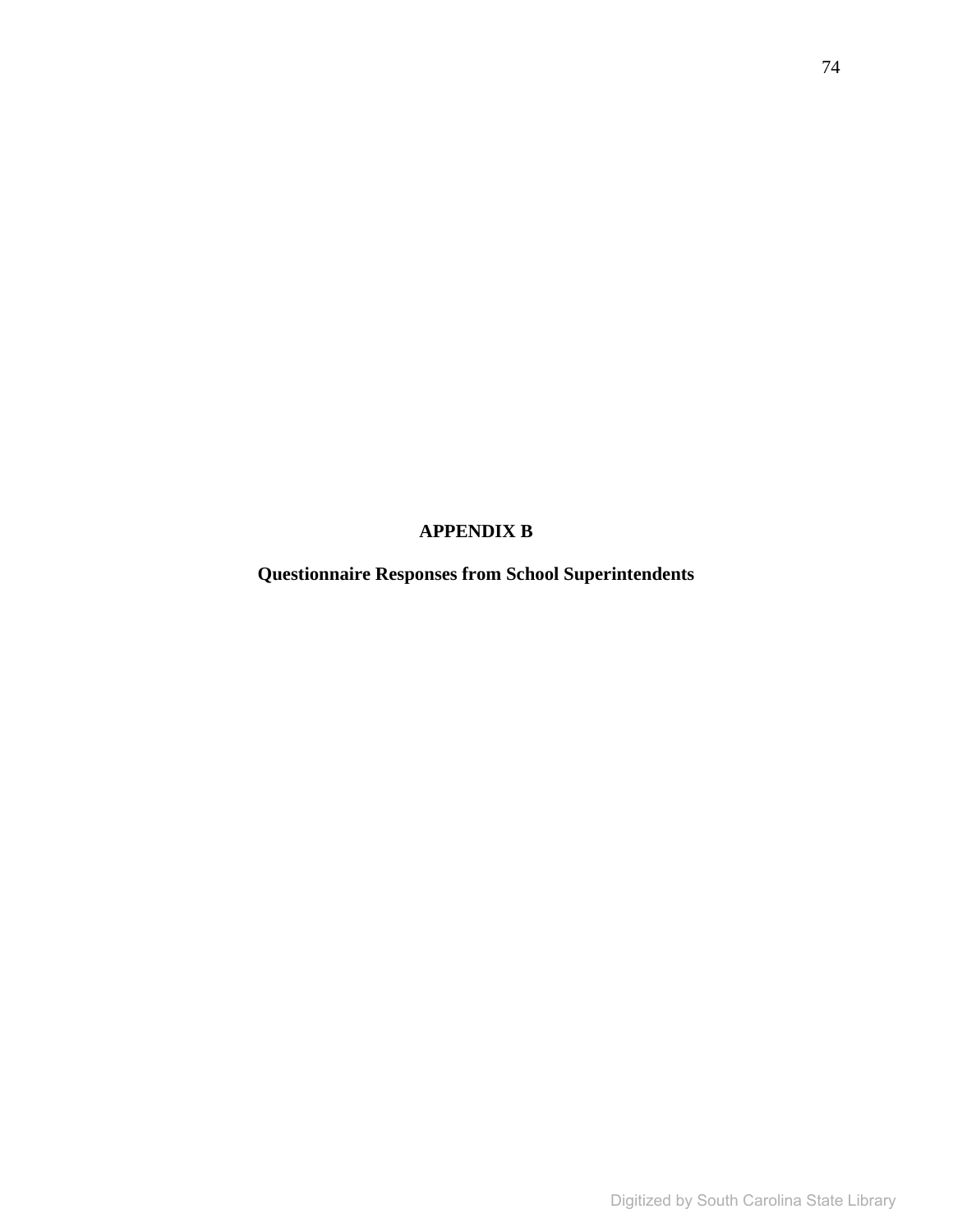# APPENDIX B

## Questionnaire Responses from School Superintendents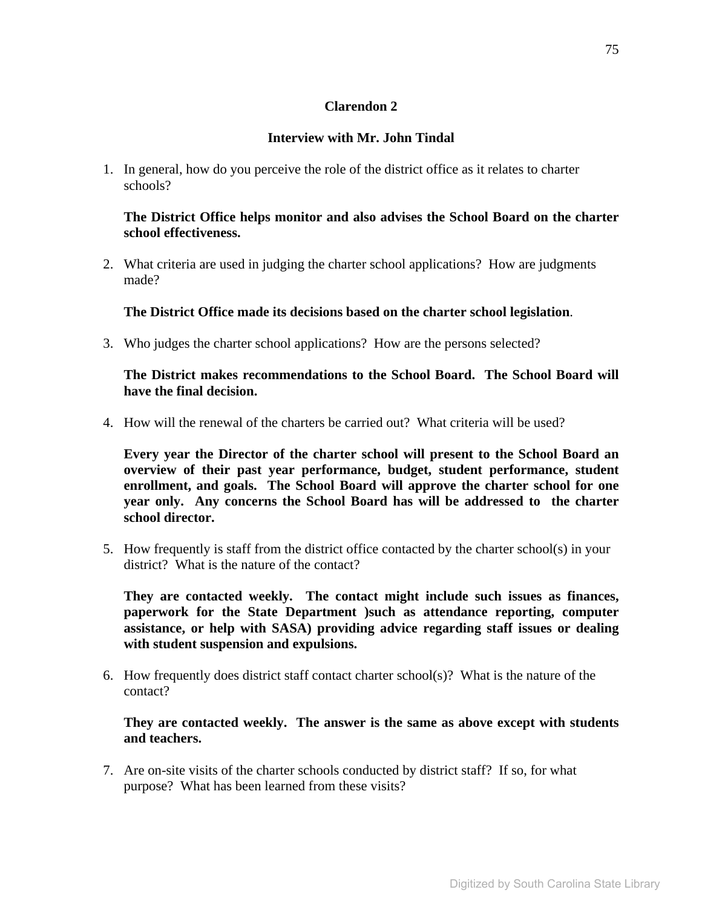**Clarendon 2**

**Interview with Mr. John Tindal**

1. In general, how do you perceive the role of the district office as it relates to charter schools?

   **The District Office helps monitor and also advises the School Board on the charter school effectiveness.**

2. What criteria are used in judging the charter school applications? How are judgments made?

   **The District Office made its decisions based on the charter school legislation**.

3. Who judges the charter school applications? How are the persons selected?

   **The District makes recommendations to the School Board. The School Board will have the final decision.**

4. How will the renewal of the charters be carried out? What criteria will be used?

   **Every year the Director of the charter school will present to the School Board an overview of their past year performance, budget, student performance, student enrollment, and goals. The School Board will approve the charter school for one year only. Any concerns the School Board has will be addressed to the charter school director.**

5. How frequently is staff from the district office contacted by the charter school(s) in your district? What is the nature of the contact?

   **They are contacted weekly. The contact might include such issues as finances, paperwork for the State Department )such as attendance reporting, computer assistance, or help with SASA) providing advice regarding staff issues or dealing with student suspension and expulsions.**

6. How frequently does district staff contact charter school(s)? What is the nature of the contact?

   **They are contacted weekly. The answer is the same as above except with students and teachers.**

7. Are on-site visits of the charter schools conducted by district staff? If so, for what purpose? What has been learned from these visits?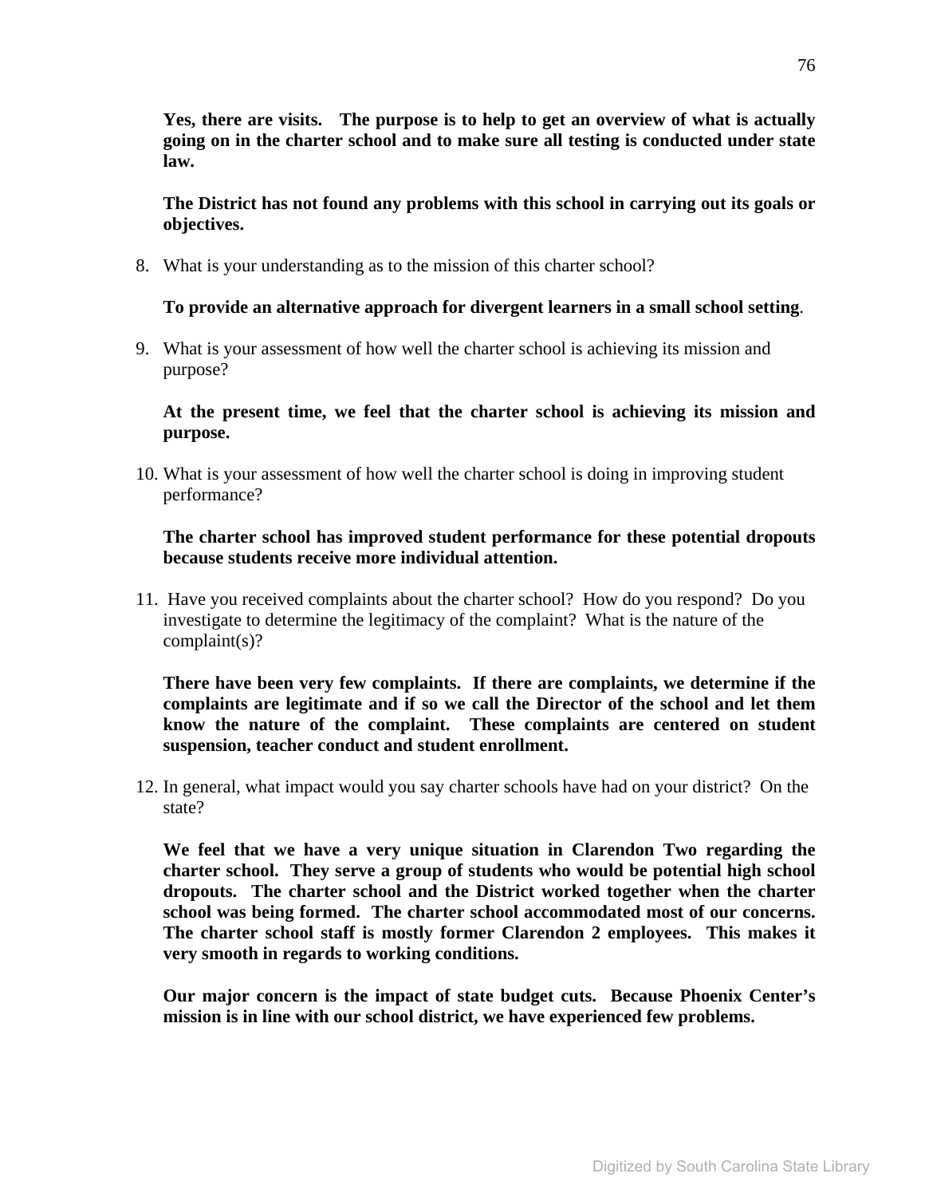**Yes, there are visits. The purpose is to help to get an overview of what is actually going on in the charter school and to make sure all testing is conducted under state law.**

**The District has not found any problems with this school in carrying out its goals or objectives.**

8. What is your understanding as to the mission of this charter school?

   **To provide an alternative approach for divergent learners in a small school setting**.

9. What is your assessment of how well the charter school is achieving its mission and purpose?

   **At the present time, we feel that the charter school is achieving its mission and purpose.**

10. What is your assessment of how well the charter school is doing in improving student performance?

    **The charter school has improved student performance for these potential dropouts because students receive more individual attention.**

11. Have you received complaints about the charter school? How do you respond? Do you investigate to determine the legitimacy of the complaint? What is the nature of the complaint(s)?

    **There have been very few complaints. If there are complaints, we determine if the complaints are legitimate and if so we call the Director of the school and let them know the nature of the complaint. These complaints are centered on student suspension, teacher conduct and student enrollment.**

12. In general, what impact would you say charter schools have had on your district? On the state?

    **We feel that we have a very unique situation in Clarendon Two regarding the charter school. They serve a group of students who would be potential high school dropouts. The charter school and the District worked together when the charter school was being formed. The charter school accommodated most of our concerns. The charter school staff is mostly former Clarendon 2 employees. This makes it very smooth in regards to working conditions.**

    **Our major concern is the impact of state budget cuts. Because Phoenix Center's mission is in line with our school district, we have experienced few problems.**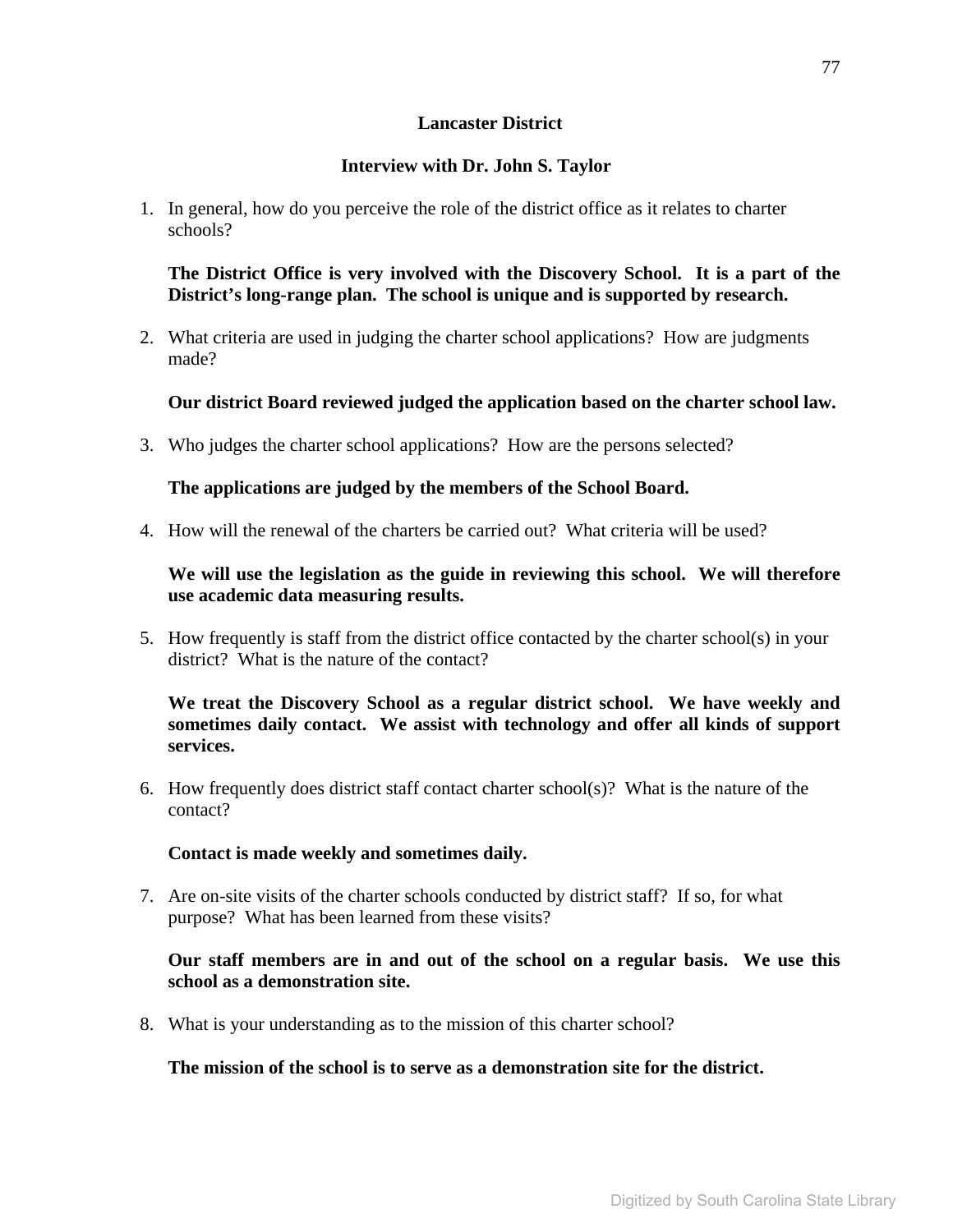**Lancaster District**

**Interview with Dr. John S. Taylor**

1. In general, how do you perceive the role of the district office as it relates to charter schools?

   **The District Office is very involved with the Discovery School. It is a part of the District's long-range plan. The school is unique and is supported by research.**

2. What criteria are used in judging the charter school applications? How are judgments made?

   **Our district Board reviewed judged the application based on the charter school law.**

3. Who judges the charter school applications? How are the persons selected?

   **The applications are judged by the members of the School Board.**

4. How will the renewal of the charters be carried out? What criteria will be used?

   **We will use the legislation as the guide in reviewing this school. We will therefore use academic data measuring results.**

5. How frequently is staff from the district office contacted by the charter school(s) in your district? What is the nature of the contact?

   **We treat the Discovery School as a regular district school. We have weekly and sometimes daily contact. We assist with technology and offer all kinds of support services.**

6. How frequently does district staff contact charter school(s)? What is the nature of the contact?

   **Contact is made weekly and sometimes daily.**

7. Are on-site visits of the charter schools conducted by district staff? If so, for what purpose? What has been learned from these visits?

   **Our staff members are in and out of the school on a regular basis. We use this school as a demonstration site.**

8. What is your understanding as to the mission of this charter school?

   **The mission of the school is to serve as a demonstration site for the district.**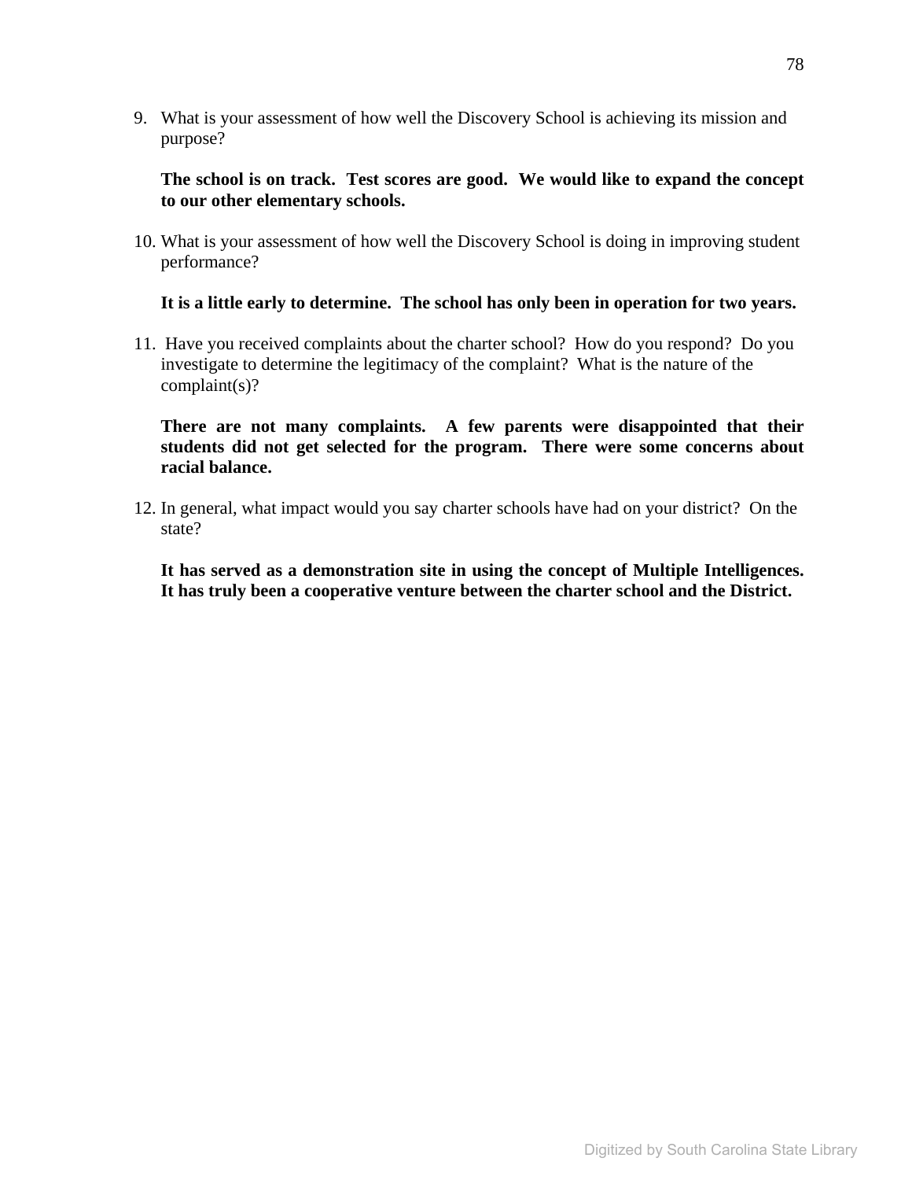9. What is your assessment of how well the Discovery School is achieving its mission and purpose?

   **The school is on track. Test scores are good. We would like to expand the concept to our other elementary schools.**

10. What is your assessment of how well the Discovery School is doing in improving student performance?

    **It is a little early to determine. The school has only been in operation for two years.**

11. Have you received complaints about the charter school? How do you respond? Do you investigate to determine the legitimacy of the complaint? What is the nature of the complaint(s)?

    **There are not many complaints. A few parents were disappointed that their students did not get selected for the program. There were some concerns about racial balance.**

12. In general, what impact would you say charter schools have had on your district? On the state?

    **It has served as a demonstration site in using the concept of Multiple Intelligences. It has truly been a cooperative venture between the charter school and the District.**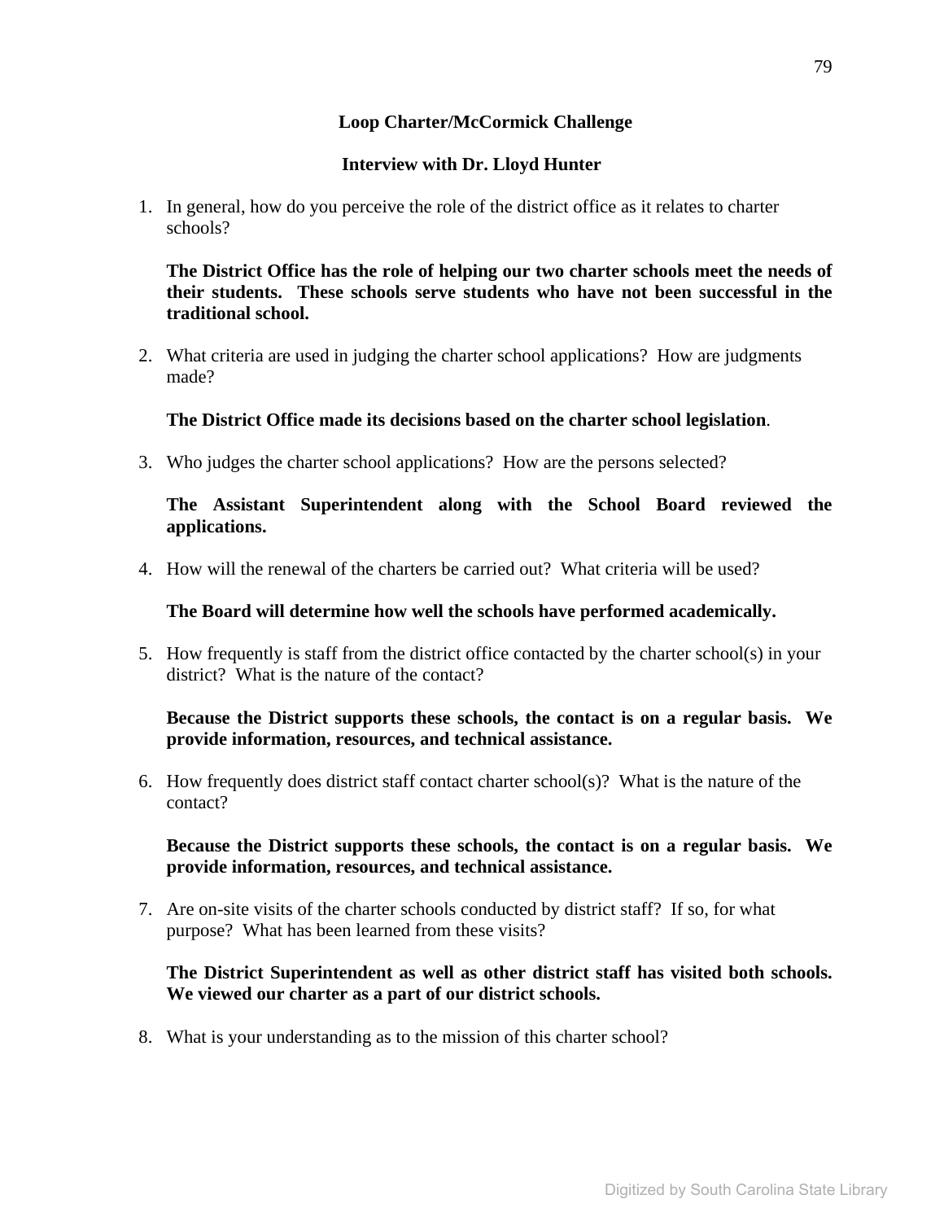**Loop Charter/McCormick Challenge**

**Interview with Dr. Lloyd Hunter**

1. In general, how do you perceive the role of the district office as it relates to charter schools?

   **The District Office has the role of helping our two charter schools meet the needs of their students. These schools serve students who have not been successful in the traditional school.**

2. What criteria are used in judging the charter school applications? How are judgments made?

   **The District Office made its decisions based on the charter school legislation**.

3. Who judges the charter school applications? How are the persons selected?

   **The Assistant Superintendent along with the School Board reviewed the applications.**

4. How will the renewal of the charters be carried out? What criteria will be used?

   **The Board will determine how well the schools have performed academically.**

5. How frequently is staff from the district office contacted by the charter school(s) in your district? What is the nature of the contact?

   **Because the District supports these schools, the contact is on a regular basis. We provide information, resources, and technical assistance.**

6. How frequently does district staff contact charter school(s)? What is the nature of the contact?

   **Because the District supports these schools, the contact is on a regular basis. We provide information, resources, and technical assistance.**

7. Are on-site visits of the charter schools conducted by district staff? If so, for what purpose? What has been learned from these visits?

   **The District Superintendent as well as other district staff has visited both schools. We viewed our charter as a part of our district schools.**

8. What is your understanding as to the mission of this charter school?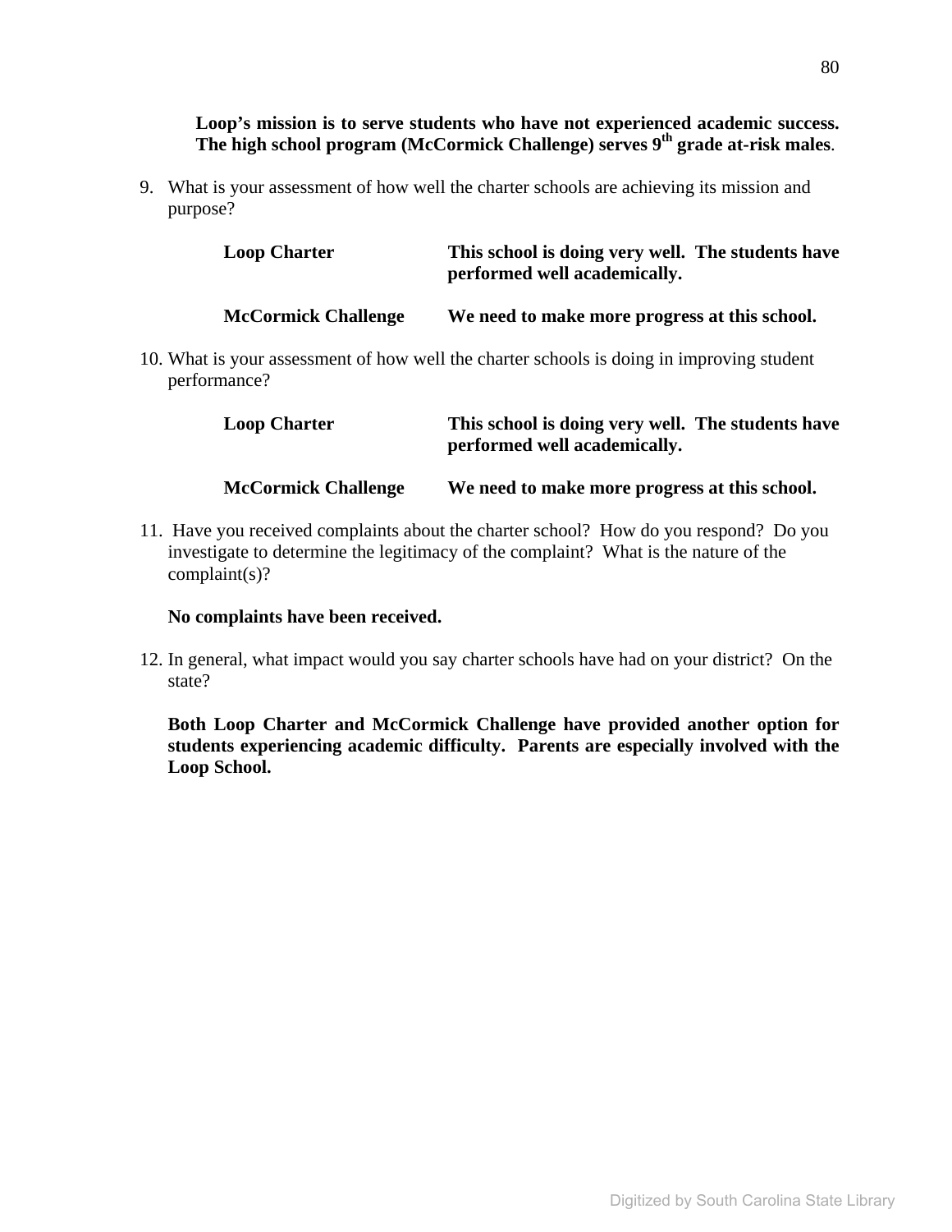**Loop's mission is to serve students who have not experienced academic success. The high school program (McCormick Challenge) serves 9th grade at-risk males**.

9. What is your assessment of how well the charter schools are achieving its mission and purpose?

   | | |
   |---|---|
   | **Loop Charter** | **This school is doing very well. The students have performed well academically.** |
   | **McCormick Challenge** | **We need to make more progress at this school.** |

10. What is your assessment of how well the charter schools is doing in improving student performance?

    | | |
    |---|---|
    | **Loop Charter** | **This school is doing very well. The students have performed well academically.** |
    | **McCormick Challenge** | **We need to make more progress at this school.** |

11. Have you received complaints about the charter school? How do you respond? Do you investigate to determine the legitimacy of the complaint? What is the nature of the complaint(s)?

    **No complaints have been received.**

12. In general, what impact would you say charter schools have had on your district? On the state?

    **Both Loop Charter and McCormick Challenge have provided another option for students experiencing academic difficulty. Parents are especially involved with the Loop School.**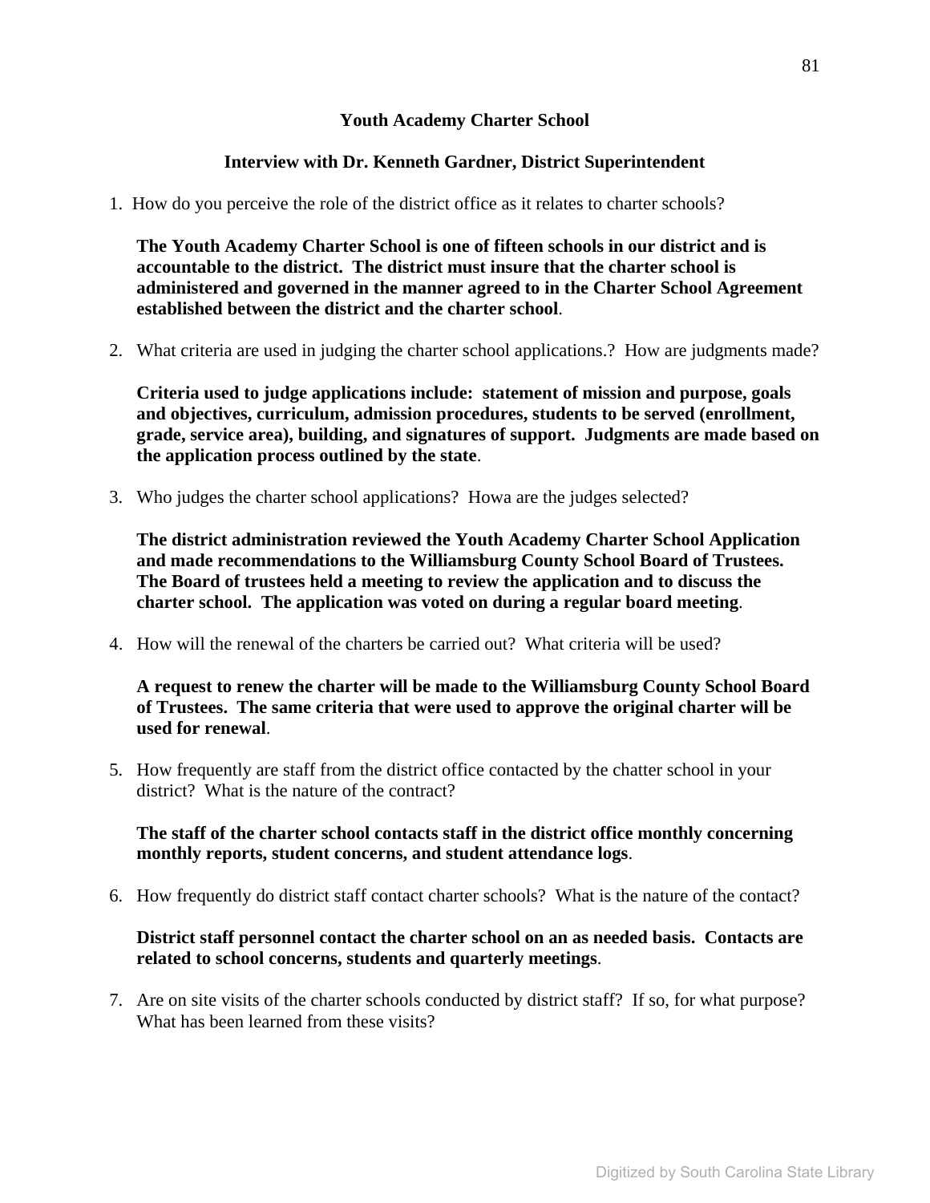**Youth Academy Charter School**

**Interview with Dr. Kenneth Gardner, District Superintendent**

1. How do you perceive the role of the district office as it relates to charter schools?

   **The Youth Academy Charter School is one of fifteen schools in our district and is accountable to the district. The district must insure that the charter school is administered and governed in the manner agreed to in the Charter School Agreement established between the district and the charter school**.

2. What criteria are used in judging the charter school applications.? How are judgments made?

   **Criteria used to judge applications include: statement of mission and purpose, goals and objectives, curriculum, admission procedures, students to be served (enrollment, grade, service area), building, and signatures of support. Judgments are made based on the application process outlined by the state**.

3. Who judges the charter school applications? Howa are the judges selected?

   **The district administration reviewed the Youth Academy Charter School Application and made recommendations to the Williamsburg County School Board of Trustees. The Board of trustees held a meeting to review the application and to discuss the charter school. The application was voted on during a regular board meeting**.

4. How will the renewal of the charters be carried out? What criteria will be used?

   **A request to renew the charter will be made to the Williamsburg County School Board of Trustees. The same criteria that were used to approve the original charter will be used for renewal**.

5. How frequently are staff from the district office contacted by the chatter school in your district? What is the nature of the contract?

   **The staff of the charter school contacts staff in the district office monthly concerning monthly reports, student concerns, and student attendance logs**.

6. How frequently do district staff contact charter schools? What is the nature of the contact?

   **District staff personnel contact the charter school on an as needed basis. Contacts are related to school concerns, students and quarterly meetings**.

7. Are on site visits of the charter schools conducted by district staff? If so, for what purpose? What has been learned from these visits?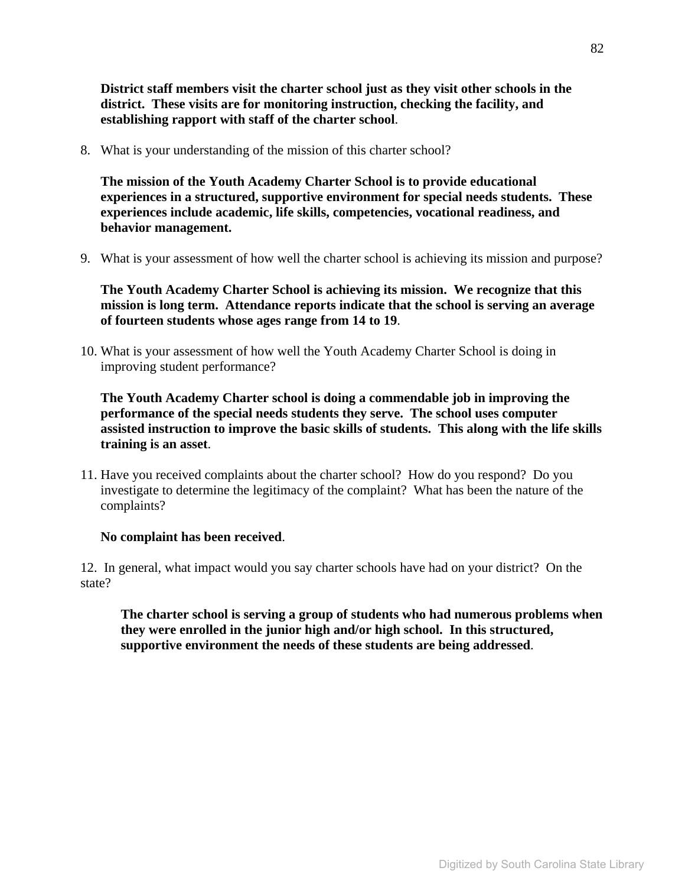**District staff members visit the charter school just as they visit other schools in the district. These visits are for monitoring instruction, checking the facility, and establishing rapport with staff of the charter school**.

8. What is your understanding of the mission of this charter school?

   **The mission of the Youth Academy Charter School is to provide educational experiences in a structured, supportive environment for special needs students. These experiences include academic, life skills, competencies, vocational readiness, and behavior management.**

9. What is your assessment of how well the charter school is achieving its mission and purpose?

   **The Youth Academy Charter School is achieving its mission. We recognize that this mission is long term. Attendance reports indicate that the school is serving an average of fourteen students whose ages range from 14 to 19**.

10. What is your assessment of how well the Youth Academy Charter School is doing in improving student performance?

    **The Youth Academy Charter school is doing a commendable job in improving the performance of the special needs students they serve. The school uses computer assisted instruction to improve the basic skills of students. This along with the life skills training is an asset**.

11. Have you received complaints about the charter school? How do you respond? Do you investigate to determine the legitimacy of the complaint? What has been the nature of the complaints?

    **No complaint has been received**.

12. In general, what impact would you say charter schools have had on your district? On the state?

    **The charter school is serving a group of students who had numerous problems when they were enrolled in the junior high and/or high school. In this structured, supportive environment the needs of these students are being addressed**.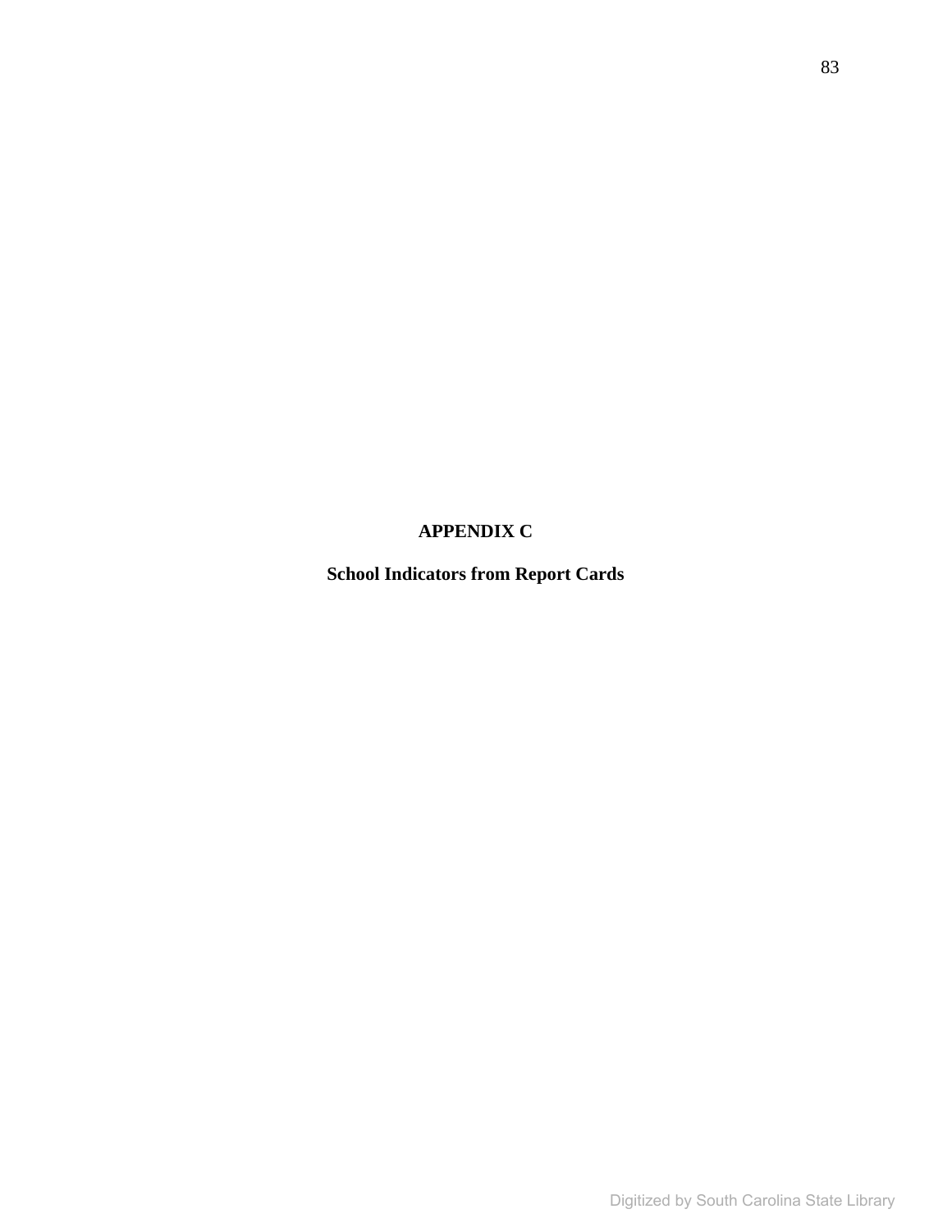# APPENDIX C

## School Indicators from Report Cards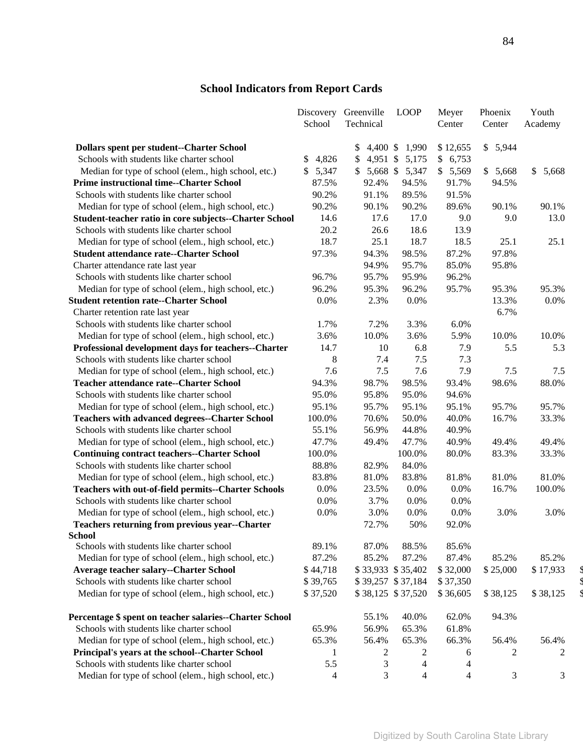## School Indicators from Report Cards

| | Discovery School | Greenville Technical | LOOP | Meyer Center | Phoenix Center | Youth Academy |
|---|---|---|---|---|---|---|
| **Dollars spent per student--Charter School** | | $ 4,400 | $ 1,990 | $ 12,655 | $ 5,944 | |
| Schools with students like charter school | $ 4,826 | $ 4,951 | $ 5,175 | $ 6,753 | | |
| Median for type of school (elem., high school, etc.) | $ 5,347 | $ 5,668 | $ 5,347 | $ 5,569 | $ 5,668 | $ 5,668 |
| **Prime instructional time--Charter School** | 87.5% | 92.4% | 94.5% | 91.7% | 94.5% | |
| Schools with students like charter school | 90.2% | 91.1% | 89.5% | 91.5% | | |
| Median for type of school (elem., high school, etc.) | 90.2% | 90.1% | 90.2% | 89.6% | 90.1% | 90.1% |
| **Student-teacher ratio in core subjects--Charter School** | 14.6 | 17.6 | 17.0 | 9.0 | 9.0 | 13.0 |
| Schools with students like charter school | 20.2 | 26.6 | 18.6 | 13.9 | | |
| Median for type of school (elem., high school, etc.) | 18.7 | 25.1 | 18.7 | 18.5 | 25.1 | 25.1 |
| **Student attendance rate--Charter School** | 97.3% | 94.3% | 98.5% | 87.2% | 97.8% | |
| Charter attendance rate last year | | 94.9% | 95.7% | 85.0% | 95.8% | |
| Schools with students like charter school | 96.7% | 95.7% | 95.9% | 96.2% | | |
| Median for type of school (elem., high school, etc.) | 96.2% | 95.3% | 96.2% | 95.7% | 95.3% | 95.3% |
| **Student retention rate--Charter School** | 0.0% | 2.3% | 0.0% | | 13.3% | 0.0% |
| Charter retention rate last year | | | | | 6.7% | |
| Schools with students like charter school | 1.7% | 7.2% | 3.3% | 6.0% | | |
| Median for type of school (elem., high school, etc.) | 3.6% | 10.0% | 3.6% | 5.9% | 10.0% | 10.0% |
| **Professional development days for teachers--Charter** | 14.7 | 10 | 6.8 | 7.9 | 5.5 | 5.3 |
| Schools with students like charter school | 8 | 7.4 | 7.5 | 7.3 | | |
| Median for type of school (elem., high school, etc.) | 7.6 | 7.5 | 7.6 | 7.9 | 7.5 | 7.5 |
| **Teacher attendance rate--Charter School** | 94.3% | 98.7% | 98.5% | 93.4% | 98.6% | 88.0% |
| Schools with students like charter school | 95.0% | 95.8% | 95.0% | 94.6% | | |
| Median for type of school (elem., high school, etc.) | 95.1% | 95.7% | 95.1% | 95.1% | 95.7% | 95.7% |
| **Teachers with advanced degrees--Charter School** | 100.0% | 70.6% | 50.0% | 40.0% | 16.7% | 33.3% |
| Schools with students like charter school | 55.1% | 56.9% | 44.8% | 40.9% | | |
| Median for type of school (elem., high school, etc.) | 47.7% | 49.4% | 47.7% | 40.9% | 49.4% | 49.4% |
| **Continuing contract teachers--Charter School** | 100.0% | | 100.0% | 80.0% | 83.3% | 33.3% |
| Schools with students like charter school | 88.8% | 82.9% | 84.0% | | | |
| Median for type of school (elem., high school, etc.) | 83.8% | 81.0% | 83.8% | 81.8% | 81.0% | 81.0% |
| **Teachers with out-of-field permits--Charter Schools** | 0.0% | 23.5% | 0.0% | 0.0% | 16.7% | 100.0% |
| Schools with students like charter school | 0.0% | 3.7% | 0.0% | 0.0% | | |
| Median for type of school (elem., high school, etc.) | 0.0% | 3.0% | 0.0% | 0.0% | 3.0% | 3.0% |
| **Teachers returning from previous year--Charter School** | | 72.7% | 50% | 92.0% | | |
| Schools with students like charter school | 89.1% | 87.0% | 88.5% | 85.6% | | |
| Median for type of school (elem., high school, etc.) | 87.2% | 85.2% | 87.2% | 87.4% | 85.2% | 85.2% |
| **Average teacher salary--Charter School** | $ 44,718 | $ 33,933 | $ 35,402 | $ 32,000 | $ 25,000 | $ 17,933 |
| Schools with students like charter school | $ 39,765 | $ 39,257 | $ 37,184 | $ 37,350 | | |
| Median for type of school (elem., high school, etc.) | $ 37,520 | $ 38,125 | $ 37,520 | $ 36,605 | $ 38,125 | $ 38,125 |
| **Percentage $ spent on teacher salaries--Charter School** | | 55.1% | 40.0% | 62.0% | 94.3% | |
| Schools with students like charter school | 65.9% | 56.9% | 65.3% | 61.8% | | |
| Median for type of school (elem., high school, etc.) | 65.3% | 56.4% | 65.3% | 66.3% | 56.4% | 56.4% |
| **Principal's years at the school--Charter School** | 1 | 2 | 2 | 6 | 2 | 2 |
| Schools with students like charter school | 5.5 | 3 | 4 | 4 | | |
| Median for type of school (elem., high school, etc.) | 4 | 3 | 4 | 4 | 3 | 3 |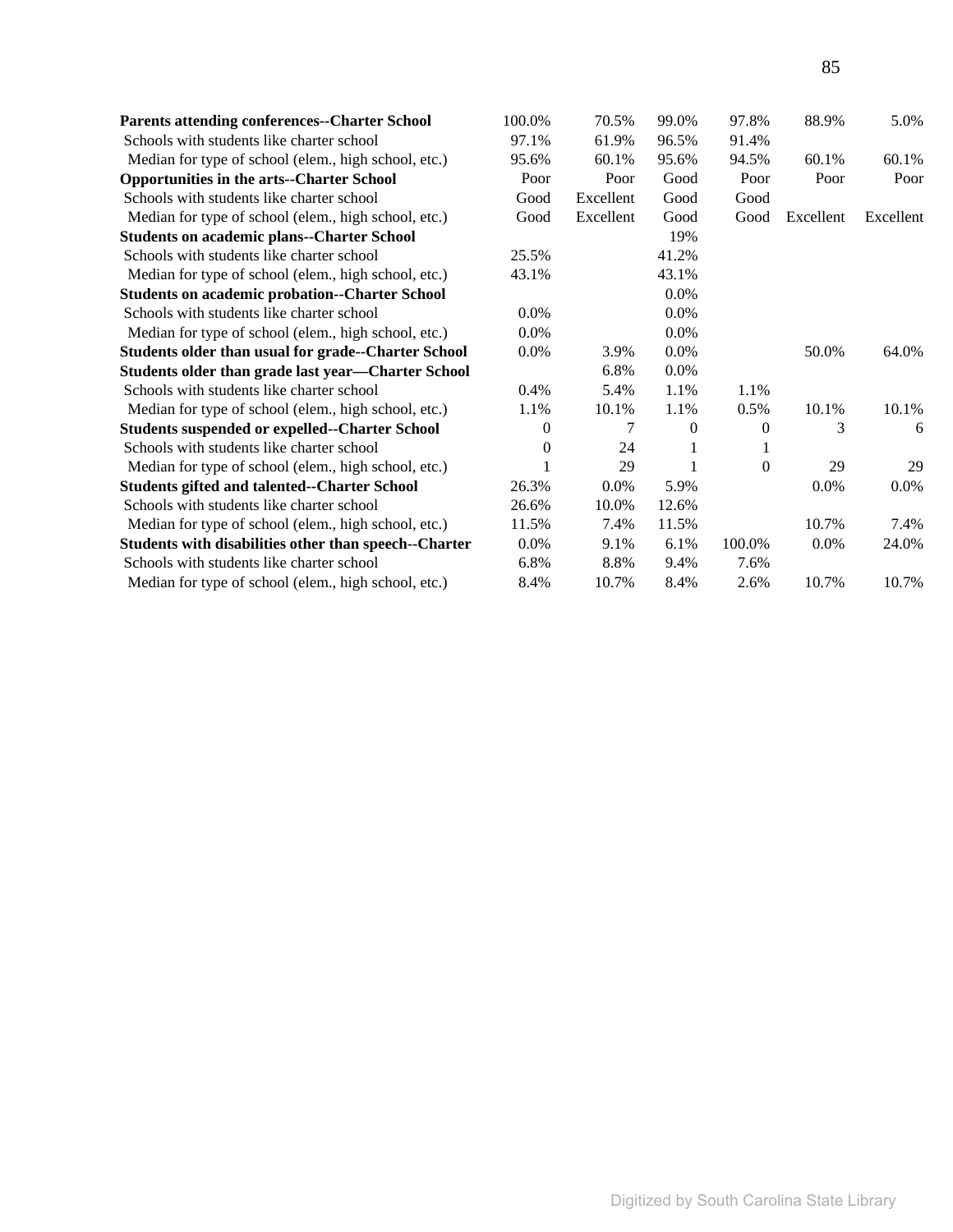| | | | | | | |
|---|---|---|---|---|---|---|
| **Parents attending conferences--Charter School** | 100.0% | 70.5% | 99.0% | 97.8% | 88.9% | 5.0% |
| Schools with students like charter school | 97.1% | 61.9% | 96.5% | 91.4% | | |
| Median for type of school (elem., high school, etc.) | 95.6% | 60.1% | 95.6% | 94.5% | 60.1% | 60.1% |
| **Opportunities in the arts--Charter School** | Poor | Poor | Good | Poor | Poor | Poor |
| Schools with students like charter school | Good | Excellent | Good | Good | | |
| Median for type of school (elem., high school, etc.) | Good | Excellent | Good | Good | Excellent | Excellent |
| **Students on academic plans--Charter School** | | | 19% | | | |
| Schools with students like charter school | 25.5% | | 41.2% | | | |
| Median for type of school (elem., high school, etc.) | 43.1% | | 43.1% | | | |
| **Students on academic probation--Charter School** | | | 0.0% | | | |
| Schools with students like charter school | 0.0% | | 0.0% | | | |
| Median for type of school (elem., high school, etc.) | 0.0% | | 0.0% | | | |
| **Students older than usual for grade--Charter School** | 0.0% | 3.9% | 0.0% | | 50.0% | 64.0% |
| **Students older than grade last year—Charter School** | | 6.8% | 0.0% | | | |
| Schools with students like charter school | 0.4% | 5.4% | 1.1% | 1.1% | | |
| Median for type of school (elem., high school, etc.) | 1.1% | 10.1% | 1.1% | 0.5% | 10.1% | 10.1% |
| **Students suspended or expelled--Charter School** | 0 | 7 | 0 | 0 | 3 | 6 |
| Schools with students like charter school | 0 | 24 | 1 | 1 | | |
| Median for type of school (elem., high school, etc.) | 1 | 29 | 1 | 0 | 29 | 29 |
| **Students gifted and talented--Charter School** | 26.3% | 0.0% | 5.9% | | 0.0% | 0.0% |
| Schools with students like charter school | 26.6% | 10.0% | 12.6% | | | |
| Median for type of school (elem., high school, etc.) | 11.5% | 7.4% | 11.5% | | 10.7% | 7.4% |
| **Students with disabilities other than speech--Charter** | 0.0% | 9.1% | 6.1% | 100.0% | 0.0% | 24.0% |
| Schools with students like charter school | 6.8% | 8.8% | 9.4% | 7.6% | | |
| Median for type of school (elem., high school, etc.) | 8.4% | 10.7% | 8.4% | 2.6% | 10.7% | 10.7% |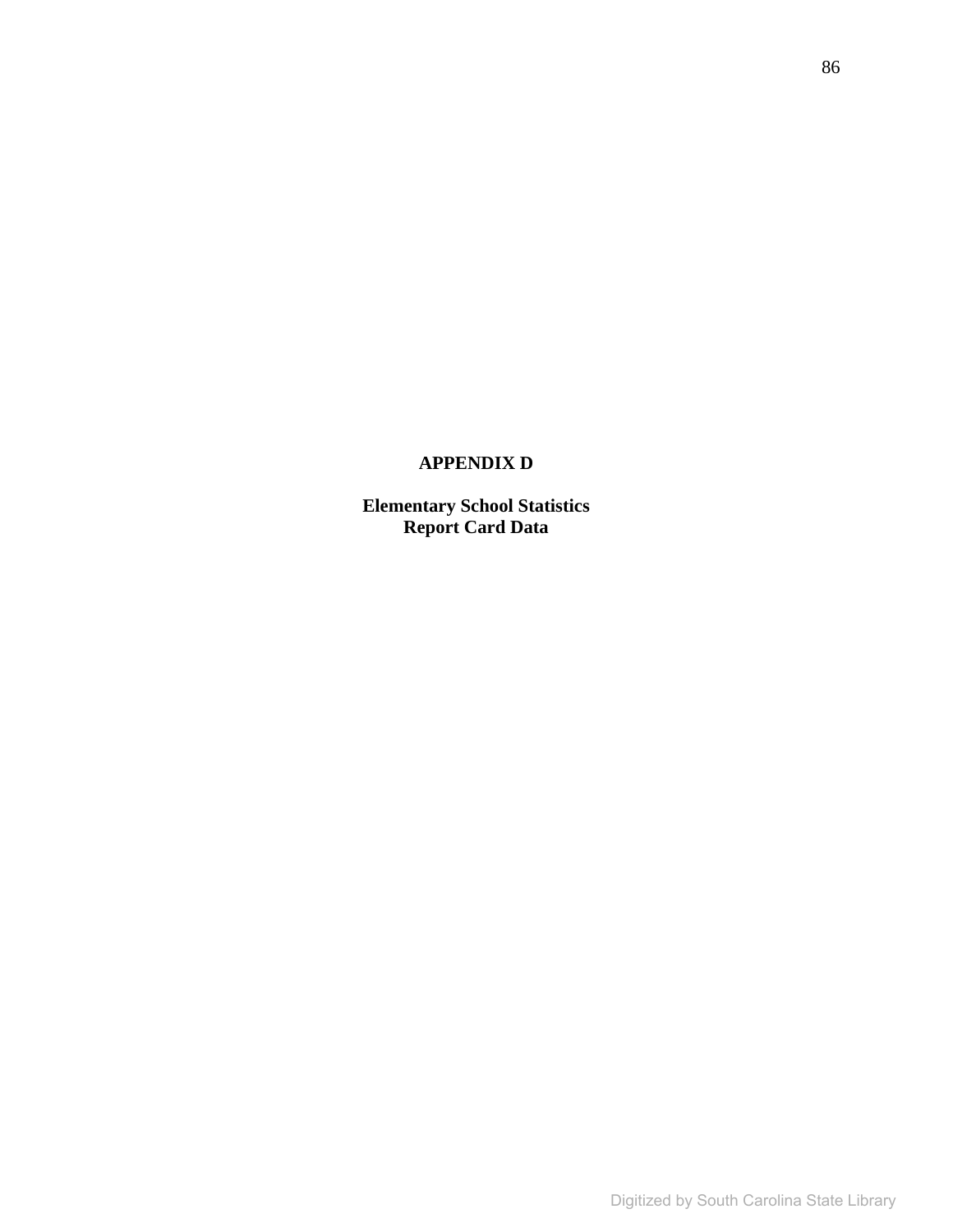# APPENDIX D

## Elementary School Statistics
## Report Card Data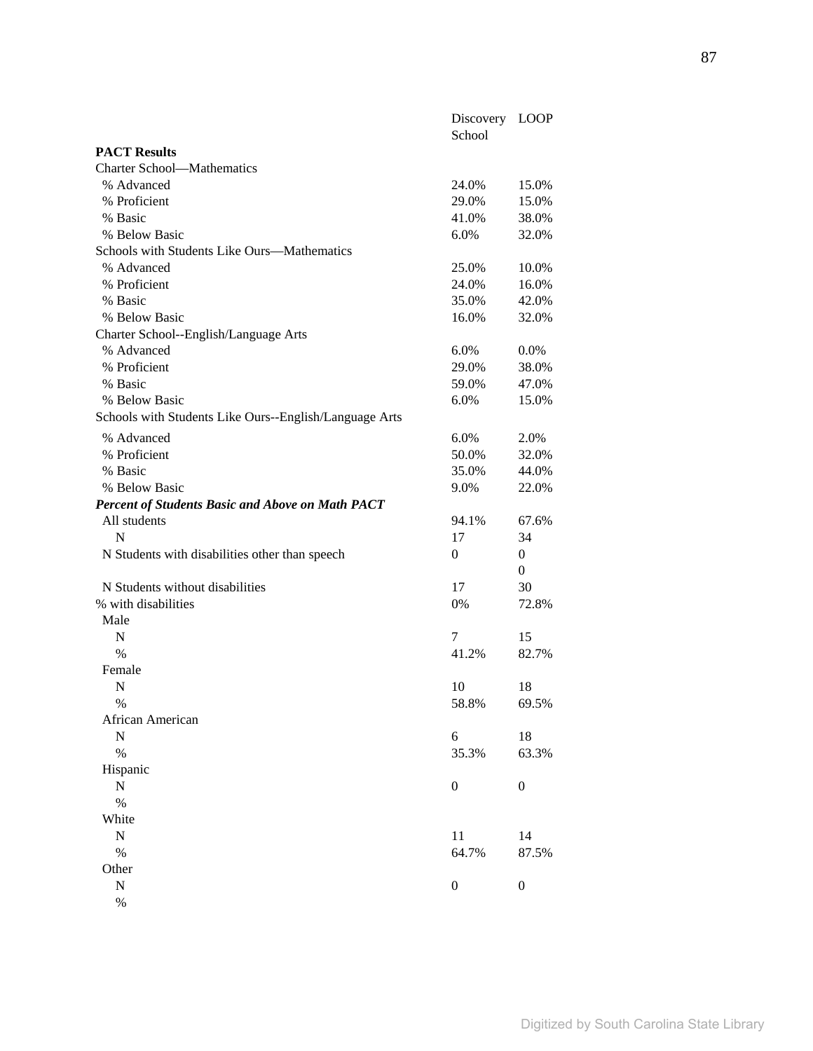| | Discovery School | LOOP |
|---|---|---|
| **PACT Results** | | |
| Charter School—Mathematics | | |
| % Advanced | 24.0% | 15.0% |
| % Proficient | 29.0% | 15.0% |
| % Basic | 41.0% | 38.0% |
| % Below Basic | 6.0% | 32.0% |
| Schools with Students Like Ours—Mathematics | | |
| % Advanced | 25.0% | 10.0% |
| % Proficient | 24.0% | 16.0% |
| % Basic | 35.0% | 42.0% |
| % Below Basic | 16.0% | 32.0% |
| Charter School--English/Language Arts | | |
| % Advanced | 6.0% | 0.0% |
| % Proficient | 29.0% | 38.0% |
| % Basic | 59.0% | 47.0% |
| % Below Basic | 6.0% | 15.0% |
| Schools with Students Like Ours--English/Language Arts | | |
| % Advanced | 6.0% | 2.0% |
| % Proficient | 50.0% | 32.0% |
| % Basic | 35.0% | 44.0% |
| % Below Basic | 9.0% | 22.0% |
| ***Percent of Students Basic and Above on Math PACT*** | | |
| All students | 94.1% | 67.6% |
| N | 17 | 34 |
| N Students with disabilities other than speech | 0 | 0 |
| | | 0 |
| N Students without disabilities | 17 | 30 |
| % with disabilities | 0% | 72.8% |
| Male | | |
| N | 7 | 15 |
| % | 41.2% | 82.7% |
| Female | | |
| N | 10 | 18 |
| % | 58.8% | 69.5% |
| African American | | |
| N | 6 | 18 |
| % | 35.3% | 63.3% |
| Hispanic | | |
| N | 0 | 0 |
| % | | |
| White | | |
| N | 11 | 14 |
| % | 64.7% | 87.5% |
| Other | | |
| N | 0 | 0 |
| % | | |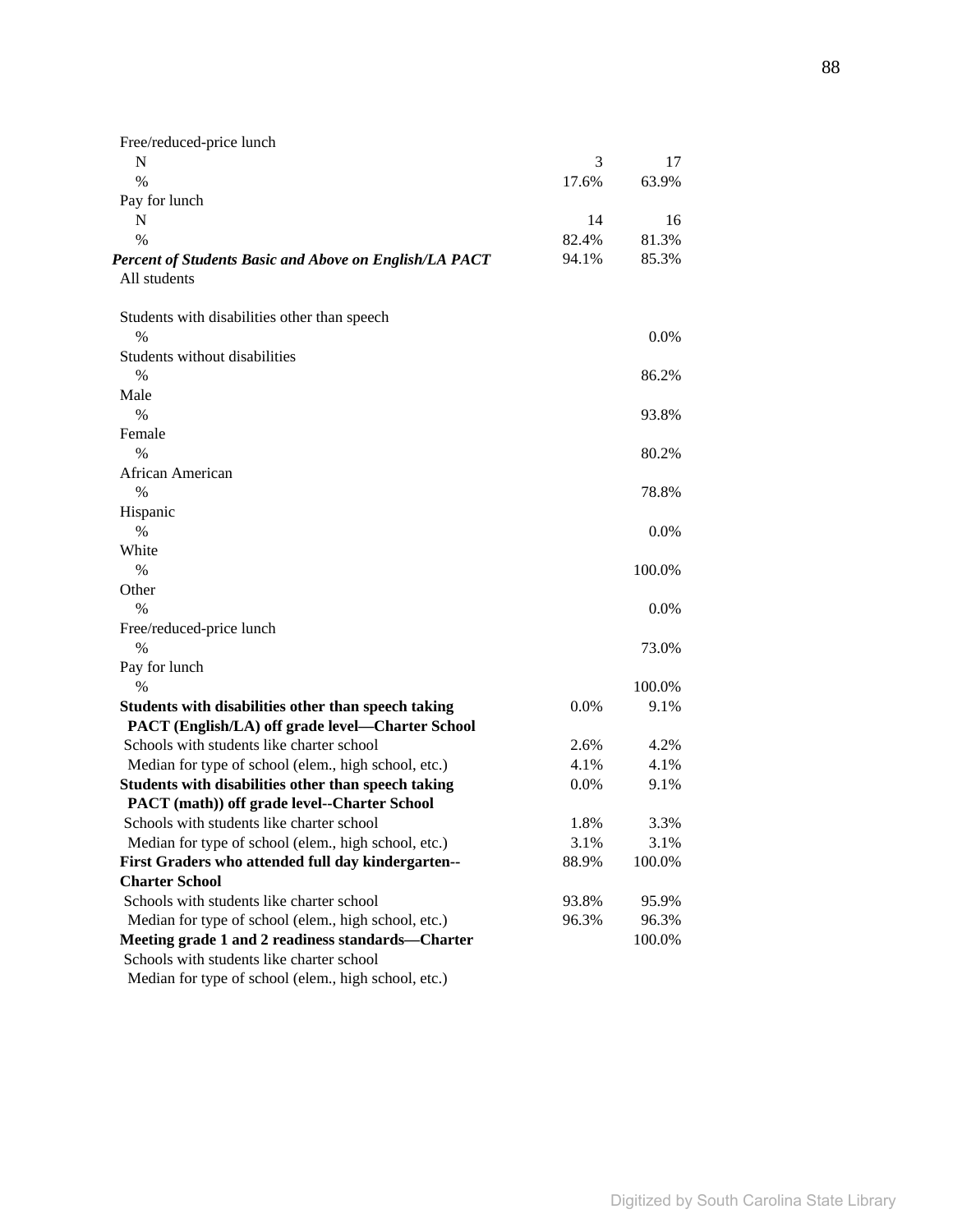| | | |
|---|---|---|
| Free/reduced-price lunch | | |
| N | 3 | 17 |
| % | 17.6% | 63.9% |
| Pay for lunch | | |
| N | 14 | 16 |
| % | 82.4% | 81.3% |
| ***Percent of Students Basic and Above on English/LA PACT*** | 94.1% | 85.3% |
| All students | | |
| | | |
| Students with disabilities other than speech | | |
| % | | 0.0% |
| Students without disabilities | | |
| % | | 86.2% |
| Male | | |
| % | | 93.8% |
| Female | | |
| % | | 80.2% |
| African American | | |
| % | | 78.8% |
| Hispanic | | |
| % | | 0.0% |
| White | | |
| % | | 100.0% |
| Other | | |
| % | | 0.0% |
| Free/reduced-price lunch | | |
| % | | 73.0% |
| Pay for lunch | | |
| % | | 100.0% |
| **Students with disabilities other than speech taking PACT (English/LA) off grade level—Charter School** | 0.0% | 9.1% |
| Schools with students like charter school | 2.6% | 4.2% |
| Median for type of school (elem., high school, etc.) | 4.1% | 4.1% |
| **Students with disabilities other than speech taking PACT (math)) off grade level--Charter School** | 0.0% | 9.1% |
| Schools with students like charter school | 1.8% | 3.3% |
| Median for type of school (elem., high school, etc.) | 3.1% | 3.1% |
| **First Graders who attended full day kindergarten--Charter School** | 88.9% | 100.0% |
| Schools with students like charter school | 93.8% | 95.9% |
| Median for type of school (elem., high school, etc.) | 96.3% | 96.3% |
| **Meeting grade 1 and 2 readiness standards—Charter** | | 100.0% |
| Schools with students like charter school | | |
| Median for type of school (elem., high school, etc.) | | |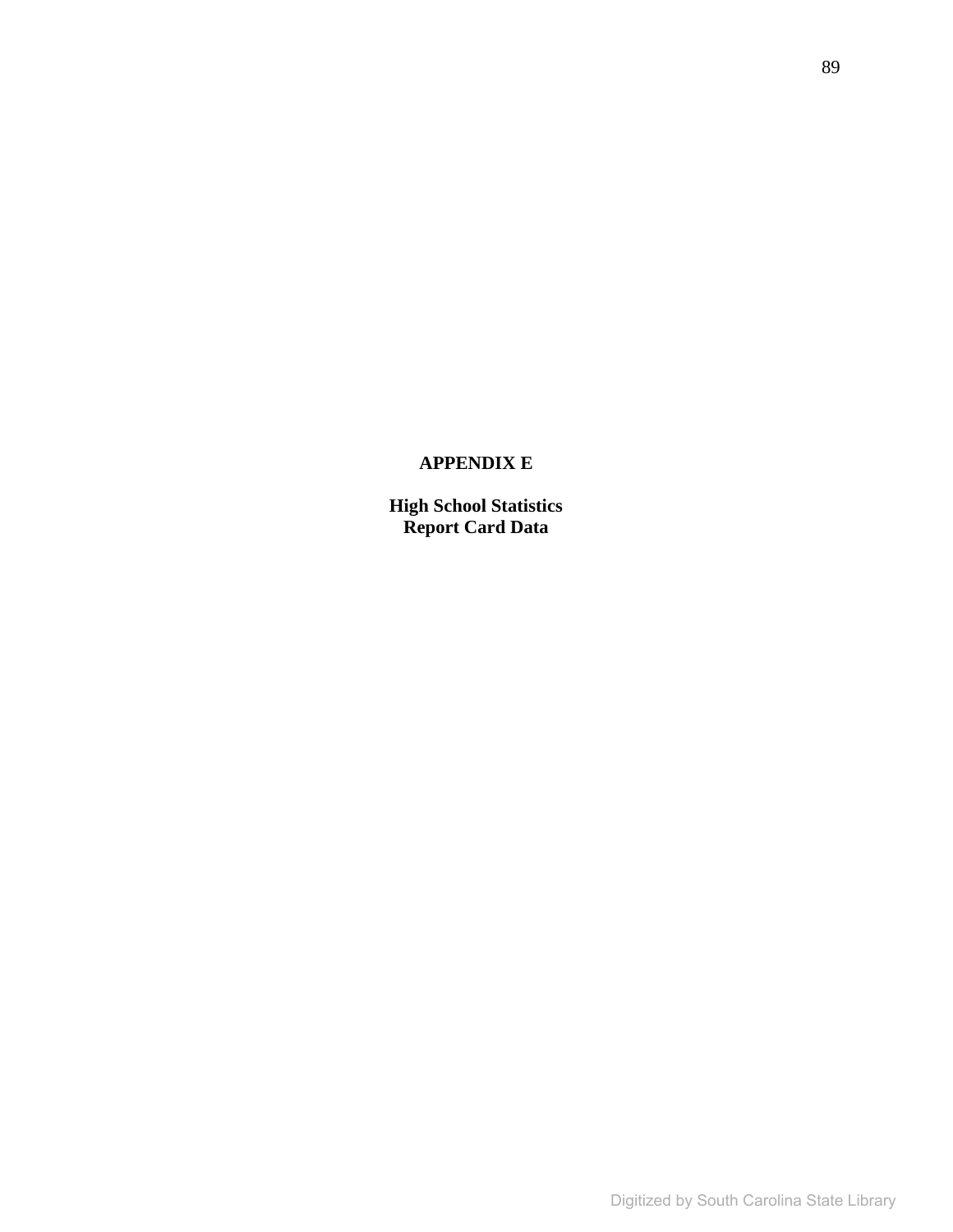# APPENDIX E

## High School Statistics
## Report Card Data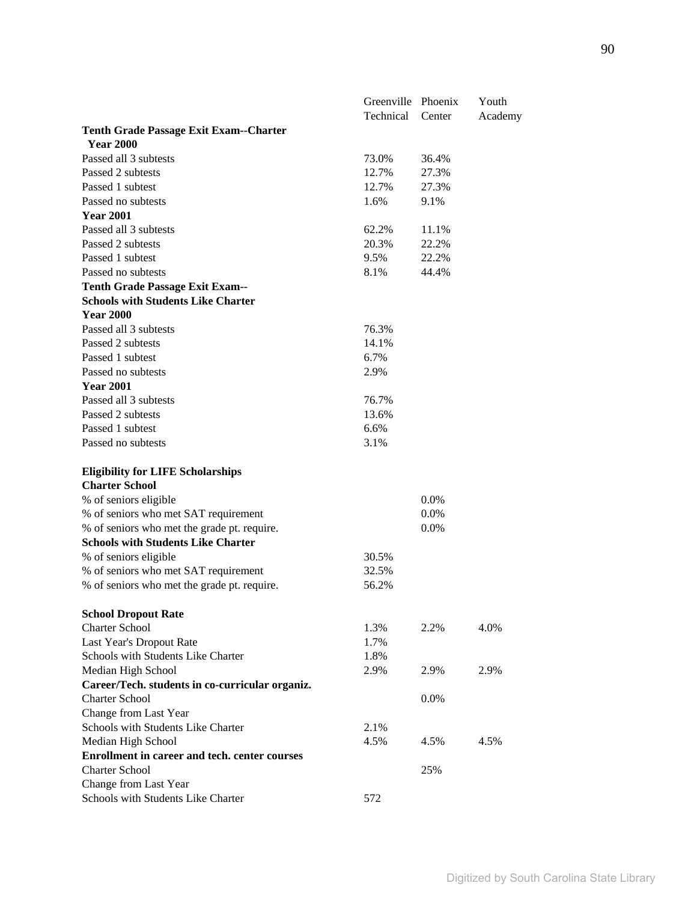| | Greenville Technical | Phoenix Center | Youth Academy |
|---|---|---|---|
| **Tenth Grade Passage Exit Exam--Charter** | | | |
| **Year 2000** | | | |
| Passed all 3 subtests | 73.0% | 36.4% | |
| Passed 2 subtests | 12.7% | 27.3% | |
| Passed 1 subtest | 12.7% | 27.3% | |
| Passed no subtests | 1.6% | 9.1% | |
| **Year 2001** | | | |
| Passed all 3 subtests | 62.2% | 11.1% | |
| Passed 2 subtests | 20.3% | 22.2% | |
| Passed 1 subtest | 9.5% | 22.2% | |
| Passed no subtests | 8.1% | 44.4% | |
| **Tenth Grade Passage Exit Exam-- Schools with Students Like Charter** | | | |
| **Year 2000** | | | |
| Passed all 3 subtests | 76.3% | | |
| Passed 2 subtests | 14.1% | | |
| Passed 1 subtest | 6.7% | | |
| Passed no subtests | 2.9% | | |
| **Year 2001** | | | |
| Passed all 3 subtests | 76.7% | | |
| Passed 2 subtests | 13.6% | | |
| Passed 1 subtest | 6.6% | | |
| Passed no subtests | 3.1% | | |
| **Eligibility for LIFE Scholarships** | | | |
| **Charter School** | | | |
| % of seniors eligible | | 0.0% | |
| % of seniors who met SAT requirement | | 0.0% | |
| % of seniors who met the grade pt. require. | | 0.0% | |
| **Schools with Students Like Charter** | | | |
| % of seniors eligible | 30.5% | | |
| % of seniors who met SAT requirement | 32.5% | | |
| % of seniors who met the grade pt. require. | 56.2% | | |
| **School Dropout Rate** | | | |
| Charter School | 1.3% | 2.2% | 4.0% |
| Last Year's Dropout Rate | 1.7% | | |
| Schools with Students Like Charter | 1.8% | | |
| Median High School | 2.9% | 2.9% | 2.9% |
| **Career/Tech. students in co-curricular organiz.** | | | |
| Charter School | | 0.0% | |
| Change from Last Year | | | |
| Schools with Students Like Charter | 2.1% | | |
| Median High School | 4.5% | 4.5% | 4.5% |
| **Enrollment in career and tech. center courses** | | | |
| Charter School | | 25% | |
| Change from Last Year | | | |
| Schools with Students Like Charter | 572 | | |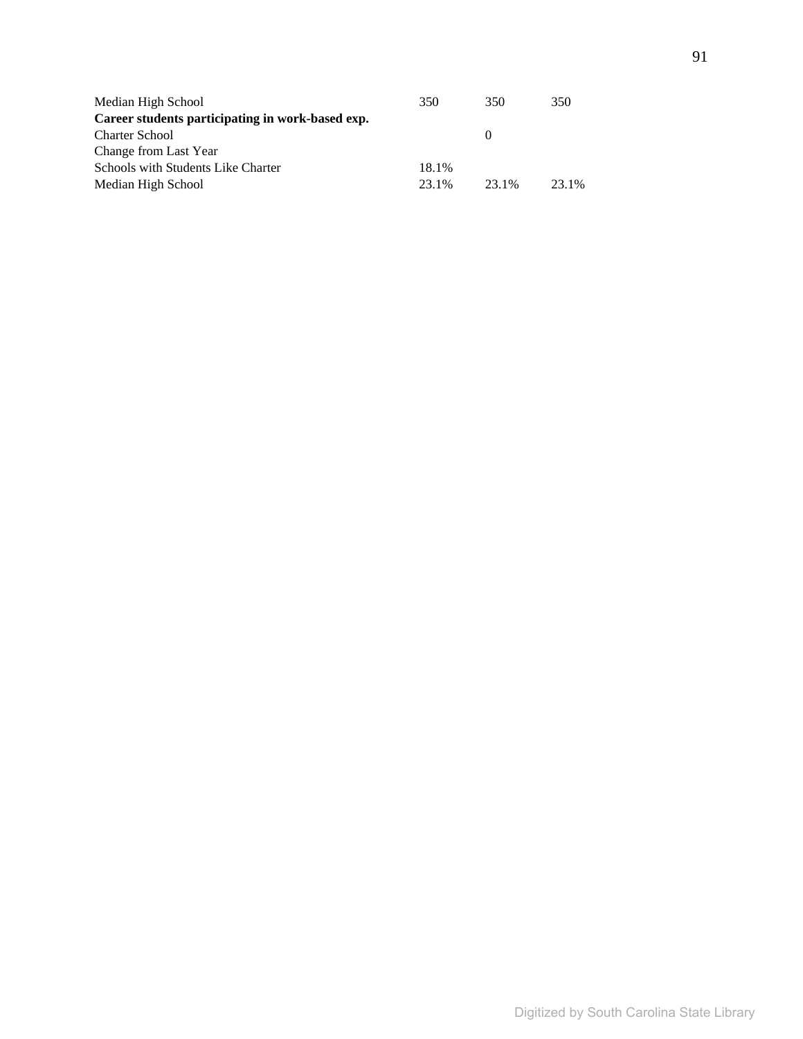| | | | |
|---|---|---|---|
| Median High School | 350 | 350 | 350 |
| **Career students participating in work-based exp.** | | | |
| Charter School | | 0 | |
| Change from Last Year | | | |
| Schools with Students Like Charter | 18.1% | | |
| Median High School | 23.1% | 23.1% | 23.1% |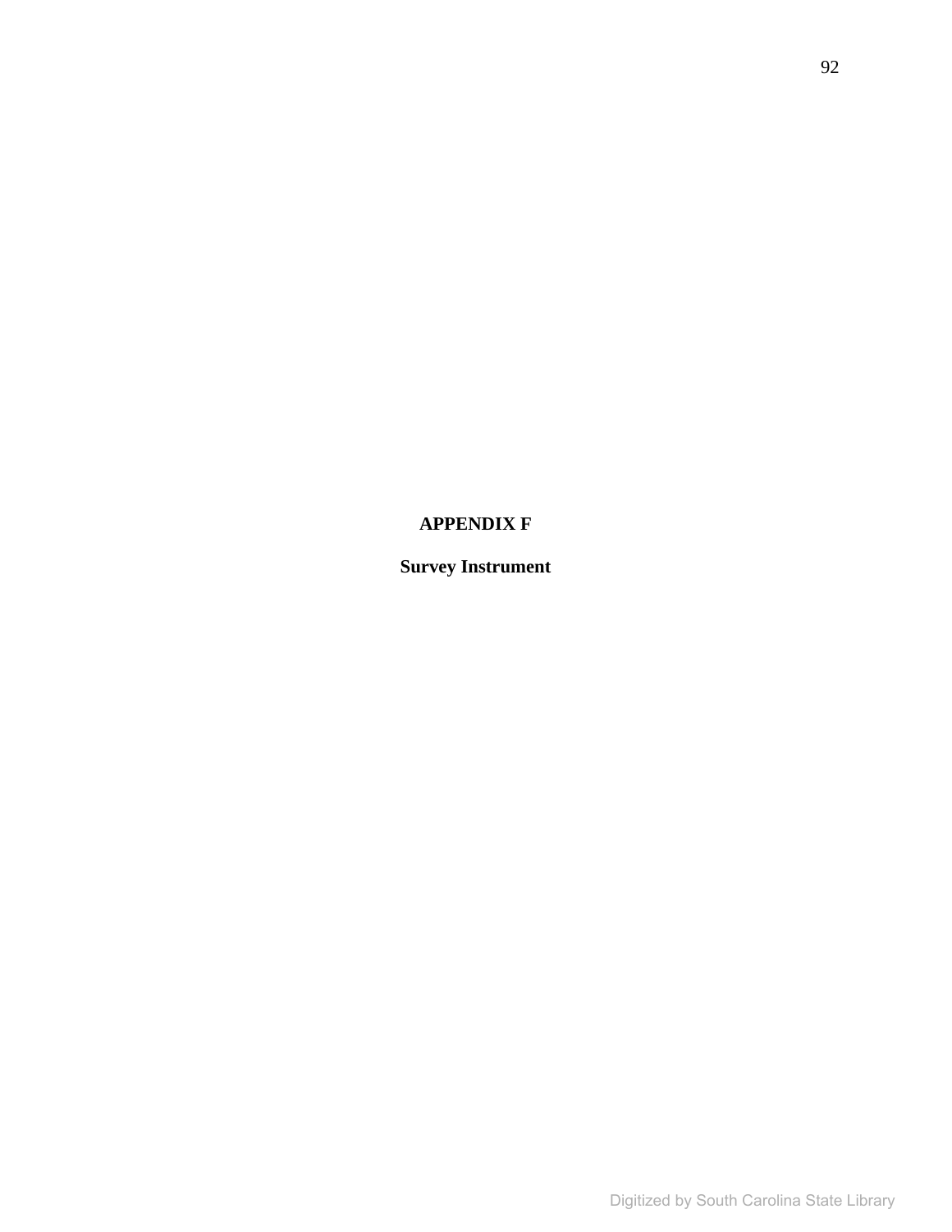# APPENDIX F

## Survey Instrument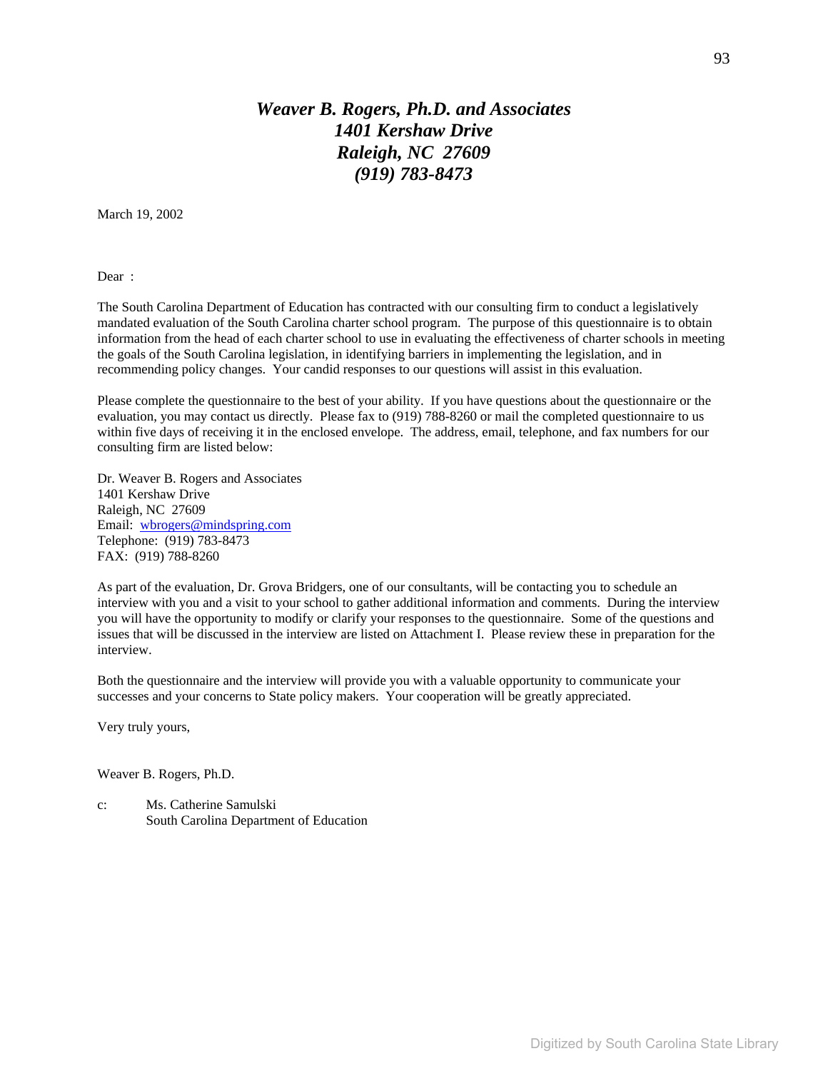***Weaver B. Rogers, Ph.D. and Associates***
***1401 Kershaw Drive***
***Raleigh, NC 27609***
***(919) 783-8473***

March 19, 2002

Dear :

The South Carolina Department of Education has contracted with our consulting firm to conduct a legislatively mandated evaluation of the South Carolina charter school program. The purpose of this questionnaire is to obtain information from the head of each charter school to use in evaluating the effectiveness of charter schools in meeting the goals of the South Carolina legislation, in identifying barriers in implementing the legislation, and in recommending policy changes. Your candid responses to our questions will assist in this evaluation.

Please complete the questionnaire to the best of your ability. If you have questions about the questionnaire or the evaluation, you may contact us directly. Please fax to (919) 788-8260 or mail the completed questionnaire to us within five days of receiving it in the enclosed envelope. The address, email, telephone, and fax numbers for our consulting firm are listed below:

Dr. Weaver B. Rogers and Associates
1401 Kershaw Drive
Raleigh, NC 27609
Email: wbrogers@mindspring.com
Telephone: (919) 783-8473
FAX: (919) 788-8260

As part of the evaluation, Dr. Grova Bridgers, one of our consultants, will be contacting you to schedule an interview with you and a visit to your school to gather additional information and comments. During the interview you will have the opportunity to modify or clarify your responses to the questionnaire. Some of the questions and issues that will be discussed in the interview are listed on Attachment I. Please review these in preparation for the interview.

Both the questionnaire and the interview will provide you with a valuable opportunity to communicate your successes and your concerns to State policy makers. Your cooperation will be greatly appreciated.

Very truly yours,

Weaver B. Rogers, Ph.D.

c: Ms. Catherine Samulski
South Carolina Department of Education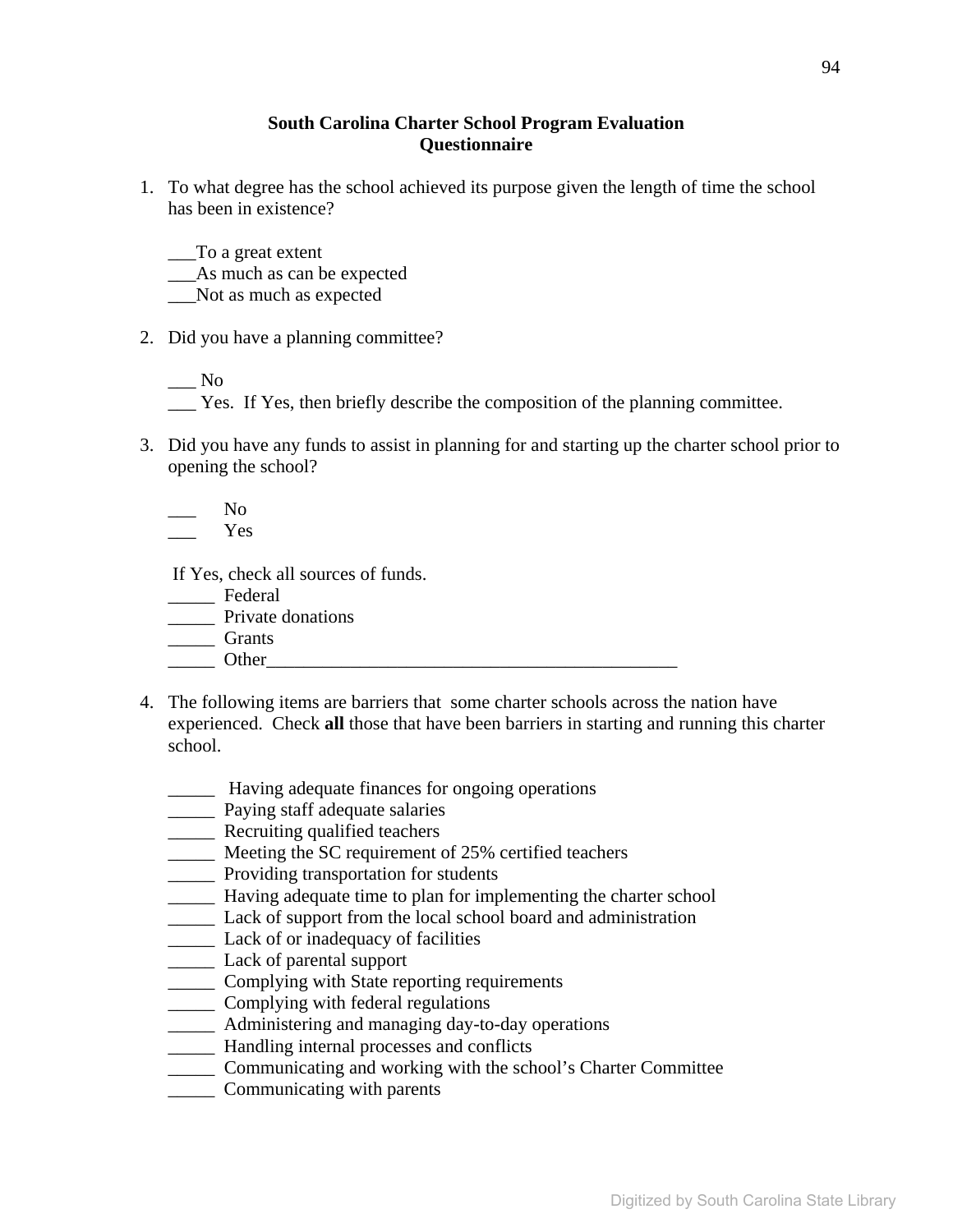**South Carolina Charter School Program Evaluation**
**Questionnaire**

1. To what degree has the school achieved its purpose given the length of time the school has been in existence?

   ___To a great extent
   ___As much as can be expected
   ___Not as much as expected

2. Did you have a planning committee?

   ___ No
   ___ Yes. If Yes, then briefly describe the composition of the planning committee.

3. Did you have any funds to assist in planning for and starting up the charter school prior to opening the school?

   ___ No
   ___ Yes

   If Yes, check all sources of funds.
   _____ Federal
   _____ Private donations
   _____ Grants
   _____ Other_____________________________________________

4. The following items are barriers that some charter schools across the nation have experienced. Check **all** those that have been barriers in starting and running this charter school.

   _____ Having adequate finances for ongoing operations
   _____ Paying staff adequate salaries
   _____ Recruiting qualified teachers
   _____ Meeting the SC requirement of 25% certified teachers
   _____ Providing transportation for students
   _____ Having adequate time to plan for implementing the charter school
   _____ Lack of support from the local school board and administration
   _____ Lack of or inadequacy of facilities
   _____ Lack of parental support
   _____ Complying with State reporting requirements
   _____ Complying with federal regulations
   _____ Administering and managing day-to-day operations
   _____ Handling internal processes and conflicts
   _____ Communicating and working with the school's Charter Committee
   _____ Communicating with parents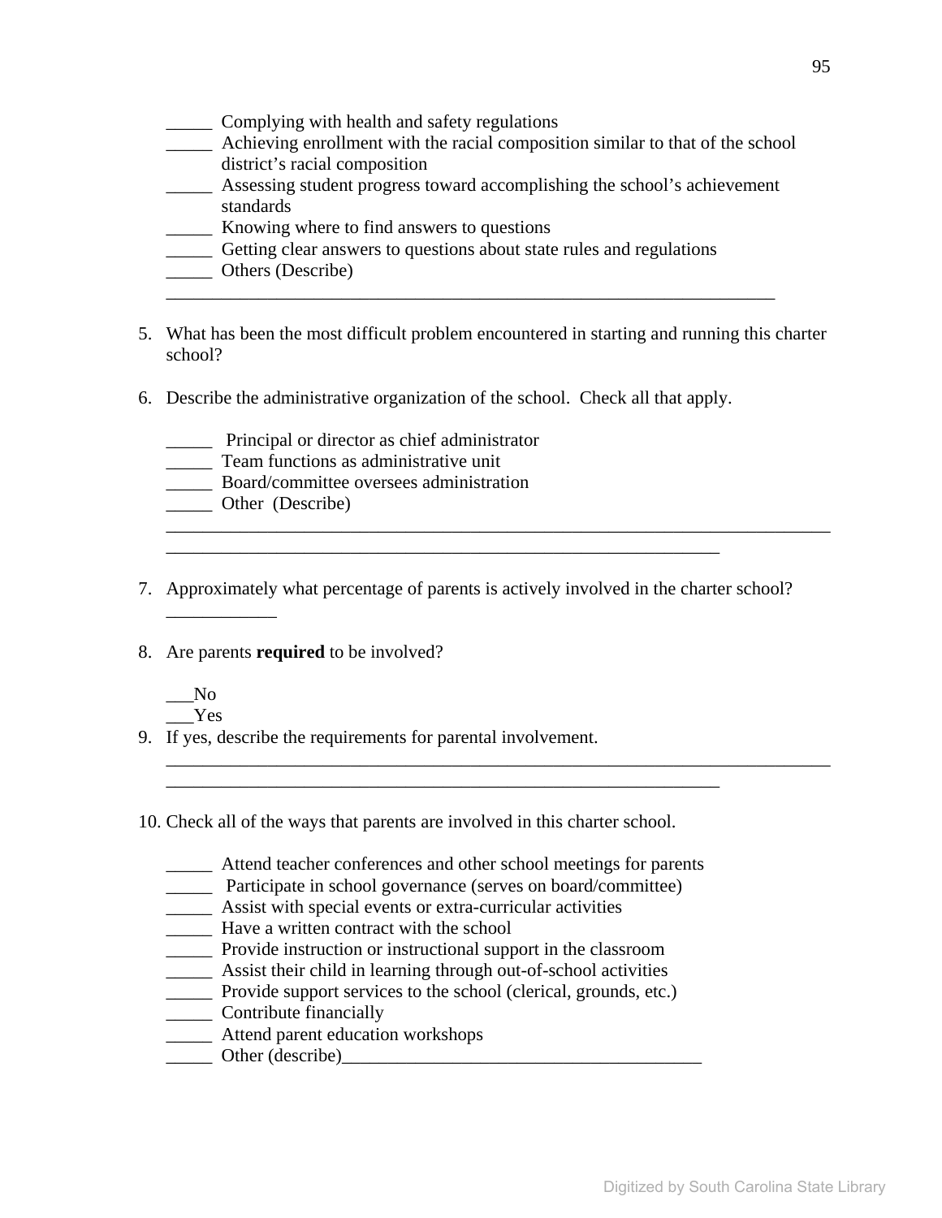_____ Complying with health and safety regulations
_____ Achieving enrollment with the racial composition similar to that of the school district's racial composition
_____ Assessing student progress toward accomplishing the school's achievement standards
_____ Knowing where to find answers to questions
_____ Getting clear answers to questions about state rules and regulations
_____ Others (Describe)
___________________________________________________________________

5. What has been the most difficult problem encountered in starting and running this charter school?

6. Describe the administrative organization of the school. Check all that apply.

_____ Principal or director as chief administrator
_____ Team functions as administrative unit
_____ Board/committee oversees administration
_____ Other (Describe)
_________________________________________________________________________
_____________________________________________________________

7. Approximately what percentage of parents is actively involved in the charter school?
____________

8. Are parents **required** to be involved?

___No
___Yes

9. If yes, describe the requirements for parental involvement.
_________________________________________________________________________
_____________________________________________________________

10. Check all of the ways that parents are involved in this charter school.

_____ Attend teacher conferences and other school meetings for parents
_____ Participate in school governance (serves on board/committee)
_____ Assist with special events or extra-curricular activities
_____ Have a written contract with the school
_____ Provide instruction or instructional support in the classroom
_____ Assist their child in learning through out-of-school activities
_____ Provide support services to the school (clerical, grounds, etc.)
_____ Contribute financially
_____ Attend parent education workshops
_____ Other (describe)________________________________________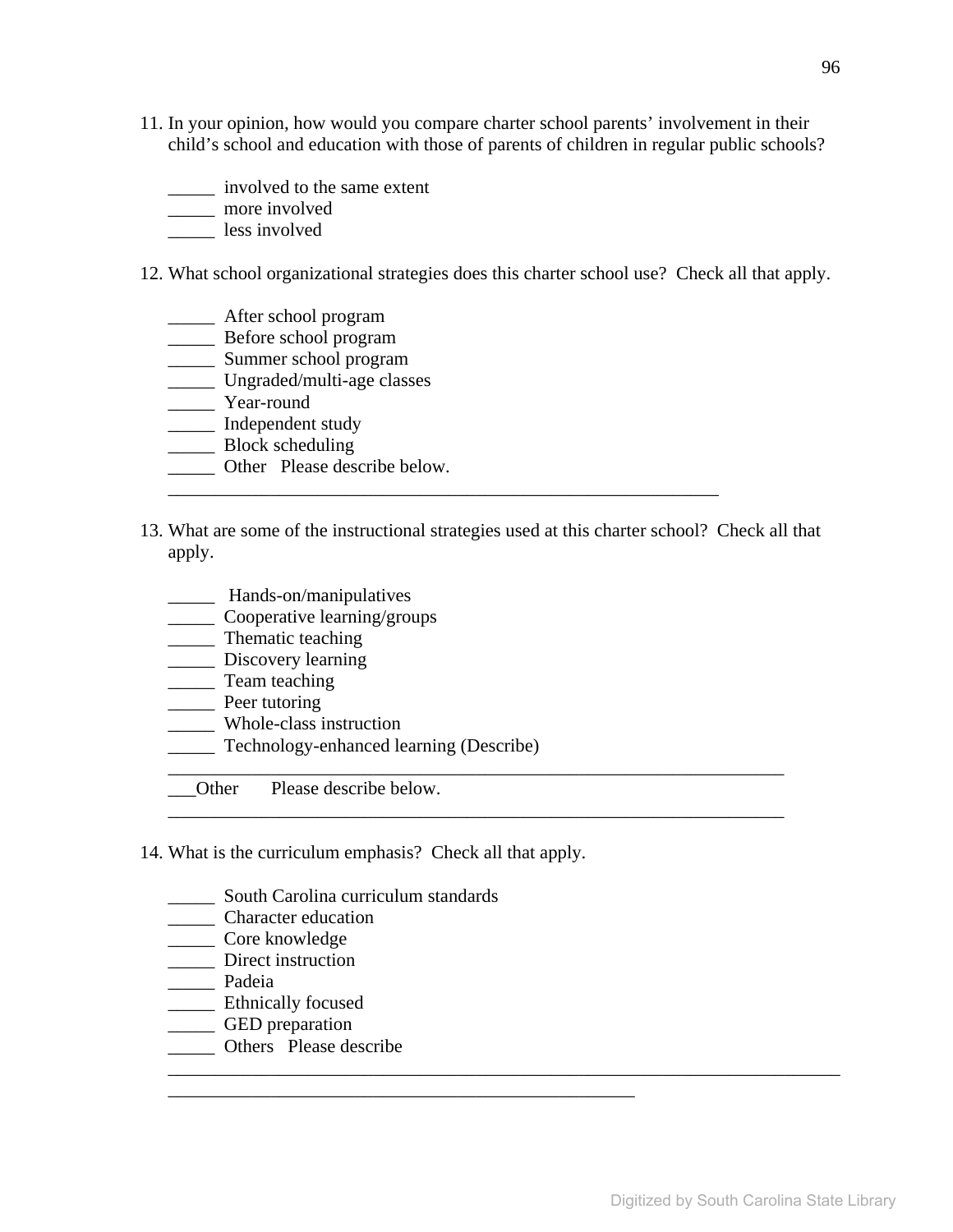11. In your opinion, how would you compare charter school parents' involvement in their child's school and education with those of parents of children in regular public schools?

    _____ involved to the same extent
    _____ more involved
    _____ less involved

12. What school organizational strategies does this charter school use? Check all that apply.

    _____ After school program
    _____ Before school program
    _____ Summer school program
    _____ Ungraded/multi-age classes
    _____ Year-round
    _____ Independent study
    _____ Block scheduling
    _____ Other Please describe below.
    ____________________________________________________________

13. What are some of the instructional strategies used at this charter school? Check all that apply.

    _____ Hands-on/manipulatives
    _____ Cooperative learning/groups
    _____ Thematic teaching
    _____ Discovery learning
    _____ Team teaching
    _____ Peer tutoring
    _____ Whole-class instruction
    _____ Technology-enhanced learning (Describe)
    ____________________________________________________________
    ___Other Please describe below.
    ____________________________________________________________

14. What is the curriculum emphasis? Check all that apply.

    _____ South Carolina curriculum standards
    _____ Character education
    _____ Core knowledge
    _____ Direct instruction
    _____ Padeia
    _____ Ethnically focused
    _____ GED preparation
    _____ Others Please describe
    ______________________________________________________________________
    ____________________________________________________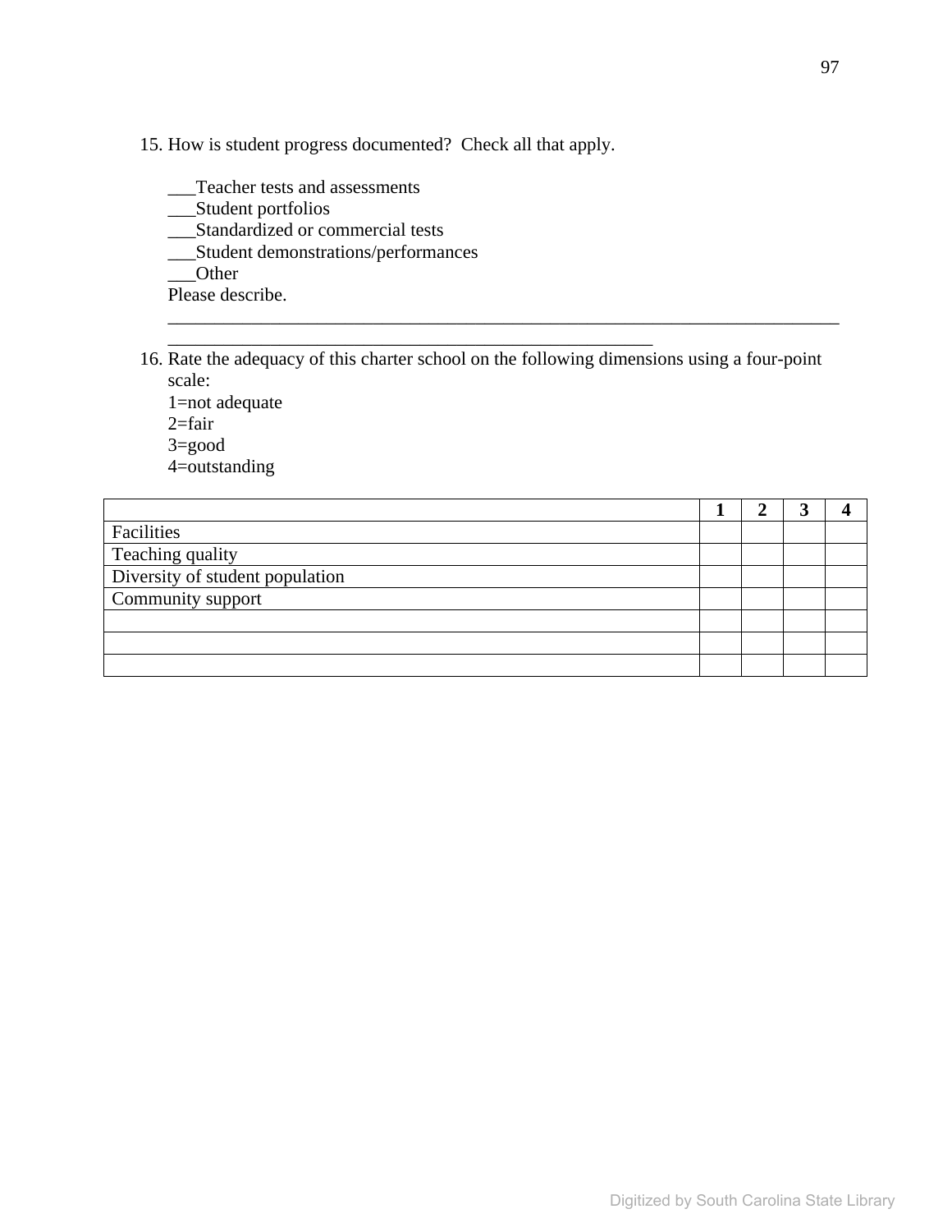15. How is student progress documented? Check all that apply.

    ___Teacher tests and assessments
    ___Student portfolios
    ___Standardized or commercial tests
    ___Student demonstrations/performances
    ___Other
    Please describe.
    ___________________________________________________________________________
    ______________________________________________________

16. Rate the adequacy of this charter school on the following dimensions using a four-point scale:
    1=not adequate
    2=fair
    3=good
    4=outstanding

| | 1 | 2 | 3 | 4 |
|---|---|---|---|---|
| Facilities | | | | |
| Teaching quality | | | | |
| Diversity of student population | | | | |
| Community support | | | | |
| | | | | |
| | | | | |
| | | | | |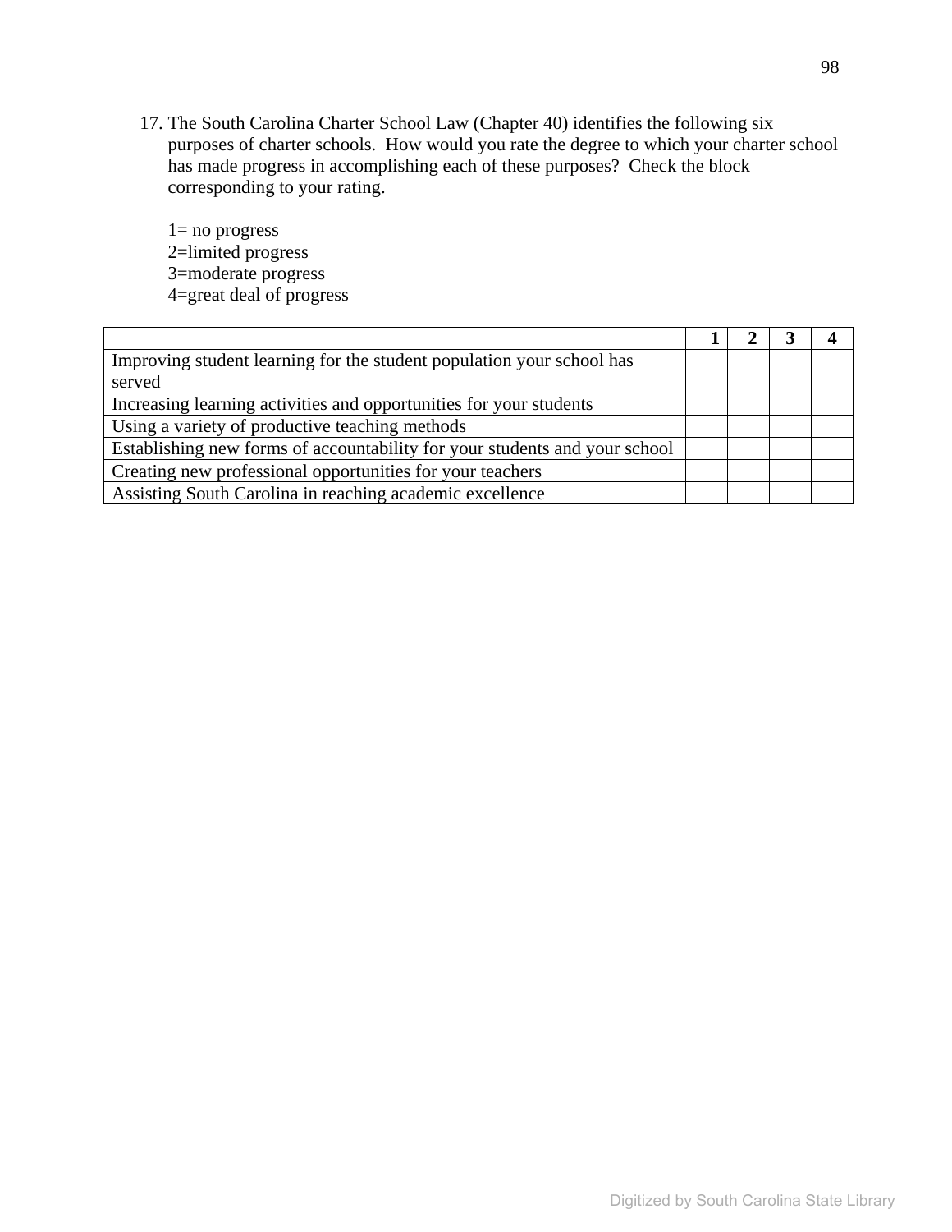17. The South Carolina Charter School Law (Chapter 40) identifies the following six purposes of charter schools. How would you rate the degree to which your charter school has made progress in accomplishing each of these purposes? Check the block corresponding to your rating.

    1= no progress
    2=limited progress
    3=moderate progress
    4=great deal of progress

| | **1** | **2** | **3** | **4** |
|---|---|---|---|---|
| Improving student learning for the student population your school has served | | | | |
| Increasing learning activities and opportunities for your students | | | | |
| Using a variety of productive teaching methods | | | | |
| Establishing new forms of accountability for your students and your school | | | | |
| Creating new professional opportunities for your teachers | | | | |
| Assisting South Carolina in reaching academic excellence | | | | |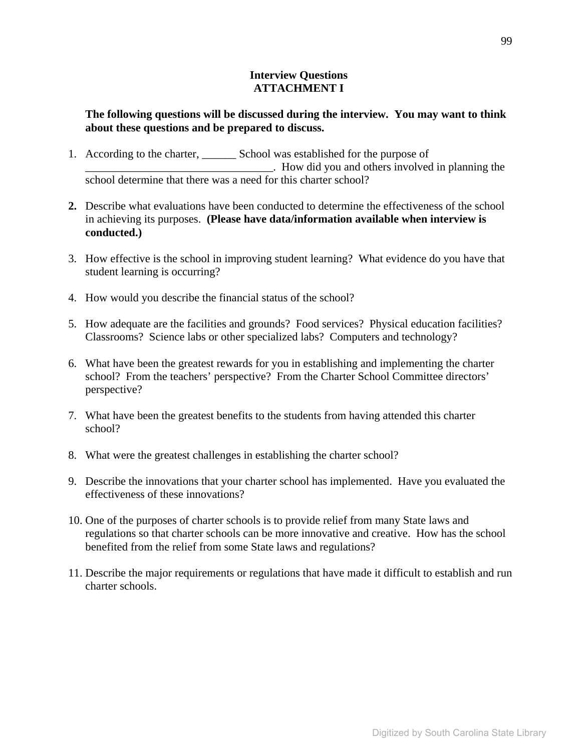## Interview Questions
## ATTACHMENT I

**The following questions will be discussed during the interview. You may want to think about these questions and be prepared to discuss.**

1. According to the charter, ______ School was established for the purpose of _________________________________. How did you and others involved in planning the school determine that there was a need for this charter school?

2. Describe what evaluations have been conducted to determine the effectiveness of the school in achieving its purposes. **(Please have data/information available when interview is conducted.)**

3. How effective is the school in improving student learning? What evidence do you have that student learning is occurring?

4. How would you describe the financial status of the school?

5. How adequate are the facilities and grounds? Food services? Physical education facilities? Classrooms? Science labs or other specialized labs? Computers and technology?

6. What have been the greatest rewards for you in establishing and implementing the charter school? From the teachers' perspective? From the Charter School Committee directors' perspective?

7. What have been the greatest benefits to the students from having attended this charter school?

8. What were the greatest challenges in establishing the charter school?

9. Describe the innovations that your charter school has implemented. Have you evaluated the effectiveness of these innovations?

10. One of the purposes of charter schools is to provide relief from many State laws and regulations so that charter schools can be more innovative and creative. How has the school benefited from the relief from some State laws and regulations?

11. Describe the major requirements or regulations that have made it difficult to establish and run charter schools.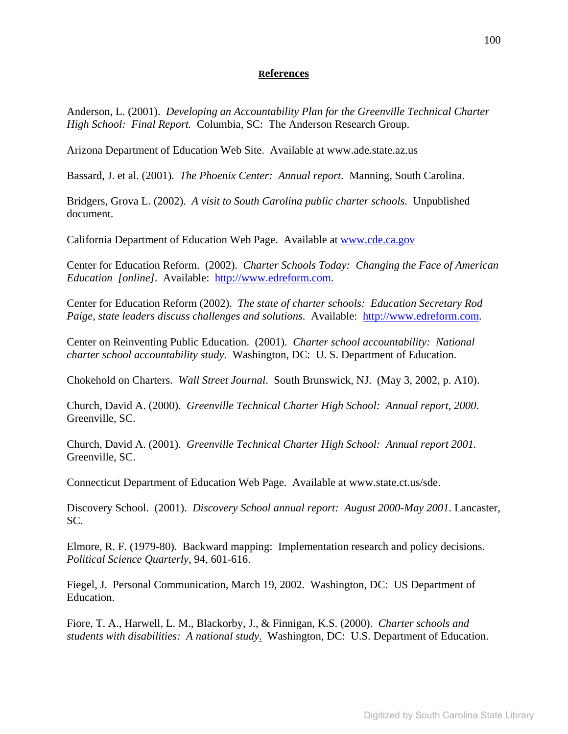## References

Anderson, L. (2001). *Developing an Accountability Plan for the Greenville Technical Charter High School: Final Report.* Columbia, SC: The Anderson Research Group.

Arizona Department of Education Web Site. Available at www.ade.state.az.us

Bassard, J. et al. (2001). *The Phoenix Center: Annual report.* Manning, South Carolina.

Bridgers, Grova L. (2002). *A visit to South Carolina public charter schools*. Unpublished document.

California Department of Education Web Page. Available at www.cde.ca.gov

Center for Education Reform. (2002). *Charter Schools Today: Changing the Face of American Education [online]*. Available: http://www.edreform.com.

Center for Education Reform (2002). *The state of charter schools: Education Secretary Rod Paige, state leaders discuss challenges and solutions*. Available: http://www.edreform.com.

Center on Reinventing Public Education. (2001). *Charter school accountability: National charter school accountability study*. Washington, DC: U. S. Department of Education.

Chokehold on Charters. *Wall Street Journal*. South Brunswick, NJ. (May 3, 2002, p. A10).

Church, David A. (2000). *Greenville Technical Charter High School: Annual report, 2000.* Greenville, SC.

Church, David A. (2001). *Greenville Technical Charter High School: Annual report 2001.* Greenville, SC.

Connecticut Department of Education Web Page. Available at www.state.ct.us/sde.

Discovery School. (2001). *Discovery School annual report: August 2000-May 2001*. Lancaster, SC.

Elmore, R. F. (1979-80). Backward mapping: Implementation research and policy decisions. *Political Science Quarterly*, 94, 601-616.

Fiegel, J. Personal Communication, March 19, 2002. Washington, DC: US Department of Education.

Fiore, T. A., Harwell, L. M., Blackorby, J., & Finnigan, K.S. (2000). *Charter schools and students with disabilities: A national study.* Washington, DC: U.S. Department of Education.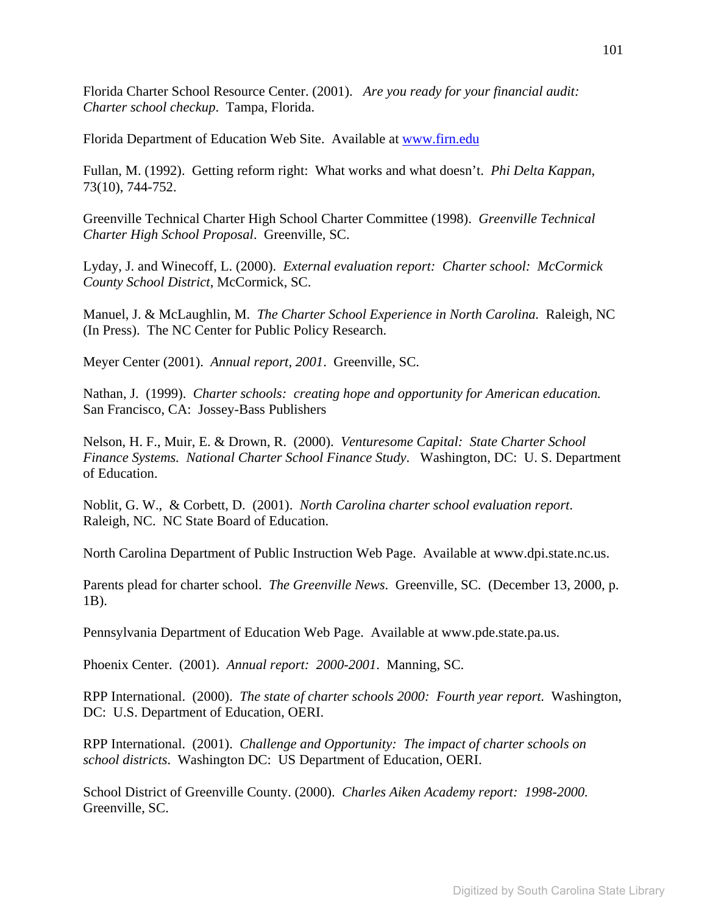Florida Charter School Resource Center. (2001). *Are you ready for your financial audit: Charter school checkup*. Tampa, Florida.

Florida Department of Education Web Site. Available at www.firn.edu

Fullan, M. (1992). Getting reform right: What works and what doesn't. *Phi Delta Kappan*, 73(10), 744-752.

Greenville Technical Charter High School Charter Committee (1998). *Greenville Technical Charter High School Proposal*. Greenville, SC.

Lyday, J. and Winecoff, L. (2000). *External evaluation report: Charter school: McCormick County School District*, McCormick, SC.

Manuel, J. & McLaughlin, M. *The Charter School Experience in North Carolina.* Raleigh, NC (In Press). The NC Center for Public Policy Research.

Meyer Center (2001). *Annual report, 2001*. Greenville, SC.

Nathan, J. (1999). *Charter schools: creating hope and opportunity for American education.* San Francisco, CA: Jossey-Bass Publishers

Nelson, H. F., Muir, E. & Drown, R. (2000). *Venturesome Capital: State Charter School Finance Systems. National Charter School Finance Study*. Washington, DC: U. S. Department of Education.

Noblit, G. W., & Corbett, D. (2001). *North Carolina charter school evaluation report.* Raleigh, NC. NC State Board of Education.

North Carolina Department of Public Instruction Web Page. Available at www.dpi.state.nc.us.

Parents plead for charter school. *The Greenville News*. Greenville, SC. (December 13, 2000, p. 1B).

Pennsylvania Department of Education Web Page. Available at www.pde.state.pa.us.

Phoenix Center. (2001). *Annual report: 2000-2001*. Manning, SC.

RPP International. (2000). *The state of charter schools 2000: Fourth year report.* Washington, DC: U.S. Department of Education, OERI.

RPP International. (2001). *Challenge and Opportunity: The impact of charter schools on school districts*. Washington DC: US Department of Education, OERI.

School District of Greenville County. (2000). *Charles Aiken Academy report: 1998-2000*. Greenville, SC.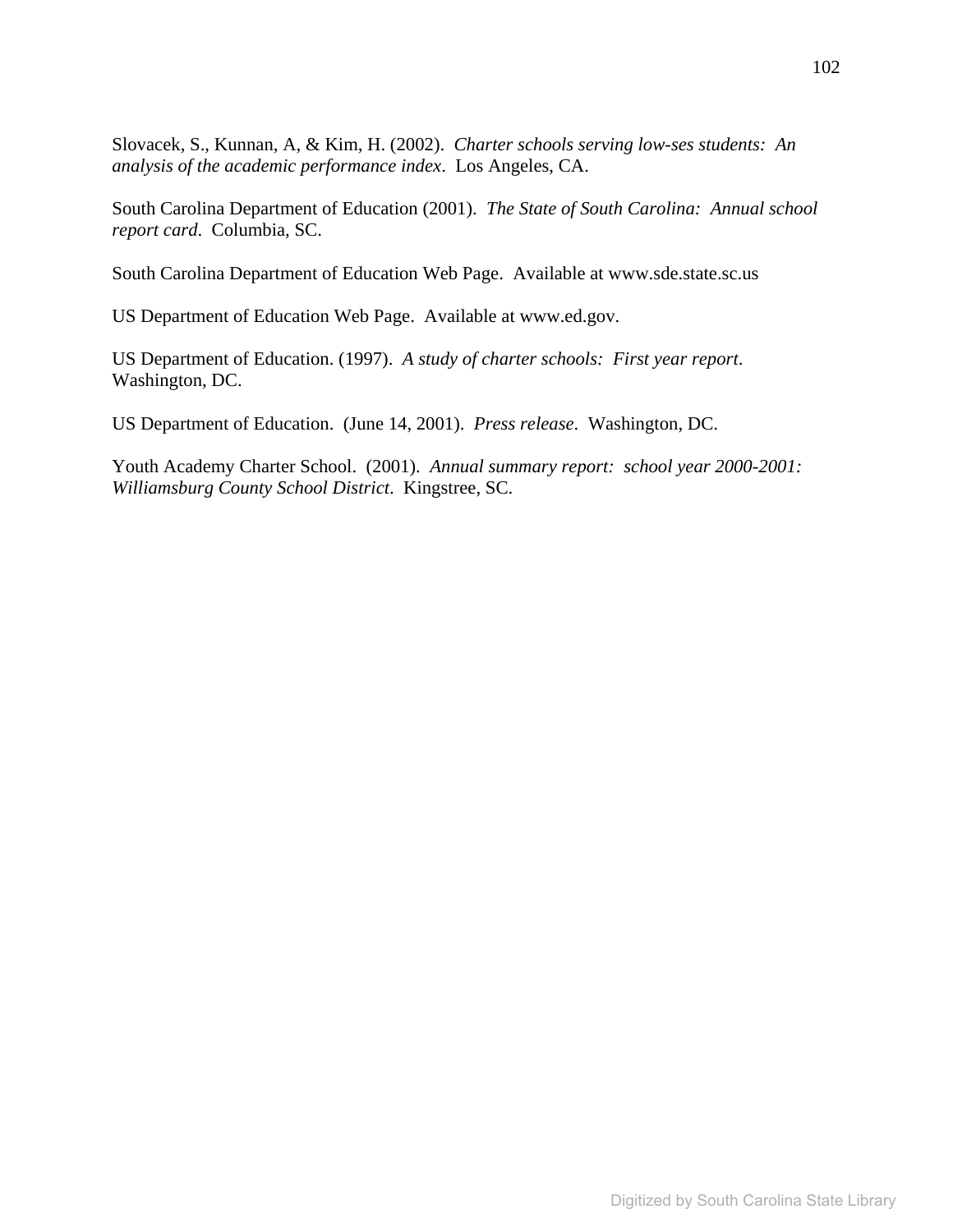Slovacek, S., Kunnan, A, & Kim, H. (2002). *Charter schools serving low-ses students: An analysis of the academic performance index*. Los Angeles, CA.

South Carolina Department of Education (2001). *The State of South Carolina: Annual school report card*. Columbia, SC.

South Carolina Department of Education Web Page. Available at www.sde.state.sc.us

US Department of Education Web Page. Available at www.ed.gov.

US Department of Education. (1997). *A study of charter schools: First year report*. Washington, DC.

US Department of Education. (June 14, 2001). *Press release*. Washington, DC.

Youth Academy Charter School. (2001). *Annual summary report: school year 2000-2001: Williamsburg County School District*. Kingstree, SC.